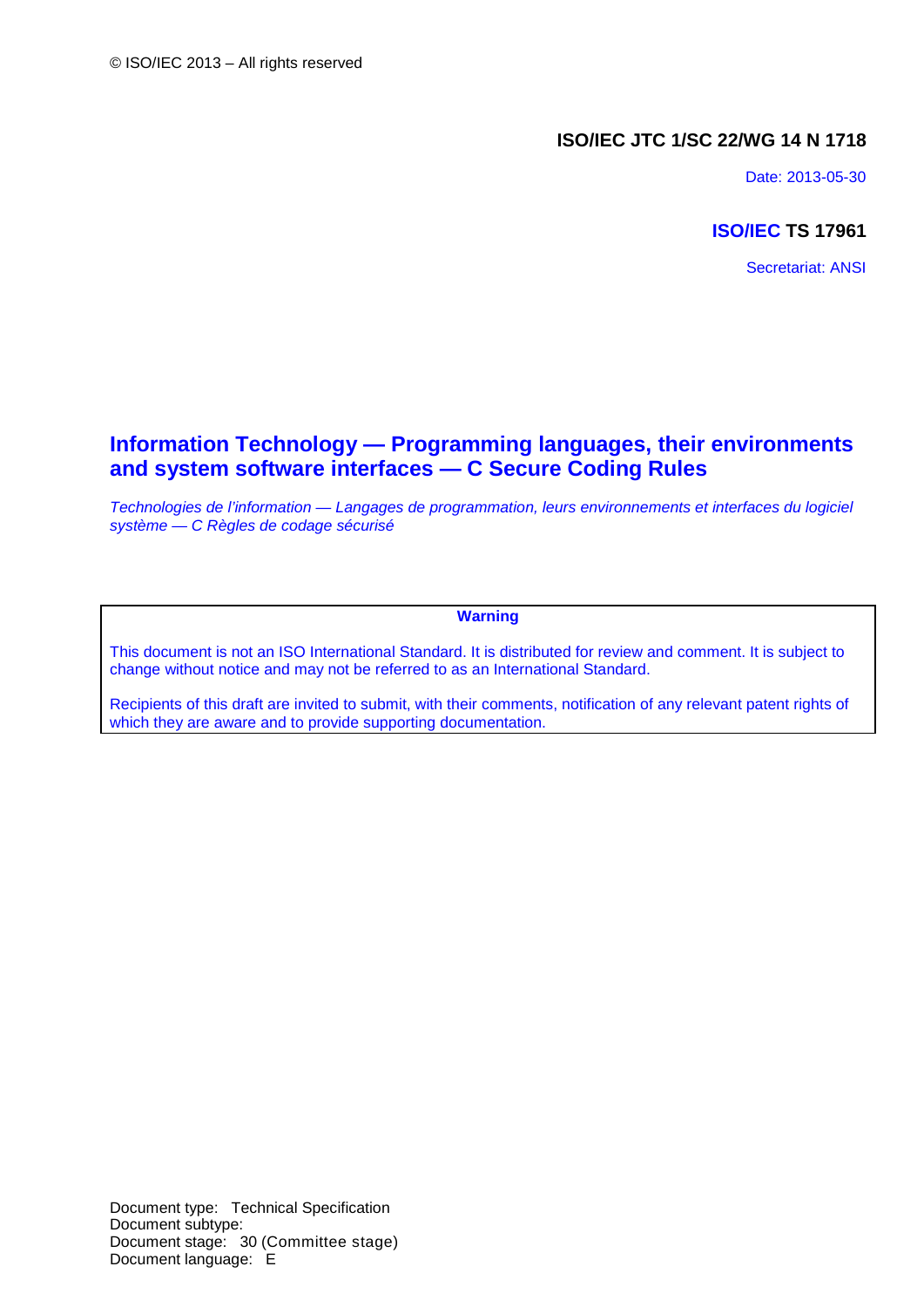© ISO/IEC 2013 – All rights reserved

**ISO/IEC JTC 1/SC 22/WG 14 N 1718**

Date: 2013-05-30

**ISO/IEC TS 17961**

Secretariat: ANSI

# Information Technology — Programming languages, their environments and system software interfaces — C Secure Coding Rules

*Technologies de l'information — Langages de programmation, leurs environnements et interfaces du logiciel système — C Règles de codage sécurisé*

**Warning**

This document is not an ISO International Standard. It is distributed for review and comment. It is subject to change without notice and may not be referred to as an International Standard.

Recipients of this draft are invited to submit, with their comments, notification of any relevant patent rights of which they are aware and to provide supporting documentation.

Document type: Technical Specification
Document subtype:
Document stage: 30 (Committee stage)
Document language: E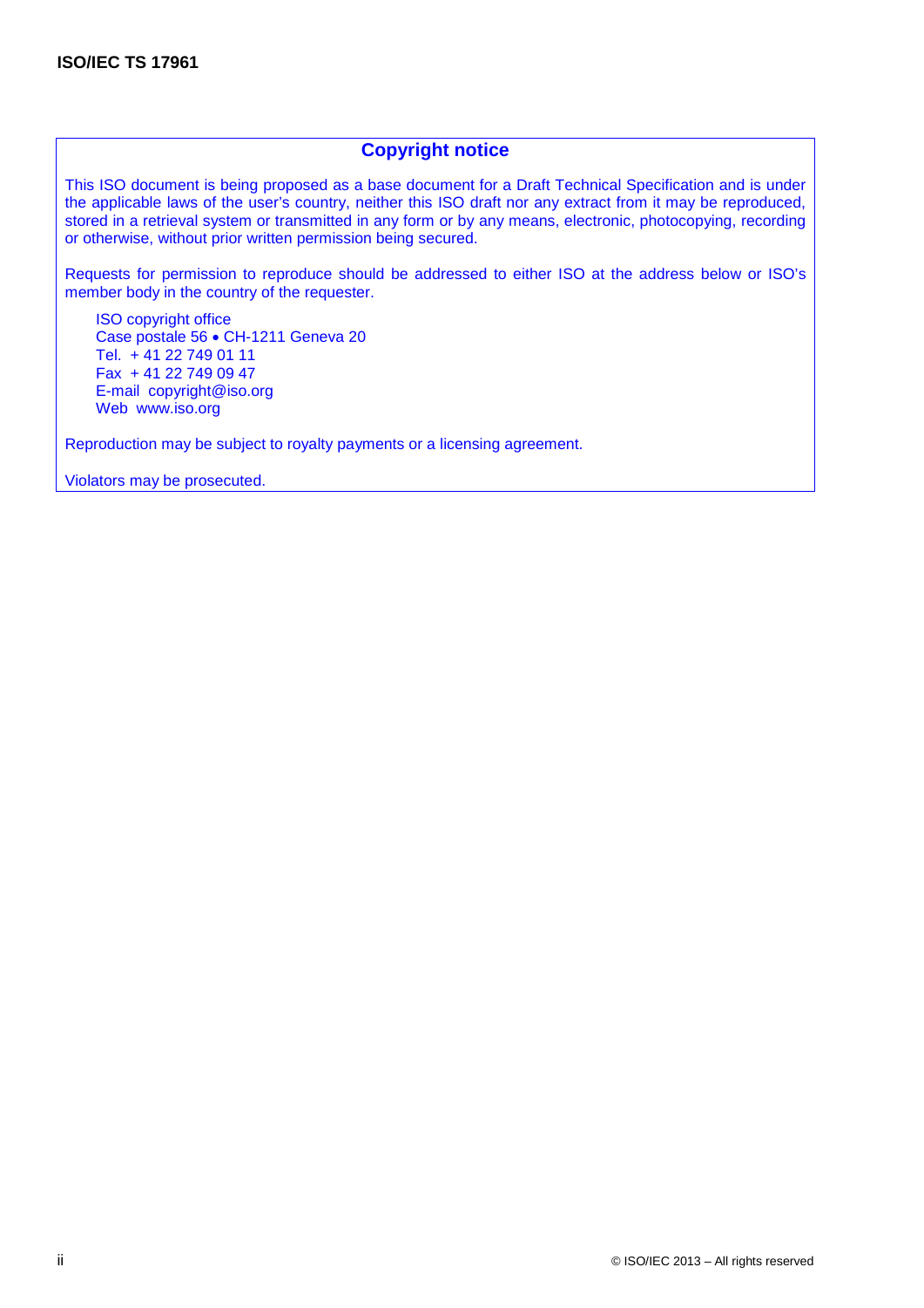## Copyright notice

This ISO document is being proposed as a base document for a Draft Technical Specification and is under the applicable laws of the user's country, neither this ISO draft nor any extract from it may be reproduced, stored in a retrieval system or transmitted in any form or by any means, electronic, photocopying, recording or otherwise, without prior written permission being secured.

Requests for permission to reproduce should be addressed to either ISO at the address below or ISO's member body in the country of the requester.

ISO copyright office
Case postale 56 • CH-1211 Geneva 20
Tel. + 41 22 749 01 11
Fax + 41 22 749 09 47
E-mail copyright@iso.org
Web www.iso.org

Reproduction may be subject to royalty payments or a licensing agreement.

Violators may be prosecuted.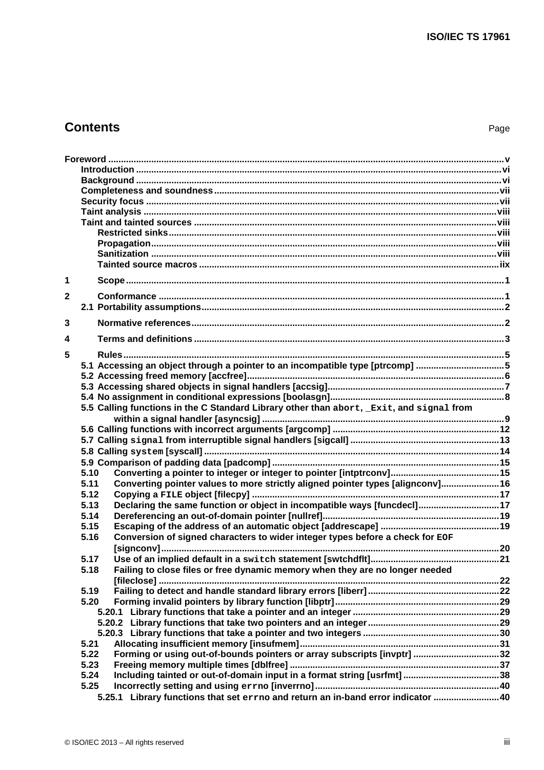# Contents

Page

Foreword ..... v
- Introduction ..... vi
- Background ..... vi
- Completeness and soundness ..... vii
- Security focus ..... vii
- Taint analysis ..... viii
- Taint and tainted sources ..... viii
  - Restricted sinks ..... viii
  - Propagation ..... viii
  - Sanitization ..... viii
  - Tainted source macros ..... iix

1 Scope ..... 1

2 Conformance ..... 1
- 2.1 Portability assumptions ..... 2

3 Normative references ..... 2

4 Terms and definitions ..... 3

5 Rules ..... 5
- 5.1 Accessing an object through a pointer to an incompatible type [ptrcomp] ..... 5
- 5.2 Accessing freed memory [accfree] ..... 6
- 5.3 Accessing shared objects in signal handlers [accsig] ..... 7
- 5.4 No assignment in conditional expressions [boolasgn] ..... 8
- 5.5 Calling functions in the C Standard Library other than `abort`, `_Exit`, and `signal` from within a signal handler [asyncsig] ..... 9
- 5.6 Calling functions with incorrect arguments [argcomp] ..... 12
- 5.7 Calling `signal` from interruptible signal handlers [sigcall] ..... 13
- 5.8 Calling `system` [syscall] ..... 14
- 5.9 Comparison of padding data [padcomp] ..... 15
- 5.10 Converting a pointer to integer or integer to pointer [intptrconv] ..... 15
- 5.11 Converting pointer values to more strictly aligned pointer types [alignconv] ..... 16
- 5.12 Copying a `FILE` object [filecpy] ..... 17
- 5.13 Declaring the same function or object in incompatible ways [funcdecl] ..... 17
- 5.14 Dereferencing an out-of-domain pointer [nullref] ..... 19
- 5.15 Escaping of the address of an automatic object [addrescape] ..... 19
- 5.16 Conversion of signed characters to wider integer types before a check for `EOF` [signconv] ..... 20
- 5.17 Use of an implied default in a `switch` statement [swtchdflt] ..... 21
- 5.18 Failing to close files or free dynamic memory when they are no longer needed [fileclose] ..... 22
- 5.19 Failing to detect and handle standard library errors [liberr] ..... 22
- 5.20 Forming invalid pointers by library function [libptr] ..... 29
  - 5.20.1 Library functions that take a pointer and an integer ..... 29
  - 5.20.2 Library functions that take two pointers and an integer ..... 29
  - 5.20.3 Library functions that take a pointer and two integers ..... 30
- 5.21 Allocating insufficient memory [insufmem] ..... 31
- 5.22 Forming or using out-of-bounds pointers or array subscripts [invptr] ..... 32
- 5.23 Freeing memory multiple times [dblfree] ..... 37
- 5.24 Including tainted or out-of-domain input in a format string [usrfmt] ..... 38
- 5.25 Incorrectly setting and using `errno` [inverrno] ..... 40
  - 5.25.1 Library functions that set `errno` and return an in-band error indicator ..... 40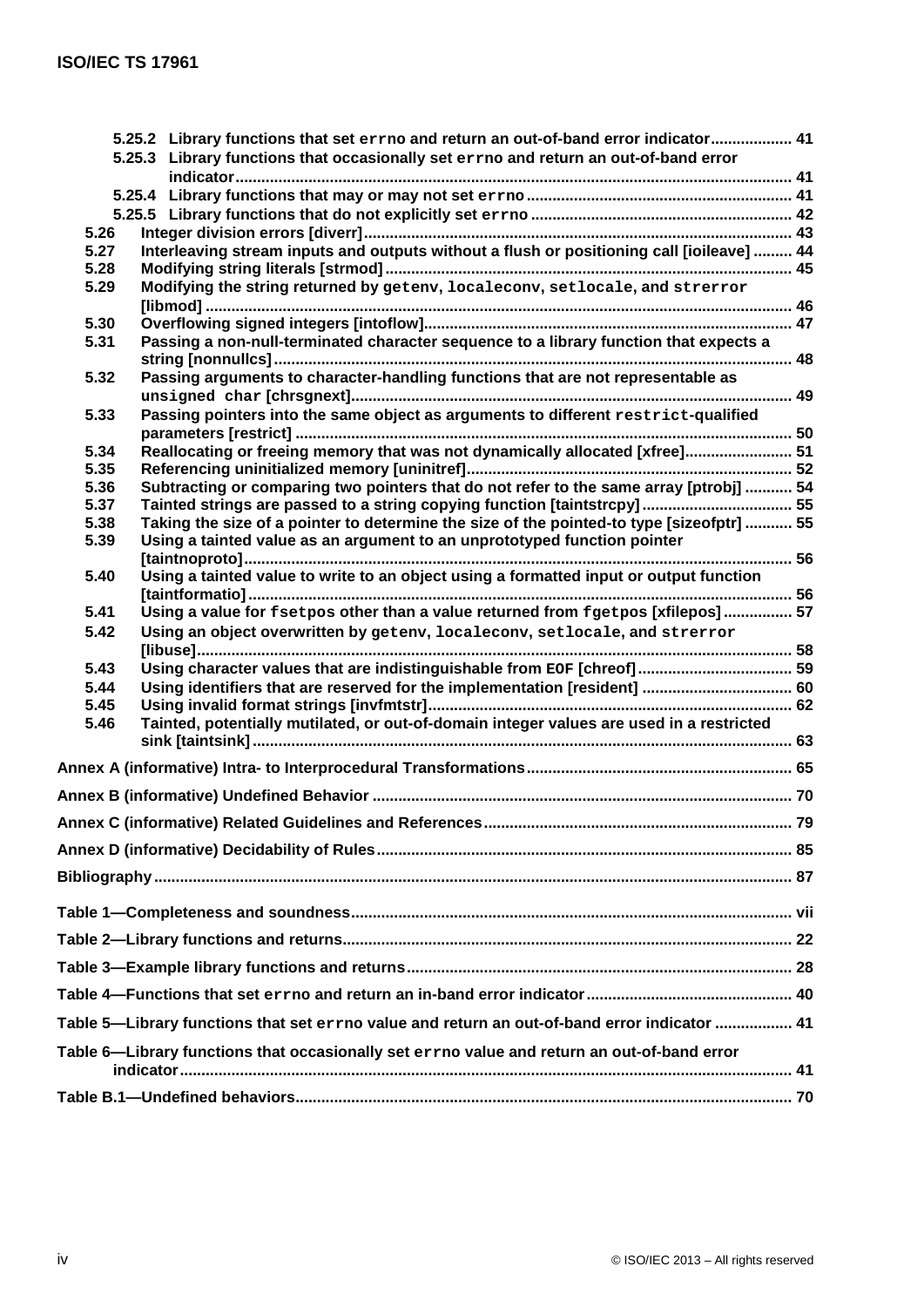5.25.2 Library functions that set `errno` and return an out-of-band error indicator ..... 41
5.25.3 Library functions that occasionally set `errno` and return an out-of-band error indicator ..... 41
5.25.4 Library functions that may or may not set `errno` ..... 41
5.25.5 Library functions that do not explicitly set `errno` ..... 42
5.26 Integer division errors [diverr] ..... 43
5.27 Interleaving stream inputs and outputs without a flush or positioning call [ioileave] ..... 44
5.28 Modifying string literals [strmod] ..... 45
5.29 Modifying the string returned by `getenv`, `localeconv`, `setlocale`, and `strerror` [libmod] ..... 46
5.30 Overflowing signed integers [intoflow] ..... 47
5.31 Passing a non-null-terminated character sequence to a library function that expects a string [nonnullcs] ..... 48
5.32 Passing arguments to character-handling functions that are not representable as `unsigned char` [chrsgnext] ..... 49
5.33 Passing pointers into the same object as arguments to different `restrict`-qualified parameters [restrict] ..... 50
5.34 Reallocating or freeing memory that was not dynamically allocated [xfree] ..... 51
5.35 Referencing uninitialized memory [uninitref] ..... 52
5.36 Subtracting or comparing two pointers that do not refer to the same array [ptrobj] ..... 54
5.37 Tainted strings are passed to a string copying function [taintstrcpy] ..... 55
5.38 Taking the size of a pointer to determine the size of the pointed-to type [sizeofptr] ..... 55
5.39 Using a tainted value as an argument to an unprototyped function pointer [taintnoproto] ..... 56
5.40 Using a tainted value to write to an object using a formatted input or output function [taintformatio] ..... 56
5.41 Using a value for `fsetpos` other than a value returned from `fgetpos` [xfilepos] ..... 57
5.42 Using an object overwritten by `getenv`, `localeconv`, `setlocale`, and `strerror` [libuse] ..... 58
5.43 Using character values that are indistinguishable from EOF [chreof] ..... 59
5.44 Using identifiers that are reserved for the implementation [resident] ..... 60
5.45 Using invalid format strings [invfmtstr] ..... 62
5.46 Tainted, potentially mutilated, or out-of-domain integer values are used in a restricted sink [taintsink] ..... 63

Annex A (informative) Intra- to Interprocedural Transformations ..... 65

Annex B (informative) Undefined Behavior ..... 70

Annex C (informative) Related Guidelines and References ..... 79

Annex D (informative) Decidability of Rules ..... 85

Bibliography ..... 87

Table 1—Completeness and soundness ..... vii

Table 2—Library functions and returns ..... 22

Table 3—Example library functions and returns ..... 28

Table 4—Functions that set `errno` and return an in-band error indicator ..... 40

Table 5—Library functions that set `errno` value and return an out-of-band error indicator ..... 41

Table 6—Library functions that occasionally set `errno` value and return an out-of-band error indicator ..... 41

Table B.1—Undefined behaviors ..... 70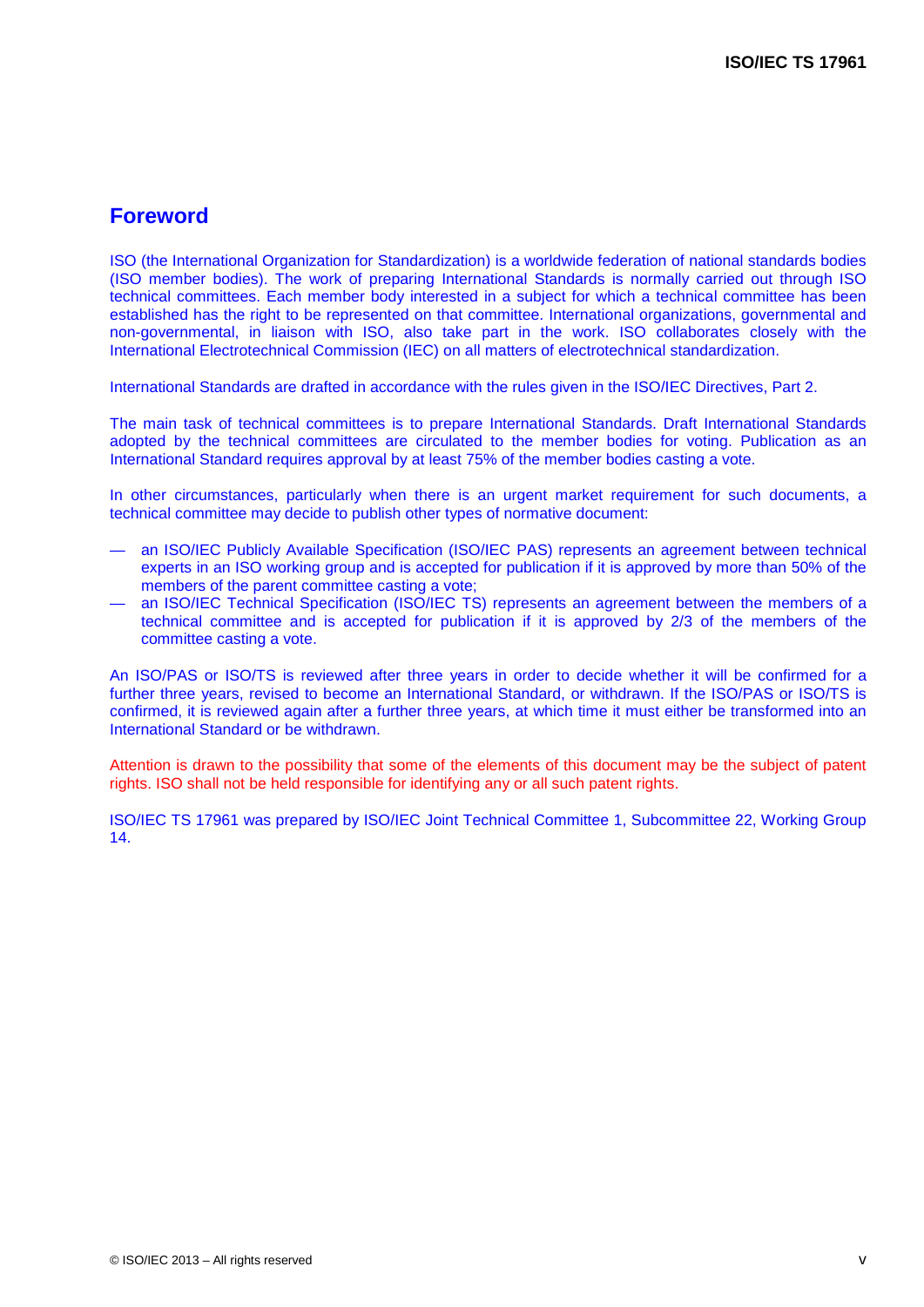# Foreword

ISO (the International Organization for Standardization) is a worldwide federation of national standards bodies (ISO member bodies). The work of preparing International Standards is normally carried out through ISO technical committees. Each member body interested in a subject for which a technical committee has been established has the right to be represented on that committee. International organizations, governmental and non-governmental, in liaison with ISO, also take part in the work. ISO collaborates closely with the International Electrotechnical Commission (IEC) on all matters of electrotechnical standardization.

International Standards are drafted in accordance with the rules given in the ISO/IEC Directives, Part 2.

The main task of technical committees is to prepare International Standards. Draft International Standards adopted by the technical committees are circulated to the member bodies for voting. Publication as an International Standard requires approval by at least 75% of the member bodies casting a vote.

In other circumstances, particularly when there is an urgent market requirement for such documents, a technical committee may decide to publish other types of normative document:

— an ISO/IEC Publicly Available Specification (ISO/IEC PAS) represents an agreement between technical experts in an ISO working group and is accepted for publication if it is approved by more than 50% of the members of the parent committee casting a vote;

— an ISO/IEC Technical Specification (ISO/IEC TS) represents an agreement between the members of a technical committee and is accepted for publication if it is approved by 2/3 of the members of the committee casting a vote.

An ISO/PAS or ISO/TS is reviewed after three years in order to decide whether it will be confirmed for a further three years, revised to become an International Standard, or withdrawn. If the ISO/PAS or ISO/TS is confirmed, it is reviewed again after a further three years, at which time it must either be transformed into an International Standard or be withdrawn.

Attention is drawn to the possibility that some of the elements of this document may be the subject of patent rights. ISO shall not be held responsible for identifying any or all such patent rights.

ISO/IEC TS 17961 was prepared by ISO/IEC Joint Technical Committee 1, Subcommittee 22, Working Group 14.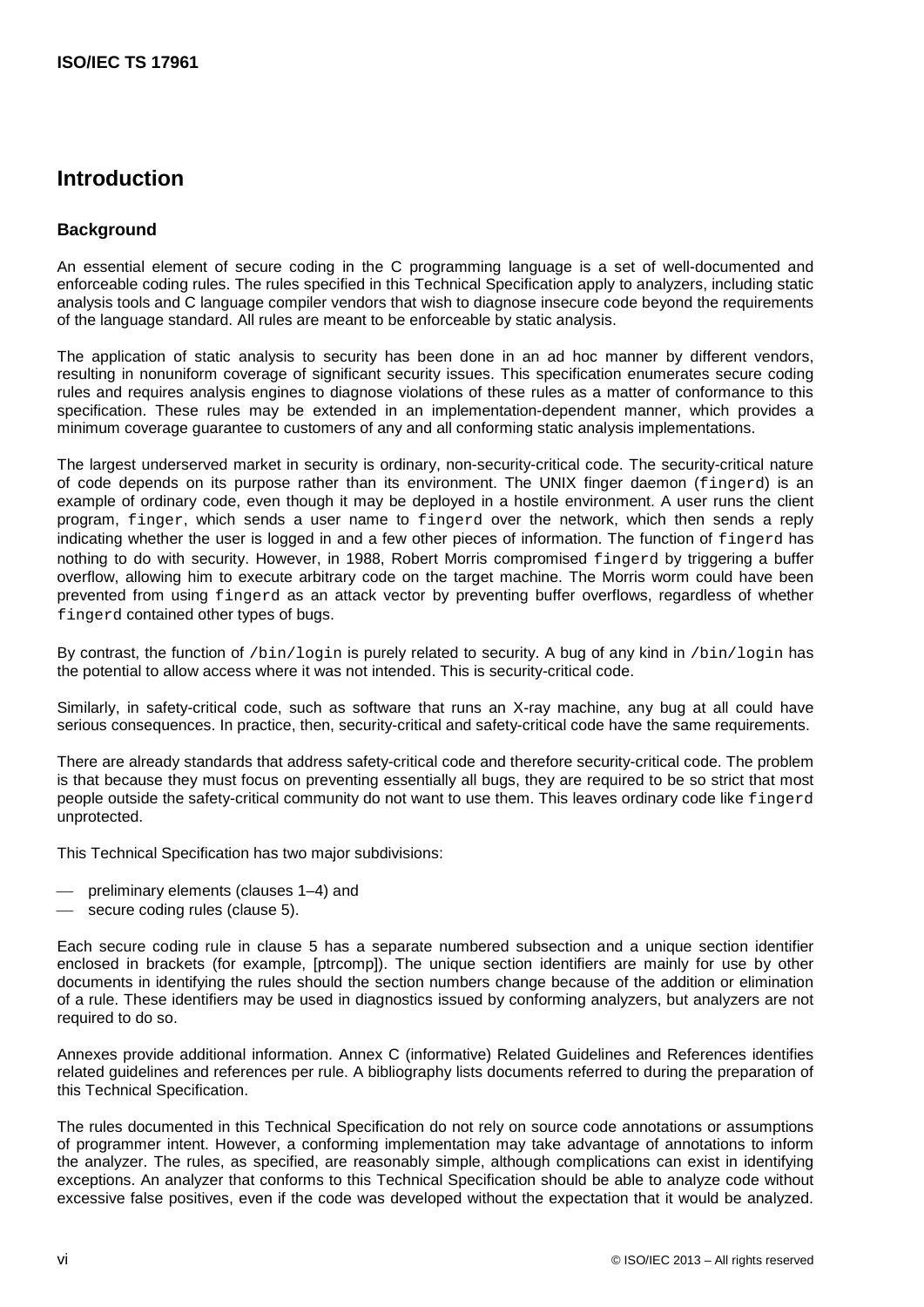# Introduction

## Background

An essential element of secure coding in the C programming language is a set of well-documented and enforceable coding rules. The rules specified in this Technical Specification apply to analyzers, including static analysis tools and C language compiler vendors that wish to diagnose insecure code beyond the requirements of the language standard. All rules are meant to be enforceable by static analysis.

The application of static analysis to security has been done in an ad hoc manner by different vendors, resulting in nonuniform coverage of significant security issues. This specification enumerates secure coding rules and requires analysis engines to diagnose violations of these rules as a matter of conformance to this specification. These rules may be extended in an implementation-dependent manner, which provides a minimum coverage guarantee to customers of any and all conforming static analysis implementations.

The largest underserved market in security is ordinary, non-security-critical code. The security-critical nature of code depends on its purpose rather than its environment. The UNIX finger daemon (`fingerd`) is an example of ordinary code, even though it may be deployed in a hostile environment. A user runs the client program, `finger`, which sends a user name to `fingerd` over the network, which then sends a reply indicating whether the user is logged in and a few other pieces of information. The function of `fingerd` has nothing to do with security. However, in 1988, Robert Morris compromised `fingerd` by triggering a buffer overflow, allowing him to execute arbitrary code on the target machine. The Morris worm could have been prevented from using `fingerd` as an attack vector by preventing buffer overflows, regardless of whether `fingerd` contained other types of bugs.

By contrast, the function of `/bin/login` is purely related to security. A bug of any kind in `/bin/login` has the potential to allow access where it was not intended. This is security-critical code.

Similarly, in safety-critical code, such as software that runs an X-ray machine, any bug at all could have serious consequences. In practice, then, security-critical and safety-critical code have the same requirements.

There are already standards that address safety-critical code and therefore security-critical code. The problem is that because they must focus on preventing essentially all bugs, they are required to be so strict that most people outside the safety-critical community do not want to use them. This leaves ordinary code like `fingerd` unprotected.

This Technical Specification has two major subdivisions:

- preliminary elements (clauses 1–4) and
- secure coding rules (clause 5).

Each secure coding rule in clause 5 has a separate numbered subsection and a unique section identifier enclosed in brackets (for example, [ptrcomp]). The unique section identifiers are mainly for use by other documents in identifying the rules should the section numbers change because of the addition or elimination of a rule. These identifiers may be used in diagnostics issued by conforming analyzers, but analyzers are not required to do so.

Annexes provide additional information. Annex C (informative) Related Guidelines and References identifies related guidelines and references per rule. A bibliography lists documents referred to during the preparation of this Technical Specification.

The rules documented in this Technical Specification do not rely on source code annotations or assumptions of programmer intent. However, a conforming implementation may take advantage of annotations to inform the analyzer. The rules, as specified, are reasonably simple, although complications can exist in identifying exceptions. An analyzer that conforms to this Technical Specification should be able to analyze code without excessive false positives, even if the code was developed without the expectation that it would be analyzed.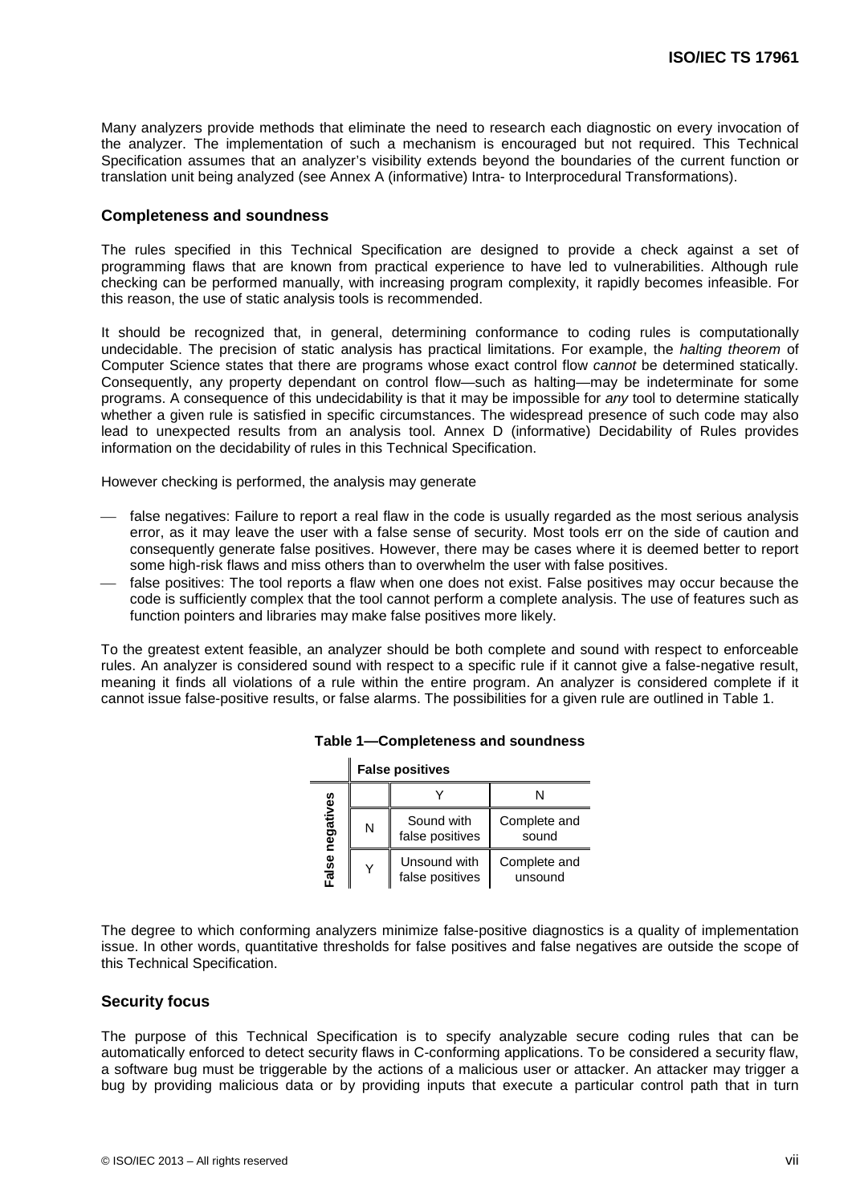Many analyzers provide methods that eliminate the need to research each diagnostic on every invocation of the analyzer. The implementation of such a mechanism is encouraged but not required. This Technical Specification assumes that an analyzer's visibility extends beyond the boundaries of the current function or translation unit being analyzed (see Annex A (informative) Intra- to Interprocedural Transformations).

## Completeness and soundness

The rules specified in this Technical Specification are designed to provide a check against a set of programming flaws that are known from practical experience to have led to vulnerabilities. Although rule checking can be performed manually, with increasing program complexity, it rapidly becomes infeasible. For this reason, the use of static analysis tools is recommended.

It should be recognized that, in general, determining conformance to coding rules is computationally undecidable. The precision of static analysis has practical limitations. For example, the *halting theorem* of Computer Science states that there are programs whose exact control flow *cannot* be determined statically. Consequently, any property dependant on control flow—such as halting—may be indeterminate for some programs. A consequence of this undecidability is that it may be impossible for *any* tool to determine statically whether a given rule is satisfied in specific circumstances. The widespread presence of such code may also lead to unexpected results from an analysis tool. Annex D (informative) Decidability of Rules provides information on the decidability of rules in this Technical Specification.

However checking is performed, the analysis may generate

- false negatives: Failure to report a real flaw in the code is usually regarded as the most serious analysis error, as it may leave the user with a false sense of security. Most tools err on the side of caution and consequently generate false positives. However, there may be cases where it is deemed better to report some high-risk flaws and miss others than to overwhelm the user with false positives.
- false positives: The tool reports a flaw when one does not exist. False positives may occur because the code is sufficiently complex that the tool cannot perform a complete analysis. The use of features such as function pointers and libraries may make false positives more likely.

To the greatest extent feasible, an analyzer should be both complete and sound with respect to enforceable rules. An analyzer is considered sound with respect to a specific rule if it cannot give a false-negative result, meaning it finds all violations of a rule within the entire program. An analyzer is considered complete if it cannot issue false-positive results, or false alarms. The possibilities for a given rule are outlined in Table 1.

**Table 1—Completeness and soundness**

| | | **False positives** | |
|---|---|---|---|
| | | Y | N |
| **False negatives** | N | Sound with false positives | Complete and sound |
| | Y | Unsound with false positives | Complete and unsound |

The degree to which conforming analyzers minimize false-positive diagnostics is a quality of implementation issue. In other words, quantitative thresholds for false positives and false negatives are outside the scope of this Technical Specification.

## Security focus

The purpose of this Technical Specification is to specify analyzable secure coding rules that can be automatically enforced to detect security flaws in C-conforming applications. To be considered a security flaw, a software bug must be triggerable by the actions of a malicious user or attacker. An attacker may trigger a bug by providing malicious data or by providing inputs that execute a particular control path that in turn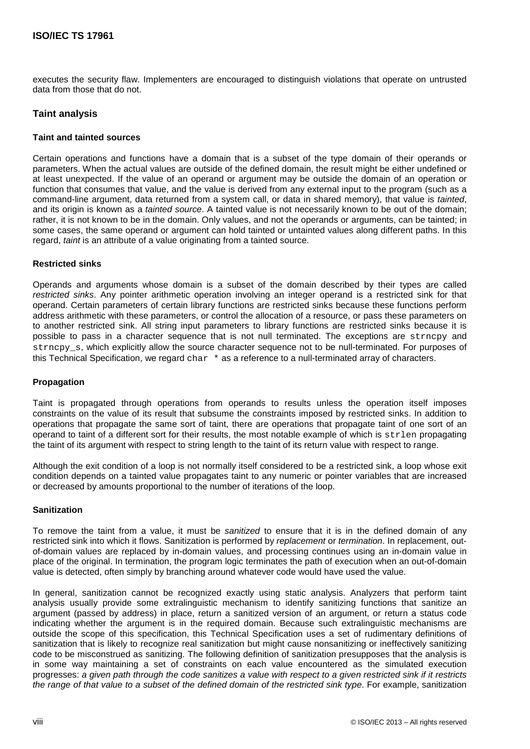executes the security flaw. Implementers are encouraged to distinguish violations that operate on untrusted data from those that do not.

## Taint analysis

### Taint and tainted sources

Certain operations and functions have a domain that is a subset of the type domain of their operands or parameters. When the actual values are outside of the defined domain, the result might be either undefined or at least unexpected. If the value of an operand or argument may be outside the domain of an operation or function that consumes that value, and the value is derived from any external input to the program (such as a command-line argument, data returned from a system call, or data in shared memory), that value is *tainted*, and its origin is known as a *tainted source*. A tainted value is not necessarily known to be out of the domain; rather, it is not known to be in the domain. Only values, and not the operands or arguments, can be tainted; in some cases, the same operand or argument can hold tainted or untainted values along different paths. In this regard, *taint* is an attribute of a value originating from a tainted source.

### Restricted sinks

Operands and arguments whose domain is a subset of the domain described by their types are called *restricted sinks*. Any pointer arithmetic operation involving an integer operand is a restricted sink for that operand. Certain parameters of certain library functions are restricted sinks because these functions perform address arithmetic with these parameters, or control the allocation of a resource, or pass these parameters on to another restricted sink. All string input parameters to library functions are restricted sinks because it is possible to pass in a character sequence that is not null terminated. The exceptions are `strncpy` and `strncpy_s`, which explicitly allow the source character sequence not to be null-terminated. For purposes of this Technical Specification, we regard `char *` as a reference to a null-terminated array of characters.

### Propagation

Taint is propagated through operations from operands to results unless the operation itself imposes constraints on the value of its result that subsume the constraints imposed by restricted sinks. In addition to operations that propagate the same sort of taint, there are operations that propagate taint of one sort of an operand to taint of a different sort for their results, the most notable example of which is `strlen` propagating the taint of its argument with respect to string length to the taint of its return value with respect to range.

Although the exit condition of a loop is not normally itself considered to be a restricted sink, a loop whose exit condition depends on a tainted value propagates taint to any numeric or pointer variables that are increased or decreased by amounts proportional to the number of iterations of the loop.

### Sanitization

To remove the taint from a value, it must be *sanitized* to ensure that it is in the defined domain of any restricted sink into which it flows. Sanitization is performed by *replacement* or *termination*. In replacement, out-of-domain values are replaced by in-domain values, and processing continues using an in-domain value in place of the original. In termination, the program logic terminates the path of execution when an out-of-domain value is detected, often simply by branching around whatever code would have used the value.

In general, sanitization cannot be recognized exactly using static analysis. Analyzers that perform taint analysis usually provide some extralinguistic mechanism to identify sanitizing functions that sanitize an argument (passed by address) in place, return a sanitized version of an argument, or return a status code indicating whether the argument is in the required domain. Because such extralinguistic mechanisms are outside the scope of this specification, this Technical Specification uses a set of rudimentary definitions of sanitization that is likely to recognize real sanitization but might cause nonsanitizing or ineffectively sanitizing code to be misconstrued as sanitizing. The following definition of sanitization presupposes that the analysis is in some way maintaining a set of constraints on each value encountered as the simulated execution progresses: *a given path through the code sanitizes a value with respect to a given restricted sink if it restricts the range of that value to a subset of the defined domain of the restricted sink type*. For example, sanitization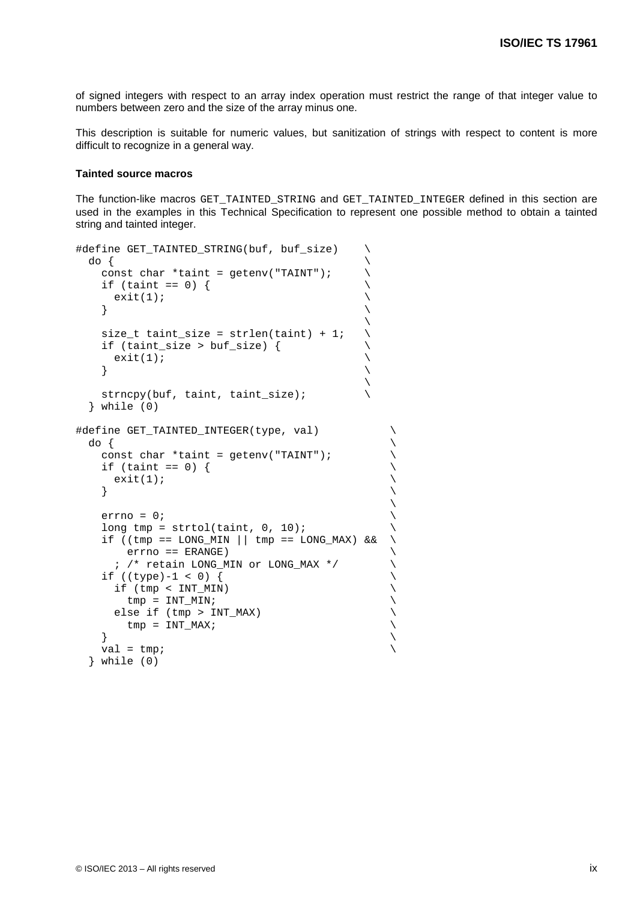of signed integers with respect to an array index operation must restrict the range of that integer value to numbers between zero and the size of the array minus one.

This description is suitable for numeric values, but sanitization of strings with respect to content is more difficult to recognize in a general way.

**Tainted source macros**

The function-like macros `GET_TAINTED_STRING` and `GET_TAINTED_INTEGER` defined in this section are used in the examples in this Technical Specification to represent one possible method to obtain a tainted string and tainted integer.

```
#define GET_TAINTED_STRING(buf, buf_size)    \
  do {                                       \
    const char *taint = getenv("TAINT");     \
    if (taint == 0) {                        \
      exit(1);                               \
    }                                        \
                                             \
    size_t taint_size = strlen(taint) + 1;   \
    if (taint_size > buf_size) {             \
      exit(1);                               \
    }                                        \
                                             \
    strncpy(buf, taint, taint_size);         \
  } while (0)

#define GET_TAINTED_INTEGER(type, val)           \
  do {                                           \
    const char *taint = getenv("TAINT");         \
    if (taint == 0) {                            \
      exit(1);                                   \
    }                                            \
                                                 \
    errno = 0;                                   \
    long tmp = strtol(taint, 0, 10);             \
    if ((tmp == LONG_MIN || tmp == LONG_MAX) &&  \
        errno == ERANGE)                         \
      ; /* retain LONG_MIN or LONG_MAX */        \
    if ((type)-1 < 0) {                          \
      if (tmp < INT_MIN)                         \
        tmp = INT_MIN;                           \
      else if (tmp > INT_MAX)                    \
        tmp = INT_MAX;                           \
    }                                            \
    val = tmp;                                   \
  } while (0)
```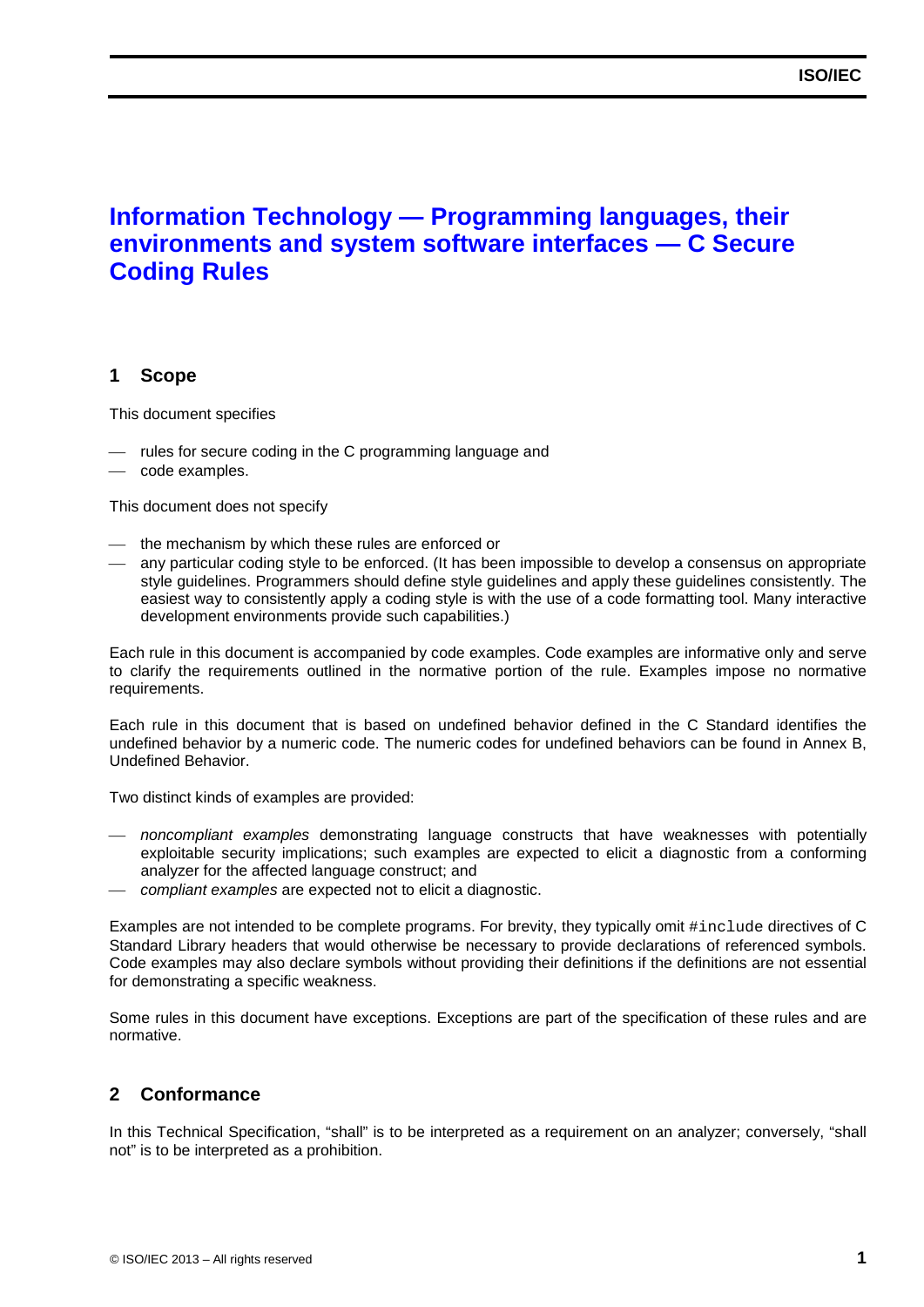# Information Technology — Programming languages, their environments and system software interfaces — C Secure Coding Rules

## 1 Scope

This document specifies

- rules for secure coding in the C programming language and
- code examples.

This document does not specify

- the mechanism by which these rules are enforced or
- any particular coding style to be enforced. (It has been impossible to develop a consensus on appropriate style guidelines. Programmers should define style guidelines and apply these guidelines consistently. The easiest way to consistently apply a coding style is with the use of a code formatting tool. Many interactive development environments provide such capabilities.)

Each rule in this document is accompanied by code examples. Code examples are informative only and serve to clarify the requirements outlined in the normative portion of the rule. Examples impose no normative requirements.

Each rule in this document that is based on undefined behavior defined in the C Standard identifies the undefined behavior by a numeric code. The numeric codes for undefined behaviors can be found in Annex B, Undefined Behavior.

Two distinct kinds of examples are provided:

- *noncompliant examples* demonstrating language constructs that have weaknesses with potentially exploitable security implications; such examples are expected to elicit a diagnostic from a conforming analyzer for the affected language construct; and
- *compliant examples* are expected not to elicit a diagnostic.

Examples are not intended to be complete programs. For brevity, they typically omit `#include` directives of C Standard Library headers that would otherwise be necessary to provide declarations of referenced symbols. Code examples may also declare symbols without providing their definitions if the definitions are not essential for demonstrating a specific weakness.

Some rules in this document have exceptions. Exceptions are part of the specification of these rules and are normative.

## 2 Conformance

In this Technical Specification, "shall" is to be interpreted as a requirement on an analyzer; conversely, "shall not" is to be interpreted as a prohibition.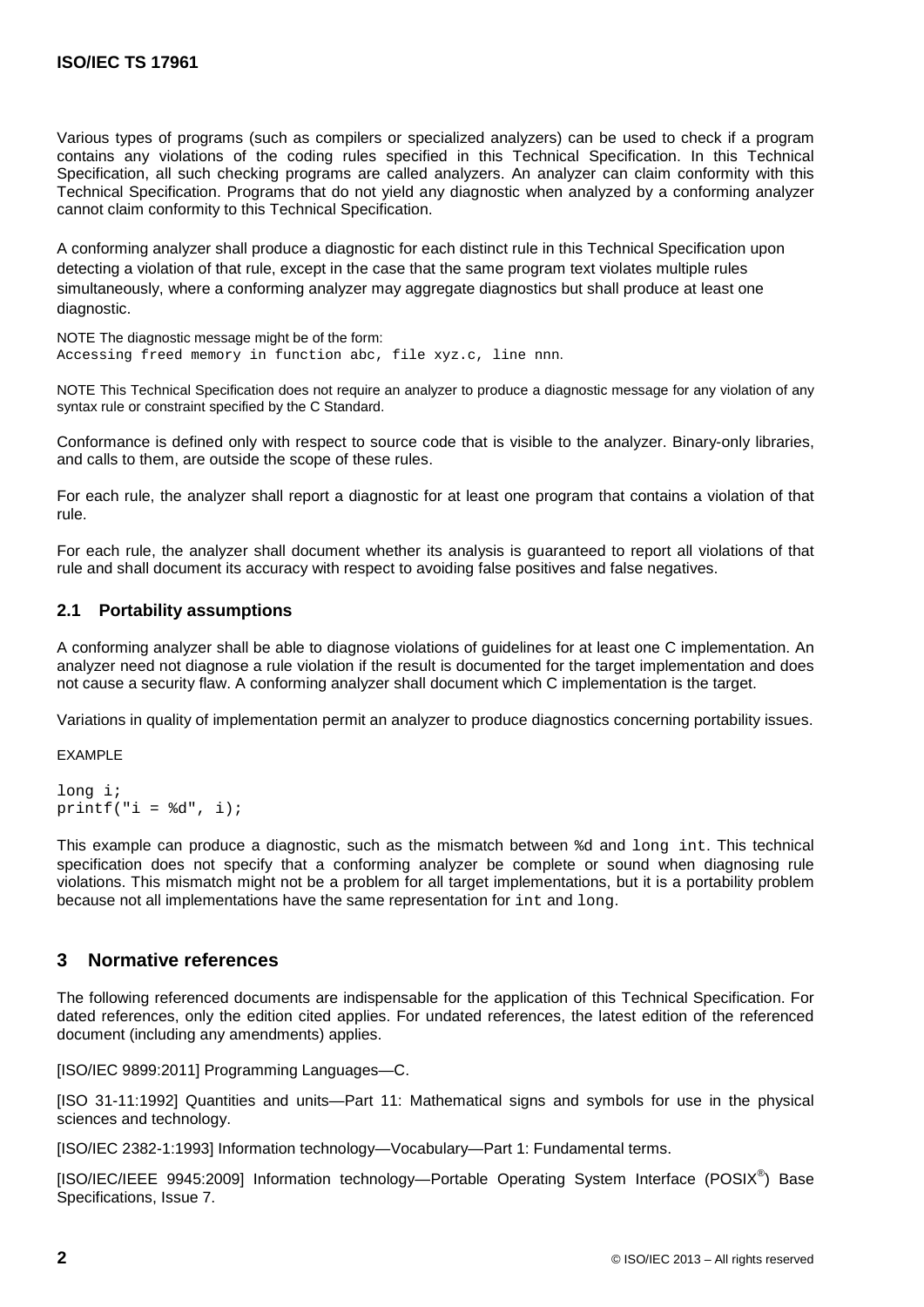Various types of programs (such as compilers or specialized analyzers) can be used to check if a program contains any violations of the coding rules specified in this Technical Specification. In this Technical Specification, all such checking programs are called analyzers. An analyzer can claim conformity with this Technical Specification. Programs that do not yield any diagnostic when analyzed by a conforming analyzer cannot claim conformity to this Technical Specification.

A conforming analyzer shall produce a diagnostic for each distinct rule in this Technical Specification upon detecting a violation of that rule, except in the case that the same program text violates multiple rules simultaneously, where a conforming analyzer may aggregate diagnostics but shall produce at least one diagnostic.

NOTE The diagnostic message might be of the form:
`Accessing freed memory in function abc, file xyz.c, line nnn.`

NOTE This Technical Specification does not require an analyzer to produce a diagnostic message for any violation of any syntax rule or constraint specified by the C Standard.

Conformance is defined only with respect to source code that is visible to the analyzer. Binary-only libraries, and calls to them, are outside the scope of these rules.

For each rule, the analyzer shall report a diagnostic for at least one program that contains a violation of that rule.

For each rule, the analyzer shall document whether its analysis is guaranteed to report all violations of that rule and shall document its accuracy with respect to avoiding false positives and false negatives.

### 2.1 Portability assumptions

A conforming analyzer shall be able to diagnose violations of guidelines for at least one C implementation. An analyzer need not diagnose a rule violation if the result is documented for the target implementation and does not cause a security flaw. A conforming analyzer shall document which C implementation is the target.

Variations in quality of implementation permit an analyzer to produce diagnostics concerning portability issues.

EXAMPLE

```
long i;
printf("i = %d", i);
```

This example can produce a diagnostic, such as the mismatch between `%d` and `long int`. This technical specification does not specify that a conforming analyzer be complete or sound when diagnosing rule violations. This mismatch might not be a problem for all target implementations, but it is a portability problem because not all implementations have the same representation for `int` and `long`.

## 3 Normative references

The following referenced documents are indispensable for the application of this Technical Specification. For dated references, only the edition cited applies. For undated references, the latest edition of the referenced document (including any amendments) applies.

[ISO/IEC 9899:2011] Programming Languages—C.

[ISO 31-11:1992] Quantities and units—Part 11: Mathematical signs and symbols for use in the physical sciences and technology.

[ISO/IEC 2382-1:1993] Information technology—Vocabulary—Part 1: Fundamental terms.

[ISO/IEC/IEEE 9945:2009] Information technology—Portable Operating System Interface (POSIX®) Base Specifications, Issue 7.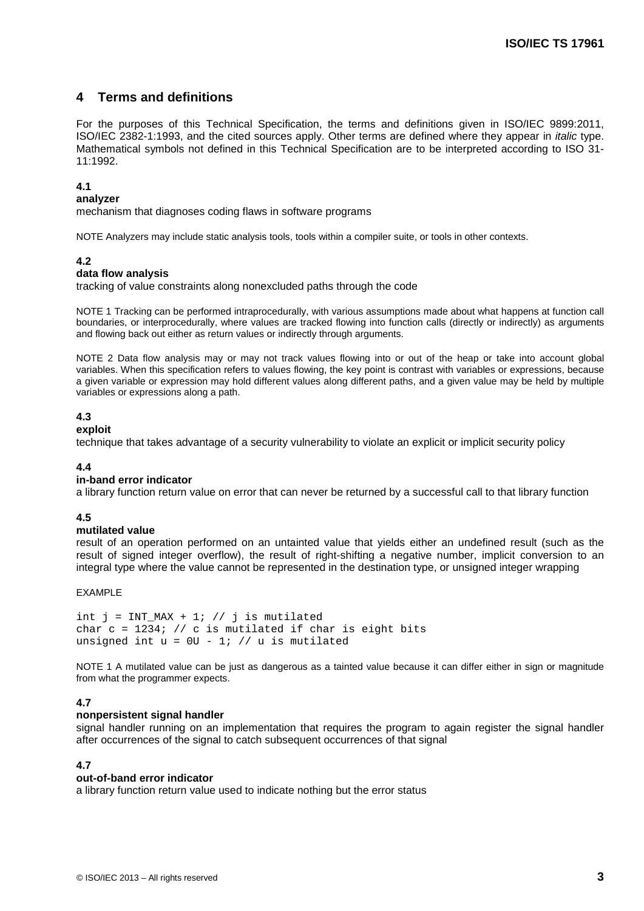# 4 Terms and definitions

For the purposes of this Technical Specification, the terms and definitions given in ISO/IEC 9899:2011, ISO/IEC 2382-1:1993, and the cited sources apply. Other terms are defined where they appear in *italic* type. Mathematical symbols not defined in this Technical Specification are to be interpreted according to ISO 31-11:1992.

**4.1**
**analyzer**
mechanism that diagnoses coding flaws in software programs

NOTE Analyzers may include static analysis tools, tools within a compiler suite, or tools in other contexts.

**4.2**
**data flow analysis**
tracking of value constraints along nonexcluded paths through the code

NOTE 1 Tracking can be performed intraprocedurally, with various assumptions made about what happens at function call boundaries, or interprocedurally, where values are tracked flowing into function calls (directly or indirectly) as arguments and flowing back out either as return values or indirectly through arguments.

NOTE 2 Data flow analysis may or may not track values flowing into or out of the heap or take into account global variables. When this specification refers to values flowing, the key point is contrast with variables or expressions, because a given variable or expression may hold different values along different paths, and a given value may be held by multiple variables or expressions along a path.

**4.3**
**exploit**
technique that takes advantage of a security vulnerability to violate an explicit or implicit security policy

**4.4**
**in-band error indicator**
a library function return value on error that can never be returned by a successful call to that library function

**4.5**
**mutilated value**
result of an operation performed on an untainted value that yields either an undefined result (such as the result of signed integer overflow), the result of right-shifting a negative number, implicit conversion to an integral type where the value cannot be represented in the destination type, or unsigned integer wrapping

EXAMPLE

```
int j = INT_MAX + 1; // j is mutilated
char c = 1234; // c is mutilated if char is eight bits
unsigned int u = 0U - 1; // u is mutilated
```

NOTE 1 A mutilated value can be just as dangerous as a tainted value because it can differ either in sign or magnitude from what the programmer expects.

**4.7**
**nonpersistent signal handler**
signal handler running on an implementation that requires the program to again register the signal handler after occurrences of the signal to catch subsequent occurrences of that signal

**4.7**
**out-of-band error indicator**
a library function return value used to indicate nothing but the error status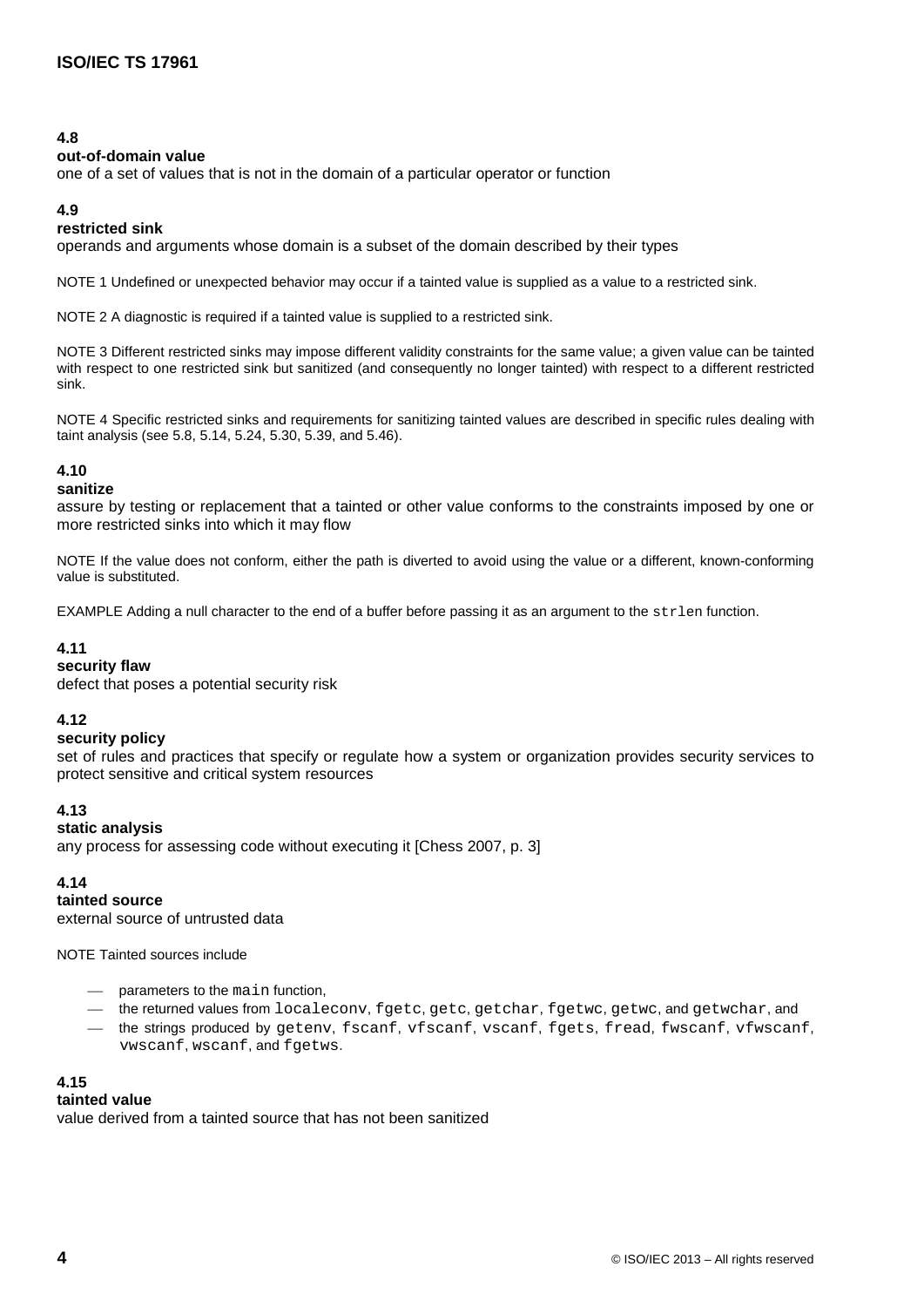**4.8**
**out-of-domain value**
one of a set of values that is not in the domain of a particular operator or function

**4.9**
**restricted sink**
operands and arguments whose domain is a subset of the domain described by their types

NOTE 1 Undefined or unexpected behavior may occur if a tainted value is supplied as a value to a restricted sink.

NOTE 2 A diagnostic is required if a tainted value is supplied to a restricted sink.

NOTE 3 Different restricted sinks may impose different validity constraints for the same value; a given value can be tainted with respect to one restricted sink but sanitized (and consequently no longer tainted) with respect to a different restricted sink.

NOTE 4 Specific restricted sinks and requirements for sanitizing tainted values are described in specific rules dealing with taint analysis (see 5.8, 5.14, 5.24, 5.30, 5.39, and 5.46).

**4.10**
**sanitize**
assure by testing or replacement that a tainted or other value conforms to the constraints imposed by one or more restricted sinks into which it may flow

NOTE If the value does not conform, either the path is diverted to avoid using the value or a different, known-conforming value is substituted.

EXAMPLE Adding a null character to the end of a buffer before passing it as an argument to the `strlen` function.

**4.11**
**security flaw**
defect that poses a potential security risk

**4.12**
**security policy**
set of rules and practices that specify or regulate how a system or organization provides security services to protect sensitive and critical system resources

**4.13**
**static analysis**
any process for assessing code without executing it [Chess 2007, p. 3]

**4.14**
**tainted source**
external source of untrusted data

NOTE Tainted sources include

- parameters to the `main` function,
- the returned values from `localeconv`, `fgetc`, `getc`, `getchar`, `fgetwc`, `getwc`, and `getwchar`, and
- the strings produced by `getenv`, `fscanf`, `vfscanf`, `vscanf`, `fgets`, `fread`, `fwscanf`, `vfwscanf`, `vwscanf`, `wscanf`, and `fgetws`.

**4.15**
**tainted value**
value derived from a tainted source that has not been sanitized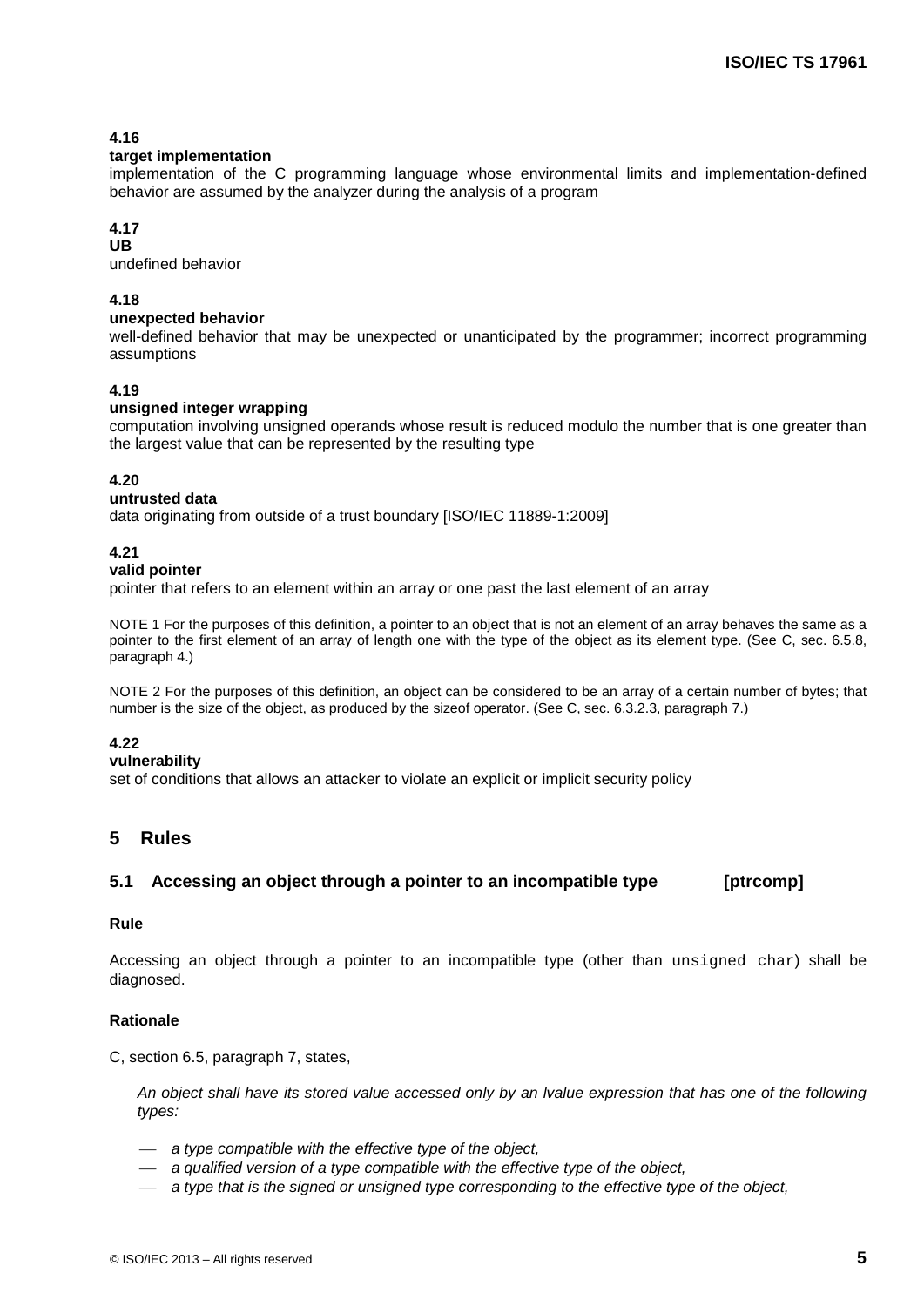**4.16**
**target implementation**
implementation of the C programming language whose environmental limits and implementation-defined behavior are assumed by the analyzer during the analysis of a program

**4.17**
**UB**
undefined behavior

**4.18**
**unexpected behavior**
well-defined behavior that may be unexpected or unanticipated by the programmer; incorrect programming assumptions

**4.19**
**unsigned integer wrapping**
computation involving unsigned operands whose result is reduced modulo the number that is one greater than the largest value that can be represented by the resulting type

**4.20**
**untrusted data**
data originating from outside of a trust boundary [ISO/IEC 11889-1:2009]

**4.21**
**valid pointer**
pointer that refers to an element within an array or one past the last element of an array

NOTE 1 For the purposes of this definition, a pointer to an object that is not an element of an array behaves the same as a pointer to the first element of an array of length one with the type of the object as its element type. (See C, sec. 6.5.8, paragraph 4.)

NOTE 2 For the purposes of this definition, an object can be considered to be an array of a certain number of bytes; that number is the size of the object, as produced by the sizeof operator. (See C, sec. 6.3.2.3, paragraph 7.)

**4.22**
**vulnerability**
set of conditions that allows an attacker to violate an explicit or implicit security policy

# 5 Rules

## 5.1 Accessing an object through a pointer to an incompatible type [ptrcomp]

**Rule**

Accessing an object through a pointer to an incompatible type (other than `unsigned char`) shall be diagnosed.

**Rationale**

C, section 6.5, paragraph 7, states,

> *An object shall have its stored value accessed only by an lvalue expression that has one of the following types:*
>
> — *a type compatible with the effective type of the object,*
> — *a qualified version of a type compatible with the effective type of the object,*
> — *a type that is the signed or unsigned type corresponding to the effective type of the object,*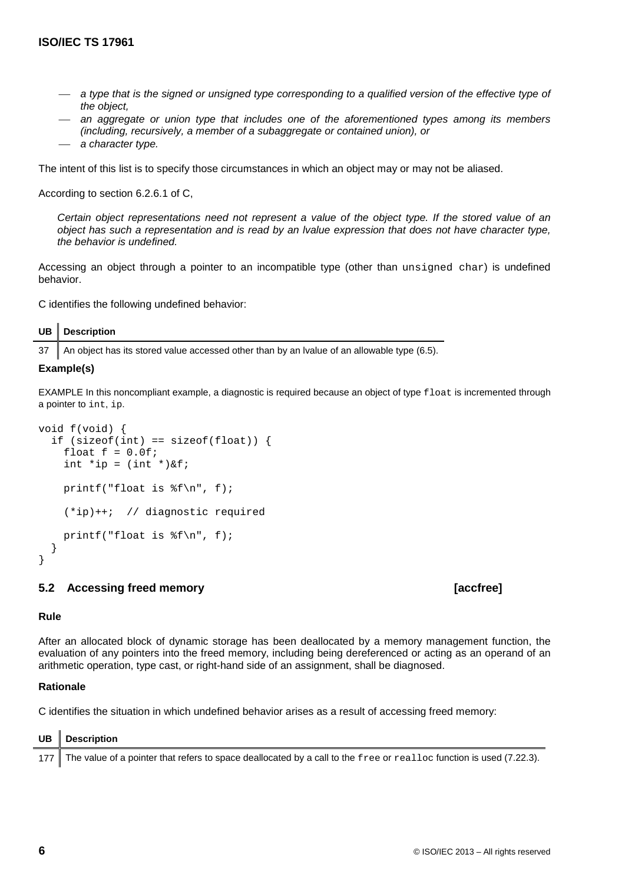- *a type that is the signed or unsigned type corresponding to a qualified version of the effective type of the object,*
- *an aggregate or union type that includes one of the aforementioned types among its members (including, recursively, a member of a subaggregate or contained union), or*
- *a character type.*

The intent of this list is to specify those circumstances in which an object may or may not be aliased.

According to section 6.2.6.1 of C,

> *Certain object representations need not represent a value of the object type. If the stored value of an object has such a representation and is read by an lvalue expression that does not have character type, the behavior is undefined.*

Accessing an object through a pointer to an incompatible type (other than `unsigned char`) is undefined behavior.

C identifies the following undefined behavior:

| UB | Description |
|---|---|
| 37 | An object has its stored value accessed other than by an lvalue of an allowable type (6.5). |

**Example(s)**

EXAMPLE In this noncompliant example, a diagnostic is required because an object of type `float` is incremented through a pointer to `int`, `ip`.

```
void f(void) {
  if (sizeof(int) == sizeof(float)) {
    float f = 0.0f;
    int *ip = (int *)&f;

    printf("float is %f\n", f);

    (*ip)++;  // diagnostic required

    printf("float is %f\n", f);
  }
}
```

## 5.2 Accessing freed memory [accfree]

**Rule**

After an allocated block of dynamic storage has been deallocated by a memory management function, the evaluation of any pointers into the freed memory, including being dereferenced or acting as an operand of an arithmetic operation, type cast, or right-hand side of an assignment, shall be diagnosed.

**Rationale**

C identifies the situation in which undefined behavior arises as a result of accessing freed memory:

| UB | Description |
|---|---|
| 177 | The value of a pointer that refers to space deallocated by a call to the `free` or `realloc` function is used (7.22.3). |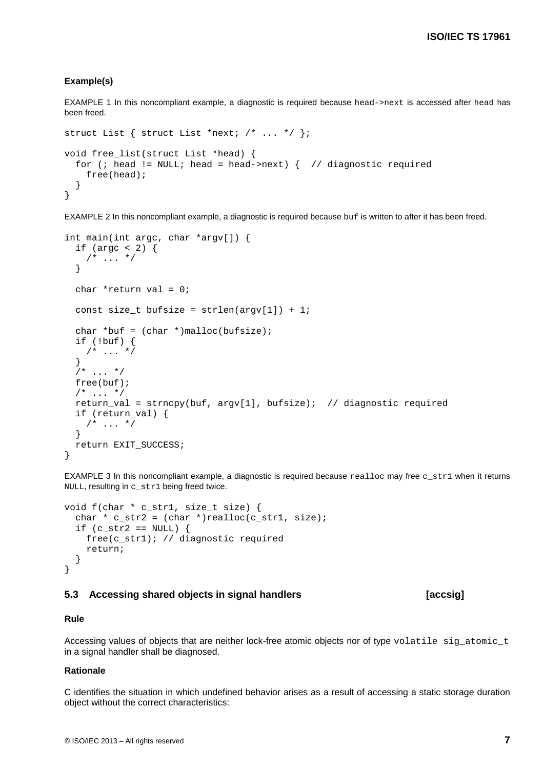**Example(s)**

EXAMPLE 1 In this noncompliant example, a diagnostic is required because `head->next` is accessed after `head` has been freed.

```
struct List { struct List *next; /* ... */ };

void free_list(struct List *head) {
  for (; head != NULL; head = head->next) {  // diagnostic required
    free(head);
  }
}
```

EXAMPLE 2 In this noncompliant example, a diagnostic is required because `buf` is written to after it has been freed.

```
int main(int argc, char *argv[]) {
  if (argc < 2) {
    /* ... */
  }

  char *return_val = 0;

  const size_t bufsize = strlen(argv[1]) + 1;

  char *buf = (char *)malloc(bufsize);
  if (!buf) {
    /* ... */
  }
  /* ... */
  free(buf);
  /* ... */
  return_val = strncpy(buf, argv[1], bufsize);  // diagnostic required
  if (return_val) {
    /* ... */
  }
  return EXIT_SUCCESS;
}
```

EXAMPLE 3 In this noncompliant example, a diagnostic is required because `realloc` may free `c_str1` when it returns `NULL`, resulting in `c_str1` being freed twice.

```
void f(char * c_str1, size_t size) {
  char * c_str2 = (char *)realloc(c_str1, size);
  if (c_str2 == NULL) {
    free(c_str1); // diagnostic required
    return;
  }
}
```

## 5.3 Accessing shared objects in signal handlers [accsig]

**Rule**

Accessing values of objects that are neither lock-free atomic objects nor of type `volatile sig_atomic_t` in a signal handler shall be diagnosed.

**Rationale**

C identifies the situation in which undefined behavior arises as a result of accessing a static storage duration object without the correct characteristics: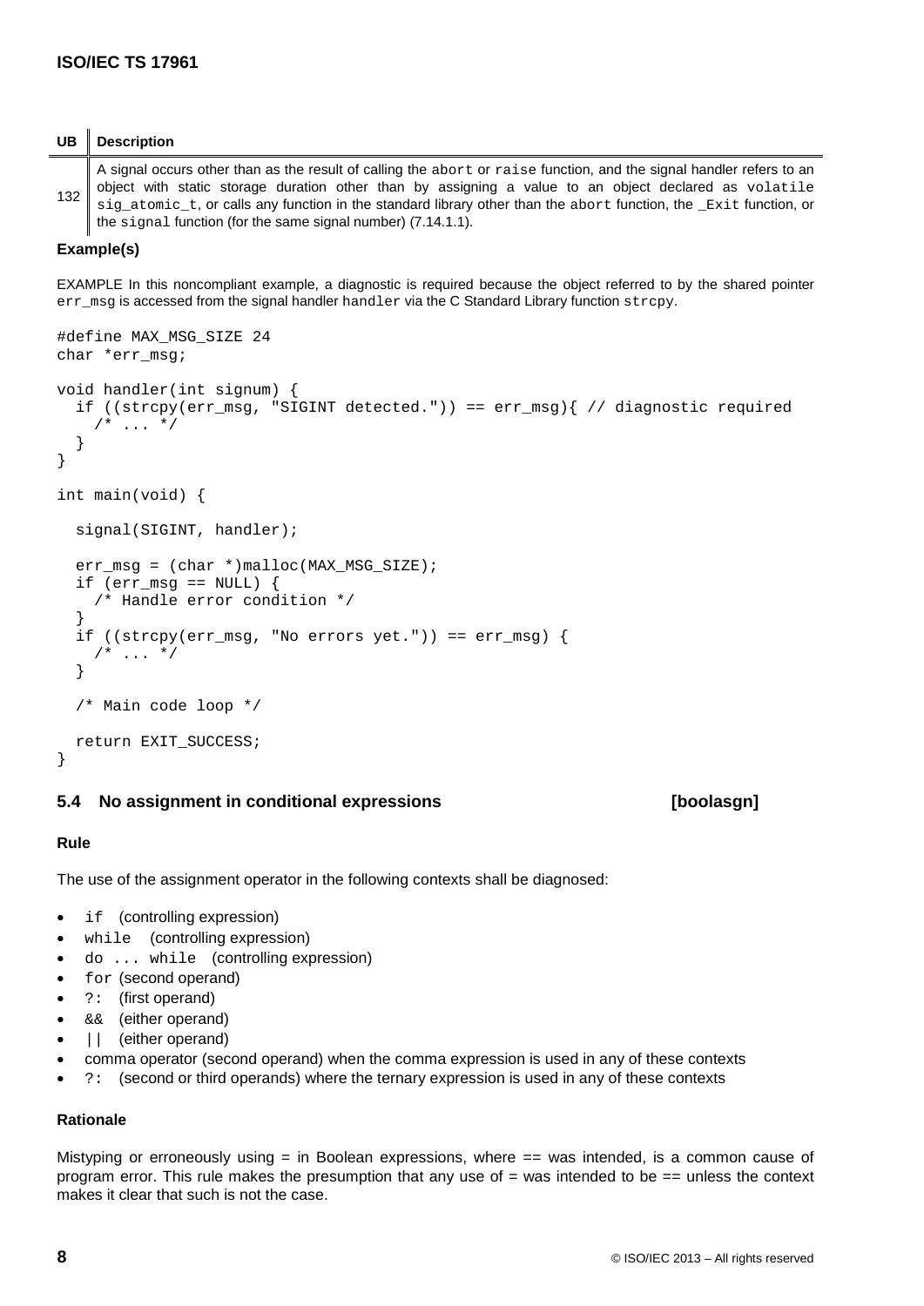| UB | Description |
| --- | --- |
| 132 | A signal occurs other than as the result of calling the abort or raise function, and the signal handler refers to an object with static storage duration other than by assigning a value to an object declared as volatile sig_atomic_t, or calls any function in the standard library other than the abort function, the _Exit function, or the signal function (for the same signal number) (7.14.1.1). |

### Example(s)

EXAMPLE In this noncompliant example, a diagnostic is required because the object referred to by the shared pointer err_msg is accessed from the signal handler handler via the C Standard Library function strcpy.

```
#define MAX_MSG_SIZE 24
char *err_msg;

void handler(int signum) {
  if ((strcpy(err_msg, "SIGINT detected.")) == err_msg){ // diagnostic required
    /* ... */
  }
}

int main(void) {

  signal(SIGINT, handler);

  err_msg = (char *)malloc(MAX_MSG_SIZE);
  if (err_msg == NULL) {
    /* Handle error condition */
  }
  if ((strcpy(err_msg, "No errors yet.")) == err_msg) {
    /* ... */
  }

  /* Main code loop */

  return EXIT_SUCCESS;
}
```

## 5.4 No assignment in conditional expressions [boolasgn]

### Rule

The use of the assignment operator in the following contexts shall be diagnosed:

- if (controlling expression)
- while (controlling expression)
- do ... while (controlling expression)
- for (second operand)
- ?: (first operand)
- && (either operand)
- || (either operand)
- comma operator (second operand) when the comma expression is used in any of these contexts
- ?: (second or third operands) where the ternary expression is used in any of these contexts

### Rationale

Mistyping or erroneously using = in Boolean expressions, where == was intended, is a common cause of program error. This rule makes the presumption that any use of = was intended to be == unless the context makes it clear that such is not the case.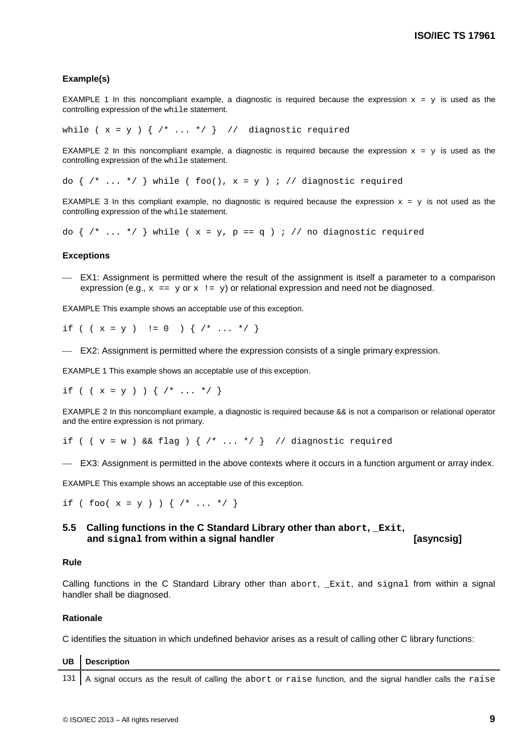**Example(s)**

EXAMPLE 1 In this noncompliant example, a diagnostic is required because the expression `x = y` is used as the controlling expression of the `while` statement.

```
while ( x = y ) { /* ... */ }  //  diagnostic required
```

EXAMPLE 2 In this noncompliant example, a diagnostic is required because the expression `x = y` is used as the controlling expression of the `while` statement.

```
do { /* ... */ } while ( foo(), x = y ) ; // diagnostic required
```

EXAMPLE 3 In this compliant example, no diagnostic is required because the expression `x = y` is not used as the controlling expression of the `while` statement.

```
do { /* ... */ } while ( x = y, p == q ) ; // no diagnostic required
```

**Exceptions**

— EX1: Assignment is permitted where the result of the assignment is itself a parameter to a comparison expression (e.g., `x == y` or `x != y`) or relational expression and need not be diagnosed.

EXAMPLE This example shows an acceptable use of this exception.

```
if ( ( x = y )  != 0  ) { /* ... */ }
```

— EX2: Assignment is permitted where the expression consists of a single primary expression.

EXAMPLE 1 This example shows an acceptable use of this exception.

```
if ( ( x = y ) ) { /* ... */ }
```

EXAMPLE 2 In this noncompliant example, a diagnostic is required because && is not a comparison or relational operator and the entire expression is not primary.

```
if ( ( v = w ) && flag ) { /* ... */ }  // diagnostic required
```

— EX3: Assignment is permitted in the above contexts where it occurs in a function argument or array index.

EXAMPLE This example shows an acceptable use of this exception.

```
if ( foo( x = y ) ) { /* ... */ }
```

## 5.5 Calling functions in the C Standard Library other than `abort`, `_Exit`, and `signal` from within a signal handler [asyncsig]

**Rule**

Calling functions in the C Standard Library other than `abort`, `_Exit`, and `signal` from within a signal handler shall be diagnosed.

**Rationale**

C identifies the situation in which undefined behavior arises as a result of calling other C library functions:

| UB | Description |
|---|---|
| 131 | A signal occurs as the result of calling the `abort` or `raise` function, and the signal handler calls the `raise` |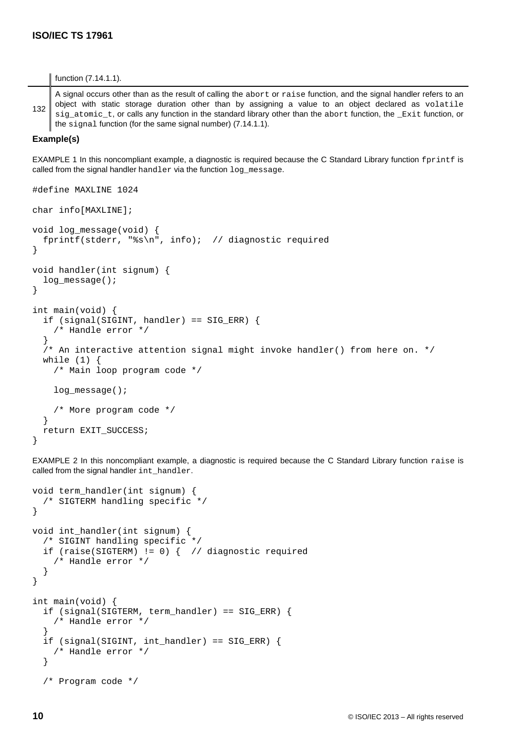| | function (7.14.1.1). |
|---|---|
| 132 | A signal occurs other than as the result of calling the `abort` or `raise` function, and the signal handler refers to an object with static storage duration other than by assigning a value to an object declared as `volatile sig_atomic_t`, or calls any function in the standard library other than the `abort` function, the `_Exit` function, or the `signal` function (for the same signal number) (7.14.1.1). |

**Example(s)**

EXAMPLE 1 In this noncompliant example, a diagnostic is required because the C Standard Library function `fprintf` is called from the signal handler `handler` via the function `log_message`.

```
#define MAXLINE 1024

char info[MAXLINE];

void log_message(void) {
  fprintf(stderr, "%s\n", info);  // diagnostic required
}

void handler(int signum) {
  log_message();
}

int main(void) {
  if (signal(SIGINT, handler) == SIG_ERR) {
    /* Handle error */
  }
  /* An interactive attention signal might invoke handler() from here on. */
  while (1) {
    /* Main loop program code */

    log_message();

    /* More program code */
  }
  return EXIT_SUCCESS;
}
```

EXAMPLE 2 In this noncompliant example, a diagnostic is required because the C Standard Library function `raise` is called from the signal handler `int_handler`.

```
void term_handler(int signum) {
  /* SIGTERM handling specific */
}

void int_handler(int signum) {
  /* SIGINT handling specific */
  if (raise(SIGTERM) != 0) {  // diagnostic required
    /* Handle error */
  }
}

int main(void) {
  if (signal(SIGTERM, term_handler) == SIG_ERR) {
    /* Handle error */
  }
  if (signal(SIGINT, int_handler) == SIG_ERR) {
    /* Handle error */
  }

  /* Program code */
```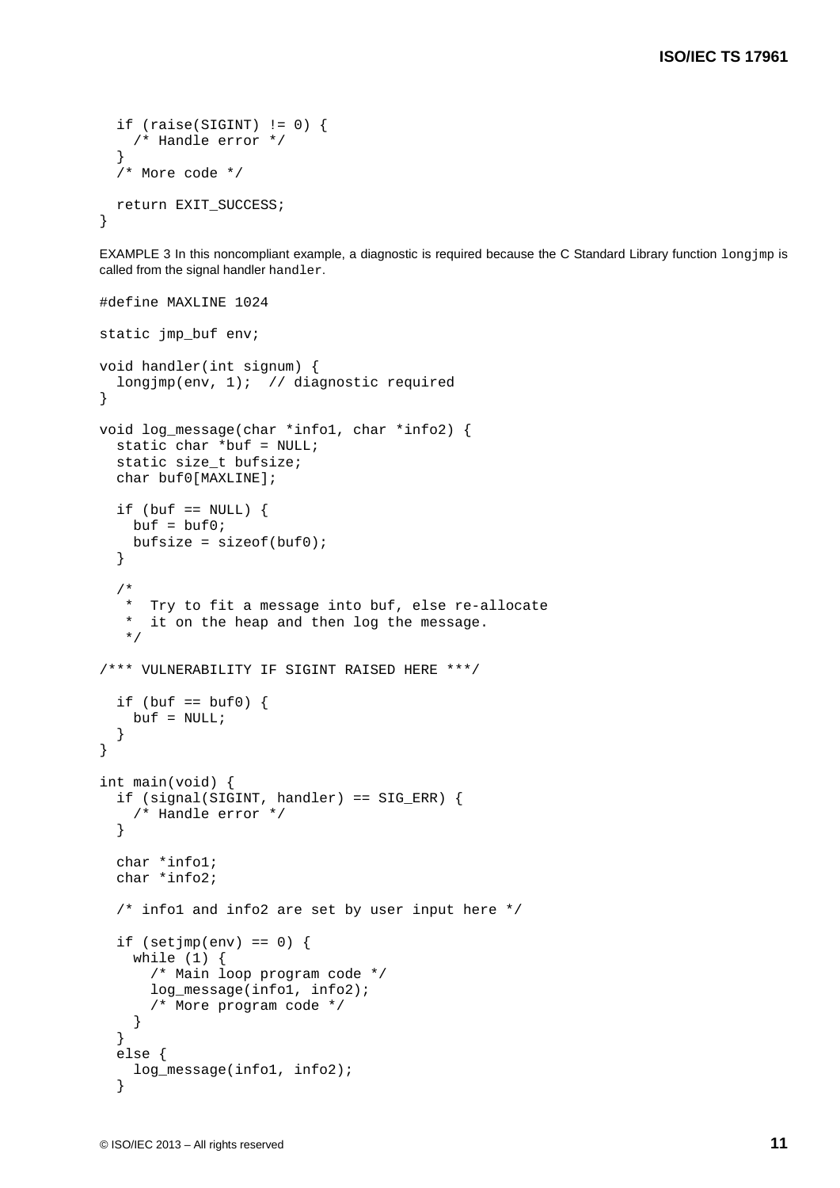```
  if (raise(SIGINT) != 0) {
    /* Handle error */
  }
  /* More code */

  return EXIT_SUCCESS;
}
```

EXAMPLE 3 In this noncompliant example, a diagnostic is required because the C Standard Library function `longjmp` is called from the signal handler `handler`.

```
#define MAXLINE 1024

static jmp_buf env;

void handler(int signum) {
  longjmp(env, 1);  // diagnostic required
}

void log_message(char *info1, char *info2) {
  static char *buf = NULL;
  static size_t bufsize;
  char buf0[MAXLINE];

  if (buf == NULL) {
    buf = buf0;
    bufsize = sizeof(buf0);
  }

  /*
   *  Try to fit a message into buf, else re-allocate
   *  it on the heap and then log the message.
   */

/*** VULNERABILITY IF SIGINT RAISED HERE ***/

  if (buf == buf0) {
    buf = NULL;
  }
}

int main(void) {
  if (signal(SIGINT, handler) == SIG_ERR) {
    /* Handle error */
  }

  char *info1;
  char *info2;

  /* info1 and info2 are set by user input here */

  if (setjmp(env) == 0) {
    while (1) {
      /* Main loop program code */
      log_message(info1, info2);
      /* More program code */
    }
  }
  else {
    log_message(info1, info2);
  }
```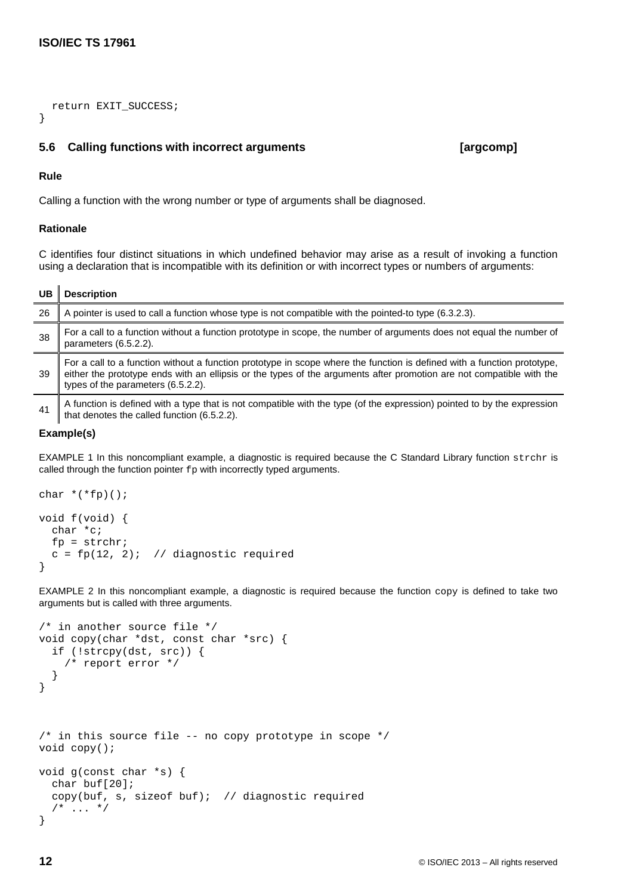```
  return EXIT_SUCCESS;
}
```

## 5.6 Calling functions with incorrect arguments [argcomp]

### Rule

Calling a function with the wrong number or type of arguments shall be diagnosed.

### Rationale

C identifies four distinct situations in which undefined behavior may arise as a result of invoking a function using a declaration that is incompatible with its definition or with incorrect types or numbers of arguments:

| UB | Description |
|---|---|
| 26 | A pointer is used to call a function whose type is not compatible with the pointed-to type (6.3.2.3). |
| 38 | For a call to a function without a function prototype in scope, the number of arguments does not equal the number of parameters (6.5.2.2). |
| 39 | For a call to a function without a function prototype in scope where the function is defined with a function prototype, either the prototype ends with an ellipsis or the types of the arguments after promotion are not compatible with the types of the parameters (6.5.2.2). |
| 41 | A function is defined with a type that is not compatible with the type (of the expression) pointed to by the expression that denotes the called function (6.5.2.2). |

### Example(s)

EXAMPLE 1 In this noncompliant example, a diagnostic is required because the C Standard Library function `strchr` is called through the function pointer `fp` with incorrectly typed arguments.

```
char *(*fp)();

void f(void) {
  char *c;
  fp = strchr;
  c = fp(12, 2);  // diagnostic required
}
```

EXAMPLE 2 In this noncompliant example, a diagnostic is required because the function `copy` is defined to take two arguments but is called with three arguments.

```
/* in another source file */
void copy(char *dst, const char *src) {
  if (!strcpy(dst, src)) {
    /* report error */
  }
}


/* in this source file -- no copy prototype in scope */
void copy();

void g(const char *s) {
  char buf[20];
  copy(buf, s, sizeof buf);  // diagnostic required
  /* ... */
}
```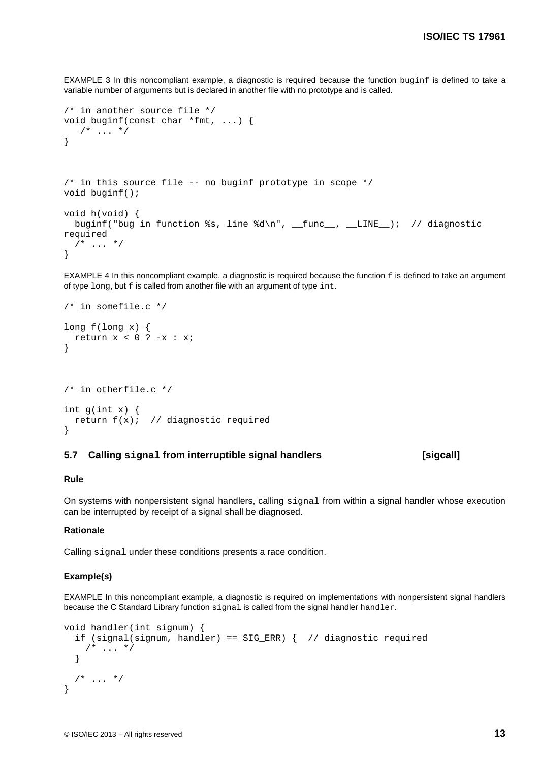EXAMPLE 3 In this noncompliant example, a diagnostic is required because the function `buginf` is defined to take a variable number of arguments but is declared in another file with no prototype and is called.

```
/* in another source file */
void buginf(const char *fmt, ...) {
   /* ... */
}



/* in this source file -- no buginf prototype in scope */
void buginf();

void h(void) {
  buginf("bug in function %s, line %d\n", __func__, __LINE__);  // diagnostic
required
  /* ... */
}
```

EXAMPLE 4 In this noncompliant example, a diagnostic is required because the function `f` is defined to take an argument of type `long`, but `f` is called from another file with an argument of type `int`.

```
/* in somefile.c */

long f(long x) {
  return x < 0 ? -x : x;
}



/* in otherfile.c */

int g(int x) {
  return f(x);  // diagnostic required
}
```

## 5.7 Calling `signal` from interruptible signal handlers [sigcall]

### Rule

On systems with nonpersistent signal handlers, calling `signal` from within a signal handler whose execution can be interrupted by receipt of a signal shall be diagnosed.

### Rationale

Calling `signal` under these conditions presents a race condition.

### Example(s)

EXAMPLE In this noncompliant example, a diagnostic is required on implementations with nonpersistent signal handlers because the C Standard Library function `signal` is called from the signal handler `handler`.

```
void handler(int signum) {
  if (signal(signum, handler) == SIG_ERR) {  // diagnostic required
    /* ... */
  }

  /* ... */
}
```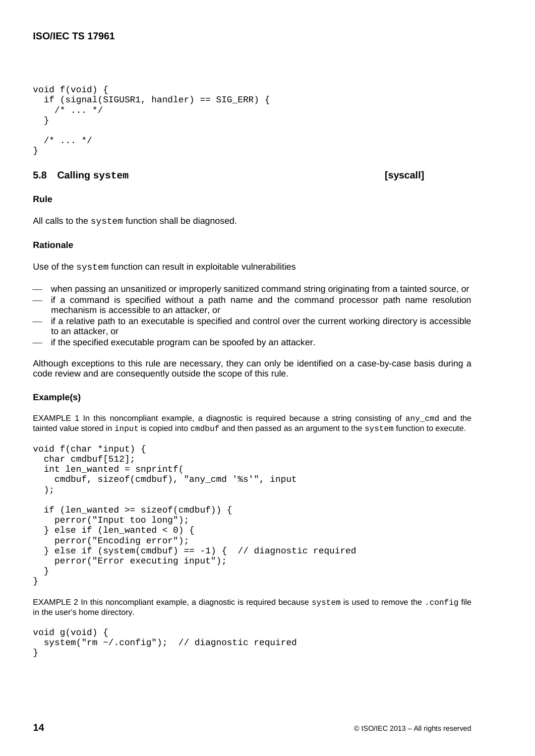```
void f(void) {
  if (signal(SIGUSR1, handler) == SIG_ERR) {
    /* ... */
  }

  /* ... */
}
```

### 5.8 Calling `system` [syscall]

**Rule**

All calls to the `system` function shall be diagnosed.

**Rationale**

Use of the `system` function can result in exploitable vulnerabilities

- when passing an unsanitized or improperly sanitized command string originating from a tainted source, or
- if a command is specified without a path name and the command processor path name resolution mechanism is accessible to an attacker, or
- if a relative path to an executable is specified and control over the current working directory is accessible to an attacker, or
- if the specified executable program can be spoofed by an attacker.

Although exceptions to this rule are necessary, they can only be identified on a case-by-case basis during a code review and are consequently outside the scope of this rule.

**Example(s)**

EXAMPLE 1 In this noncompliant example, a diagnostic is required because a string consisting of `any_cmd` and the tainted value stored in `input` is copied into `cmdbuf` and then passed as an argument to the `system` function to execute.

```
void f(char *input) {
  char cmdbuf[512];
  int len_wanted = snprintf(
    cmdbuf, sizeof(cmdbuf), "any_cmd '%s'", input
  );

  if (len_wanted >= sizeof(cmdbuf)) {
    perror("Input too long");
  } else if (len_wanted < 0) {
    perror("Encoding error");
  } else if (system(cmdbuf) == -1) {  // diagnostic required
    perror("Error executing input");
  }
}
```

EXAMPLE 2 In this noncompliant example, a diagnostic is required because `system` is used to remove the `.config` file in the user's home directory.

```
void g(void) {
  system("rm ~/.config");  // diagnostic required
}
```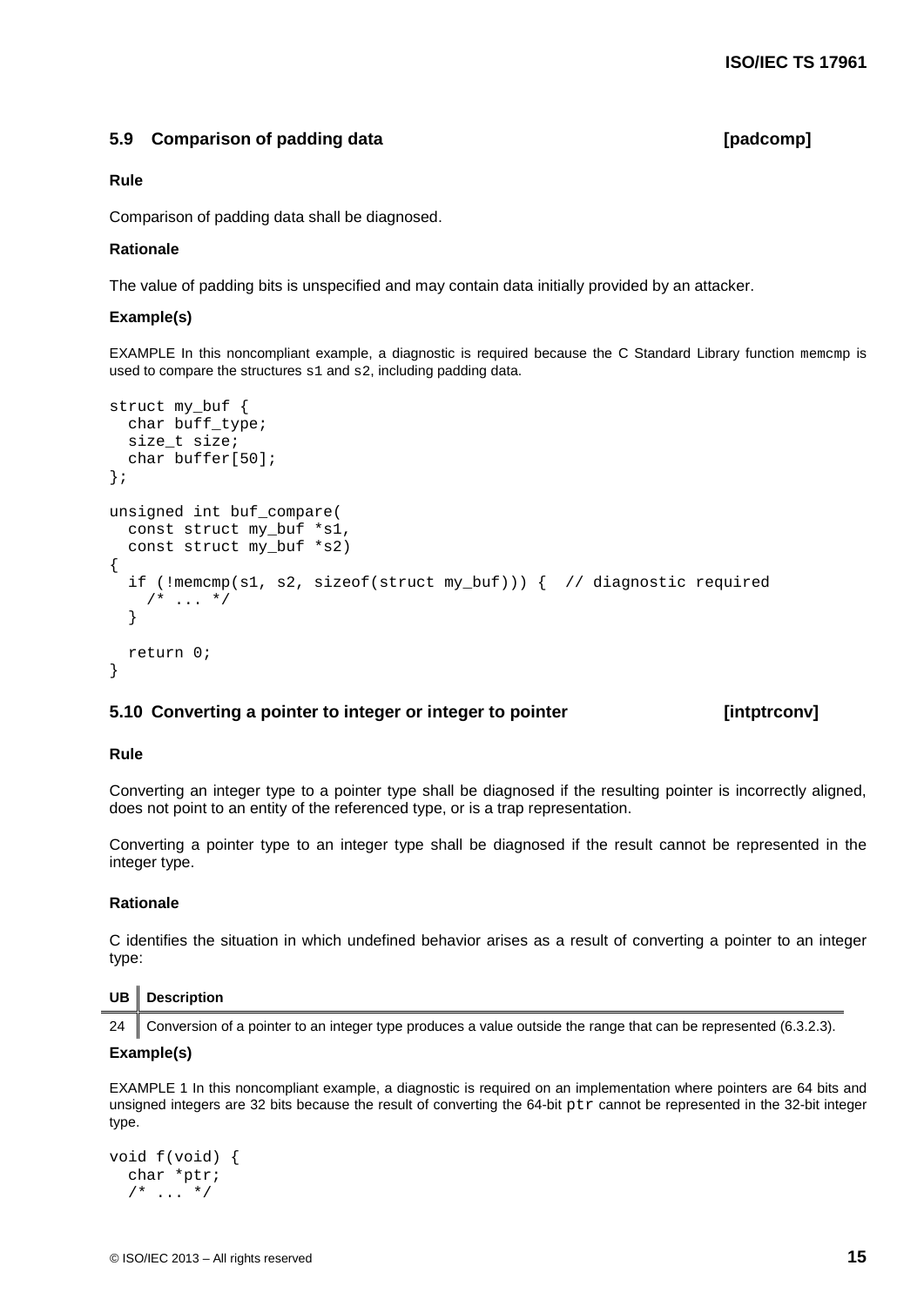## 5.9 Comparison of padding data [padcomp]

### Rule

Comparison of padding data shall be diagnosed.

### Rationale

The value of padding bits is unspecified and may contain data initially provided by an attacker.

### Example(s)

EXAMPLE In this noncompliant example, a diagnostic is required because the C Standard Library function memcmp is used to compare the structures s1 and s2, including padding data.

```
struct my_buf {
  char buff_type;
  size_t size;
  char buffer[50];
};

unsigned int buf_compare(
  const struct my_buf *s1,
  const struct my_buf *s2)
{
  if (!memcmp(s1, s2, sizeof(struct my_buf))) {  // diagnostic required
    /* ... */
  }

  return 0;
}
```

## 5.10 Converting a pointer to integer or integer to pointer [intptrconv]

### Rule

Converting an integer type to a pointer type shall be diagnosed if the resulting pointer is incorrectly aligned, does not point to an entity of the referenced type, or is a trap representation.

Converting a pointer type to an integer type shall be diagnosed if the result cannot be represented in the integer type.

### Rationale

C identifies the situation in which undefined behavior arises as a result of converting a pointer to an integer type:

| UB | Description |
|---|---|
| 24 | Conversion of a pointer to an integer type produces a value outside the range that can be represented (6.3.2.3). |

### Example(s)

EXAMPLE 1 In this noncompliant example, a diagnostic is required on an implementation where pointers are 64 bits and unsigned integers are 32 bits because the result of converting the 64-bit ptr cannot be represented in the 32-bit integer type.

```
void f(void) {
  char *ptr;
  /* ... */
```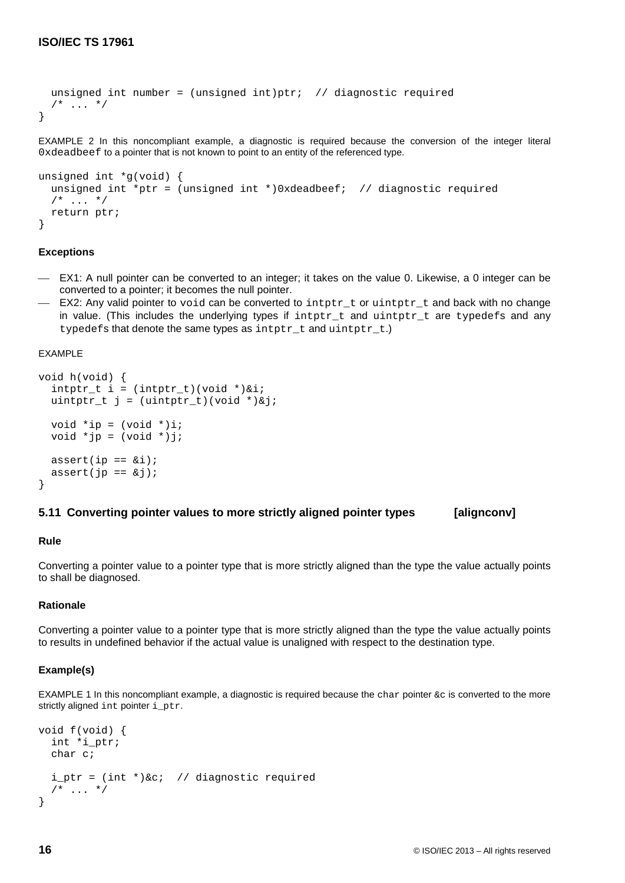```
  unsigned int number = (unsigned int)ptr;  // diagnostic required
  /* ... */
}
```

EXAMPLE 2 In this noncompliant example, a diagnostic is required because the conversion of the integer literal `0xdeadbeef` to a pointer that is not known to point to an entity of the referenced type.

```
unsigned int *g(void) {
  unsigned int *ptr = (unsigned int *)0xdeadbeef;  // diagnostic required
  /* ... */
  return ptr;
}
```

#### Exceptions

- EX1: A null pointer can be converted to an integer; it takes on the value 0. Likewise, a 0 integer can be converted to a pointer; it becomes the null pointer.
- EX2: Any valid pointer to `void` can be converted to `intptr_t` or `uintptr_t` and back with no change in value. (This includes the underlying types if `intptr_t` and `uintptr_t` are `typedefs` and any `typedefs` that denote the same types as `intptr_t` and `uintptr_t`.)

EXAMPLE

```
void h(void) {
  intptr_t i = (intptr_t)(void *)&i;
  uintptr_t j = (uintptr_t)(void *)&j;

  void *ip = (void *)i;
  void *jp = (void *)j;

  assert(ip == &i);
  assert(jp == &j);
}
```

### 5.11 Converting pointer values to more strictly aligned pointer types [alignconv]

#### Rule

Converting a pointer value to a pointer type that is more strictly aligned than the type the value actually points to shall be diagnosed.

#### Rationale

Converting a pointer value to a pointer type that is more strictly aligned than the type the value actually points to results in undefined behavior if the actual value is unaligned with respect to the destination type.

#### Example(s)

EXAMPLE 1 In this noncompliant example, a diagnostic is required because the `char` pointer `&c` is converted to the more strictly aligned `int` pointer `i_ptr`.

```
void f(void) {
  int *i_ptr;
  char c;

  i_ptr = (int *)&c;  // diagnostic required
  /* ... */
}
```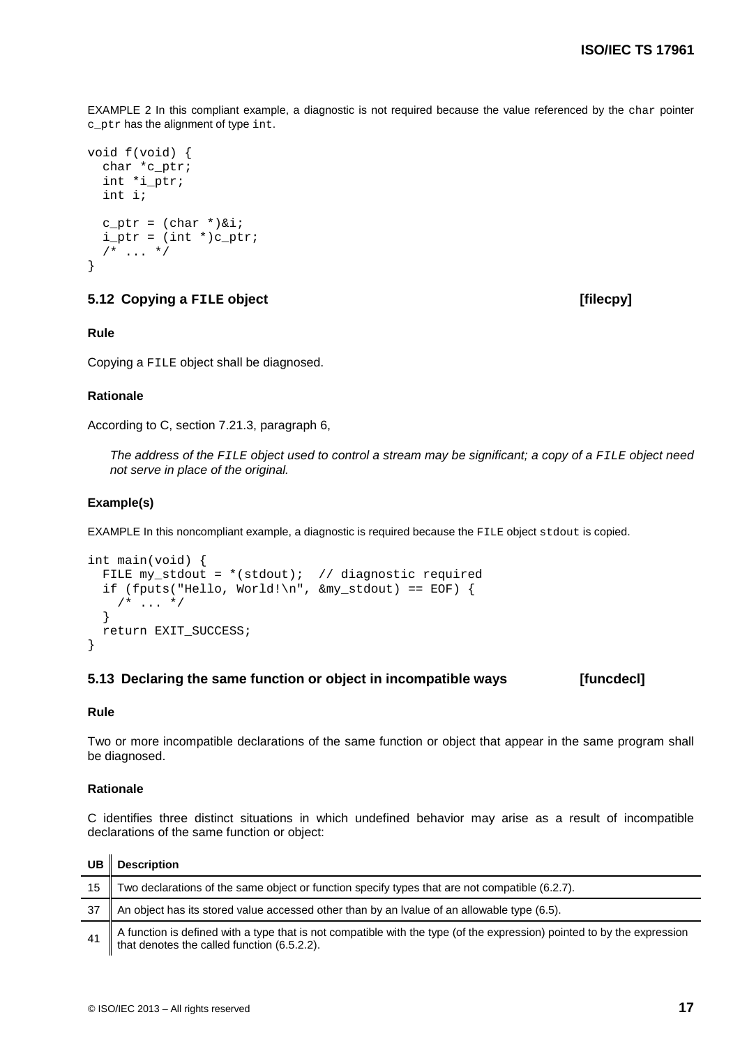EXAMPLE 2 In this compliant example, a diagnostic is not required because the value referenced by the `char` pointer `c_ptr` has the alignment of type `int`.

```
void f(void) {
  char *c_ptr;
  int *i_ptr;
  int i;

  c_ptr = (char *)&i;
  i_ptr = (int *)c_ptr;
  /* ... */
}
```

## 5.12 Copying a FILE object [filecpy]

**Rule**

Copying a `FILE` object shall be diagnosed.

**Rationale**

According to C, section 7.21.3, paragraph 6,

> *The address of the `FILE` object used to control a stream may be significant; a copy of a `FILE` object need not serve in place of the original.*

**Example(s)**

EXAMPLE In this noncompliant example, a diagnostic is required because the `FILE` object `stdout` is copied.

```
int main(void) {
  FILE my_stdout = *(stdout);  // diagnostic required
  if (fputs("Hello, World!\n", &my_stdout) == EOF) {
    /* ... */
  }
  return EXIT_SUCCESS;
}
```

## 5.13 Declaring the same function or object in incompatible ways [funcdecl]

**Rule**

Two or more incompatible declarations of the same function or object that appear in the same program shall be diagnosed.

**Rationale**

C identifies three distinct situations in which undefined behavior may arise as a result of incompatible declarations of the same function or object:

| UB | Description |
| --- | --- |
| 15 | Two declarations of the same object or function specify types that are not compatible (6.2.7). |
| 37 | An object has its stored value accessed other than by an lvalue of an allowable type (6.5). |
| 41 | A function is defined with a type that is not compatible with the type (of the expression) pointed to by the expression that denotes the called function (6.5.2.2). |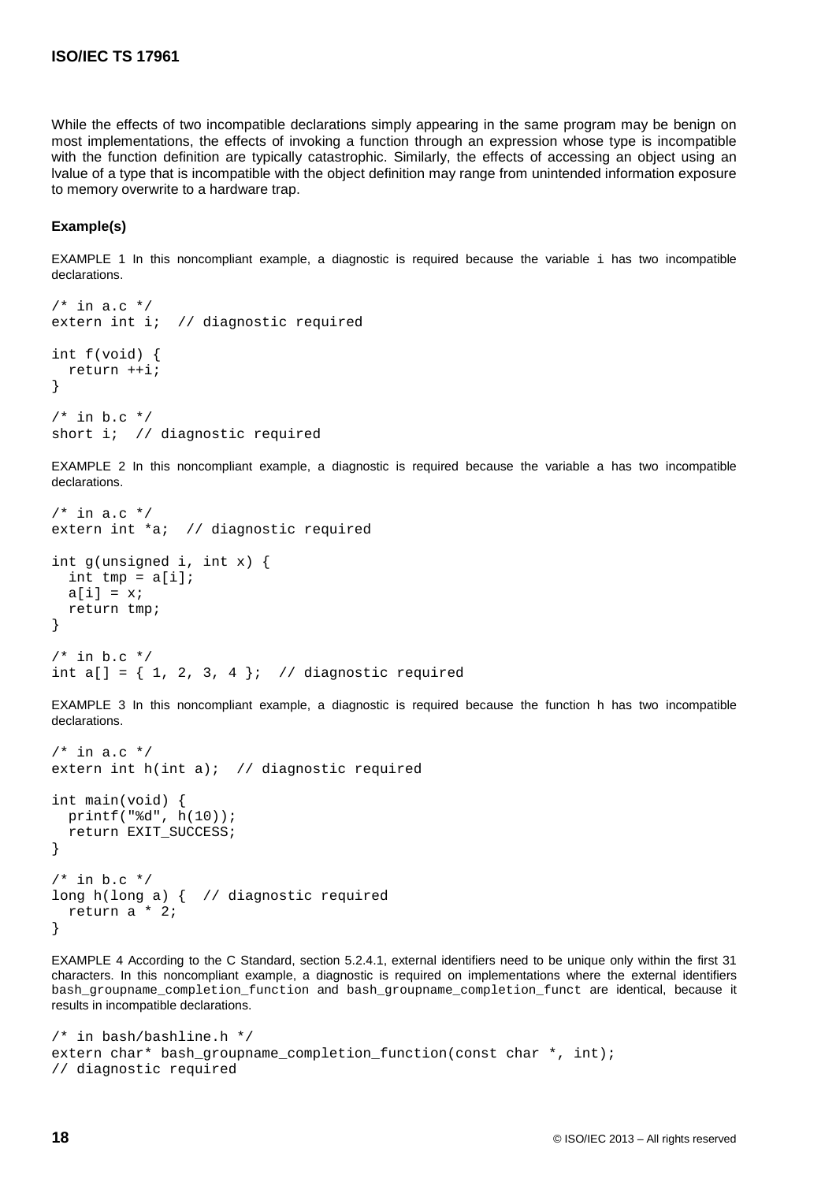While the effects of two incompatible declarations simply appearing in the same program may be benign on most implementations, the effects of invoking a function through an expression whose type is incompatible with the function definition are typically catastrophic. Similarly, the effects of accessing an object using an lvalue of a type that is incompatible with the object definition may range from unintended information exposure to memory overwrite to a hardware trap.

**Example(s)**

EXAMPLE 1 In this noncompliant example, a diagnostic is required because the variable `i` has two incompatible declarations.

```
/* in a.c */
extern int i;  // diagnostic required

int f(void) {
  return ++i;
}

/* in b.c */
short i;  // diagnostic required
```

EXAMPLE 2 In this noncompliant example, a diagnostic is required because the variable `a` has two incompatible declarations.

```
/* in a.c */
extern int *a;  // diagnostic required

int g(unsigned i, int x) {
  int tmp = a[i];
  a[i] = x;
  return tmp;
}

/* in b.c */
int a[] = { 1, 2, 3, 4 };  // diagnostic required
```

EXAMPLE 3 In this noncompliant example, a diagnostic is required because the function `h` has two incompatible declarations.

```
/* in a.c */
extern int h(int a);  // diagnostic required

int main(void) {
  printf("%d", h(10));
  return EXIT_SUCCESS;
}

/* in b.c */
long h(long a) {  // diagnostic required
  return a * 2;
}
```

EXAMPLE 4 According to the C Standard, section 5.2.4.1, external identifiers need to be unique only within the first 31 characters. In this noncompliant example, a diagnostic is required on implementations where the external identifiers `bash_groupname_completion_function` and `bash_groupname_completion_funct` are identical, because it results in incompatible declarations.

```
/* in bash/bashline.h */
extern char* bash_groupname_completion_function(const char *, int);
// diagnostic required
```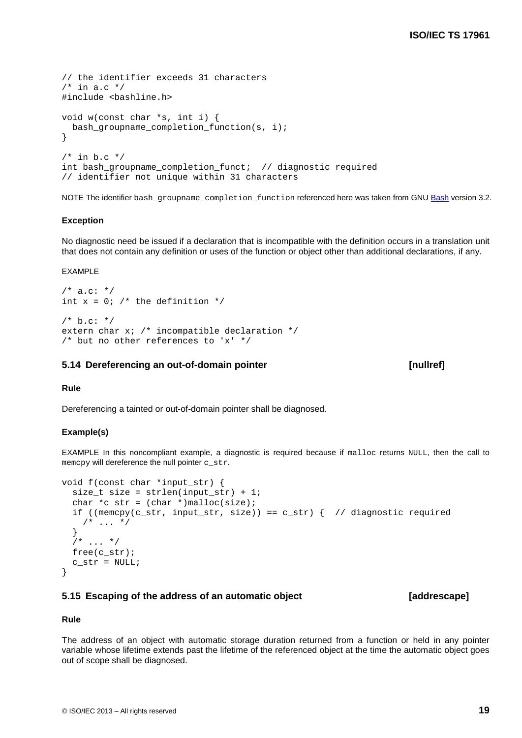```
// the identifier exceeds 31 characters
/* in a.c */
#include <bashline.h>

void w(const char *s, int i) {
  bash_groupname_completion_function(s, i);
}

/* in b.c */
int bash_groupname_completion_funct;  // diagnostic required
// identifier not unique within 31 characters
```

NOTE The identifier `bash_groupname_completion_function` referenced here was taken from GNU Bash version 3.2.

**Exception**

No diagnostic need be issued if a declaration that is incompatible with the definition occurs in a translation unit that does not contain any definition or uses of the function or object other than additional declarations, if any.

EXAMPLE

```
/* a.c: */
int x = 0; /* the definition */

/* b.c: */
extern char x; /* incompatible declaration */
/* but no other references to 'x' */
```

### 5.14 Dereferencing an out-of-domain pointer [nullref]

**Rule**

Dereferencing a tainted or out-of-domain pointer shall be diagnosed.

**Example(s)**

EXAMPLE In this noncompliant example, a diagnostic is required because if `malloc` returns `NULL`, then the call to `memcpy` will dereference the null pointer `c_str`.

```
void f(const char *input_str) {
  size_t size = strlen(input_str) + 1;
  char *c_str = (char *)malloc(size);
  if ((memcpy(c_str, input_str, size)) == c_str) {  // diagnostic required
    /* ... */
  }
  /* ... */
  free(c_str);
  c_str = NULL;
}
```

### 5.15 Escaping of the address of an automatic object [addrescape]

**Rule**

The address of an object with automatic storage duration returned from a function or held in any pointer variable whose lifetime extends past the lifetime of the referenced object at the time the automatic object goes out of scope shall be diagnosed.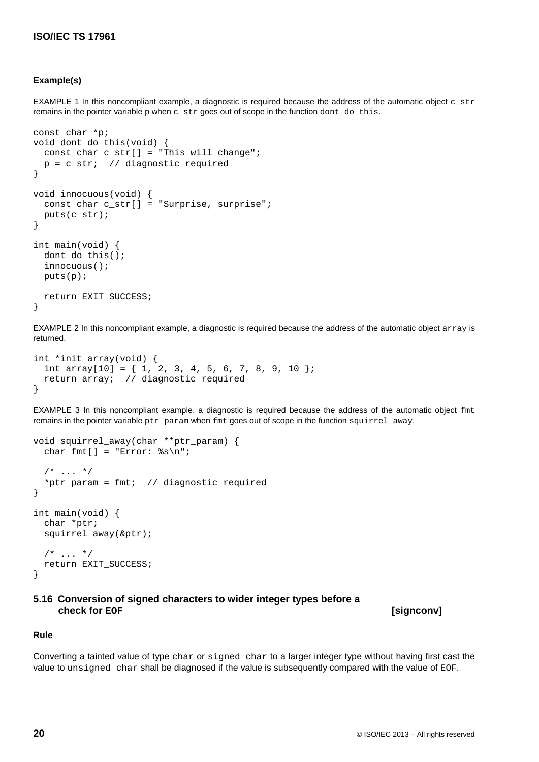#### Example(s)

EXAMPLE 1 In this noncompliant example, a diagnostic is required because the address of the automatic object `c_str` remains in the pointer variable p when `c_str` goes out of scope in the function `dont_do_this`.

```
const char *p;
void dont_do_this(void) {
  const char c_str[] = "This will change";
  p = c_str;  // diagnostic required
}

void innocuous(void) {
  const char c_str[] = "Surprise, surprise";
  puts(c_str);
}

int main(void) {
  dont_do_this();
  innocuous();
  puts(p);

  return EXIT_SUCCESS;
}
```

EXAMPLE 2 In this noncompliant example, a diagnostic is required because the address of the automatic object `array` is returned.

```
int *init_array(void) {
  int array[10] = { 1, 2, 3, 4, 5, 6, 7, 8, 9, 10 };
  return array;  // diagnostic required
}
```

EXAMPLE 3 In this noncompliant example, a diagnostic is required because the address of the automatic object `fmt` remains in the pointer variable `ptr_param` when `fmt` goes out of scope in the function `squirrel_away`.

```
void squirrel_away(char **ptr_param) {
  char fmt[] = "Error: %s\n";

  /* ... */
  *ptr_param = fmt;  // diagnostic required
}

int main(void) {
  char *ptr;
  squirrel_away(&ptr);

  /* ... */
  return EXIT_SUCCESS;
}
```

### 5.16 Conversion of signed characters to wider integer types before a check for EOF [signconv]

#### Rule

Converting a tainted value of type `char` or `signed char` to a larger integer type without having first cast the value to `unsigned char` shall be diagnosed if the value is subsequently compared with the value of `EOF`.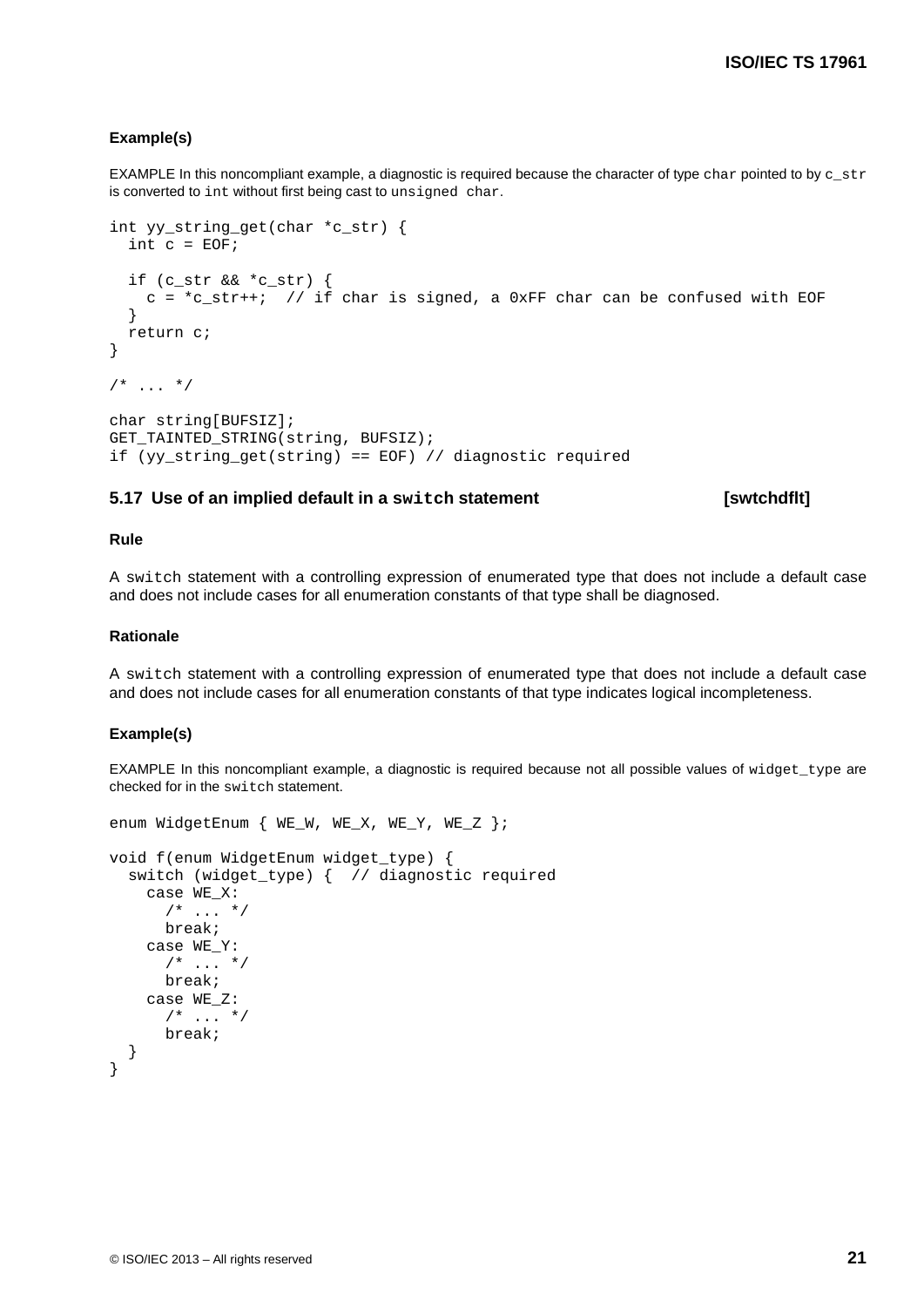#### Example(s)

EXAMPLE In this noncompliant example, a diagnostic is required because the character of type `char` pointed to by `c_str` is converted to `int` without first being cast to `unsigned char`.

```
int yy_string_get(char *c_str) {
  int c = EOF;

  if (c_str && *c_str) {
    c = *c_str++;  // if char is signed, a 0xFF char can be confused with EOF
  }
  return c;
}

/* ... */

char string[BUFSIZ];
GET_TAINTED_STRING(string, BUFSIZ);
if (yy_string_get(string) == EOF) // diagnostic required
```

### 5.17 Use of an implied default in a `switch` statement [swtchdflt]

#### Rule

A `switch` statement with a controlling expression of enumerated type that does not include a default case and does not include cases for all enumeration constants of that type shall be diagnosed.

#### Rationale

A `switch` statement with a controlling expression of enumerated type that does not include a default case and does not include cases for all enumeration constants of that type indicates logical incompleteness.

#### Example(s)

EXAMPLE In this noncompliant example, a diagnostic is required because not all possible values of `widget_type` are checked for in the `switch` statement.

```
enum WidgetEnum { WE_W, WE_X, WE_Y, WE_Z };

void f(enum WidgetEnum widget_type) {
  switch (widget_type) {  // diagnostic required
    case WE_X:
      /* ... */
      break;
    case WE_Y:
      /* ... */
      break;
    case WE_Z:
      /* ... */
      break;
  }
}
```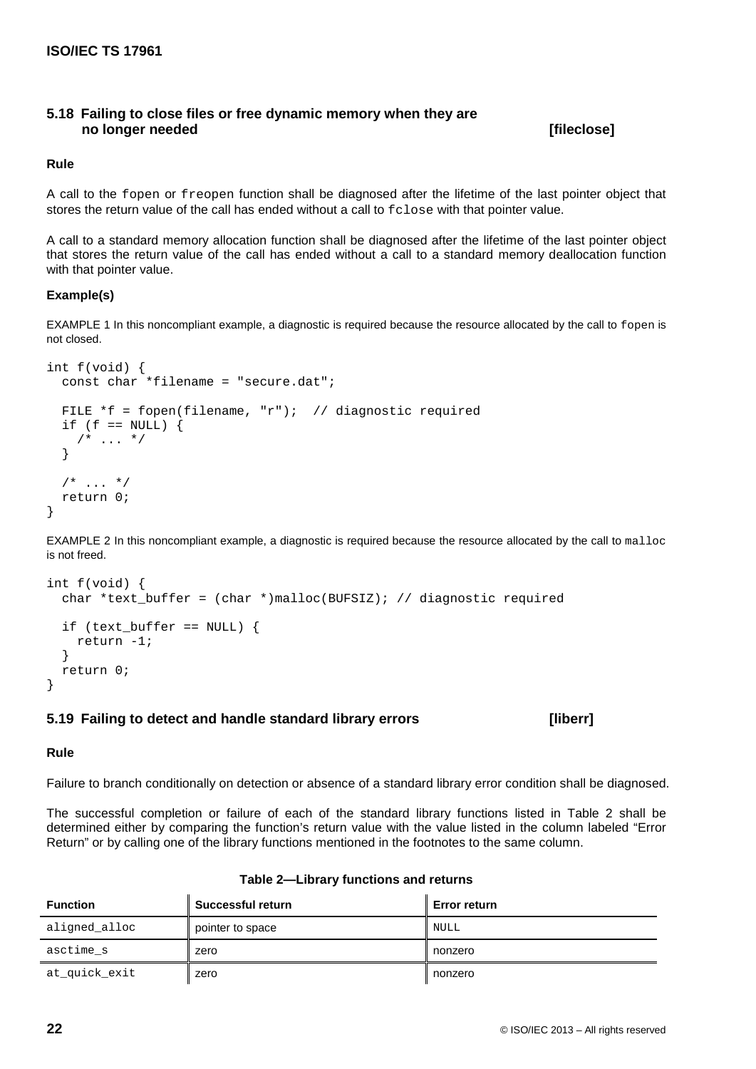## 5.18 Failing to close files or free dynamic memory when they are no longer needed [fileclose]

### Rule

A call to the `fopen` or `freopen` function shall be diagnosed after the lifetime of the last pointer object that stores the return value of the call has ended without a call to `fclose` with that pointer value.

A call to a standard memory allocation function shall be diagnosed after the lifetime of the last pointer object that stores the return value of the call has ended without a call to a standard memory deallocation function with that pointer value.

### Example(s)

EXAMPLE 1 In this noncompliant example, a diagnostic is required because the resource allocated by the call to `fopen` is not closed.

```
int f(void) {
  const char *filename = "secure.dat";

  FILE *f = fopen(filename, "r");  // diagnostic required
  if (f == NULL) {
    /* ... */
  }

  /* ... */
  return 0;
}
```

EXAMPLE 2 In this noncompliant example, a diagnostic is required because the resource allocated by the call to `malloc` is not freed.

```
int f(void) {
  char *text_buffer = (char *)malloc(BUFSIZ); // diagnostic required

  if (text_buffer == NULL) {
    return -1;
  }
  return 0;
}
```

## 5.19 Failing to detect and handle standard library errors [liberr]

### Rule

Failure to branch conditionally on detection or absence of a standard library error condition shall be diagnosed.

The successful completion or failure of each of the standard library functions listed in Table 2 shall be determined either by comparing the function's return value with the value listed in the column labeled "Error Return" or by calling one of the library functions mentioned in the footnotes to the same column.

**Table 2—Library functions and returns**

| Function | Successful return | Error return |
|---|---|---|
| `aligned_alloc` | pointer to space | `NULL` |
| `asctime_s` | zero | nonzero |
| `at_quick_exit` | zero | nonzero |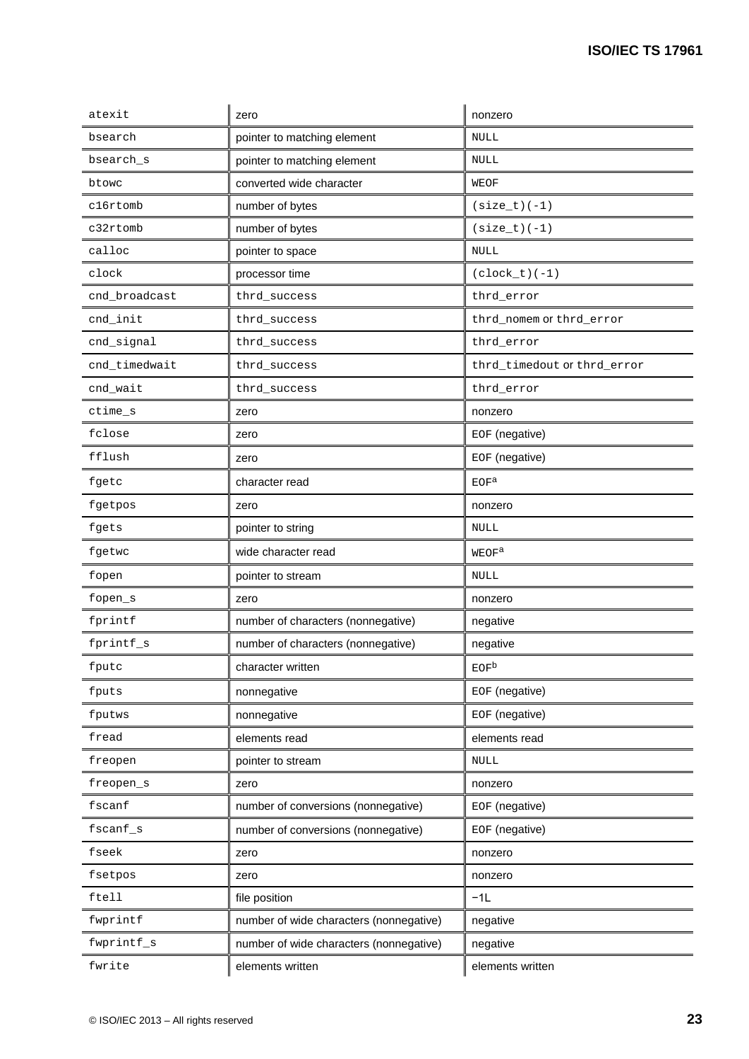| | | |
|---|---|---|
| atexit | zero | nonzero |
| bsearch | pointer to matching element | NULL |
| bsearch_s | pointer to matching element | NULL |
| btowc | converted wide character | WEOF |
| c16rtomb | number of bytes | (size_t)(-1) |
| c32rtomb | number of bytes | (size_t)(-1) |
| calloc | pointer to space | NULL |
| clock | processor time | (clock_t)(-1) |
| cnd_broadcast | thrd_success | thrd_error |
| cnd_init | thrd_success | thrd_nomem or thrd_error |
| cnd_signal | thrd_success | thrd_error |
| cnd_timedwait | thrd_success | thrd_timedout or thrd_error |
| cnd_wait | thrd_success | thrd_error |
| ctime_s | zero | nonzero |
| fclose | zero | EOF (negative) |
| fflush | zero | EOF (negative) |
| fgetc | character read | EOF[a] |
| fgetpos | zero | nonzero |
| fgets | pointer to string | NULL |
| fgetwc | wide character read | WEOF[a] |
| fopen | pointer to stream | NULL |
| fopen_s | zero | nonzero |
| fprintf | number of characters (nonnegative) | negative |
| fprintf_s | number of characters (nonnegative) | negative |
| fputc | character written | EOF[b] |
| fputs | nonnegative | EOF (negative) |
| fputws | nonnegative | EOF (negative) |
| fread | elements read | elements read |
| freopen | pointer to stream | NULL |
| freopen_s | zero | nonzero |
| fscanf | number of conversions (nonnegative) | EOF (negative) |
| fscanf_s | number of conversions (nonnegative) | EOF (negative) |
| fseek | zero | nonzero |
| fsetpos | zero | nonzero |
| ftell | file position | −1L |
| fwprintf | number of wide characters (nonnegative) | negative |
| fwprintf_s | number of wide characters (nonnegative) | negative |
| fwrite | elements written | elements written |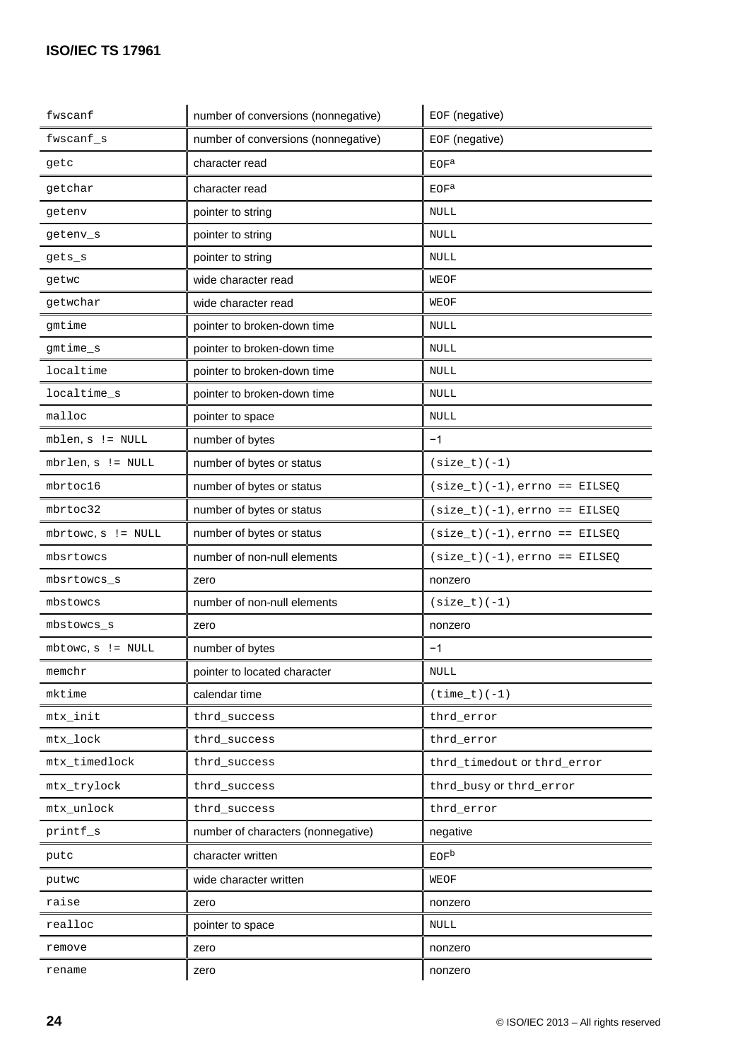| | | |
|---|---|---|
| fwscanf | number of conversions (nonnegative) | EOF (negative) |
| fwscanf_s | number of conversions (nonnegative) | EOF (negative) |
| getc | character read | EOF[a] |
| getchar | character read | EOF[a] |
| getenv | pointer to string | NULL |
| getenv_s | pointer to string | NULL |
| gets_s | pointer to string | NULL |
| getwc | wide character read | WEOF |
| getwchar | wide character read | WEOF |
| gmtime | pointer to broken-down time | NULL |
| gmtime_s | pointer to broken-down time | NULL |
| localtime | pointer to broken-down time | NULL |
| localtime_s | pointer to broken-down time | NULL |
| malloc | pointer to space | NULL |
| mblen, s != NULL | number of bytes | −1 |
| mbrlen, s != NULL | number of bytes or status | (size_t)(-1) |
| mbrtoc16 | number of bytes or status | (size_t)(-1), errno == EILSEQ |
| mbrtoc32 | number of bytes or status | (size_t)(-1), errno == EILSEQ |
| mbrtowc, s != NULL | number of bytes or status | (size_t)(-1), errno == EILSEQ |
| mbsrtowcs | number of non-null elements | (size_t)(-1), errno == EILSEQ |
| mbsrtowcs_s | zero | nonzero |
| mbstowcs | number of non-null elements | (size_t)(-1) |
| mbstowcs_s | zero | nonzero |
| mbtowc, s != NULL | number of bytes | −1 |
| memchr | pointer to located character | NULL |
| mktime | calendar time | (time_t)(-1) |
| mtx_init | thrd_success | thrd_error |
| mtx_lock | thrd_success | thrd_error |
| mtx_timedlock | thrd_success | thrd_timedout or thrd_error |
| mtx_trylock | thrd_success | thrd_busy or thrd_error |
| mtx_unlock | thrd_success | thrd_error |
| printf_s | number of characters (nonnegative) | negative |
| putc | character written | EOF[b] |
| putwc | wide character written | WEOF |
| raise | zero | nonzero |
| realloc | pointer to space | NULL |
| remove | zero | nonzero |
| rename | zero | nonzero |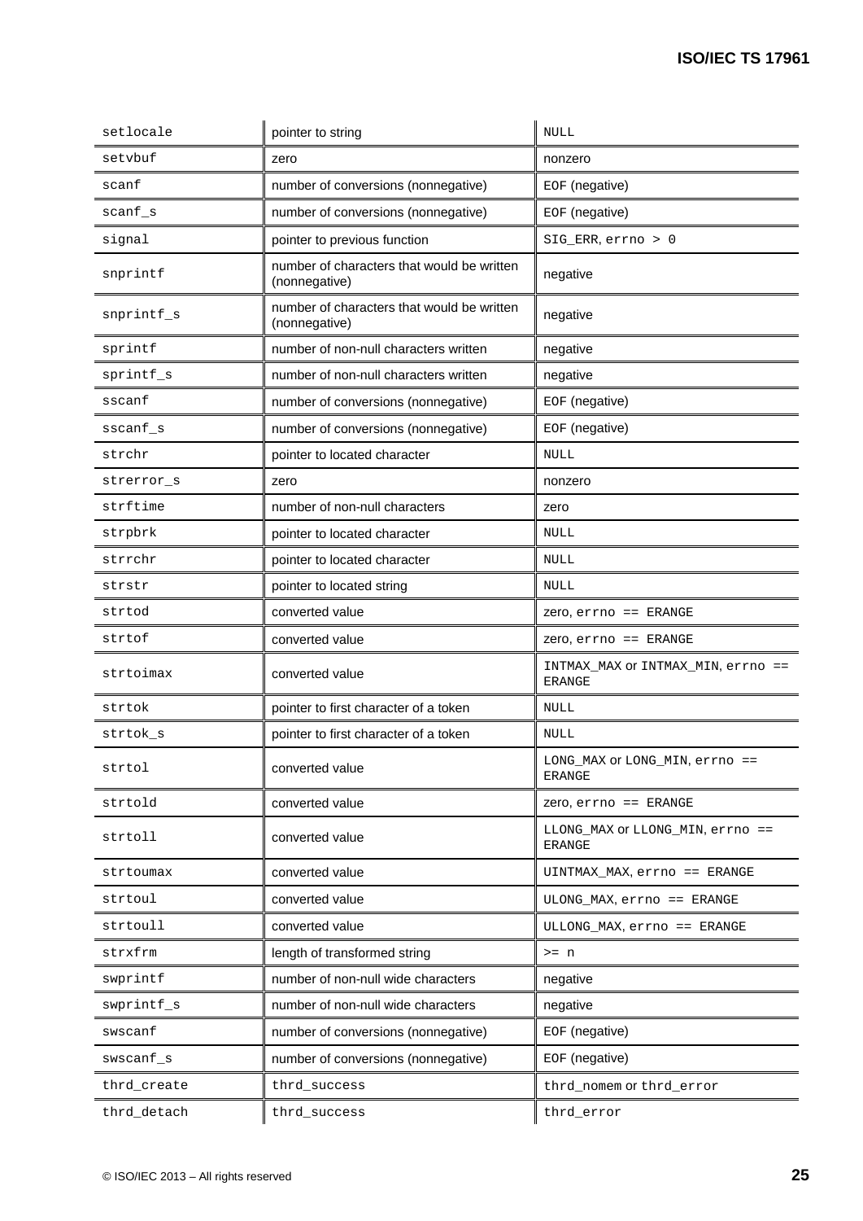| setlocale | pointer to string | NULL |
|---|---|---|
| setvbuf | zero | nonzero |
| scanf | number of conversions (nonnegative) | EOF (negative) |
| scanf_s | number of conversions (nonnegative) | EOF (negative) |
| signal | pointer to previous function | SIG_ERR, errno > 0 |
| snprintf | number of characters that would be written (nonnegative) | negative |
| snprintf_s | number of characters that would be written (nonnegative) | negative |
| sprintf | number of non-null characters written | negative |
| sprintf_s | number of non-null characters written | negative |
| sscanf | number of conversions (nonnegative) | EOF (negative) |
| sscanf_s | number of conversions (nonnegative) | EOF (negative) |
| strchr | pointer to located character | NULL |
| strerror_s | zero | nonzero |
| strftime | number of non-null characters | zero |
| strpbrk | pointer to located character | NULL |
| strrchr | pointer to located character | NULL |
| strstr | pointer to located string | NULL |
| strtod | converted value | zero, errno == ERANGE |
| strtof | converted value | zero, errno == ERANGE |
| strtoimax | converted value | INTMAX_MAX or INTMAX_MIN, errno == ERANGE |
| strtok | pointer to first character of a token | NULL |
| strtok_s | pointer to first character of a token | NULL |
| strtol | converted value | LONG_MAX or LONG_MIN, errno == ERANGE |
| strtold | converted value | zero, errno == ERANGE |
| strtoll | converted value | LLONG_MAX or LLONG_MIN, errno == ERANGE |
| strtoumax | converted value | UINTMAX_MAX, errno == ERANGE |
| strtoul | converted value | ULONG_MAX, errno == ERANGE |
| strtoull | converted value | ULLONG_MAX, errno == ERANGE |
| strxfrm | length of transformed string | >= n |
| swprintf | number of non-null wide characters | negative |
| swprintf_s | number of non-null wide characters | negative |
| swscanf | number of conversions (nonnegative) | EOF (negative) |
| swscanf_s | number of conversions (nonnegative) | EOF (negative) |
| thrd_create | thrd_success | thrd_nomem or thrd_error |
| thrd_detach | thrd_success | thrd_error |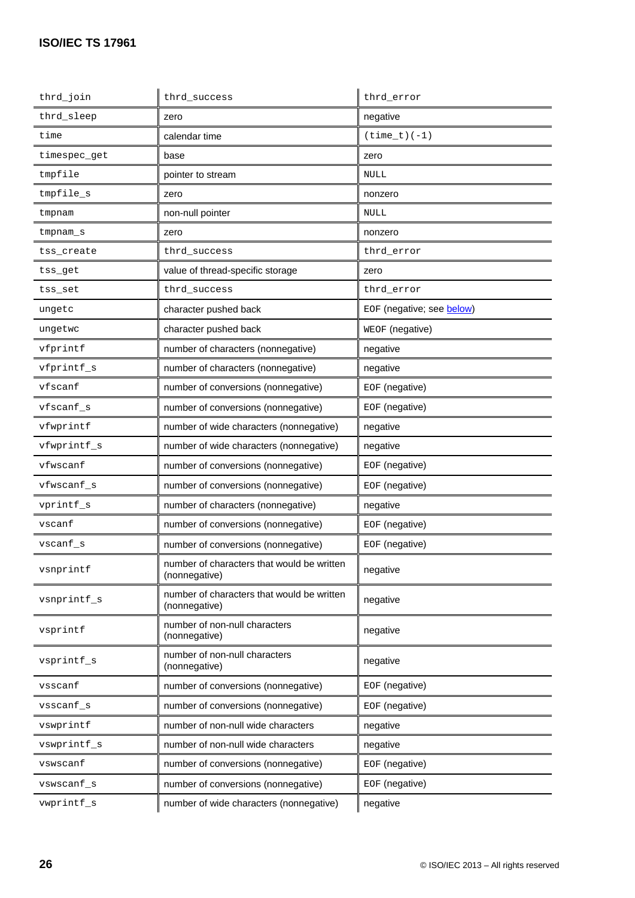| | | |
|---|---|---|
| thrd_join | thrd_success | thrd_error |
| thrd_sleep | zero | negative |
| time | calendar time | (time_t)(-1) |
| timespec_get | base | zero |
| tmpfile | pointer to stream | NULL |
| tmpfile_s | zero | nonzero |
| tmpnam | non-null pointer | NULL |
| tmpnam_s | zero | nonzero |
| tss_create | thrd_success | thrd_error |
| tss_get | value of thread-specific storage | zero |
| tss_set | thrd_success | thrd_error |
| ungetc | character pushed back | EOF (negative; see below) |
| ungetwc | character pushed back | WEOF (negative) |
| vfprintf | number of characters (nonnegative) | negative |
| vfprintf_s | number of characters (nonnegative) | negative |
| vfscanf | number of conversions (nonnegative) | EOF (negative) |
| vfscanf_s | number of conversions (nonnegative) | EOF (negative) |
| vfwprintf | number of wide characters (nonnegative) | negative |
| vfwprintf_s | number of wide characters (nonnegative) | negative |
| vfwscanf | number of conversions (nonnegative) | EOF (negative) |
| vfwscanf_s | number of conversions (nonnegative) | EOF (negative) |
| vprintf_s | number of characters (nonnegative) | negative |
| vscanf | number of conversions (nonnegative) | EOF (negative) |
| vscanf_s | number of conversions (nonnegative) | EOF (negative) |
| vsnprintf | number of characters that would be written (nonnegative) | negative |
| vsnprintf_s | number of characters that would be written (nonnegative) | negative |
| vsprintf | number of non-null characters (nonnegative) | negative |
| vsprintf_s | number of non-null characters (nonnegative) | negative |
| vsscanf | number of conversions (nonnegative) | EOF (negative) |
| vsscanf_s | number of conversions (nonnegative) | EOF (negative) |
| vswprintf | number of non-null wide characters | negative |
| vswprintf_s | number of non-null wide characters | negative |
| vswscanf | number of conversions (nonnegative) | EOF (negative) |
| vswscanf_s | number of conversions (nonnegative) | EOF (negative) |
| vwprintf_s | number of wide characters (nonnegative) | negative |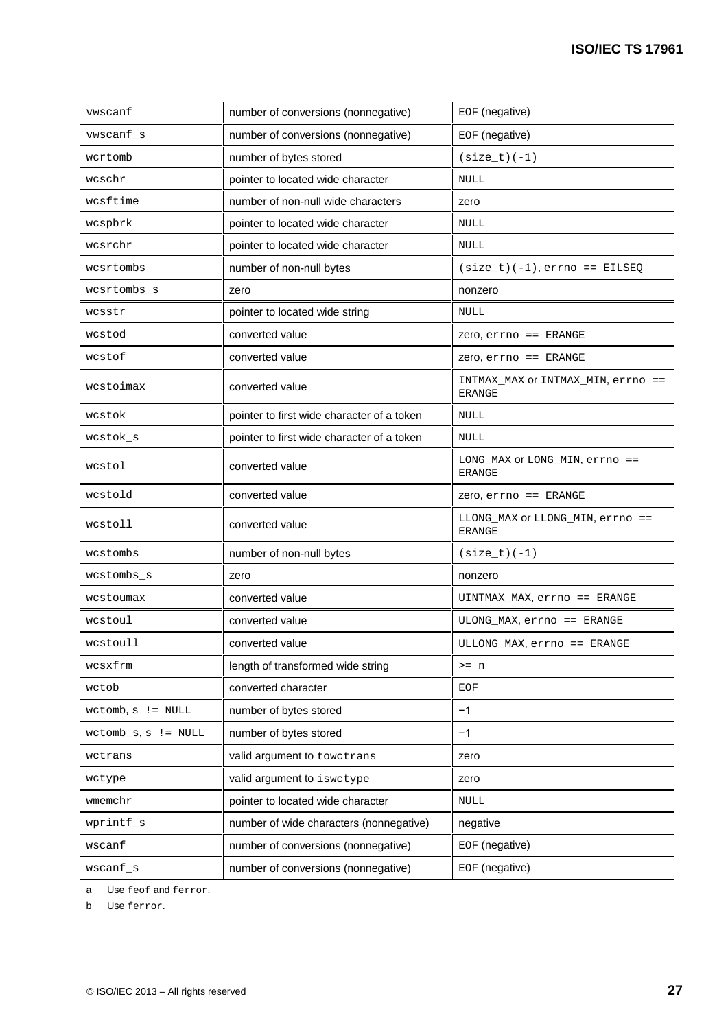| | | |
|---|---|---|
| vwscanf | number of conversions (nonnegative) | EOF (negative) |
| vwscanf_s | number of conversions (nonnegative) | EOF (negative) |
| wcrtomb | number of bytes stored | (size_t)(-1) |
| wcschr | pointer to located wide character | NULL |
| wcsftime | number of non-null wide characters | zero |
| wcspbrk | pointer to located wide character | NULL |
| wcsrchr | pointer to located wide character | NULL |
| wcsrtombs | number of non-null bytes | (size_t)(-1), errno == EILSEQ |
| wcsrtombs_s | zero | nonzero |
| wcsstr | pointer to located wide string | NULL |
| wcstod | converted value | zero, errno == ERANGE |
| wcstof | converted value | zero, errno == ERANGE |
| wcstoimax | converted value | INTMAX_MAX or INTMAX_MIN, errno == ERANGE |
| wcstok | pointer to first wide character of a token | NULL |
| wcstok_s | pointer to first wide character of a token | NULL |
| wcstol | converted value | LONG_MAX or LONG_MIN, errno == ERANGE |
| wcstold | converted value | zero, errno == ERANGE |
| wcstoll | converted value | LLONG_MAX or LLONG_MIN, errno == ERANGE |
| wcstombs | number of non-null bytes | (size_t)(-1) |
| wcstombs_s | zero | nonzero |
| wcstoumax | converted value | UINTMAX_MAX, errno == ERANGE |
| wcstoul | converted value | ULONG_MAX, errno == ERANGE |
| wcstoull | converted value | ULLONG_MAX, errno == ERANGE |
| wcsxfrm | length of transformed wide string | >= n |
| wctob | converted character | EOF |
| wctomb, s != NULL | number of bytes stored | −1 |
| wctomb_s, s != NULL | number of bytes stored | −1 |
| wctrans | valid argument to towctrans | zero |
| wctype | valid argument to iswctype | zero |
| wmemchr | pointer to located wide character | NULL |
| wprintf_s | number of wide characters (nonnegative) | negative |
| wscanf | number of conversions (nonnegative) | EOF (negative) |
| wscanf_s | number of conversions (nonnegative) | EOF (negative) |

a Use feof and ferror.

b Use ferror.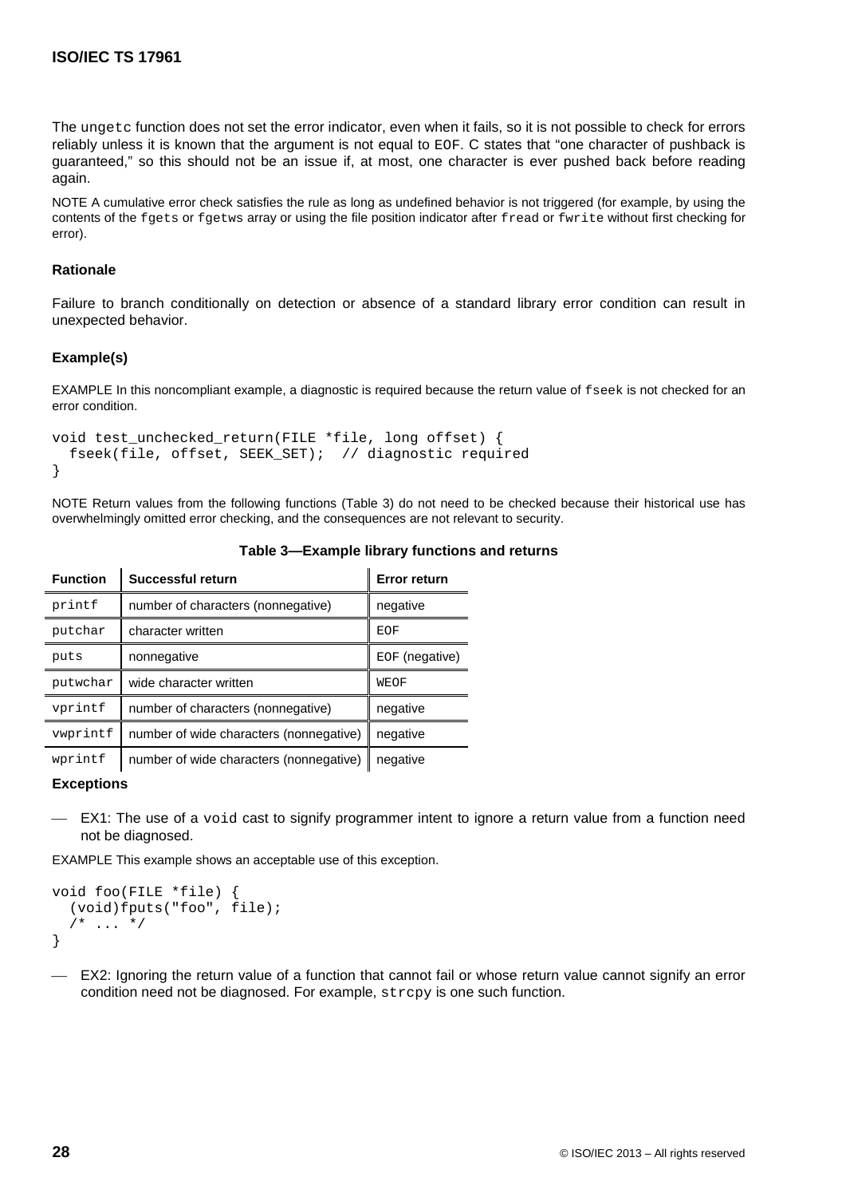The ungetc function does not set the error indicator, even when it fails, so it is not possible to check for errors reliably unless it is known that the argument is not equal to EOF. C states that "one character of pushback is guaranteed," so this should not be an issue if, at most, one character is ever pushed back before reading again.

NOTE A cumulative error check satisfies the rule as long as undefined behavior is not triggered (for example, by using the contents of the fgets or fgetws array or using the file position indicator after fread or fwrite without first checking for error).

**Rationale**

Failure to branch conditionally on detection or absence of a standard library error condition can result in unexpected behavior.

**Example(s)**

EXAMPLE In this noncompliant example, a diagnostic is required because the return value of fseek is not checked for an error condition.

```
void test_unchecked_return(FILE *file, long offset) {
  fseek(file, offset, SEEK_SET);  // diagnostic required
}
```

NOTE Return values from the following functions (Table 3) do not need to be checked because their historical use has overwhelmingly omitted error checking, and the consequences are not relevant to security.

**Table 3—Example library functions and returns**

| Function | Successful return | Error return |
|---|---|---|
| printf | number of characters (nonnegative) | negative |
| putchar | character written | EOF |
| puts | nonnegative | EOF (negative) |
| putwchar | wide character written | WEOF |
| vprintf | number of characters (nonnegative) | negative |
| vwprintf | number of wide characters (nonnegative) | negative |
| wprintf | number of wide characters (nonnegative) | negative |

**Exceptions**

— EX1: The use of a void cast to signify programmer intent to ignore a return value from a function need not be diagnosed.

EXAMPLE This example shows an acceptable use of this exception.

```
void foo(FILE *file) {
  (void)fputs("foo", file);
  /* ... */
}
```

— EX2: Ignoring the return value of a function that cannot fail or whose return value cannot signify an error condition need not be diagnosed. For example, strcpy is one such function.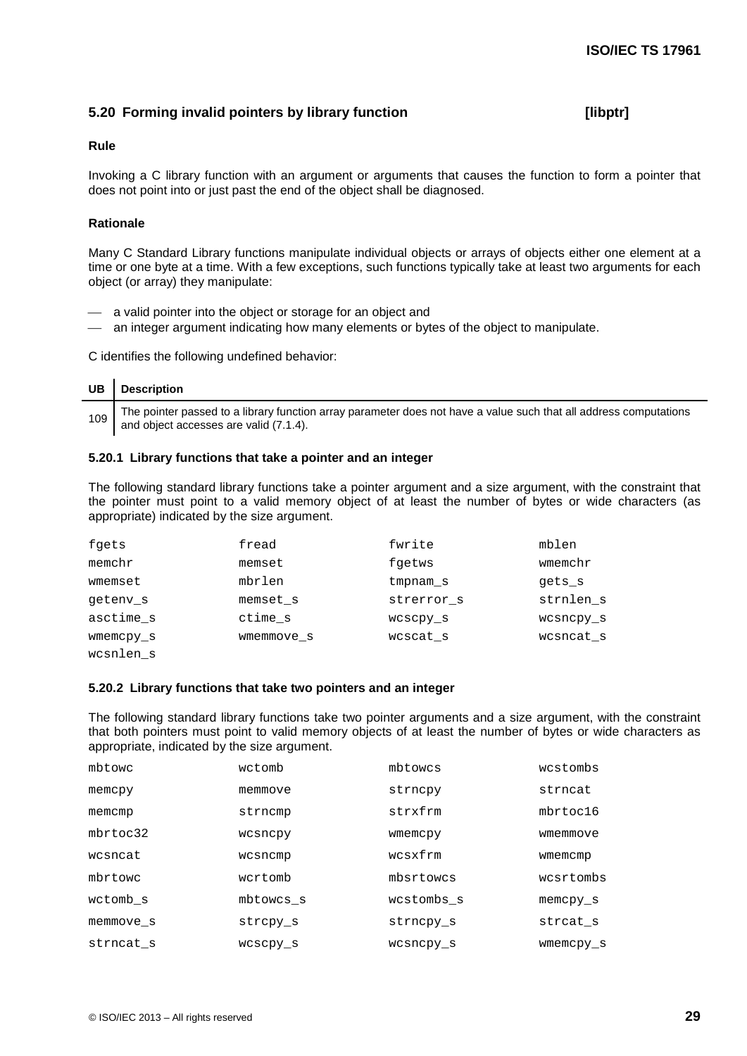## 5.20 Forming invalid pointers by library function [libptr]

### Rule

Invoking a C library function with an argument or arguments that causes the function to form a pointer that does not point into or just past the end of the object shall be diagnosed.

### Rationale

Many C Standard Library functions manipulate individual objects or arrays of objects either one element at a time or one byte at a time. With a few exceptions, such functions typically take at least two arguments for each object (or array) they manipulate:

- a valid pointer into the object or storage for an object and
- an integer argument indicating how many elements or bytes of the object to manipulate.

C identifies the following undefined behavior:

| UB | Description |
|---|---|
| 109 | The pointer passed to a library function array parameter does not have a value such that all address computations and object accesses are valid (7.1.4). |

#### 5.20.1 Library functions that take a pointer and an integer

The following standard library functions take a pointer argument and a size argument, with the constraint that the pointer must point to a valid memory object of at least the number of bytes or wide characters (as appropriate) indicated by the size argument.

```
fgets          fread          fwrite         mblen
memchr         memset         fgetws         wmemchr
wmemset        mbrlen         tmpnam_s       gets_s
getenv_s       memset_s       strerror_s     strnlen_s
asctime_s      ctime_s        wcscpy_s       wcsncpy_s
wmemcpy_s      wmemmove_s     wcscat_s       wcsncat_s
wcsnlen_s
```

#### 5.20.2 Library functions that take two pointers and an integer

The following standard library functions take two pointer arguments and a size argument, with the constraint that both pointers must point to valid memory objects of at least the number of bytes or wide characters as appropriate, indicated by the size argument.

```
mbtowc         wctomb         mbtowcs        wcstombs
memcpy         memmove        strncpy        strncat
memcmp         strncmp        strxfrm        mbrtoc16
mbrtoc32       wcsncpy        wmemcpy        wmemmove
wcsncat        wcsncmp        wcsxfrm        wmemcmp
mbrtowc        wcrtomb        mbsrtowcs      wcsrtombs
wctomb_s       mbtowcs_s      wcstombs_s     memcpy_s
memmove_s      strcpy_s       strncpy_s      strcat_s
strncat_s      wcscpy_s       wcsncpy_s      wmemcpy_s
```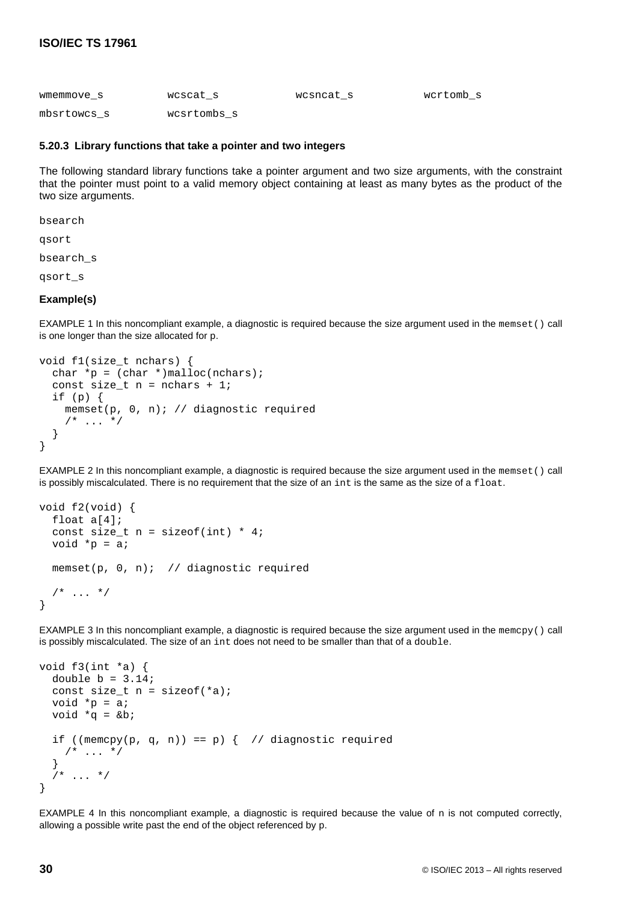wmemmove_s wcscat_s wcsncat_s wcrtomb_s

mbsrtowcs_s wcsrtombs_s

#### 5.20.3 Library functions that take a pointer and two integers

The following standard library functions take a pointer argument and two size arguments, with the constraint that the pointer must point to a valid memory object containing at least as many bytes as the product of the two size arguments.

bsearch

qsort

bsearch_s

qsort_s

#### Example(s)

EXAMPLE 1 In this noncompliant example, a diagnostic is required because the size argument used in the `memset()` call is one longer than the size allocated for p.

```
void f1(size_t nchars) {
  char *p = (char *)malloc(nchars);
  const size_t n = nchars + 1;
  if (p) {
    memset(p, 0, n); // diagnostic required
    /* ... */
  }
}
```

EXAMPLE 2 In this noncompliant example, a diagnostic is required because the size argument used in the `memset()` call is possibly miscalculated. There is no requirement that the size of an `int` is the same as the size of a `float`.

```
void f2(void) {
  float a[4];
  const size_t n = sizeof(int) * 4;
  void *p = a;

  memset(p, 0, n);  // diagnostic required

  /* ... */
}
```

EXAMPLE 3 In this noncompliant example, a diagnostic is required because the size argument used in the `memcpy()` call is possibly miscalculated. The size of an `int` does not need to be smaller than that of a `double`.

```
void f3(int *a) {
  double b = 3.14;
  const size_t n = sizeof(*a);
  void *p = a;
  void *q = &b;

  if ((memcpy(p, q, n)) == p) {  // diagnostic required
    /* ... */
  }
  /* ... */
}
```

EXAMPLE 4 In this noncompliant example, a diagnostic is required because the value of n is not computed correctly, allowing a possible write past the end of the object referenced by p.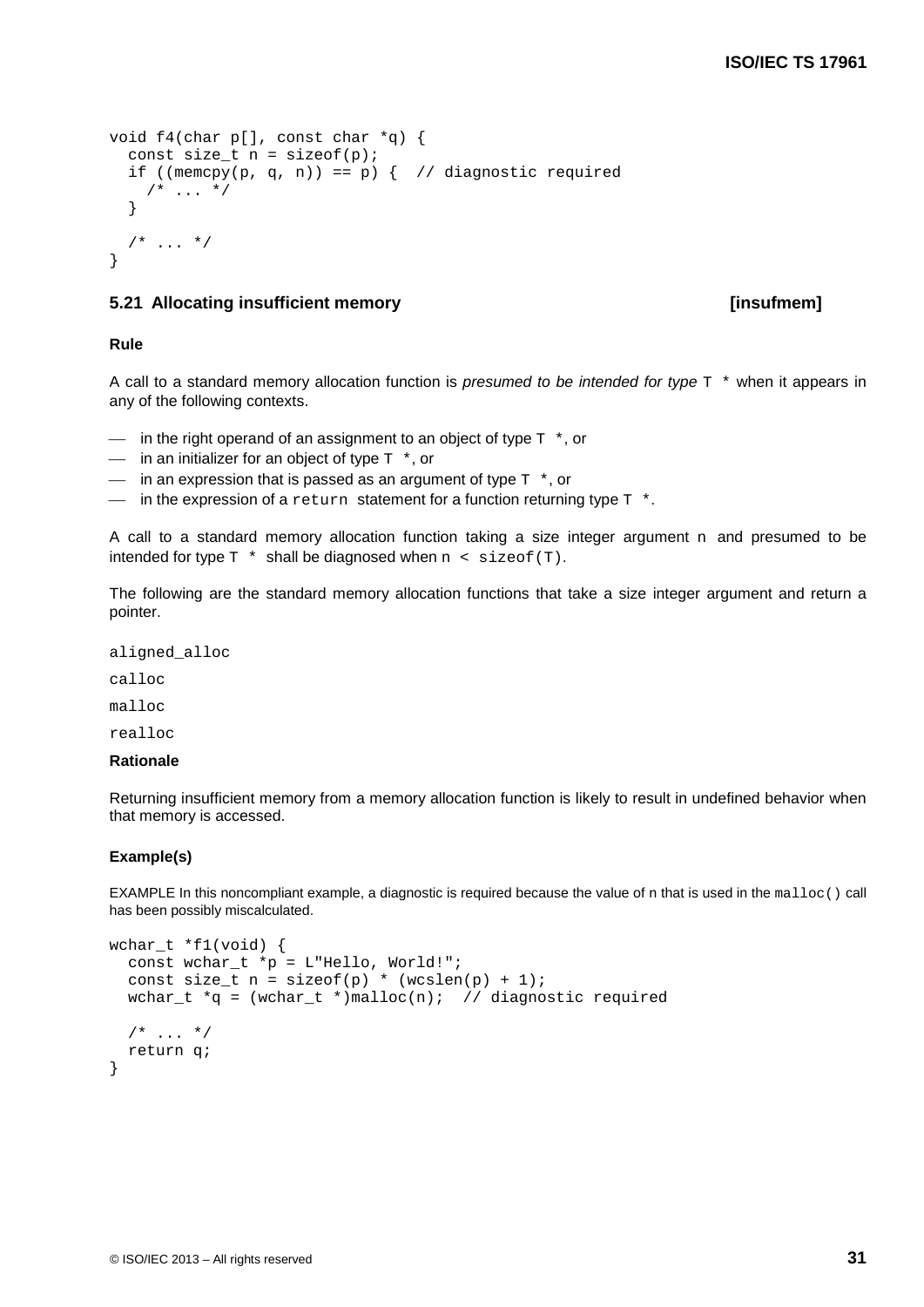```
void f4(char p[], const char *q) {
  const size_t n = sizeof(p);
  if ((memcpy(p, q, n)) == p) {  // diagnostic required
    /* ... */
  }

  /* ... */
}
```

### 5.21 Allocating insufficient memory [insufmem]

**Rule**

A call to a standard memory allocation function is *presumed to be intended for type* `T *` when it appears in any of the following contexts.

- in the right operand of an assignment to an object of type `T *`, or
- in an initializer for an object of type `T *`, or
- in an expression that is passed as an argument of type `T *`, or
- in the expression of a `return` statement for a function returning type `T *`.

A call to a standard memory allocation function taking a size integer argument `n` and presumed to be intended for type `T *` shall be diagnosed when `n < sizeof(T)`.

The following are the standard memory allocation functions that take a size integer argument and return a pointer.

`aligned_alloc`

`calloc`

`malloc`

`realloc`

**Rationale**

Returning insufficient memory from a memory allocation function is likely to result in undefined behavior when that memory is accessed.

**Example(s)**

EXAMPLE In this noncompliant example, a diagnostic is required because the value of n that is used in the `malloc()` call has been possibly miscalculated.

```
wchar_t *f1(void) {
  const wchar_t *p = L"Hello, World!";
  const size_t n = sizeof(p) * (wcslen(p) + 1);
  wchar_t *q = (wchar_t *)malloc(n);  // diagnostic required

  /* ... */
  return q;
}
```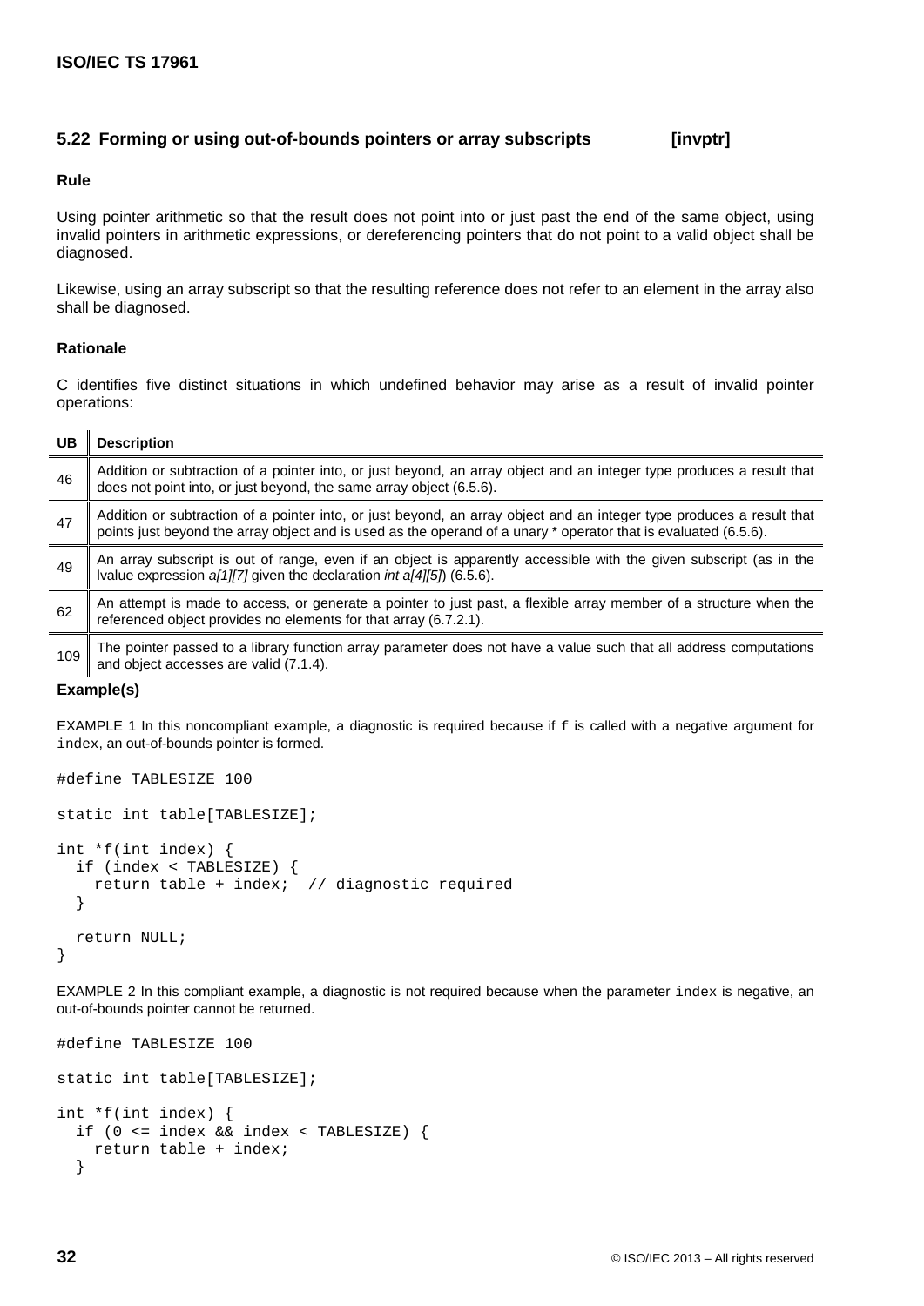## 5.22 Forming or using out-of-bounds pointers or array subscripts [invptr]

### Rule

Using pointer arithmetic so that the result does not point into or just past the end of the same object, using invalid pointers in arithmetic expressions, or dereferencing pointers that do not point to a valid object shall be diagnosed.

Likewise, using an array subscript so that the resulting reference does not refer to an element in the array also shall be diagnosed.

### Rationale

C identifies five distinct situations in which undefined behavior may arise as a result of invalid pointer operations:

| UB | Description |
|---|---|
| 46 | Addition or subtraction of a pointer into, or just beyond, an array object and an integer type produces a result that does not point into, or just beyond, the same array object (6.5.6). |
| 47 | Addition or subtraction of a pointer into, or just beyond, an array object and an integer type produces a result that points just beyond the array object and is used as the operand of a unary * operator that is evaluated (6.5.6). |
| 49 | An array subscript is out of range, even if an object is apparently accessible with the given subscript (as in the lvalue expression *a[1][7]* given the declaration *int a[4][5]*) (6.5.6). |
| 62 | An attempt is made to access, or generate a pointer to just past, a flexible array member of a structure when the referenced object provides no elements for that array (6.7.2.1). |
| 109 | The pointer passed to a library function array parameter does not have a value such that all address computations and object accesses are valid (7.1.4). |

### Example(s)

EXAMPLE 1 In this noncompliant example, a diagnostic is required because if `f` is called with a negative argument for `index`, an out-of-bounds pointer is formed.

```
#define TABLESIZE 100

static int table[TABLESIZE];

int *f(int index) {
  if (index < TABLESIZE) {
    return table + index;  // diagnostic required
  }

  return NULL;
}
```

EXAMPLE 2 In this compliant example, a diagnostic is not required because when the parameter `index` is negative, an out-of-bounds pointer cannot be returned.

```
#define TABLESIZE 100

static int table[TABLESIZE];

int *f(int index) {
  if (0 <= index && index < TABLESIZE) {
    return table + index;
  }
```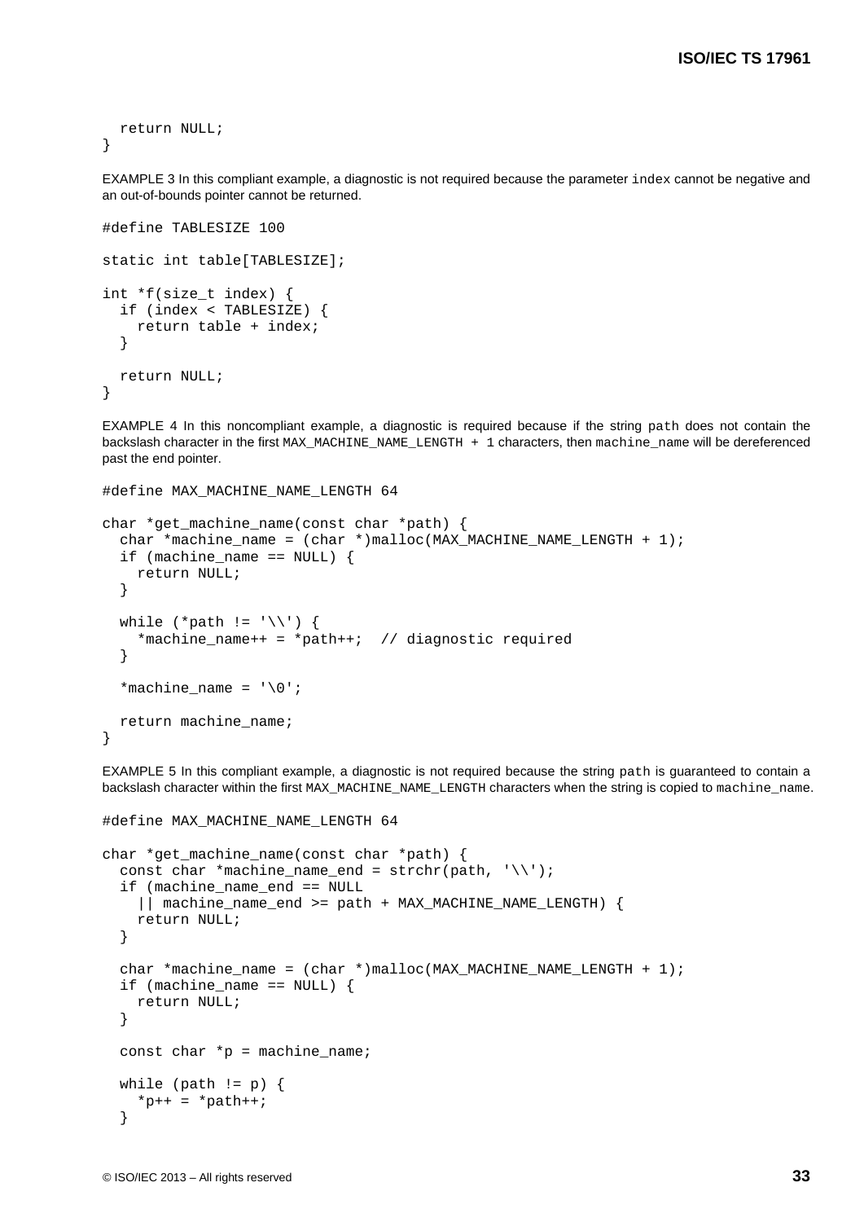```
  return NULL;
}
```

EXAMPLE 3 In this compliant example, a diagnostic is not required because the parameter `index` cannot be negative and an out-of-bounds pointer cannot be returned.

```
#define TABLESIZE 100

static int table[TABLESIZE];

int *f(size_t index) {
  if (index < TABLESIZE) {
    return table + index;
  }

  return NULL;
}
```

EXAMPLE 4 In this noncompliant example, a diagnostic is required because if the string `path` does not contain the backslash character in the first `MAX_MACHINE_NAME_LENGTH + 1` characters, then `machine_name` will be dereferenced past the end pointer.

```
#define MAX_MACHINE_NAME_LENGTH 64

char *get_machine_name(const char *path) {
  char *machine_name = (char *)malloc(MAX_MACHINE_NAME_LENGTH + 1);
  if (machine_name == NULL) {
    return NULL;
  }

  while (*path != '\\') {
    *machine_name++ = *path++;  // diagnostic required
  }

  *machine_name = '\0';

  return machine_name;
}
```

EXAMPLE 5 In this compliant example, a diagnostic is not required because the string `path` is guaranteed to contain a backslash character within the first `MAX_MACHINE_NAME_LENGTH` characters when the string is copied to `machine_name`.

```
#define MAX_MACHINE_NAME_LENGTH 64

char *get_machine_name(const char *path) {
  const char *machine_name_end = strchr(path, '\\');
  if (machine_name_end == NULL
    || machine_name_end >= path + MAX_MACHINE_NAME_LENGTH) {
    return NULL;
  }

  char *machine_name = (char *)malloc(MAX_MACHINE_NAME_LENGTH + 1);
  if (machine_name == NULL) {
    return NULL;
  }

  const char *p = machine_name;

  while (path != p) {
    *p++ = *path++;
  }
```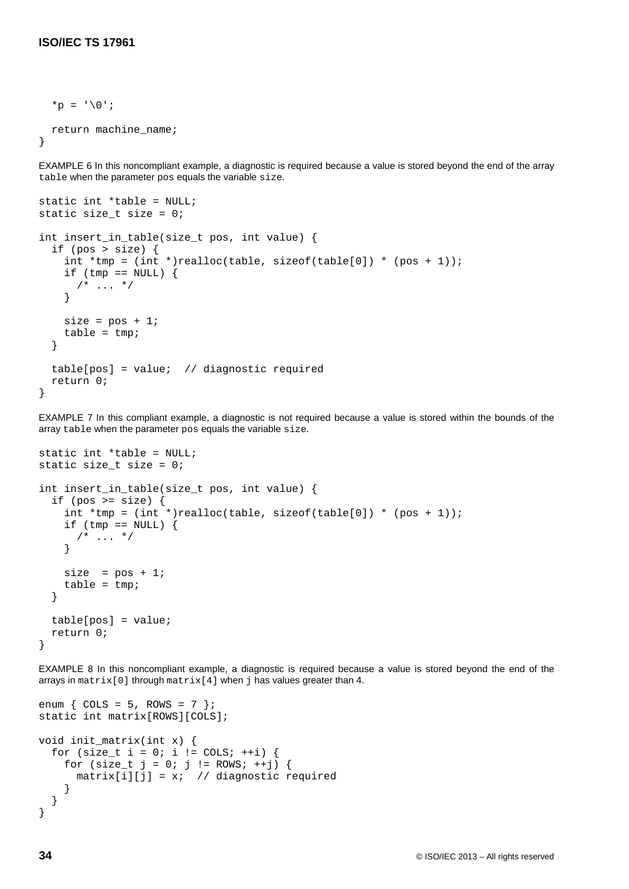```
  *p = '\0';

  return machine_name;
}
```

EXAMPLE 6 In this noncompliant example, a diagnostic is required because a value is stored beyond the end of the array `table` when the parameter `pos` equals the variable `size`.

```
static int *table = NULL;
static size_t size = 0;

int insert_in_table(size_t pos, int value) {
  if (pos > size) {
    int *tmp = (int *)realloc(table, sizeof(table[0]) * (pos + 1));
    if (tmp == NULL) {
      /* ... */
    }

    size = pos + 1;
    table = tmp;
  }

  table[pos] = value;  // diagnostic required
  return 0;
}
```

EXAMPLE 7 In this compliant example, a diagnostic is not required because a value is stored within the bounds of the array `table` when the parameter `pos` equals the variable `size`.

```
static int *table = NULL;
static size_t size = 0;

int insert_in_table(size_t pos, int value) {
  if (pos >= size) {
    int *tmp = (int *)realloc(table, sizeof(table[0]) * (pos + 1));
    if (tmp == NULL) {
      /* ... */
    }

    size  = pos + 1;
    table = tmp;
  }

  table[pos] = value;
  return 0;
}
```

EXAMPLE 8 In this noncompliant example, a diagnostic is required because a value is stored beyond the end of the arrays in `matrix[0]` through `matrix[4]` when `j` has values greater than 4.

```
enum { COLS = 5, ROWS = 7 };
static int matrix[ROWS][COLS];

void init_matrix(int x) {
  for (size_t i = 0; i != COLS; ++i) {
    for (size_t j = 0; j != ROWS; ++j) {
      matrix[i][j] = x;  // diagnostic required
    }
  }
}
```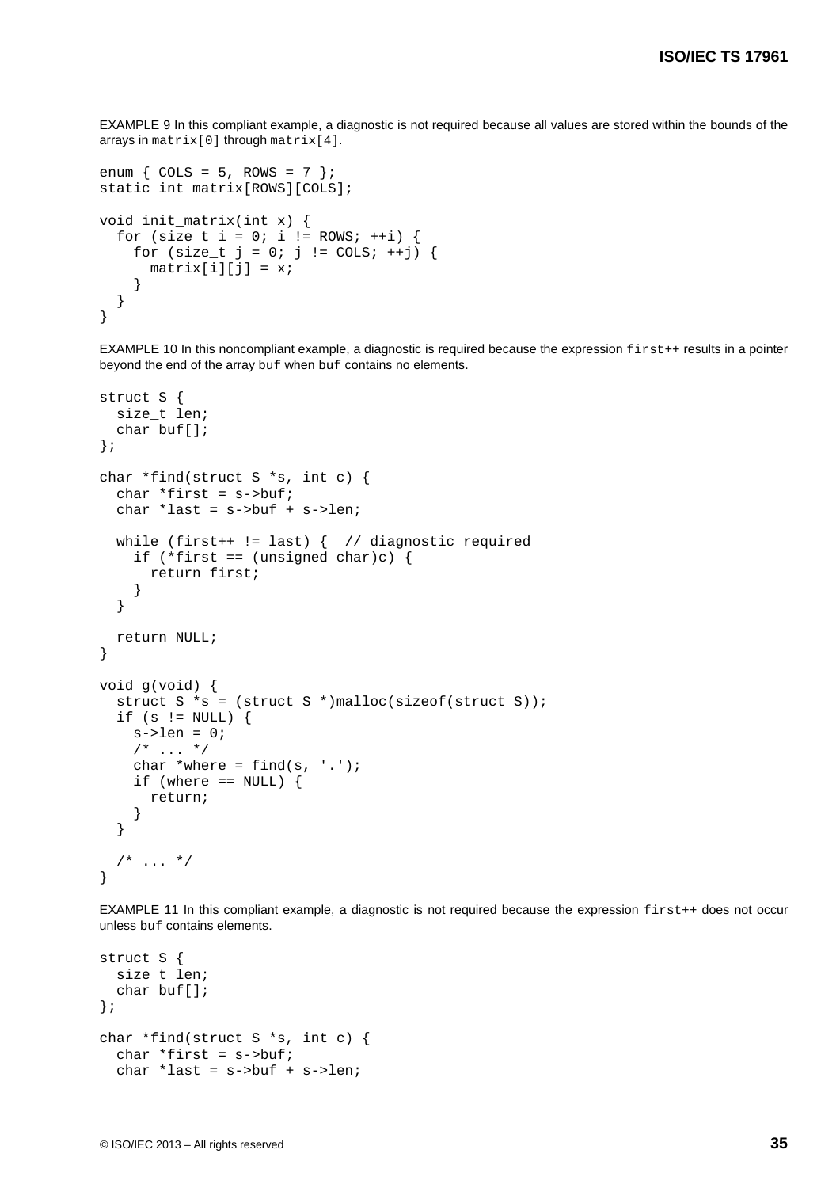EXAMPLE 9 In this compliant example, a diagnostic is not required because all values are stored within the bounds of the arrays in `matrix[0]` through `matrix[4]`.

```
enum { COLS = 5, ROWS = 7 };
static int matrix[ROWS][COLS];

void init_matrix(int x) {
  for (size_t i = 0; i != ROWS; ++i) {
    for (size_t j = 0; j != COLS; ++j) {
      matrix[i][j] = x;
    }
  }
}
```

EXAMPLE 10 In this noncompliant example, a diagnostic is required because the expression `first++` results in a pointer beyond the end of the array `buf` when `buf` contains no elements.

```
struct S {
  size_t len;
  char buf[];
};

char *find(struct S *s, int c) {
  char *first = s->buf;
  char *last = s->buf + s->len;

  while (first++ != last) {  // diagnostic required
    if (*first == (unsigned char)c) {
      return first;
    }
  }

  return NULL;
}

void g(void) {
  struct S *s = (struct S *)malloc(sizeof(struct S));
  if (s != NULL) {
    s->len = 0;
    /* ... */
    char *where = find(s, '.');
    if (where == NULL) {
      return;
    }
  }

  /* ... */
}
```

EXAMPLE 11 In this compliant example, a diagnostic is not required because the expression `first++` does not occur unless `buf` contains elements.

```
struct S {
  size_t len;
  char buf[];
};

char *find(struct S *s, int c) {
  char *first = s->buf;
  char *last = s->buf + s->len;
```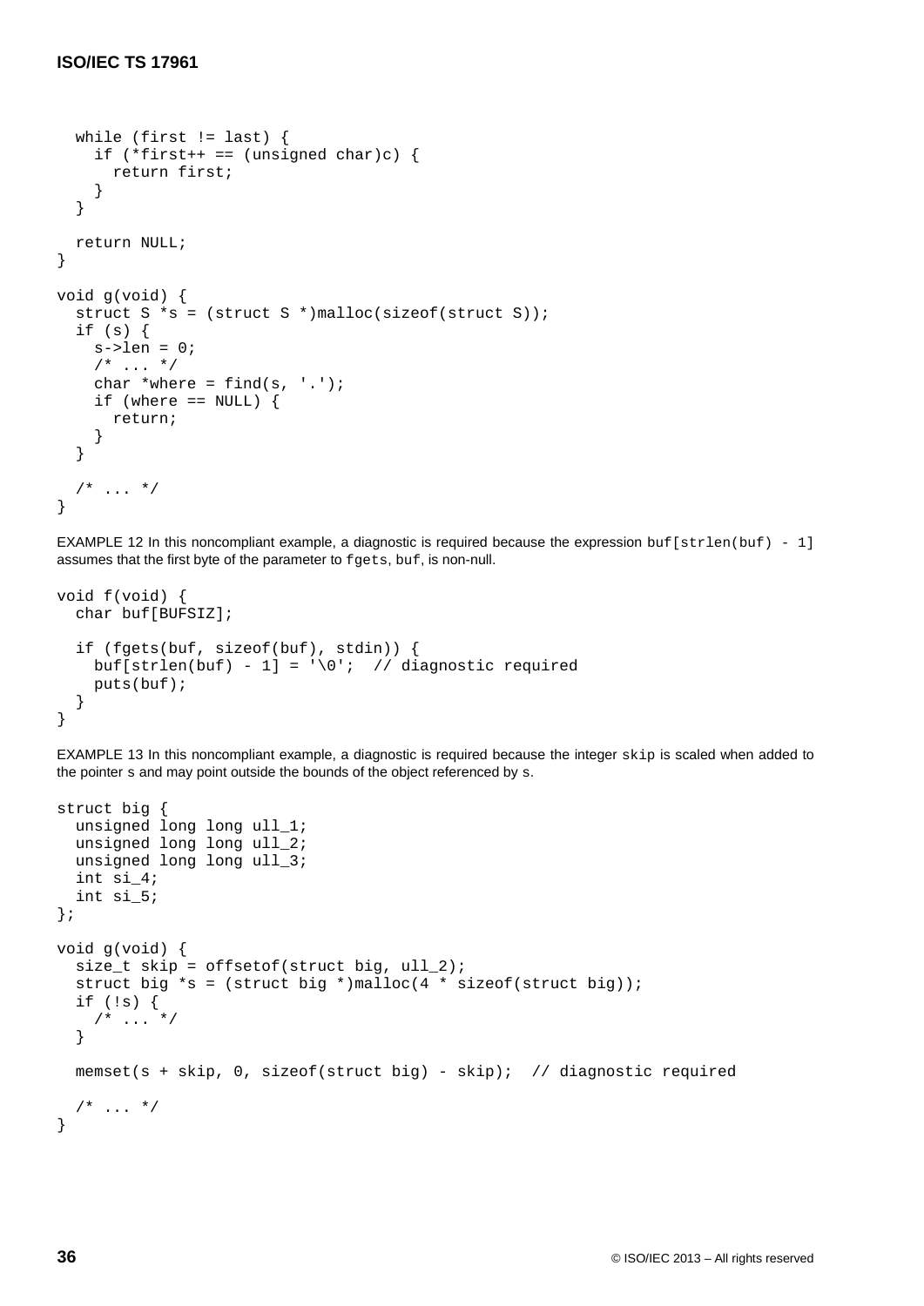```
  while (first != last) {
    if (*first++ == (unsigned char)c) {
      return first;
    }
  }

  return NULL;
}

void g(void) {
  struct S *s = (struct S *)malloc(sizeof(struct S));
  if (s) {
    s->len = 0;
    /* ... */
    char *where = find(s, '.');
    if (where == NULL) {
      return;
    }
  }

  /* ... */
}
```

EXAMPLE 12 In this noncompliant example, a diagnostic is required because the expression `buf[strlen(buf) - 1]` assumes that the first byte of the parameter to `fgets`, `buf`, is non-null.

```
void f(void) {
  char buf[BUFSIZ];

  if (fgets(buf, sizeof(buf), stdin)) {
    buf[strlen(buf) - 1] = '\0';  // diagnostic required
    puts(buf);
  }
}
```

EXAMPLE 13 In this noncompliant example, a diagnostic is required because the integer `skip` is scaled when added to the pointer `s` and may point outside the bounds of the object referenced by `s`.

```
struct big {
  unsigned long long ull_1;
  unsigned long long ull_2;
  unsigned long long ull_3;
  int si_4;
  int si_5;
};

void g(void) {
  size_t skip = offsetof(struct big, ull_2);
  struct big *s = (struct big *)malloc(4 * sizeof(struct big));
  if (!s) {
    /* ... */
  }

  memset(s + skip, 0, sizeof(struct big) - skip);  // diagnostic required

  /* ... */
}
```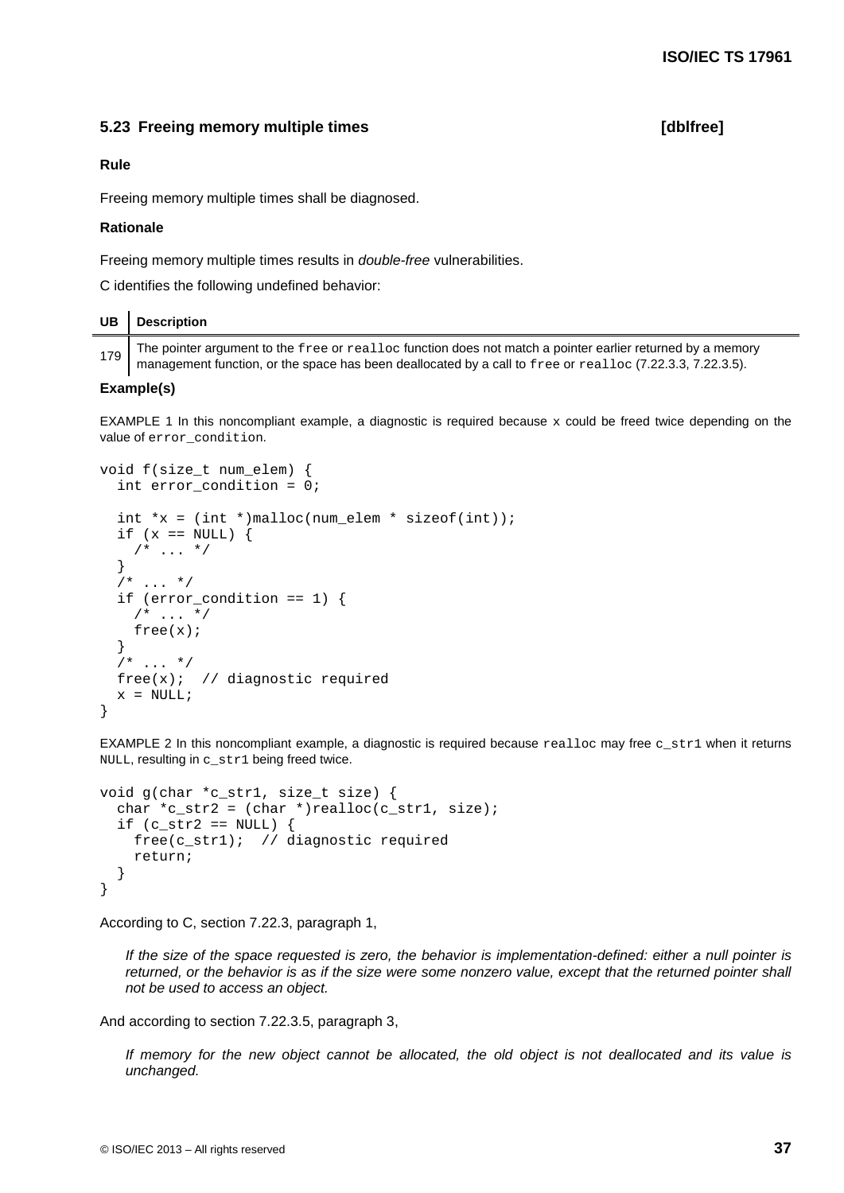## 5.23 Freeing memory multiple times [dblfree]

**Rule**

Freeing memory multiple times shall be diagnosed.

**Rationale**

Freeing memory multiple times results in *double-free* vulnerabilities.

C identifies the following undefined behavior:

| UB | Description |
|---|---|
| 179 | The pointer argument to the `free` or `realloc` function does not match a pointer earlier returned by a memory management function, or the space has been deallocated by a call to `free` or `realloc` (7.22.3.3, 7.22.3.5). |

**Example(s)**

EXAMPLE 1 In this noncompliant example, a diagnostic is required because `x` could be freed twice depending on the value of `error_condition`.

```
void f(size_t num_elem) {
  int error_condition = 0;

  int *x = (int *)malloc(num_elem * sizeof(int));
  if (x == NULL) {
    /* ... */
  }
  /* ... */
  if (error_condition == 1) {
    /* ... */
    free(x);
  }
  /* ... */
  free(x);  // diagnostic required
  x = NULL;
}
```

EXAMPLE 2 In this noncompliant example, a diagnostic is required because `realloc` may free `c_str1` when it returns `NULL`, resulting in `c_str1` being freed twice.

```
void g(char *c_str1, size_t size) {
  char *c_str2 = (char *)realloc(c_str1, size);
  if (c_str2 == NULL) {
    free(c_str1);  // diagnostic required
    return;
  }
}
```

According to C, section 7.22.3, paragraph 1,

> *If the size of the space requested is zero, the behavior is implementation-defined: either a null pointer is returned, or the behavior is as if the size were some nonzero value, except that the returned pointer shall not be used to access an object.*

And according to section 7.22.3.5, paragraph 3,

> *If memory for the new object cannot be allocated, the old object is not deallocated and its value is unchanged.*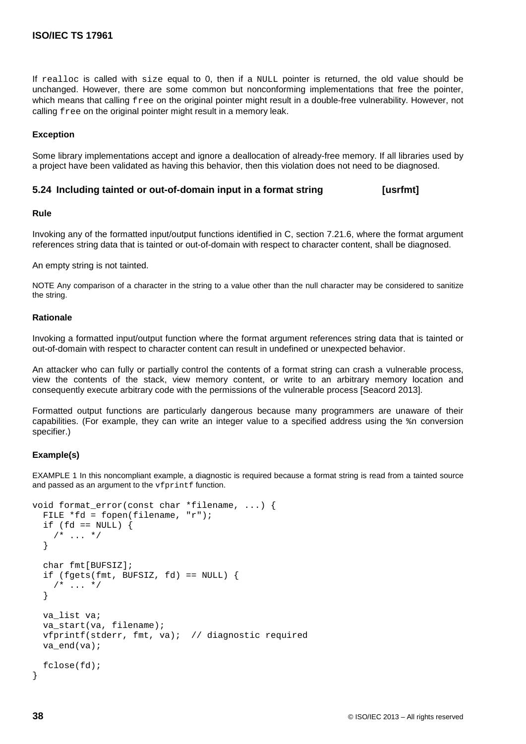If `realloc` is called with `size` equal to 0, then if a `NULL` pointer is returned, the old value should be unchanged. However, there are some common but nonconforming implementations that free the pointer, which means that calling `free` on the original pointer might result in a double-free vulnerability. However, not calling `free` on the original pointer might result in a memory leak.

#### Exception

Some library implementations accept and ignore a deallocation of already-free memory. If all libraries used by a project have been validated as having this behavior, then this violation does not need to be diagnosed.

### 5.24 Including tainted or out-of-domain input in a format string [usrfmt]

#### Rule

Invoking any of the formatted input/output functions identified in C, section 7.21.6, where the format argument references string data that is tainted or out-of-domain with respect to character content, shall be diagnosed.

An empty string is not tainted.

NOTE Any comparison of a character in the string to a value other than the null character may be considered to sanitize the string.

#### Rationale

Invoking a formatted input/output function where the format argument references string data that is tainted or out-of-domain with respect to character content can result in undefined or unexpected behavior.

An attacker who can fully or partially control the contents of a format string can crash a vulnerable process, view the contents of the stack, view memory content, or write to an arbitrary memory location and consequently execute arbitrary code with the permissions of the vulnerable process [Seacord 2013].

Formatted output functions are particularly dangerous because many programmers are unaware of their capabilities. (For example, they can write an integer value to a specified address using the `%n` conversion specifier.)

#### Example(s)

EXAMPLE 1 In this noncompliant example, a diagnostic is required because a format string is read from a tainted source and passed as an argument to the `vfprintf` function.

```
void format_error(const char *filename, ...) {
  FILE *fd = fopen(filename, "r");
  if (fd == NULL) {
    /* ... */
  }

  char fmt[BUFSIZ];
  if (fgets(fmt, BUFSIZ, fd) == NULL) {
    /* ... */
  }

  va_list va;
  va_start(va, filename);
  vfprintf(stderr, fmt, va);  // diagnostic required
  va_end(va);

  fclose(fd);
}
```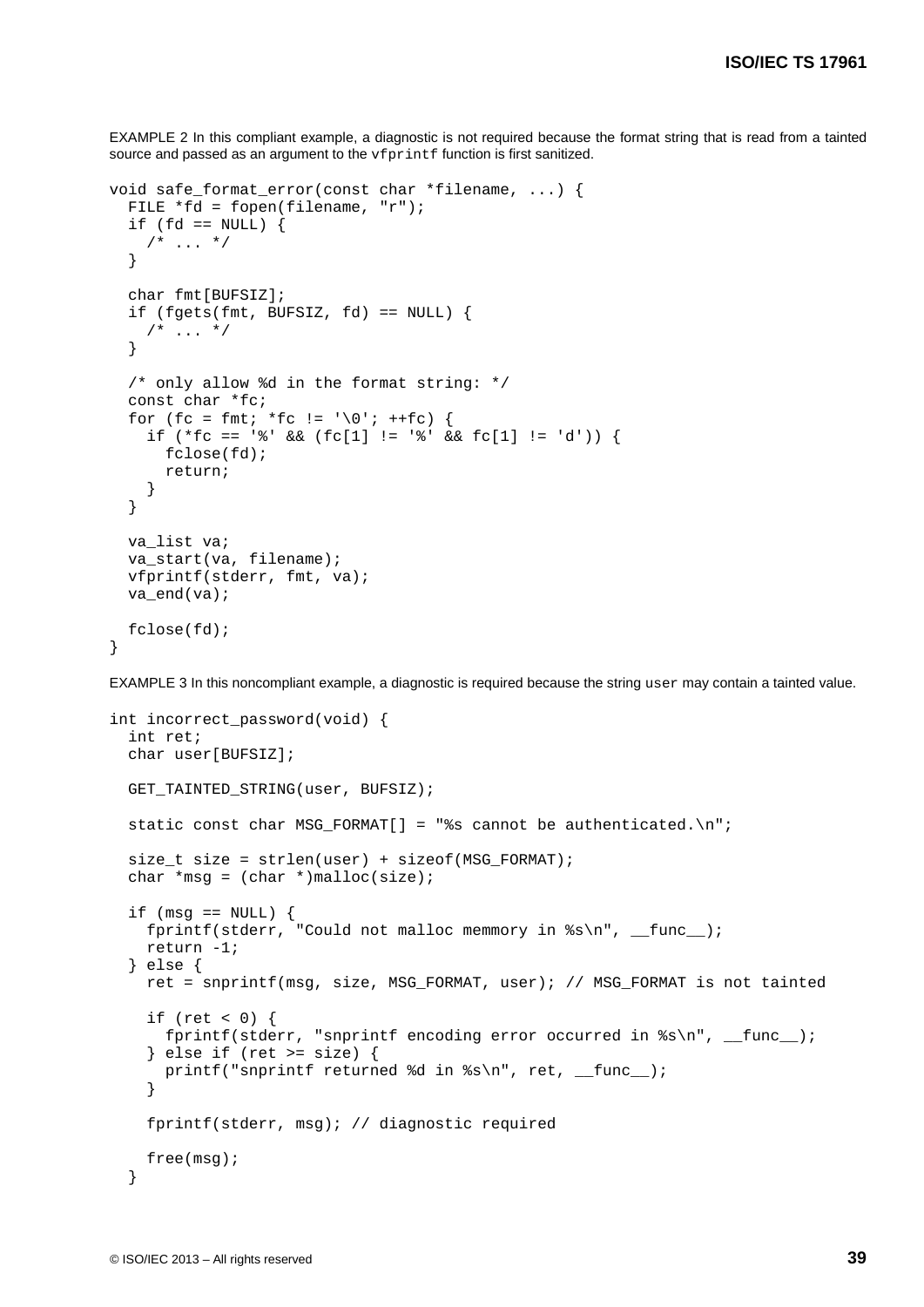EXAMPLE 2 In this compliant example, a diagnostic is not required because the format string that is read from a tainted source and passed as an argument to the `vfprintf` function is first sanitized.

```
void safe_format_error(const char *filename, ...) {
  FILE *fd = fopen(filename, "r");
  if (fd == NULL) {
    /* ... */
  }

  char fmt[BUFSIZ];
  if (fgets(fmt, BUFSIZ, fd) == NULL) {
    /* ... */
  }

  /* only allow %d in the format string: */
  const char *fc;
  for (fc = fmt; *fc != '\0'; ++fc) {
    if (*fc == '%' && (fc[1] != '%' && fc[1] != 'd')) {
      fclose(fd);
      return;
    }
  }

  va_list va;
  va_start(va, filename);
  vfprintf(stderr, fmt, va);
  va_end(va);

  fclose(fd);
}
```

EXAMPLE 3 In this noncompliant example, a diagnostic is required because the string `user` may contain a tainted value.

```
int incorrect_password(void) {
  int ret;
  char user[BUFSIZ];

  GET_TAINTED_STRING(user, BUFSIZ);

  static const char MSG_FORMAT[] = "%s cannot be authenticated.\n";

  size_t size = strlen(user) + sizeof(MSG_FORMAT);
  char *msg = (char *)malloc(size);

  if (msg == NULL) {
    fprintf(stderr, "Could not malloc memmory in %s\n", __func__);
    return -1;
  } else {
    ret = snprintf(msg, size, MSG_FORMAT, user); // MSG_FORMAT is not tainted

    if (ret < 0) {
      fprintf(stderr, "snprintf encoding error occurred in %s\n", __func__);
    } else if (ret >= size) {
      printf("snprintf returned %d in %s\n", ret, __func__);
    }

    fprintf(stderr, msg); // diagnostic required

    free(msg);
  }
```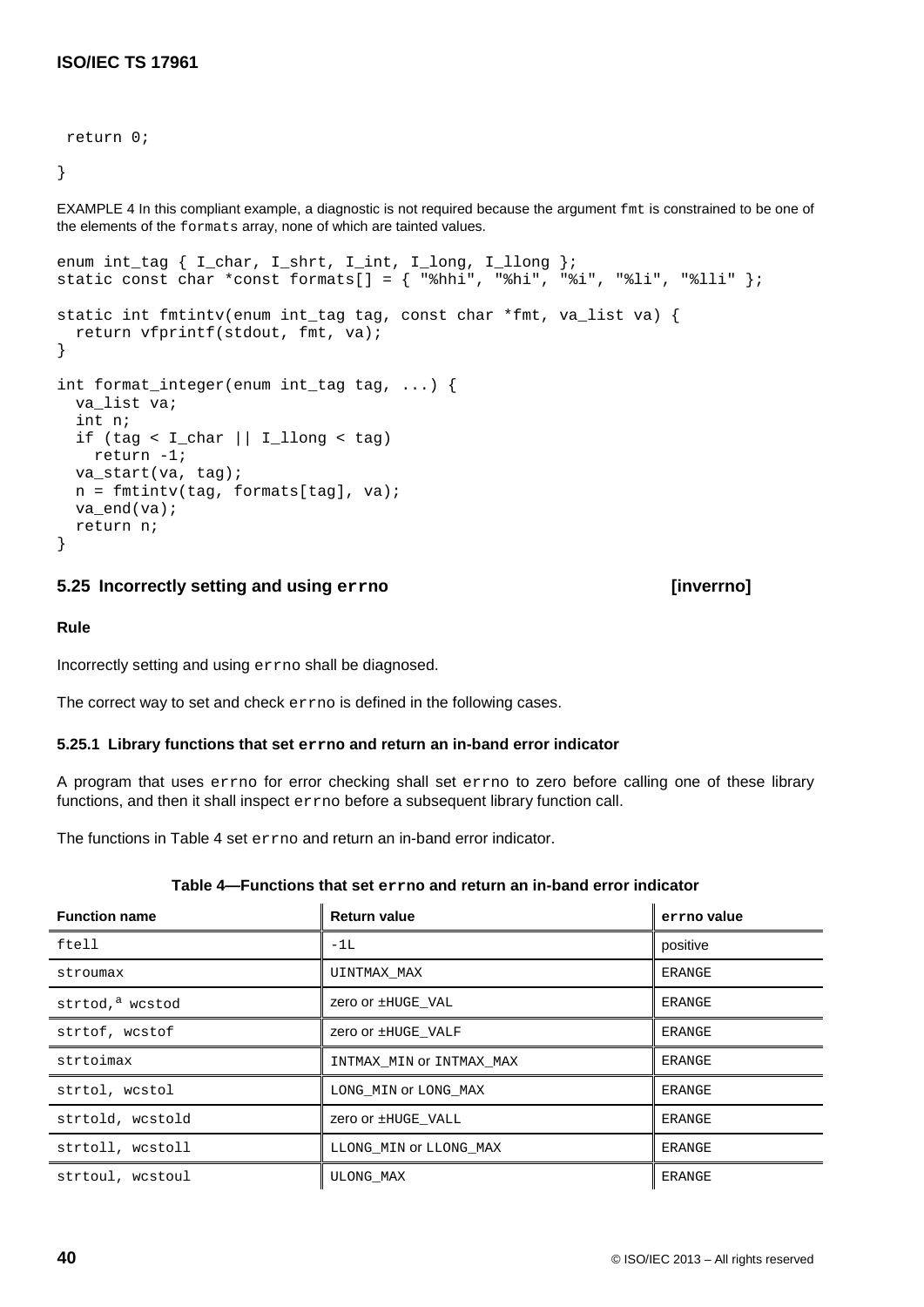```
  return 0;
}
```

EXAMPLE 4 In this compliant example, a diagnostic is not required because the argument `fmt` is constrained to be one of the elements of the `formats` array, none of which are tainted values.

```
enum int_tag { I_char, I_shrt, I_int, I_long, I_llong };
static const char *const formats[] = { "%hhi", "%hi", "%i", "%li", "%lli" };

static int fmtintv(enum int_tag tag, const char *fmt, va_list va) {
  return vfprintf(stdout, fmt, va);
}

int format_integer(enum int_tag tag, ...) {
  va_list va;
  int n;
  if (tag < I_char || I_llong < tag)
    return -1;
  va_start(va, tag);
  n = fmtintv(tag, formats[tag], va);
  va_end(va);
  return n;
}
```

## 5.25 Incorrectly setting and using `errno` [inverrno]

**Rule**

Incorrectly setting and using `errno` shall be diagnosed.

The correct way to set and check `errno` is defined in the following cases.

### 5.25.1 Library functions that set `errno` and return an in-band error indicator

A program that uses `errno` for error checking shall set `errno` to zero before calling one of these library functions, and then it shall inspect `errno` before a subsequent library function call.

The functions in Table 4 set `errno` and return an in-band error indicator.

**Table 4—Functions that set `errno` and return an in-band error indicator**

| Function name | Return value | errno value |
|---|---|---|
| `ftell` | `-1L` | positive |
| `stroumax` | `UINTMAX_MAX` | `ERANGE` |
| `strtod`,[a] `wcstod` | zero or ±`HUGE_VAL` | `ERANGE` |
| `strtof`, `wcstof` | zero or ±`HUGE_VALF` | `ERANGE` |
| `strtoimax` | `INTMAX_MIN` or `INTMAX_MAX` | `ERANGE` |
| `strtol`, `wcstol` | `LONG_MIN` or `LONG_MAX` | `ERANGE` |
| `strtold`, `wcstold` | zero or ±`HUGE_VALL` | `ERANGE` |
| `strtoll`, `wcstoll` | `LLONG_MIN` or `LLONG_MAX` | `ERANGE` |
| `strtoul`, `wcstoul` | `ULONG_MAX` | `ERANGE` |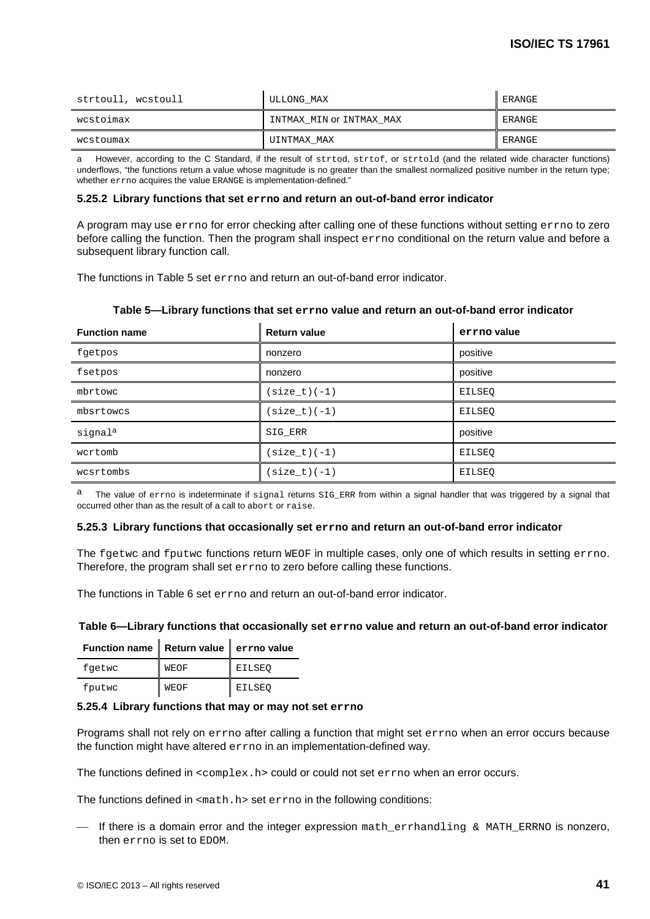| strtoull, wcstoull | ULLONG_MAX | ERANGE |
|---|---|---|
| wcstoimax | INTMAX_MIN or INTMAX_MAX | ERANGE |
| wcstoumax | UINTMAX_MAX | ERANGE |

a However, according to the C Standard, if the result of strtod, strtof, or strtold (and the related wide character functions) underflows, "the functions return a value whose magnitude is no greater than the smallest normalized positive number in the return type; whether errno acquires the value ERANGE is implementation-defined."

### 5.25.2 Library functions that set errno and return an out-of-band error indicator

A program may use errno for error checking after calling one of these functions without setting errno to zero before calling the function. Then the program shall inspect errno conditional on the return value and before a subsequent library function call.

The functions in Table 5 set errno and return an out-of-band error indicator.

**Table 5—Library functions that set errno value and return an out-of-band error indicator**

| Function name | Return value | errno value |
|---|---|---|
| fgetpos | nonzero | positive |
| fsetpos | nonzero | positive |
| mbrtowc | (size_t)(-1) | EILSEQ |
| mbsrtowcs | (size_t)(-1) | EILSEQ |
| signal[a] | SIG_ERR | positive |
| wcrtomb | (size_t)(-1) | EILSEQ |
| wcsrtombs | (size_t)(-1) | EILSEQ |

a The value of errno is indeterminate if signal returns SIG_ERR from within a signal handler that was triggered by a signal that occurred other than as the result of a call to abort or raise.

### 5.25.3 Library functions that occasionally set errno and return an out-of-band error indicator

The fgetwc and fputwc functions return WEOF in multiple cases, only one of which results in setting errno. Therefore, the program shall set errno to zero before calling these functions.

The functions in Table 6 set errno and return an out-of-band error indicator.

**Table 6—Library functions that occasionally set errno value and return an out-of-band error indicator**

| Function name | Return value | errno value |
|---|---|---|
| fgetwc | WEOF | EILSEQ |
| fputwc | WEOF | EILSEQ |

### 5.25.4 Library functions that may or may not set errno

Programs shall not rely on errno after calling a function that might set errno when an error occurs because the function might have altered errno in an implementation-defined way.

The functions defined in <complex.h> could or could not set errno when an error occurs.

The functions defined in <math.h> set errno in the following conditions:

— If there is a domain error and the integer expression math_errhandling & MATH_ERRNO is nonzero, then errno is set to EDOM.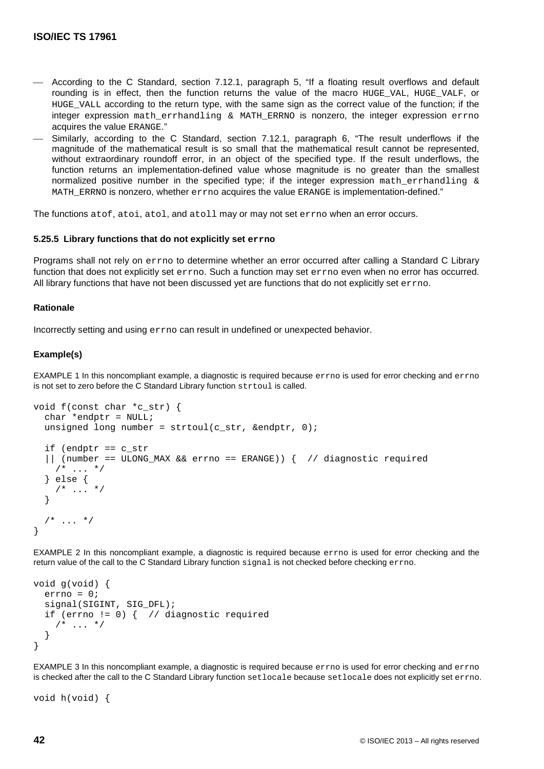- According to the C Standard, section 7.12.1, paragraph 5, “If a floating result overflows and default rounding is in effect, then the function returns the value of the macro HUGE_VAL, HUGE_VALF, or HUGE_VALL according to the return type, with the same sign as the correct value of the function; if the integer expression math_errhandling & MATH_ERRNO is nonzero, the integer expression errno acquires the value ERANGE.”
- Similarly, according to the C Standard, section 7.12.1, paragraph 6, “The result underflows if the magnitude of the mathematical result is so small that the mathematical result cannot be represented, without extraordinary roundoff error, in an object of the specified type. If the result underflows, the function returns an implementation-defined value whose magnitude is no greater than the smallest normalized positive number in the specified type; if the integer expression math_errhandling & MATH_ERRNO is nonzero, whether errno acquires the value ERANGE is implementation-defined.”

The functions atof, atoi, atol, and atoll may or may not set errno when an error occurs.

#### 5.25.5 Library functions that do not explicitly set errno

Programs shall not rely on errno to determine whether an error occurred after calling a Standard C Library function that does not explicitly set errno. Such a function may set errno even when no error has occurred. All library functions that have not been discussed yet are functions that do not explicitly set errno.

**Rationale**

Incorrectly setting and using errno can result in undefined or unexpected behavior.

**Example(s)**

EXAMPLE 1 In this noncompliant example, a diagnostic is required because errno is used for error checking and errno is not set to zero before the C Standard Library function strtoul is called.

```
void f(const char *c_str) {
  char *endptr = NULL;
  unsigned long number = strtoul(c_str, &endptr, 0);

  if (endptr == c_str
  || (number == ULONG_MAX && errno == ERANGE)) {  // diagnostic required
    /* ... */
  } else {
    /* ... */
  }

  /* ... */
}
```

EXAMPLE 2 In this noncompliant example, a diagnostic is required because errno is used for error checking and the return value of the call to the C Standard Library function signal is not checked before checking errno.

```
void g(void) {
  errno = 0;
  signal(SIGINT, SIG_DFL);
  if (errno != 0) {  // diagnostic required
    /* ... */
  }
}
```

EXAMPLE 3 In this noncompliant example, a diagnostic is required because errno is used for error checking and errno is checked after the call to the C Standard Library function setlocale because setlocale does not explicitly set errno.

```
void h(void) {
```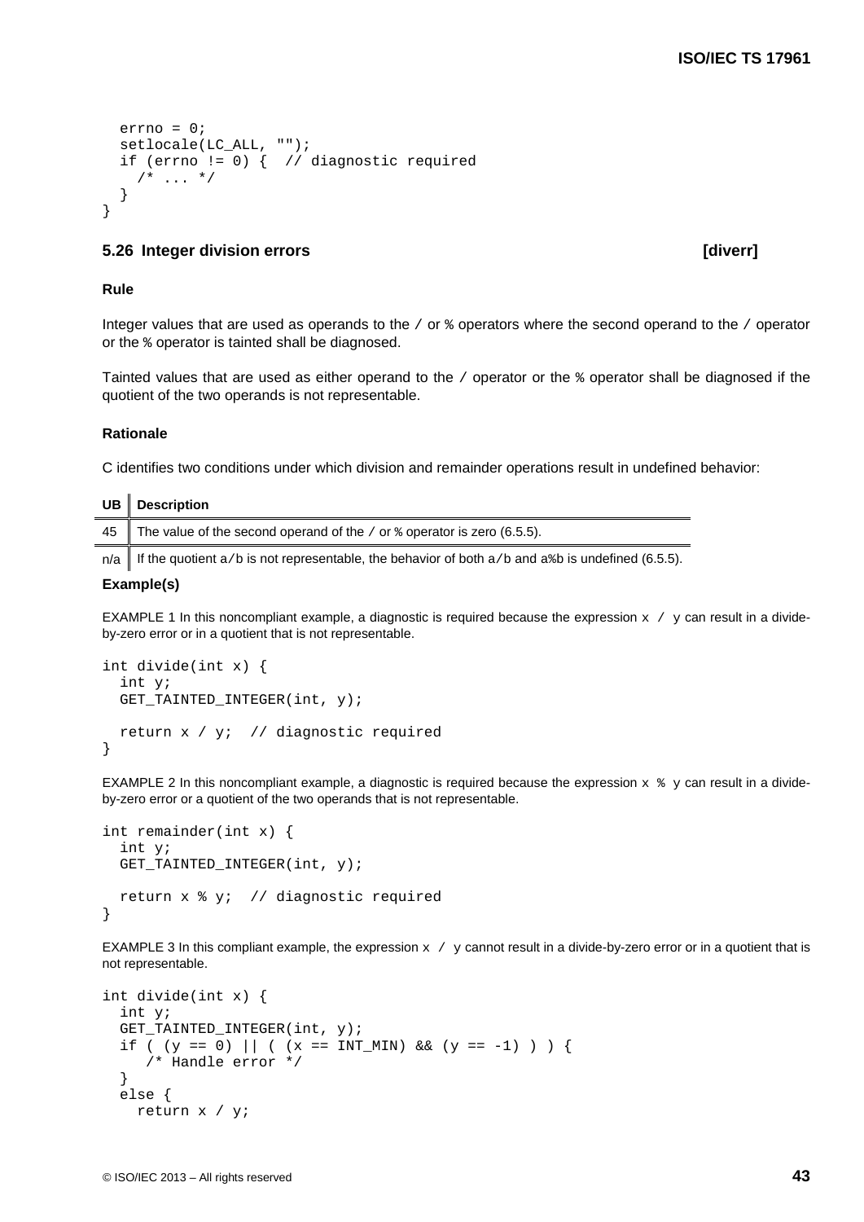```
  errno = 0;
  setlocale(LC_ALL, "");
  if (errno != 0) {  // diagnostic required
    /* ... */
  }
}
```

### 5.26 Integer division errors [diverr]

#### Rule

Integer values that are used as operands to the / or % operators where the second operand to the / operator or the % operator is tainted shall be diagnosed.

Tainted values that are used as either operand to the / operator or the % operator shall be diagnosed if the quotient of the two operands is not representable.

#### Rationale

C identifies two conditions under which division and remainder operations result in undefined behavior:

| UB | Description |
|---|---|
| 45 | The value of the second operand of the / or % operator is zero (6.5.5). |
| n/a | If the quotient a/b is not representable, the behavior of both a/b and a%b is undefined (6.5.5). |

#### Example(s)

EXAMPLE 1 In this noncompliant example, a diagnostic is required because the expression x / y can result in a divide-by-zero error or in a quotient that is not representable.

```
int divide(int x) {
  int y;
  GET_TAINTED_INTEGER(int, y);

  return x / y;  // diagnostic required
}
```

EXAMPLE 2 In this noncompliant example, a diagnostic is required because the expression x % y can result in a divide-by-zero error or a quotient of the two operands that is not representable.

```
int remainder(int x) {
  int y;
  GET_TAINTED_INTEGER(int, y);

  return x % y;  // diagnostic required
}
```

EXAMPLE 3 In this compliant example, the expression x / y cannot result in a divide-by-zero error or in a quotient that is not representable.

```
int divide(int x) {
  int y;
  GET_TAINTED_INTEGER(int, y);
  if ( (y == 0) || ( (x == INT_MIN) && (y == -1) ) ) {
     /* Handle error */
  }
  else {
    return x / y;
```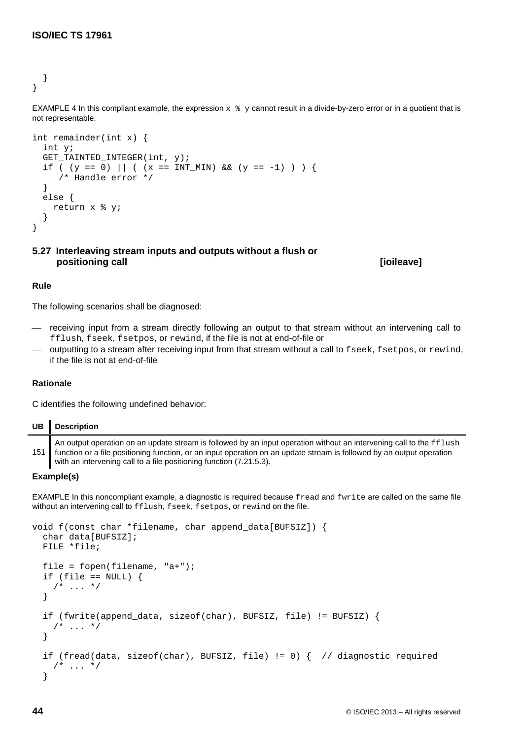```
  }
}
```

EXAMPLE 4 In this compliant example, the expression `x % y` cannot result in a divide-by-zero error or in a quotient that is not representable.

```
int remainder(int x) {
  int y;
  GET_TAINTED_INTEGER(int, y);
  if ( (y == 0) || ( (x == INT_MIN) && (y == -1) ) ) {
     /* Handle error */
  }
  else {
    return x % y;
  }
}
```

## 5.27 Interleaving stream inputs and outputs without a flush or positioning call [ioileave]

### Rule

The following scenarios shall be diagnosed:

- receiving input from a stream directly following an output to that stream without an intervening call to `fflush`, `fseek`, `fsetpos`, or `rewind`, if the file is not at end-of-file or
- outputting to a stream after receiving input from that stream without a call to `fseek`, `fsetpos`, or `rewind`, if the file is not at end-of-file

### Rationale

C identifies the following undefined behavior:

| UB | Description |
|---|---|
| 151 | An output operation on an update stream is followed by an input operation without an intervening call to the `fflush` function or a file positioning function, or an input operation on an update stream is followed by an output operation with an intervening call to a file positioning function (7.21.5.3). |

### Example(s)

EXAMPLE In this noncompliant example, a diagnostic is required because `fread` and `fwrite` are called on the same file without an intervening call to `fflush`, `fseek`, `fsetpos`, or `rewind` on the file.

```
void f(const char *filename, char append_data[BUFSIZ]) {
  char data[BUFSIZ];
  FILE *file;

  file = fopen(filename, "a+");
  if (file == NULL) {
    /* ... */
  }

  if (fwrite(append_data, sizeof(char), BUFSIZ, file) != BUFSIZ) {
    /* ... */
  }

  if (fread(data, sizeof(char), BUFSIZ, file) != 0) {  // diagnostic required
    /* ... */
  }
```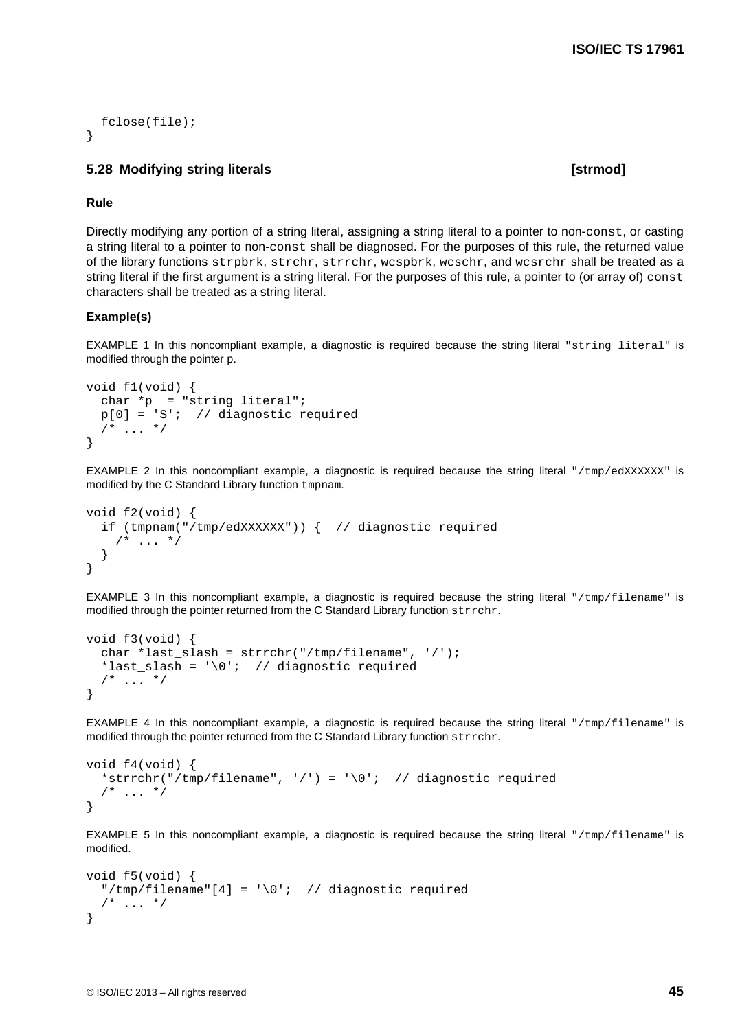```
  fclose(file);
}
```

## 5.28 Modifying string literals [strmod]

### Rule

Directly modifying any portion of a string literal, assigning a string literal to a pointer to non-`const`, or casting a string literal to a pointer to non-`const` shall be diagnosed. For the purposes of this rule, the returned value of the library functions `strpbrk`, `strchr`, `strrchr`, `wcspbrk`, `wcschr`, and `wcsrchr` shall be treated as a string literal if the first argument is a string literal. For the purposes of this rule, a pointer to (or array of) `const` characters shall be treated as a string literal.

### Example(s)

EXAMPLE 1 In this noncompliant example, a diagnostic is required because the string literal `"string literal"` is modified through the pointer p.

```
void f1(void) {
  char *p  = "string literal";
  p[0] = 'S';  // diagnostic required
  /* ... */
}
```

EXAMPLE 2 In this noncompliant example, a diagnostic is required because the string literal `"/tmp/edXXXXXX"` is modified by the C Standard Library function `tmpnam`.

```
void f2(void) {
  if (tmpnam("/tmp/edXXXXXX")) {  // diagnostic required
    /* ... */
  }
}
```

EXAMPLE 3 In this noncompliant example, a diagnostic is required because the string literal `"/tmp/filename"` is modified through the pointer returned from the C Standard Library function `strrchr`.

```
void f3(void) {
  char *last_slash = strrchr("/tmp/filename", '/');
  *last_slash = '\0';  // diagnostic required
  /* ... */
}
```

EXAMPLE 4 In this noncompliant example, a diagnostic is required because the string literal `"/tmp/filename"` is modified through the pointer returned from the C Standard Library function `strrchr`.

```
void f4(void) {
  *strrchr("/tmp/filename", '/') = '\0';  // diagnostic required
  /* ... */
}
```

EXAMPLE 5 In this noncompliant example, a diagnostic is required because the string literal `"/tmp/filename"` is modified.

```
void f5(void) {
  "/tmp/filename"[4] = '\0';  // diagnostic required
  /* ... */
}
```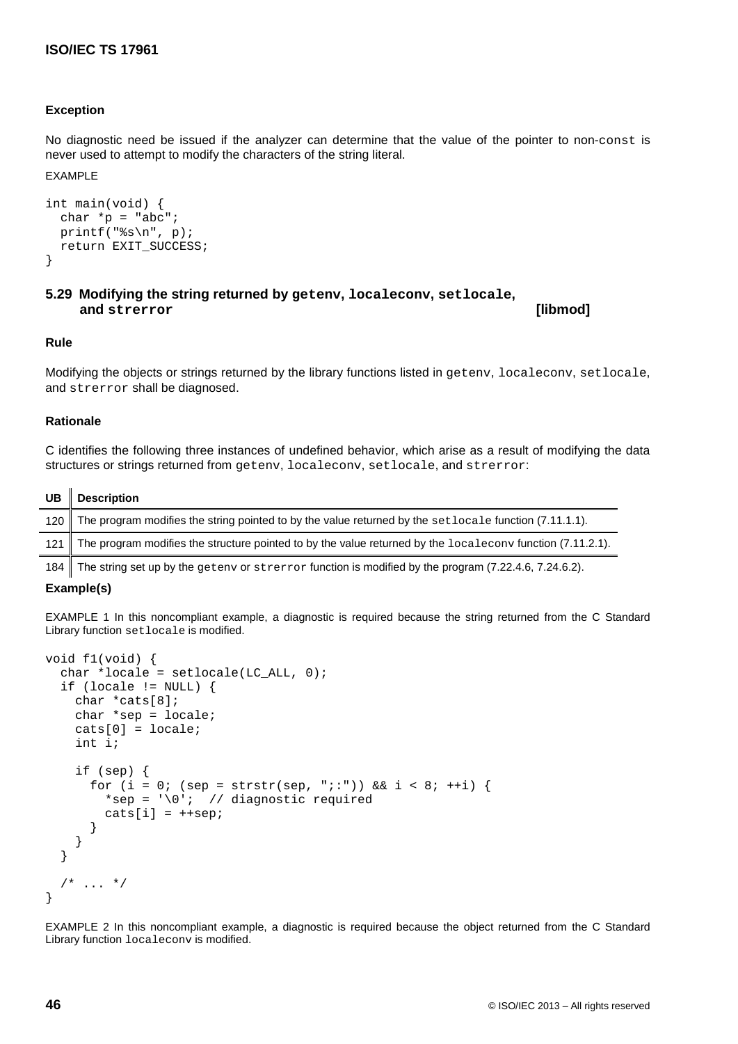**Exception**

No diagnostic need be issued if the analyzer can determine that the value of the pointer to non-`const` is never used to attempt to modify the characters of the string literal.

EXAMPLE

```
int main(void) {
  char *p = "abc";
  printf("%s\n", p);
  return EXIT_SUCCESS;
}
```

## 5.29 Modifying the string returned by `getenv`, `localeconv`, `setlocale`, and `strerror` [libmod]

**Rule**

Modifying the objects or strings returned by the library functions listed in `getenv`, `localeconv`, `setlocale`, and `strerror` shall be diagnosed.

**Rationale**

C identifies the following three instances of undefined behavior, which arise as a result of modifying the data structures or strings returned from `getenv`, `localeconv`, `setlocale`, and `strerror`:

| UB | Description |
|---|---|
| 120 | The program modifies the string pointed to by the value returned by the `setlocale` function (7.11.1.1). |
| 121 | The program modifies the structure pointed to by the value returned by the `localeconv` function (7.11.2.1). |
| 184 | The string set up by the `getenv` or `strerror` function is modified by the program (7.22.4.6, 7.24.6.2). |

**Example(s)**

EXAMPLE 1 In this noncompliant example, a diagnostic is required because the string returned from the C Standard Library function `setlocale` is modified.

```
void f1(void) {
  char *locale = setlocale(LC_ALL, 0);
  if (locale != NULL) {
    char *cats[8];
    char *sep = locale;
    cats[0] = locale;
    int i;

    if (sep) {
      for (i = 0; (sep = strstr(sep, ";:")) && i < 8; ++i) {
        *sep = '\0';  // diagnostic required
        cats[i] = ++sep;
      }
    }
  }

  /* ... */
}
```

EXAMPLE 2 In this noncompliant example, a diagnostic is required because the object returned from the C Standard Library function `localeconv` is modified.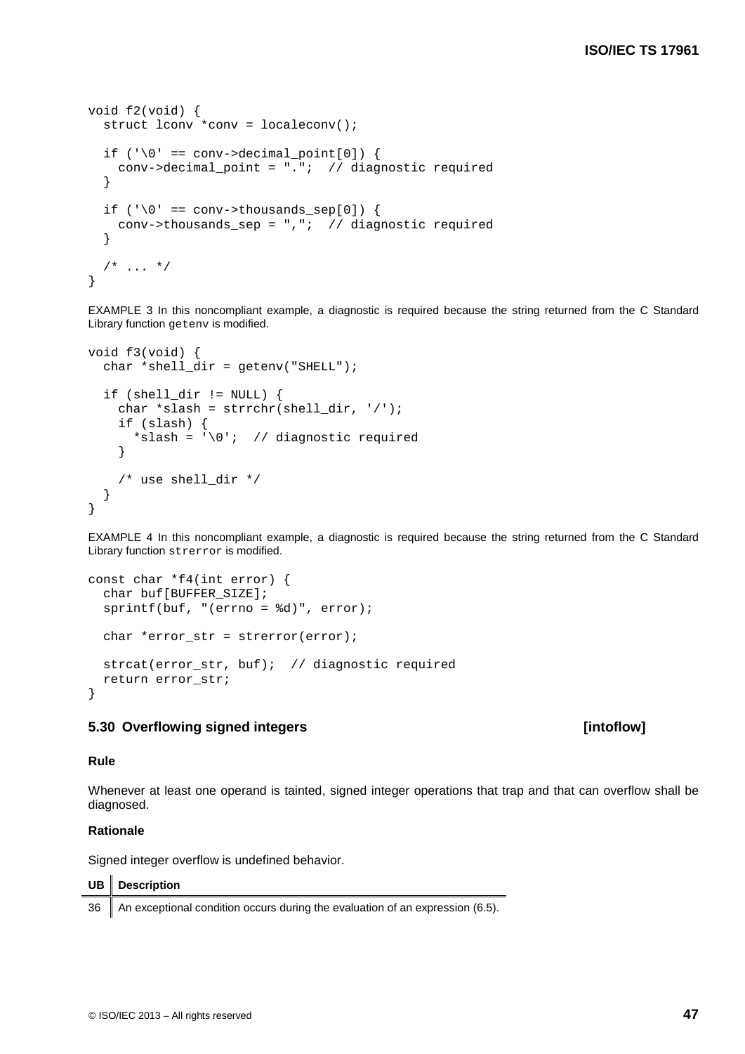```
void f2(void) {
  struct lconv *conv = localeconv();

  if ('\0' == conv->decimal_point[0]) {
    conv->decimal_point = ".";  // diagnostic required
  }

  if ('\0' == conv->thousands_sep[0]) {
    conv->thousands_sep = ",";  // diagnostic required
  }

  /* ... */
}
```

EXAMPLE 3 In this noncompliant example, a diagnostic is required because the string returned from the C Standard Library function `getenv` is modified.

```
void f3(void) {
  char *shell_dir = getenv("SHELL");

  if (shell_dir != NULL) {
    char *slash = strrchr(shell_dir, '/');
    if (slash) {
      *slash = '\0';  // diagnostic required
    }

    /* use shell_dir */
  }
}
```

EXAMPLE 4 In this noncompliant example, a diagnostic is required because the string returned from the C Standard Library function `strerror` is modified.

```
const char *f4(int error) {
  char buf[BUFFER_SIZE];
  sprintf(buf, "(errno = %d)", error);

  char *error_str = strerror(error);

  strcat(error_str, buf);  // diagnostic required
  return error_str;
}
```

### 5.30 Overflowing signed integers [intoflow]

#### Rule

Whenever at least one operand is tainted, signed integer operations that trap and that can overflow shall be diagnosed.

#### Rationale

Signed integer overflow is undefined behavior.

| UB | Description |
| --- | --- |
| 36 | An exceptional condition occurs during the evaluation of an expression (6.5). |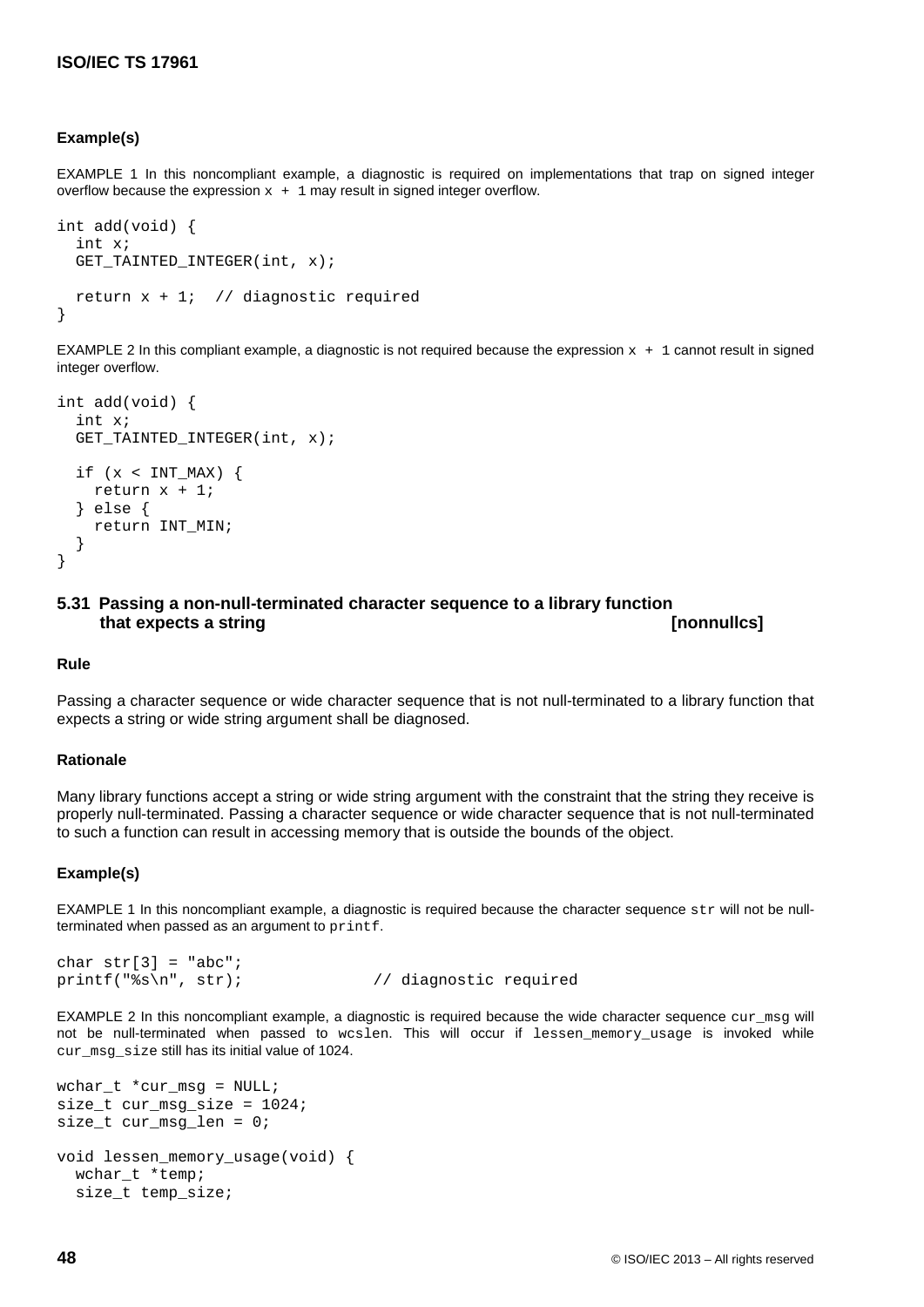#### Example(s)

EXAMPLE 1 In this noncompliant example, a diagnostic is required on implementations that trap on signed integer overflow because the expression `x + 1` may result in signed integer overflow.

```
int add(void) {
  int x;
  GET_TAINTED_INTEGER(int, x);

  return x + 1;  // diagnostic required
}
```

EXAMPLE 2 In this compliant example, a diagnostic is not required because the expression `x + 1` cannot result in signed integer overflow.

```
int add(void) {
  int x;
  GET_TAINTED_INTEGER(int, x);

  if (x < INT_MAX) {
    return x + 1;
  } else {
    return INT_MIN;
  }
}
```

### 5.31 Passing a non-null-terminated character sequence to a library function that expects a string [nonnullcs]

#### Rule

Passing a character sequence or wide character sequence that is not null-terminated to a library function that expects a string or wide string argument shall be diagnosed.

#### Rationale

Many library functions accept a string or wide string argument with the constraint that the string they receive is properly null-terminated. Passing a character sequence or wide character sequence that is not null-terminated to such a function can result in accessing memory that is outside the bounds of the object.

#### Example(s)

EXAMPLE 1 In this noncompliant example, a diagnostic is required because the character sequence `str` will not be null-terminated when passed as an argument to `printf`.

```
char str[3] = "abc";
printf("%s\n", str);            // diagnostic required
```

EXAMPLE 2 In this noncompliant example, a diagnostic is required because the wide character sequence `cur_msg` will not be null-terminated when passed to `wcslen`. This will occur if `lessen_memory_usage` is invoked while `cur_msg_size` still has its initial value of 1024.

```
wchar_t *cur_msg = NULL;
size_t cur_msg_size = 1024;
size_t cur_msg_len = 0;

void lessen_memory_usage(void) {
  wchar_t *temp;
  size_t temp_size;
```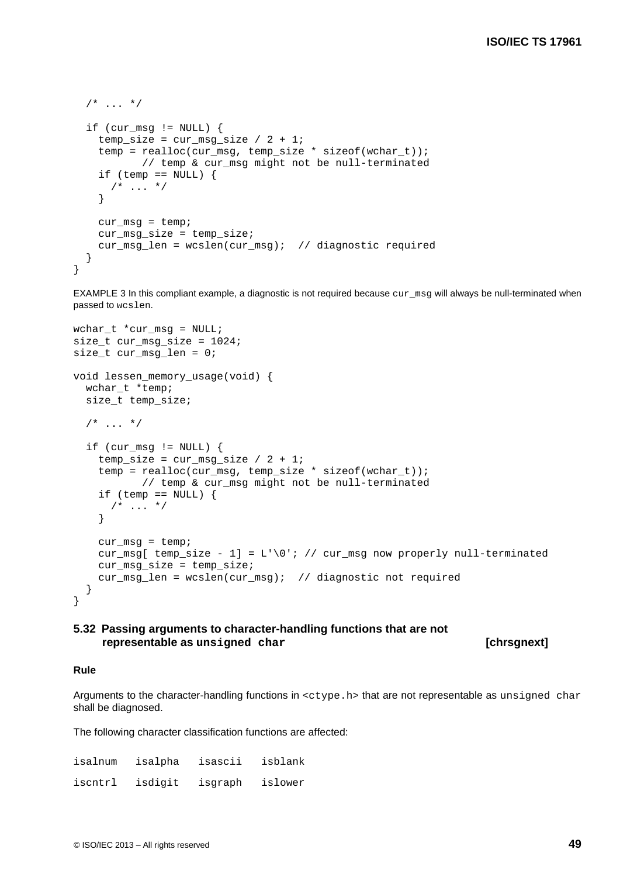```
  /* ... */

  if (cur_msg != NULL) {
    temp_size = cur_msg_size / 2 + 1;
    temp = realloc(cur_msg, temp_size * sizeof(wchar_t));
           // temp & cur_msg might not be null-terminated
    if (temp == NULL) {
      /* ... */
    }

    cur_msg = temp;
    cur_msg_size = temp_size;
    cur_msg_len = wcslen(cur_msg);  // diagnostic required
  }
}
```

EXAMPLE 3 In this compliant example, a diagnostic is not required because `cur_msg` will always be null-terminated when passed to `wcslen`.

```
wchar_t *cur_msg = NULL;
size_t cur_msg_size = 1024;
size_t cur_msg_len = 0;

void lessen_memory_usage(void) {
  wchar_t *temp;
  size_t temp_size;

  /* ... */

  if (cur_msg != NULL) {
    temp_size = cur_msg_size / 2 + 1;
    temp = realloc(cur_msg, temp_size * sizeof(wchar_t));
           // temp & cur_msg might not be null-terminated
    if (temp == NULL) {
      /* ... */
    }

    cur_msg = temp;
    cur_msg[ temp_size - 1] = L'\0'; // cur_msg now properly null-terminated
    cur_msg_size = temp_size;
    cur_msg_len = wcslen(cur_msg);  // diagnostic not required
  }
}
```

## 5.32 Passing arguments to character-handling functions that are not representable as `unsigned char` [chrsgnext]

**Rule**

Arguments to the character-handling functions in `<ctype.h>` that are not representable as `unsigned char` shall be diagnosed.

The following character classification functions are affected:

```
isalnum   isalpha   isascii   isblank

iscntrl   isdigit   isgraph   islower
```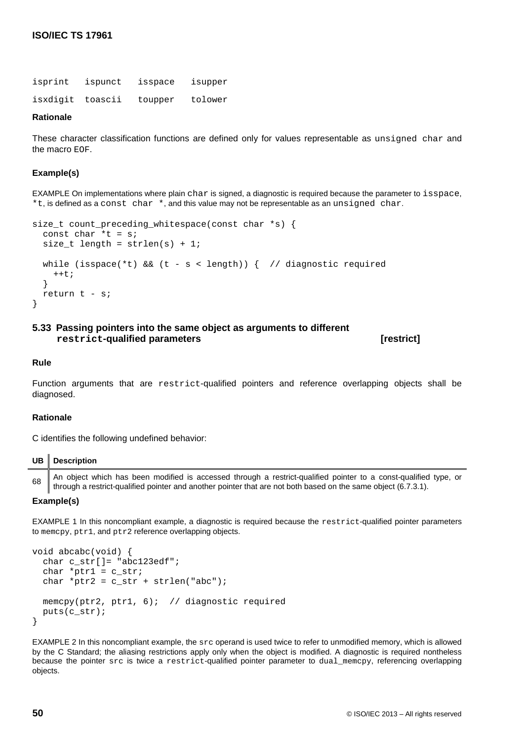```
isprint   ispunct   isspace   isupper
isxdigit  toascii   toupper   tolower
```

#### Rationale

These character classification functions are defined only for values representable as `unsigned char` and the macro `EOF`.

#### Example(s)

EXAMPLE On implementations where plain `char` is signed, a diagnostic is required because the parameter to `isspace`, `*t`, is defined as a `const char *`, and this value may not be representable as an `unsigned char`.

```
size_t count_preceding_whitespace(const char *s) {
  const char *t = s;
  size_t length = strlen(s) + 1;

  while (isspace(*t) && (t - s < length)) {  // diagnostic required
    ++t;
  }
  return t - s;
}
```

### 5.33 Passing pointers into the same object as arguments to different `restrict`-qualified parameters [restrict]

#### Rule

Function arguments that are `restrict`-qualified pointers and reference overlapping objects shall be diagnosed.

#### Rationale

C identifies the following undefined behavior:

| UB | Description |
|---|---|
| 68 | An object which has been modified is accessed through a restrict-qualified pointer to a const-qualified type, or through a restrict-qualified pointer and another pointer that are not both based on the same object (6.7.3.1). |

#### Example(s)

EXAMPLE 1 In this noncompliant example, a diagnostic is required because the `restrict`-qualified pointer parameters to `memcpy`, `ptr1`, and `ptr2` reference overlapping objects.

```
void abcabc(void) {
  char c_str[]= "abc123edf";
  char *ptr1 = c_str;
  char *ptr2 = c_str + strlen("abc");

  memcpy(ptr2, ptr1, 6);  // diagnostic required
  puts(c_str);
}
```

EXAMPLE 2 In this noncompliant example, the `src` operand is used twice to refer to unmodified memory, which is allowed by the C Standard; the aliasing restrictions apply only when the object is modified. A diagnostic is required nontheless because the pointer `src` is twice a `restrict`-qualified pointer parameter to `dual_memcpy`, referencing overlapping objects.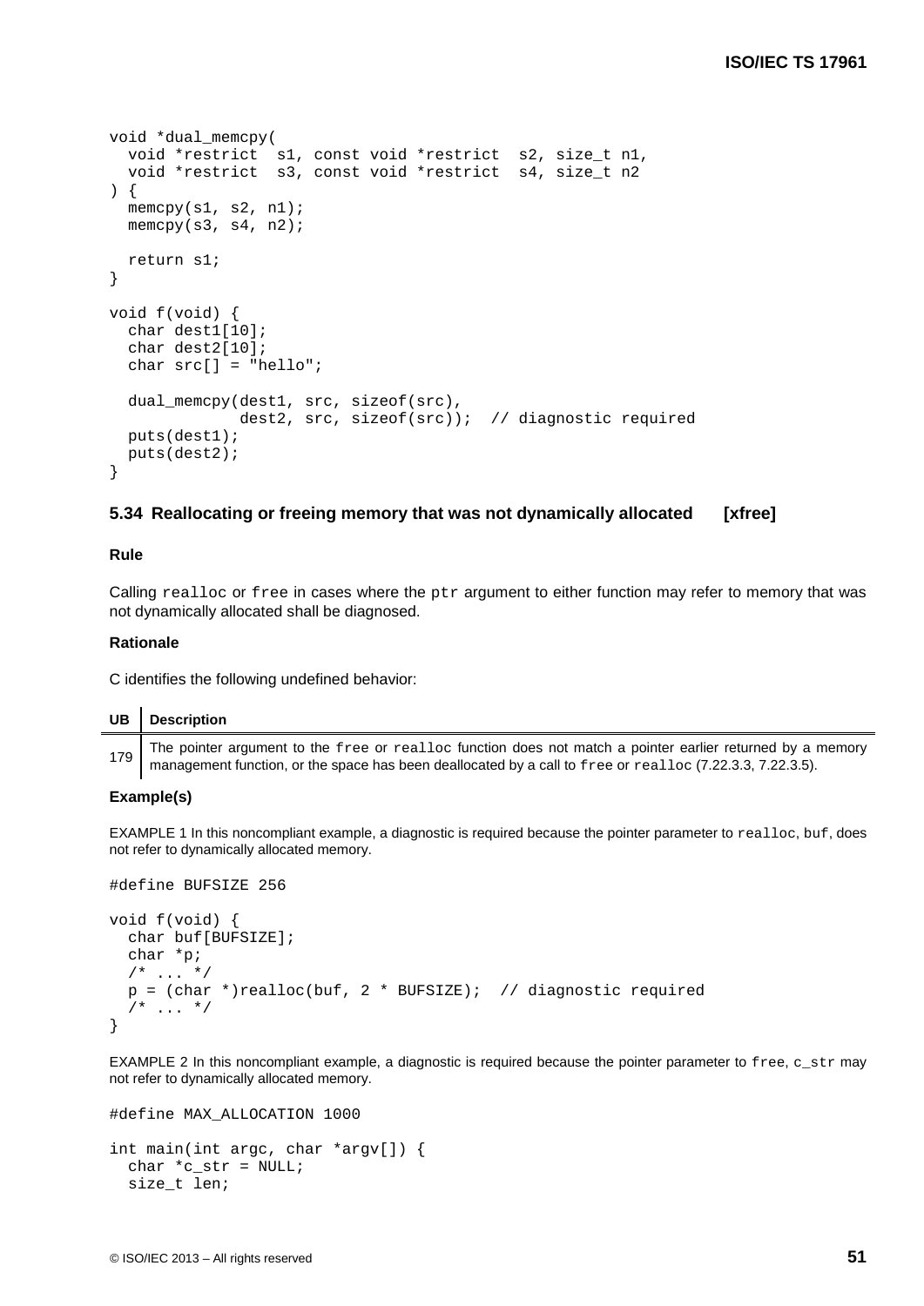```
void *dual_memcpy(
  void *restrict  s1, const void *restrict  s2, size_t n1,
  void *restrict  s3, const void *restrict  s4, size_t n2
) {
  memcpy(s1, s2, n1);
  memcpy(s3, s4, n2);

  return s1;
}

void f(void) {
  char dest1[10];
  char dest2[10];
  char src[] = "hello";

  dual_memcpy(dest1, src, sizeof(src),
              dest2, src, sizeof(src));  // diagnostic required
  puts(dest1);
  puts(dest2);
}
```

## 5.34 Reallocating or freeing memory that was not dynamically allocated [xfree]

**Rule**

Calling `realloc` or `free` in cases where the `ptr` argument to either function may refer to memory that was not dynamically allocated shall be diagnosed.

**Rationale**

C identifies the following undefined behavior:

| UB | Description |
|---|---|
| 179 | The pointer argument to the `free` or `realloc` function does not match a pointer earlier returned by a memory management function, or the space has been deallocated by a call to `free` or `realloc` (7.22.3.3, 7.22.3.5). |

**Example(s)**

EXAMPLE 1 In this noncompliant example, a diagnostic is required because the pointer parameter to `realloc`, `buf`, does not refer to dynamically allocated memory.

```
#define BUFSIZE 256

void f(void) {
  char buf[BUFSIZE];
  char *p;
  /* ... */
  p = (char *)realloc(buf, 2 * BUFSIZE);  // diagnostic required
  /* ... */
}
```

EXAMPLE 2 In this noncompliant example, a diagnostic is required because the pointer parameter to `free`, `c_str` may not refer to dynamically allocated memory.

```
#define MAX_ALLOCATION 1000

int main(int argc, char *argv[]) {
  char *c_str = NULL;
  size_t len;
```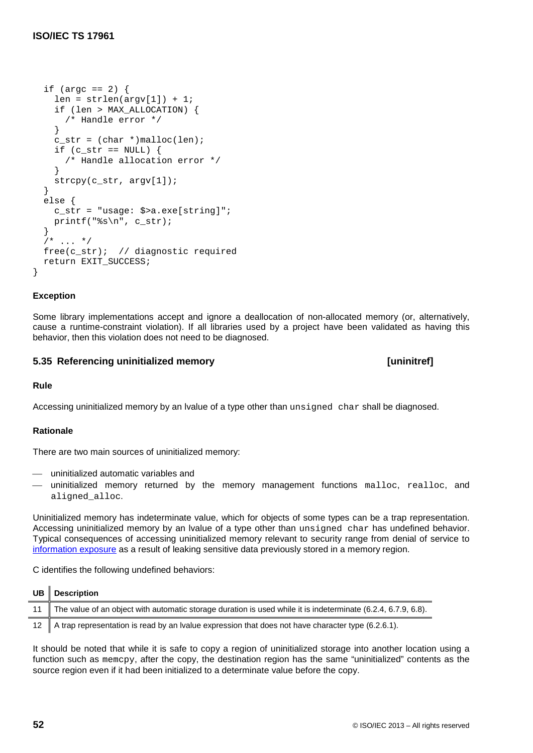```
  if (argc == 2) {
    len = strlen(argv[1]) + 1;
    if (len > MAX_ALLOCATION) {
      /* Handle error */
    }
    c_str = (char *)malloc(len);
    if (c_str == NULL) {
      /* Handle allocation error */
    }
    strcpy(c_str, argv[1]);
  }
  else {
    c_str = "usage: $>a.exe[string]";
    printf("%s\n", c_str);
  }
  /* ... */
  free(c_str);  // diagnostic required
  return EXIT_SUCCESS;
}
```

#### Exception

Some library implementations accept and ignore a deallocation of non-allocated memory (or, alternatively, cause a runtime-constraint violation). If all libraries used by a project have been validated as having this behavior, then this violation does not need to be diagnosed.

### 5.35 Referencing uninitialized memory [uninitref]

#### Rule

Accessing uninitialized memory by an lvalue of a type other than `unsigned char` shall be diagnosed.

#### Rationale

There are two main sources of uninitialized memory:

- uninitialized automatic variables and
- uninitialized memory returned by the memory management functions `malloc`, `realloc`, and `aligned_alloc`.

Uninitialized memory has indeterminate value, which for objects of some types can be a trap representation. Accessing uninitialized memory by an lvalue of a type other than `unsigned char` has undefined behavior. Typical consequences of accessing uninitialized memory relevant to security range from denial of service to information exposure as a result of leaking sensitive data previously stored in a memory region.

C identifies the following undefined behaviors:

| UB | Description |
|---|---|
| 11 | The value of an object with automatic storage duration is used while it is indeterminate (6.2.4, 6.7.9, 6.8). |
| 12 | A trap representation is read by an lvalue expression that does not have character type (6.2.6.1). |

It should be noted that while it is safe to copy a region of uninitialized storage into another location using a function such as `memcpy`, after the copy, the destination region has the same "uninitialized" contents as the source region even if it had been initialized to a determinate value before the copy.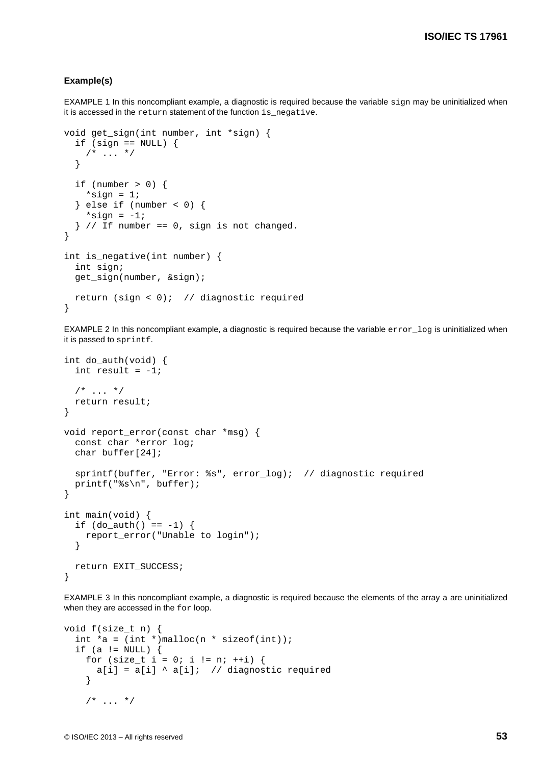**Example(s)**

EXAMPLE 1 In this noncompliant example, a diagnostic is required because the variable `sign` may be uninitialized when it is accessed in the `return` statement of the function `is_negative`.

```
void get_sign(int number, int *sign) {
  if (sign == NULL) {
    /* ... */
  }

  if (number > 0) {
    *sign = 1;
  } else if (number < 0) {
    *sign = -1;
  } // If number == 0, sign is not changed.
}

int is_negative(int number) {
  int sign;
  get_sign(number, &sign);

  return (sign < 0);  // diagnostic required
}
```

EXAMPLE 2 In this noncompliant example, a diagnostic is required because the variable `error_log` is uninitialized when it is passed to `sprintf`.

```
int do_auth(void) {
  int result = -1;

  /* ... */
  return result;
}

void report_error(const char *msg) {
  const char *error_log;
  char buffer[24];

  sprintf(buffer, "Error: %s", error_log);  // diagnostic required
  printf("%s\n", buffer);
}

int main(void) {
  if (do_auth() == -1) {
    report_error("Unable to login");
  }

  return EXIT_SUCCESS;
}
```

EXAMPLE 3 In this noncompliant example, a diagnostic is required because the elements of the array a are uninitialized when they are accessed in the `for` loop.

```
void f(size_t n) {
  int *a = (int *)malloc(n * sizeof(int));
  if (a != NULL) {
    for (size_t i = 0; i != n; ++i) {
      a[i] = a[i] ^ a[i];  // diagnostic required
    }

    /* ... */
```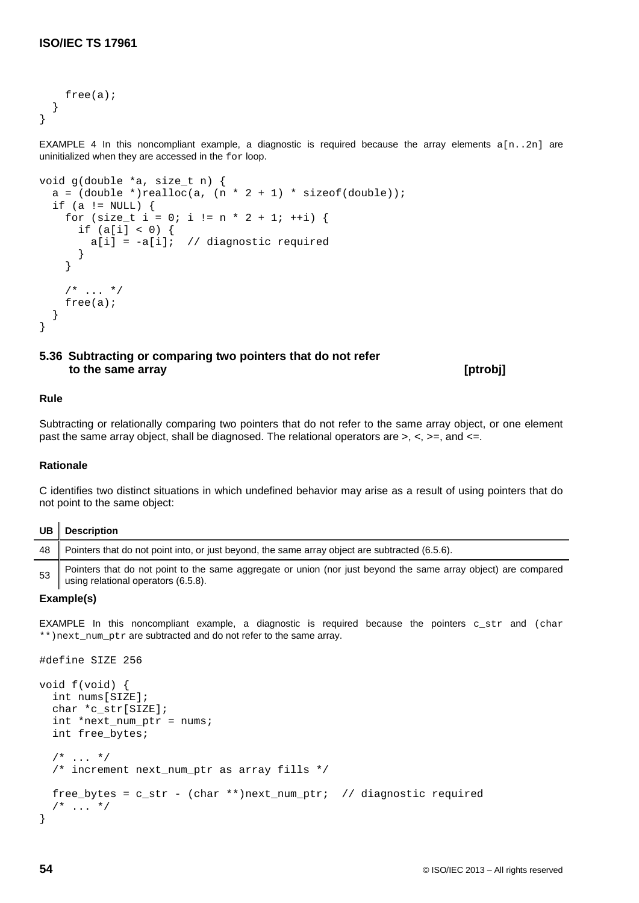```
    free(a);
  }
}
```

EXAMPLE 4 In this noncompliant example, a diagnostic is required because the array elements `a[n..2n]` are uninitialized when they are accessed in the `for` loop.

```
void g(double *a, size_t n) {
  a = (double *)realloc(a, (n * 2 + 1) * sizeof(double));
  if (a != NULL) {
    for (size_t i = 0; i != n * 2 + 1; ++i) {
      if (a[i] < 0) {
        a[i] = -a[i];  // diagnostic required
      }
    }

    /* ... */
    free(a);
  }
}
```

## 5.36 Subtracting or comparing two pointers that do not refer to the same array [ptrobj]

### Rule

Subtracting or relationally comparing two pointers that do not refer to the same array object, or one element past the same array object, shall be diagnosed. The relational operators are >, <, >=, and <=.

### Rationale

C identifies two distinct situations in which undefined behavior may arise as a result of using pointers that do not point to the same object:

| UB | Description |
|---|---|
| 48 | Pointers that do not point into, or just beyond, the same array object are subtracted (6.5.6). |
| 53 | Pointers that do not point to the same aggregate or union (nor just beyond the same array object) are compared using relational operators (6.5.8). |

### Example(s)

EXAMPLE In this noncompliant example, a diagnostic is required because the pointers `c_str` and `(char **)next_num_ptr` are subtracted and do not refer to the same array.

```
#define SIZE 256

void f(void) {
  int nums[SIZE];
  char *c_str[SIZE];
  int *next_num_ptr = nums;
  int free_bytes;

  /* ... */
  /* increment next_num_ptr as array fills */

  free_bytes = c_str - (char **)next_num_ptr;  // diagnostic required
  /* ... */
}
```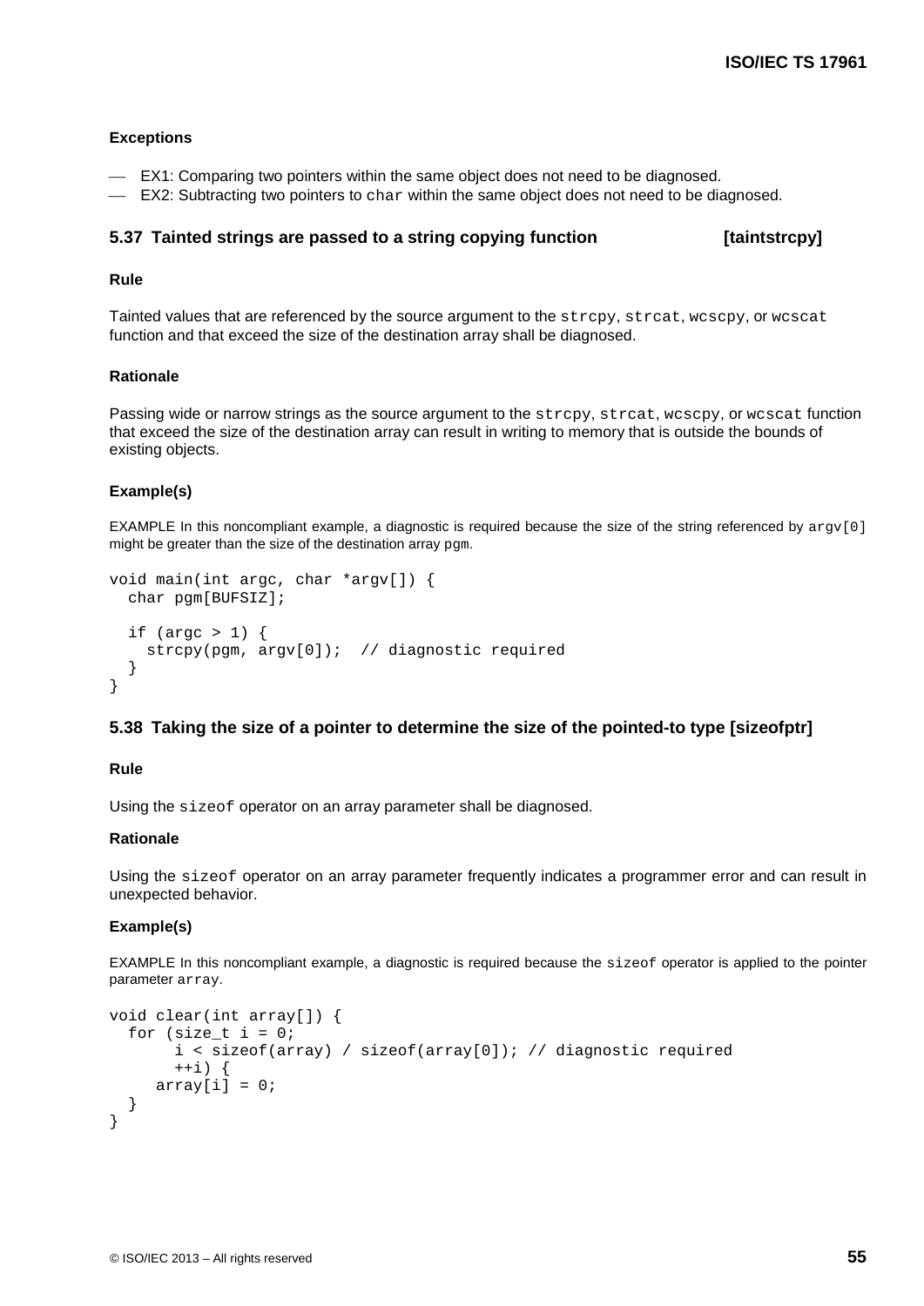**Exceptions**

- EX1: Comparing two pointers within the same object does not need to be diagnosed.
- EX2: Subtracting two pointers to `char` within the same object does not need to be diagnosed.

## 5.37 Tainted strings are passed to a string copying function [taintstrcpy]

**Rule**

Tainted values that are referenced by the source argument to the `strcpy`, `strcat`, `wcscpy`, or `wcscat` function and that exceed the size of the destination array shall be diagnosed.

**Rationale**

Passing wide or narrow strings as the source argument to the `strcpy`, `strcat`, `wcscpy`, or `wcscat` function that exceed the size of the destination array can result in writing to memory that is outside the bounds of existing objects.

**Example(s)**

EXAMPLE In this noncompliant example, a diagnostic is required because the size of the string referenced by `argv[0]` might be greater than the size of the destination array `pgm`.

```
void main(int argc, char *argv[]) {
  char pgm[BUFSIZ];

  if (argc > 1) {
    strcpy(pgm, argv[0]);  // diagnostic required
  }
}
```

## 5.38 Taking the size of a pointer to determine the size of the pointed-to type [sizeofptr]

**Rule**

Using the `sizeof` operator on an array parameter shall be diagnosed.

**Rationale**

Using the `sizeof` operator on an array parameter frequently indicates a programmer error and can result in unexpected behavior.

**Example(s)**

EXAMPLE In this noncompliant example, a diagnostic is required because the `sizeof` operator is applied to the pointer parameter `array`.

```
void clear(int array[]) {
  for (size_t i = 0;
       i < sizeof(array) / sizeof(array[0]); // diagnostic required
       ++i) {
     array[i] = 0;
  }
}
```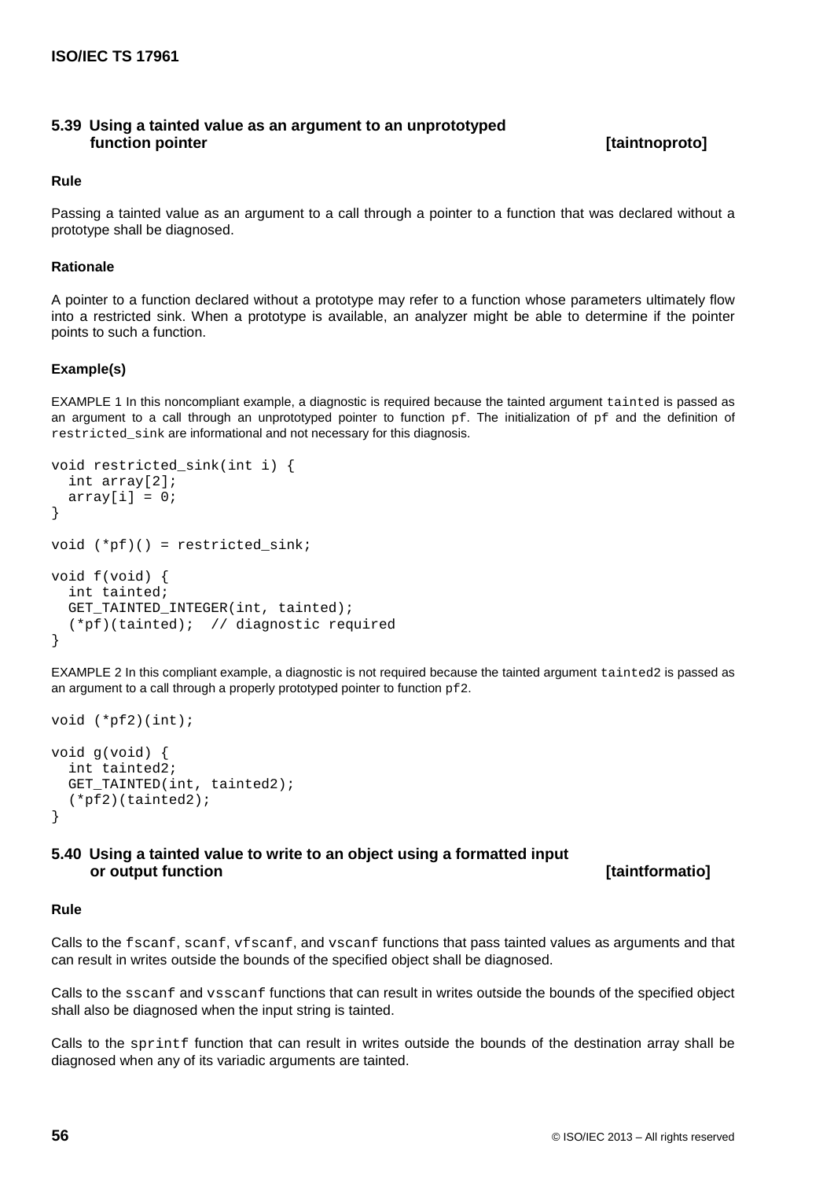### 5.39 Using a tainted value as an argument to an unprototyped function pointer [taintnoproto]

#### Rule

Passing a tainted value as an argument to a call through a pointer to a function that was declared without a prototype shall be diagnosed.

#### Rationale

A pointer to a function declared without a prototype may refer to a function whose parameters ultimately flow into a restricted sink. When a prototype is available, an analyzer might be able to determine if the pointer points to such a function.

#### Example(s)

EXAMPLE 1 In this noncompliant example, a diagnostic is required because the tainted argument `tainted` is passed as an argument to a call through an unprototyped pointer to function `pf`. The initialization of `pf` and the definition of `restricted_sink` are informational and not necessary for this diagnosis.

```
void restricted_sink(int i) {
  int array[2];
  array[i] = 0;
}

void (*pf)() = restricted_sink;

void f(void) {
  int tainted;
  GET_TAINTED_INTEGER(int, tainted);
  (*pf)(tainted);  // diagnostic required
}
```

EXAMPLE 2 In this compliant example, a diagnostic is not required because the tainted argument `tainted2` is passed as an argument to a call through a properly prototyped pointer to function `pf2`.

```
void (*pf2)(int);

void g(void) {
  int tainted2;
  GET_TAINTED(int, tainted2);
  (*pf2)(tainted2);
}
```

### 5.40 Using a tainted value to write to an object using a formatted input or output function [taintformatio]

#### Rule

Calls to the `fscanf`, `scanf`, `vfscanf`, and `vscanf` functions that pass tainted values as arguments and that can result in writes outside the bounds of the specified object shall be diagnosed.

Calls to the `sscanf` and `vsscanf` functions that can result in writes outside the bounds of the specified object shall also be diagnosed when the input string is tainted.

Calls to the `sprintf` function that can result in writes outside the bounds of the destination array shall be diagnosed when any of its variadic arguments are tainted.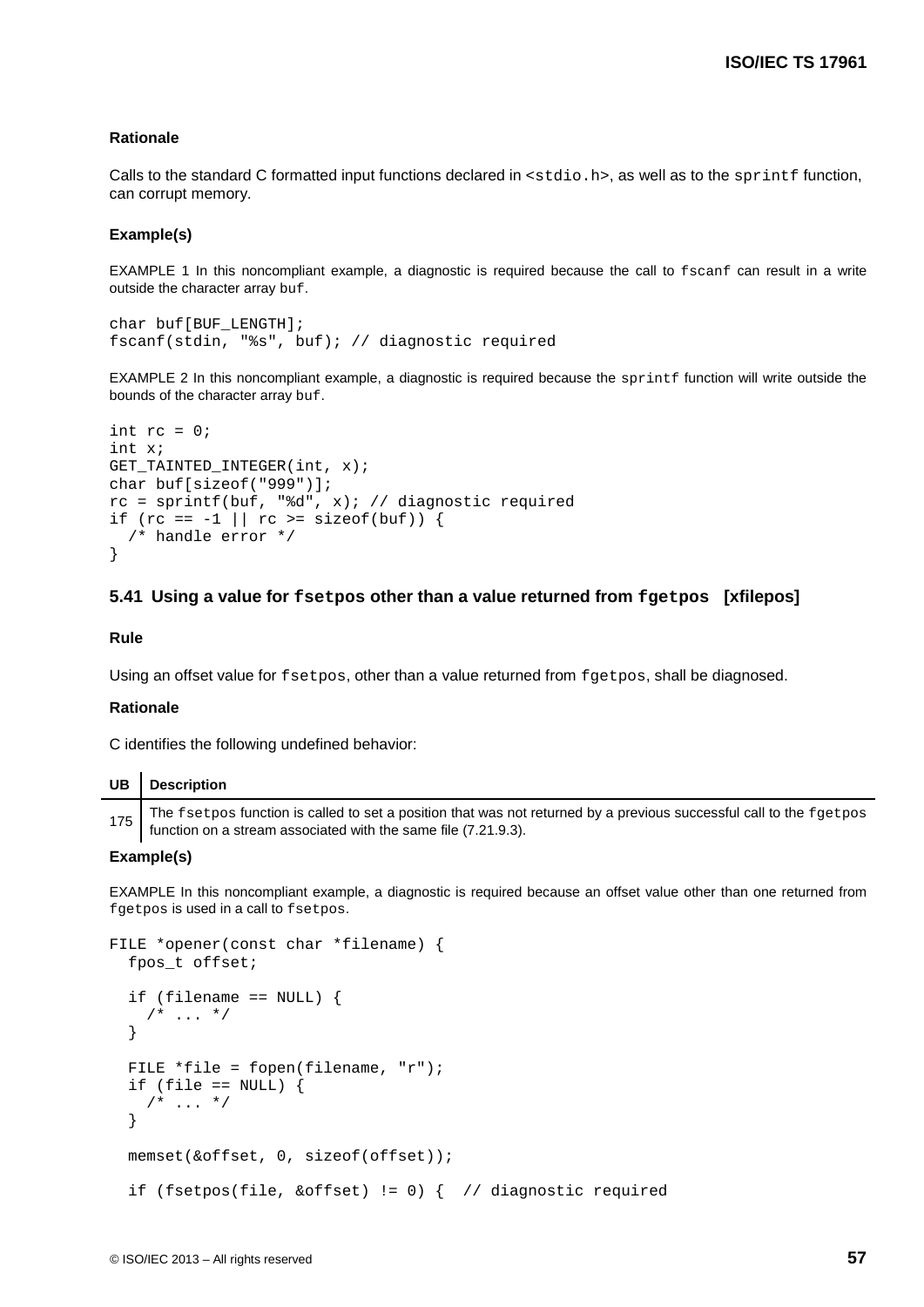#### Rationale

Calls to the standard C formatted input functions declared in `<stdio.h>`, as well as to the `sprintf` function, can corrupt memory.

#### Example(s)

EXAMPLE 1 In this noncompliant example, a diagnostic is required because the call to `fscanf` can result in a write outside the character array `buf`.

```
char buf[BUF_LENGTH];
fscanf(stdin, "%s", buf); // diagnostic required
```

EXAMPLE 2 In this noncompliant example, a diagnostic is required because the `sprintf` function will write outside the bounds of the character array `buf`.

```
int rc = 0;
int x;
GET_TAINTED_INTEGER(int, x);
char buf[sizeof("999")];
rc = sprintf(buf, "%d", x); // diagnostic required
if (rc == -1 || rc >= sizeof(buf)) {
  /* handle error */
}
```

### 5.41 Using a value for `fsetpos` other than a value returned from `fgetpos` [xfilepos]

#### Rule

Using an offset value for `fsetpos`, other than a value returned from `fgetpos`, shall be diagnosed.

#### Rationale

C identifies the following undefined behavior:

| UB | Description |
| --- | --- |
| 175 | The `fsetpos` function is called to set a position that was not returned by a previous successful call to the `fgetpos` function on a stream associated with the same file (7.21.9.3). |

#### Example(s)

EXAMPLE In this noncompliant example, a diagnostic is required because an offset value other than one returned from `fgetpos` is used in a call to `fsetpos`.

```
FILE *opener(const char *filename) {
  fpos_t offset;

  if (filename == NULL) {
    /* ... */
  }

  FILE *file = fopen(filename, "r");
  if (file == NULL) {
    /* ... */
  }

  memset(&offset, 0, sizeof(offset));

  if (fsetpos(file, &offset) != 0) {  // diagnostic required
```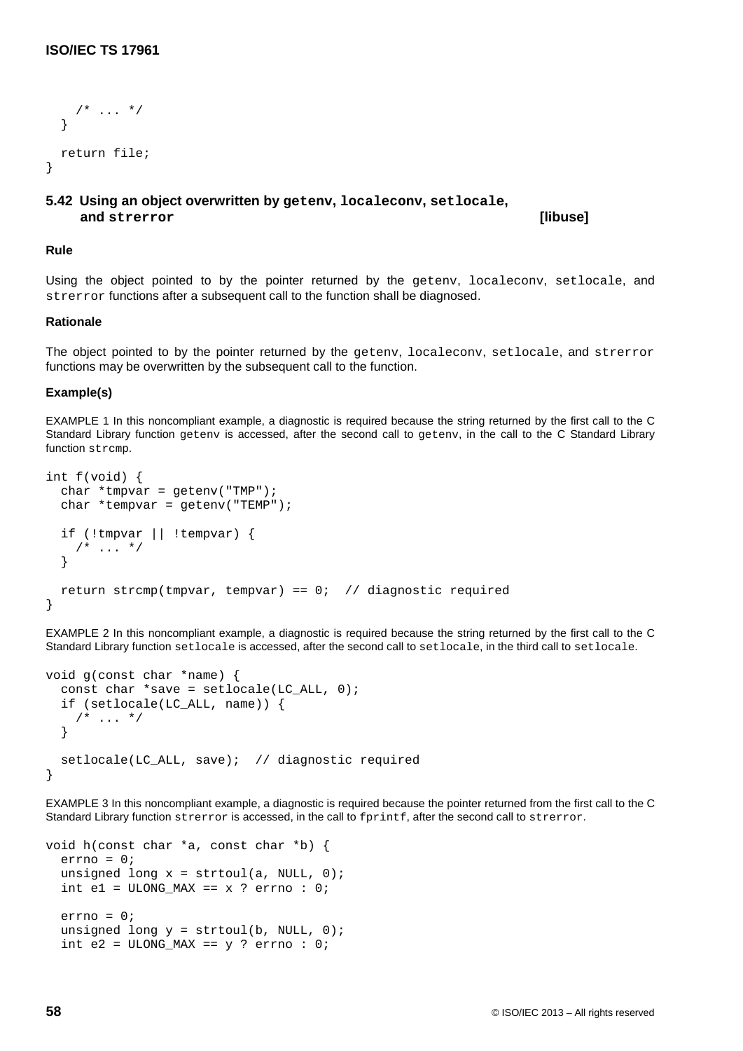```
    /* ... */
  }

  return file;
}
```

## 5.42 Using an object overwritten by `getenv`, `localeconv`, `setlocale`, and `strerror` [libuse]

#### Rule

Using the object pointed to by the pointer returned by the `getenv`, `localeconv`, `setlocale`, and `strerror` functions after a subsequent call to the function shall be diagnosed.

#### Rationale

The object pointed to by the pointer returned by the `getenv`, `localeconv`, `setlocale`, and `strerror` functions may be overwritten by the subsequent call to the function.

#### Example(s)

EXAMPLE 1 In this noncompliant example, a diagnostic is required because the string returned by the first call to the C Standard Library function `getenv` is accessed, after the second call to `getenv`, in the call to the C Standard Library function `strcmp`.

```
int f(void) {
  char *tmpvar = getenv("TMP");
  char *tempvar = getenv("TEMP");

  if (!tmpvar || !tempvar) {
    /* ... */
  }

  return strcmp(tmpvar, tempvar) == 0;  // diagnostic required
}
```

EXAMPLE 2 In this noncompliant example, a diagnostic is required because the string returned by the first call to the C Standard Library function `setlocale` is accessed, after the second call to `setlocale`, in the third call to `setlocale`.

```
void g(const char *name) {
  const char *save = setlocale(LC_ALL, 0);
  if (setlocale(LC_ALL, name)) {
    /* ... */
  }

  setlocale(LC_ALL, save);  // diagnostic required
}
```

EXAMPLE 3 In this noncompliant example, a diagnostic is required because the pointer returned from the first call to the C Standard Library function `strerror` is accessed, in the call to `fprintf`, after the second call to `strerror`.

```
void h(const char *a, const char *b) {
  errno = 0;
  unsigned long x = strtoul(a, NULL, 0);
  int e1 = ULONG_MAX == x ? errno : 0;

  errno = 0;
  unsigned long y = strtoul(b, NULL, 0);
  int e2 = ULONG_MAX == y ? errno : 0;
```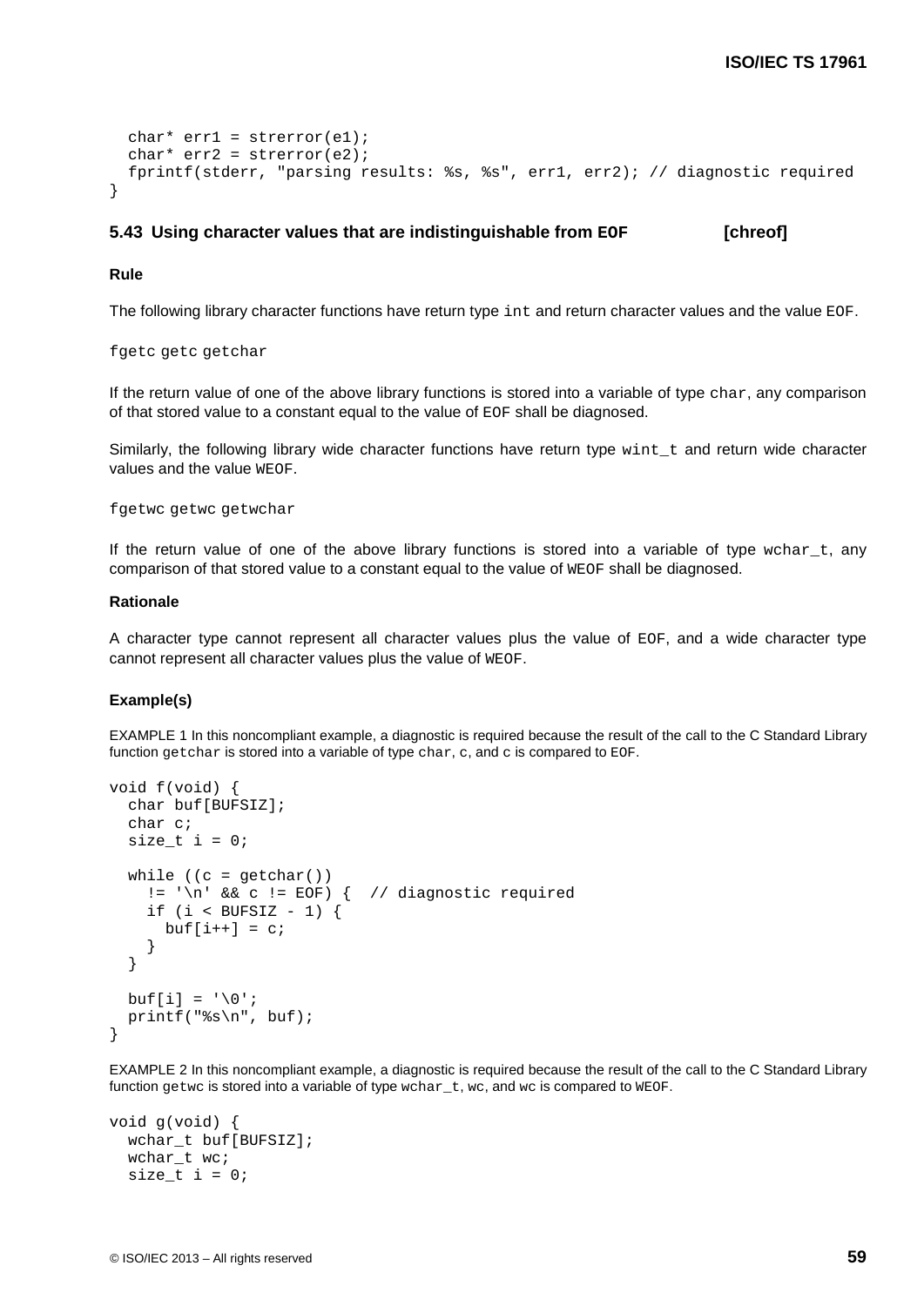```
  char* err1 = strerror(e1);
  char* err2 = strerror(e2);
  fprintf(stderr, "parsing results: %s, %s", err1, err2); // diagnostic required
}
```

## 5.43 Using character values that are indistinguishable from EOF [chreof]

**Rule**

The following library character functions have return type `int` and return character values and the value `EOF`.

`fgetc getc getchar`

If the return value of one of the above library functions is stored into a variable of type `char`, any comparison of that stored value to a constant equal to the value of `EOF` shall be diagnosed.

Similarly, the following library wide character functions have return type `wint_t` and return wide character values and the value `WEOF`.

`fgetwc getwc getwchar`

If the return value of one of the above library functions is stored into a variable of type `wchar_t`, any comparison of that stored value to a constant equal to the value of `WEOF` shall be diagnosed.

**Rationale**

A character type cannot represent all character values plus the value of `EOF`, and a wide character type cannot represent all character values plus the value of `WEOF`.

**Example(s)**

EXAMPLE 1 In this noncompliant example, a diagnostic is required because the result of the call to the C Standard Library function `getchar` is stored into a variable of type `char`, `c`, and `c` is compared to `EOF`.

```
void f(void) {
  char buf[BUFSIZ];
  char c;
  size_t i = 0;

  while ((c = getchar())
    != '\n' && c != EOF) {  // diagnostic required
    if (i < BUFSIZ - 1) {
      buf[i++] = c;
    }
  }

  buf[i] = '\0';
  printf("%s\n", buf);
}
```

EXAMPLE 2 In this noncompliant example, a diagnostic is required because the result of the call to the C Standard Library function `getwc` is stored into a variable of type `wchar_t`, `wc`, and `wc` is compared to `WEOF`.

```
void g(void) {
  wchar_t buf[BUFSIZ];
  wchar_t wc;
  size_t i = 0;
```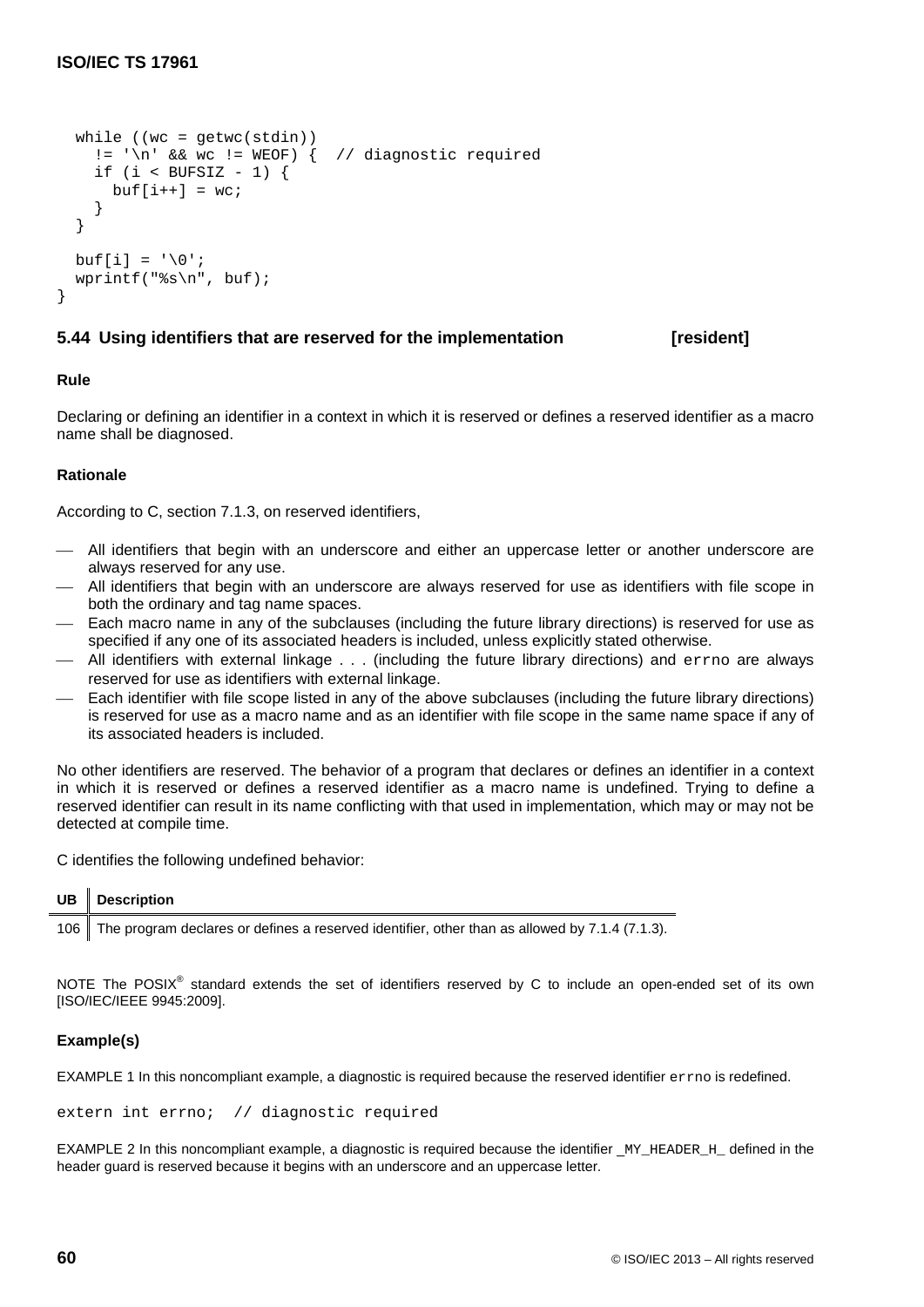```
  while ((wc = getwc(stdin))
    != '\n' && wc != WEOF) {  // diagnostic required
    if (i < BUFSIZ - 1) {
      buf[i++] = wc;
    }
  }

  buf[i] = '\0';
  wprintf("%s\n", buf);
}
```

### 5.44 Using identifiers that are reserved for the implementation [resident]

#### Rule

Declaring or defining an identifier in a context in which it is reserved or defines a reserved identifier as a macro name shall be diagnosed.

#### Rationale

According to C, section 7.1.3, on reserved identifiers,

- All identifiers that begin with an underscore and either an uppercase letter or another underscore are always reserved for any use.
- All identifiers that begin with an underscore are always reserved for use as identifiers with file scope in both the ordinary and tag name spaces.
- Each macro name in any of the subclauses (including the future library directions) is reserved for use as specified if any one of its associated headers is included, unless explicitly stated otherwise.
- All identifiers with external linkage . . . (including the future library directions) and `errno` are always reserved for use as identifiers with external linkage.
- Each identifier with file scope listed in any of the above subclauses (including the future library directions) is reserved for use as a macro name and as an identifier with file scope in the same name space if any of its associated headers is included.

No other identifiers are reserved. The behavior of a program that declares or defines an identifier in a context in which it is reserved or defines a reserved identifier as a macro name is undefined. Trying to define a reserved identifier can result in its name conflicting with that used in implementation, which may or may not be detected at compile time.

C identifies the following undefined behavior:

| UB | Description |
|---|---|
| 106 | The program declares or defines a reserved identifier, other than as allowed by 7.1.4 (7.1.3). |

NOTE The POSIX® standard extends the set of identifiers reserved by C to include an open-ended set of its own [ISO/IEC/IEEE 9945:2009].

#### Example(s)

EXAMPLE 1 In this noncompliant example, a diagnostic is required because the reserved identifier `errno` is redefined.

```
extern int errno;  // diagnostic required
```

EXAMPLE 2 In this noncompliant example, a diagnostic is required because the identifier `_MY_HEADER_H_` defined in the header guard is reserved because it begins with an underscore and an uppercase letter.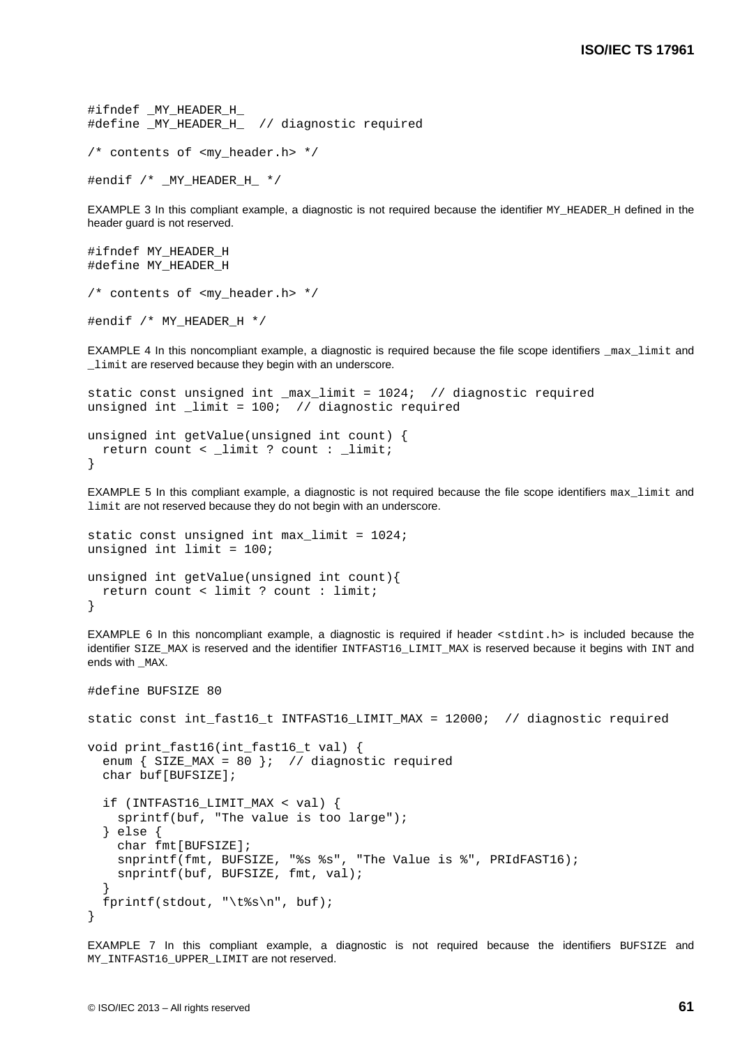```
#ifndef _MY_HEADER_H_
#define _MY_HEADER_H_  // diagnostic required

/* contents of <my_header.h> */

#endif /* _MY_HEADER_H_ */
```

EXAMPLE 3 In this compliant example, a diagnostic is not required because the identifier `MY_HEADER_H` defined in the header guard is not reserved.

```
#ifndef MY_HEADER_H
#define MY_HEADER_H

/* contents of <my_header.h> */

#endif /* MY_HEADER_H */
```

EXAMPLE 4 In this noncompliant example, a diagnostic is required because the file scope identifiers `_max_limit` and `_limit` are reserved because they begin with an underscore.

```
static const unsigned int _max_limit = 1024;  // diagnostic required
unsigned int _limit = 100;  // diagnostic required

unsigned int getValue(unsigned int count) {
  return count < _limit ? count : _limit;
}
```

EXAMPLE 5 In this compliant example, a diagnostic is not required because the file scope identifiers `max_limit` and `limit` are not reserved because they do not begin with an underscore.

```
static const unsigned int max_limit = 1024;
unsigned int limit = 100;

unsigned int getValue(unsigned int count){
  return count < limit ? count : limit;
}
```

EXAMPLE 6 In this noncompliant example, a diagnostic is required if header `<stdint.h>` is included because the identifier `SIZE_MAX` is reserved and the identifier `INTFAST16_LIMIT_MAX` is reserved because it begins with `INT` and ends with `_MAX`.

```
#define BUFSIZE 80

static const int_fast16_t INTFAST16_LIMIT_MAX = 12000;  // diagnostic required

void print_fast16(int_fast16_t val) {
  enum { SIZE_MAX = 80 };  // diagnostic required
  char buf[BUFSIZE];

  if (INTFAST16_LIMIT_MAX < val) {
    sprintf(buf, "The value is too large");
  } else {
    char fmt[BUFSIZE];
    snprintf(fmt, BUFSIZE, "%s %s", "The Value is %", PRIdFAST16);
    snprintf(buf, BUFSIZE, fmt, val);
  }
  fprintf(stdout, "\t%s\n", buf);
}
```

EXAMPLE 7 In this compliant example, a diagnostic is not required because the identifiers `BUFSIZE` and `MY_INTFAST16_UPPER_LIMIT` are not reserved.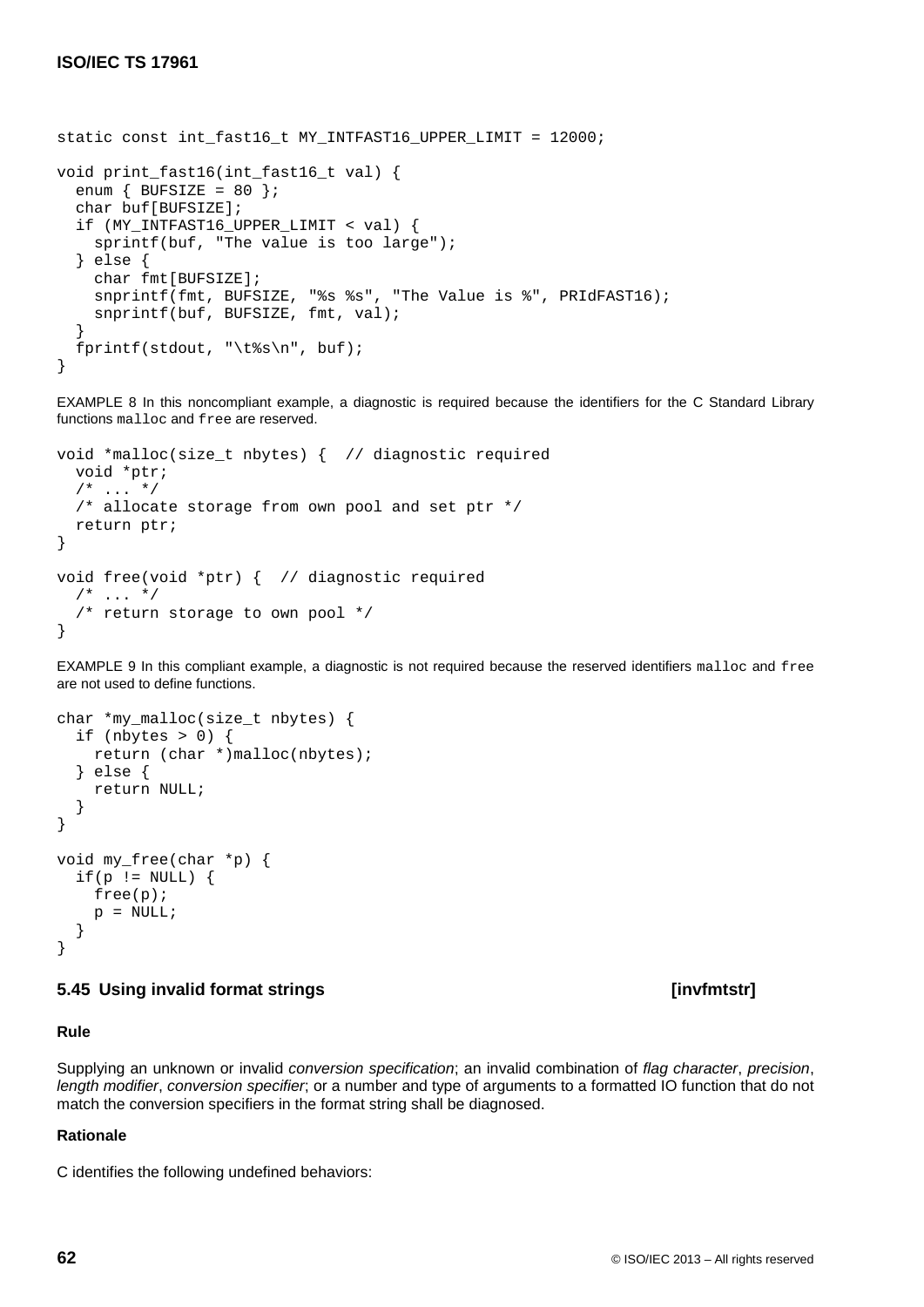```
static const int_fast16_t MY_INTFAST16_UPPER_LIMIT = 12000;

void print_fast16(int_fast16_t val) {
  enum { BUFSIZE = 80 };
  char buf[BUFSIZE];
  if (MY_INTFAST16_UPPER_LIMIT < val) {
    sprintf(buf, "The value is too large");
  } else {
    char fmt[BUFSIZE];
    snprintf(fmt, BUFSIZE, "%s %s", "The Value is %", PRIdFAST16);
    snprintf(buf, BUFSIZE, fmt, val);
  }
  fprintf(stdout, "\t%s\n", buf);
}
```

EXAMPLE 8 In this noncompliant example, a diagnostic is required because the identifiers for the C Standard Library functions `malloc` and `free` are reserved.

```
void *malloc(size_t nbytes) {  // diagnostic required
  void *ptr;
  /* ... */
  /* allocate storage from own pool and set ptr */
  return ptr;
}

void free(void *ptr) {  // diagnostic required
  /* ... */
  /* return storage to own pool */
}
```

EXAMPLE 9 In this compliant example, a diagnostic is not required because the reserved identifiers `malloc` and `free` are not used to define functions.

```
char *my_malloc(size_t nbytes) {
  if (nbytes > 0) {
    return (char *)malloc(nbytes);
  } else {
    return NULL;
  }
}

void my_free(char *p) {
  if(p != NULL) {
    free(p);
    p = NULL;
  }
}
```

## 5.45 Using invalid format strings [invfmtstr]

### Rule

Supplying an unknown or invalid *conversion specification*; an invalid combination of *flag character*, *precision*, *length modifier*, *conversion specifier*; or a number and type of arguments to a formatted IO function that do not match the conversion specifiers in the format string shall be diagnosed.

### Rationale

C identifies the following undefined behaviors: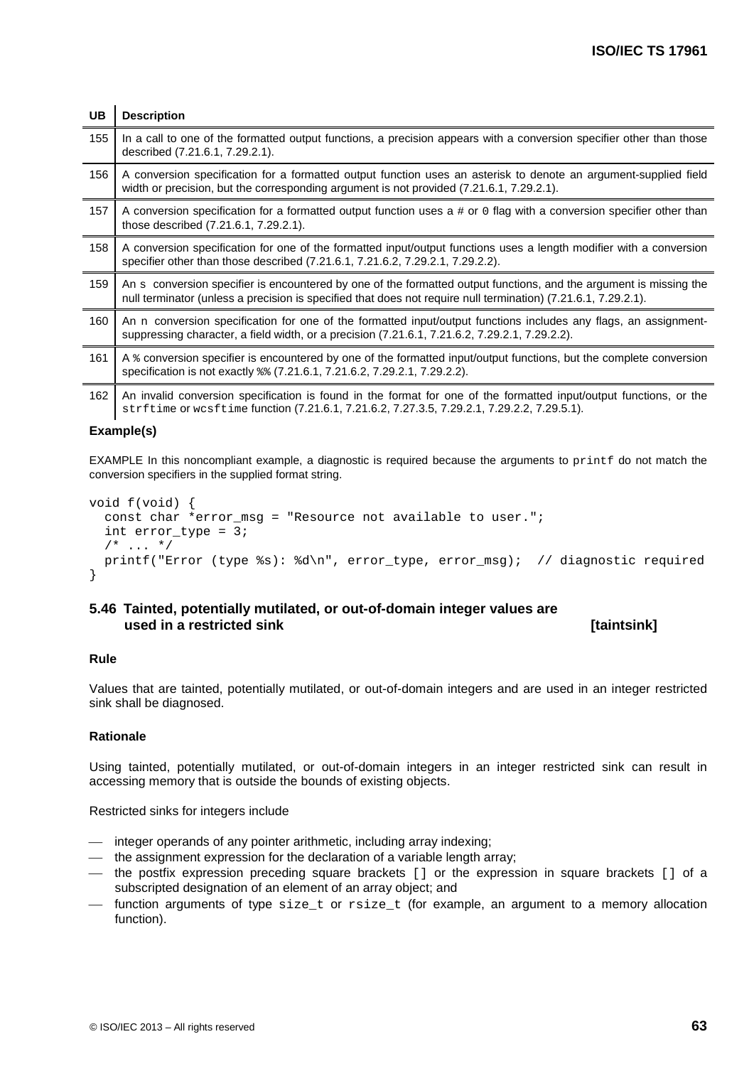| UB | Description |
|---|---|
| 155 | In a call to one of the formatted output functions, a precision appears with a conversion specifier other than those described (7.21.6.1, 7.29.2.1). |
| 156 | A conversion specification for a formatted output function uses an asterisk to denote an argument-supplied field width or precision, but the corresponding argument is not provided (7.21.6.1, 7.29.2.1). |
| 157 | A conversion specification for a formatted output function uses a `#` or `0` flag with a conversion specifier other than those described (7.21.6.1, 7.29.2.1). |
| 158 | A conversion specification for one of the formatted input/output functions uses a length modifier with a conversion specifier other than those described (7.21.6.1, 7.21.6.2, 7.29.2.1, 7.29.2.2). |
| 159 | An `s` conversion specifier is encountered by one of the formatted output functions, and the argument is missing the null terminator (unless a precision is specified that does not require null termination) (7.21.6.1, 7.29.2.1). |
| 160 | An `n` conversion specification for one of the formatted input/output functions includes any flags, an assignment-suppressing character, a field width, or a precision (7.21.6.1, 7.21.6.2, 7.29.2.1, 7.29.2.2). |
| 161 | A `%` conversion specifier is encountered by one of the formatted input/output functions, but the complete conversion specification is not exactly `%%` (7.21.6.1, 7.21.6.2, 7.29.2.1, 7.29.2.2). |
| 162 | An invalid conversion specification is found in the format for one of the formatted input/output functions, or the `strftime` or `wcsftime` function (7.21.6.1, 7.21.6.2, 7.27.3.5, 7.29.2.1, 7.29.2.2, 7.29.5.1). |

**Example(s)**

EXAMPLE In this noncompliant example, a diagnostic is required because the arguments to `printf` do not match the conversion specifiers in the supplied format string.

```
void f(void) {
  const char *error_msg = "Resource not available to user.";
  int error_type = 3;
  /* ... */
  printf("Error (type %s): %d\n", error_type, error_msg);  // diagnostic required
}
```

## 5.46 Tainted, potentially mutilated, or out-of-domain integer values are used in a restricted sink [taintsink]

**Rule**

Values that are tainted, potentially mutilated, or out-of-domain integers and are used in an integer restricted sink shall be diagnosed.

**Rationale**

Using tainted, potentially mutilated, or out-of-domain integers in an integer restricted sink can result in accessing memory that is outside the bounds of existing objects.

Restricted sinks for integers include

- integer operands of any pointer arithmetic, including array indexing;
- the assignment expression for the declaration of a variable length array;
- the postfix expression preceding square brackets `[]` or the expression in square brackets `[]` of a subscripted designation of an element of an array object; and
- function arguments of type `size_t` or `rsize_t` (for example, an argument to a memory allocation function).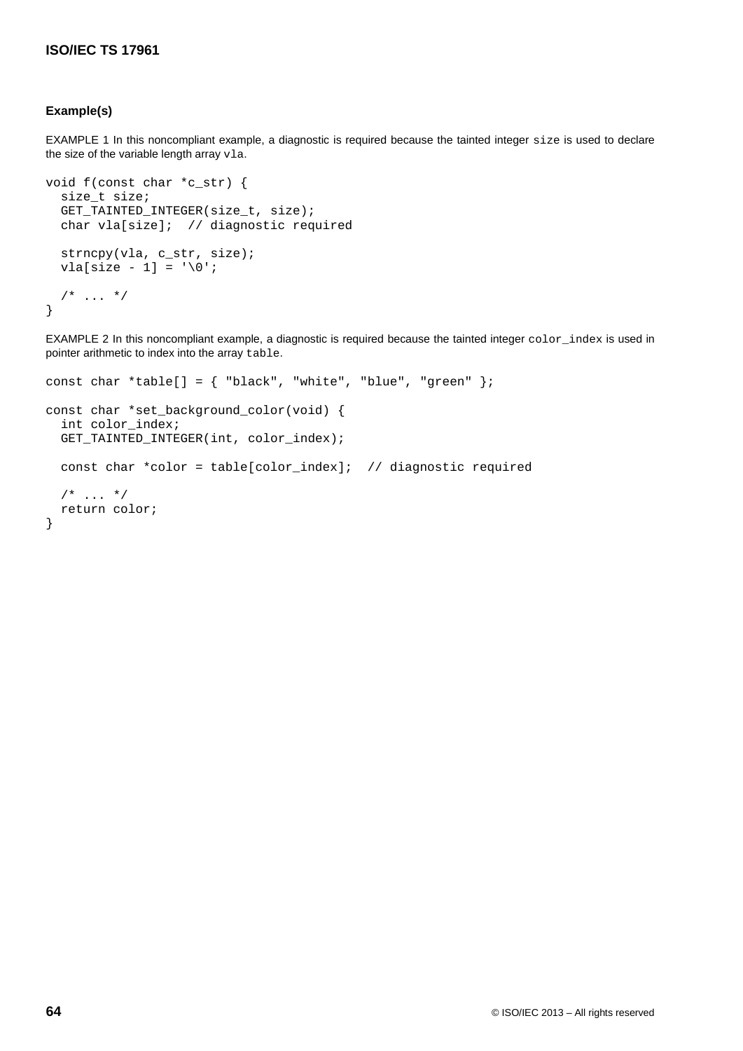**Example(s)**

EXAMPLE 1 In this noncompliant example, a diagnostic is required because the tainted integer `size` is used to declare the size of the variable length array `vla`.

```
void f(const char *c_str) {
  size_t size;
  GET_TAINTED_INTEGER(size_t, size);
  char vla[size];  // diagnostic required

  strncpy(vla, c_str, size);
  vla[size - 1] = '\0';

  /* ... */
}
```

EXAMPLE 2 In this noncompliant example, a diagnostic is required because the tainted integer `color_index` is used in pointer arithmetic to index into the array `table`.

```
const char *table[] = { "black", "white", "blue", "green" };

const char *set_background_color(void) {
  int color_index;
  GET_TAINTED_INTEGER(int, color_index);

  const char *color = table[color_index];  // diagnostic required

  /* ... */
  return color;
}
```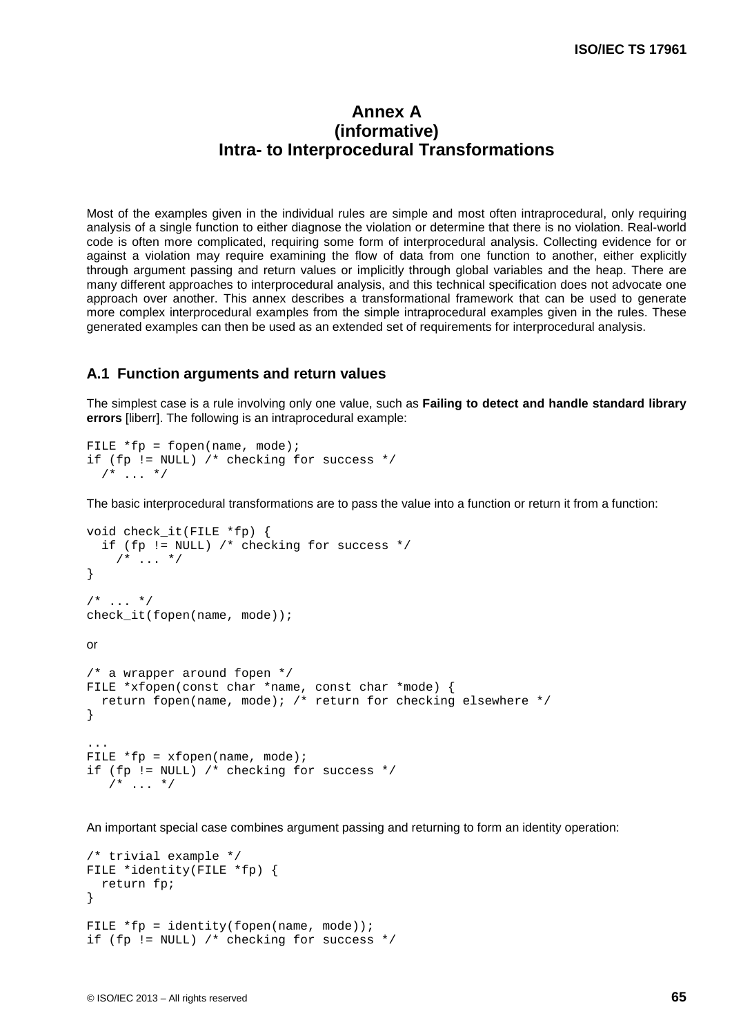# Annex A
# (informative)
# Intra- to Interprocedural Transformations

Most of the examples given in the individual rules are simple and most often intraprocedural, only requiring analysis of a single function to either diagnose the violation or determine that there is no violation. Real-world code is often more complicated, requiring some form of interprocedural analysis. Collecting evidence for or against a violation may require examining the flow of data from one function to another, either explicitly through argument passing and return values or implicitly through global variables and the heap. There are many different approaches to interprocedural analysis, and this technical specification does not advocate one approach over another. This annex describes a transformational framework that can be used to generate more complex interprocedural examples from the simple intraprocedural examples given in the rules. These generated examples can then be used as an extended set of requirements for interprocedural analysis.

## A.1 Function arguments and return values

The simplest case is a rule involving only one value, such as **Failing to detect and handle standard library errors** [liberr]. The following is an intraprocedural example:

```
FILE *fp = fopen(name, mode);
if (fp != NULL) /* checking for success */
  /* ... */
```

The basic interprocedural transformations are to pass the value into a function or return it from a function:

```
void check_it(FILE *fp) {
  if (fp != NULL) /* checking for success */
    /* ... */
}

/* ... */
check_it(fopen(name, mode));
```

or

```
/* a wrapper around fopen */
FILE *xfopen(const char *name, const char *mode) {
  return fopen(name, mode); /* return for checking elsewhere */
}

...
FILE *fp = xfopen(name, mode);
if (fp != NULL) /* checking for success */
   /* ... */
```

An important special case combines argument passing and returning to form an identity operation:

```
/* trivial example */
FILE *identity(FILE *fp) {
  return fp;
}

FILE *fp = identity(fopen(name, mode));
if (fp != NULL) /* checking for success */
```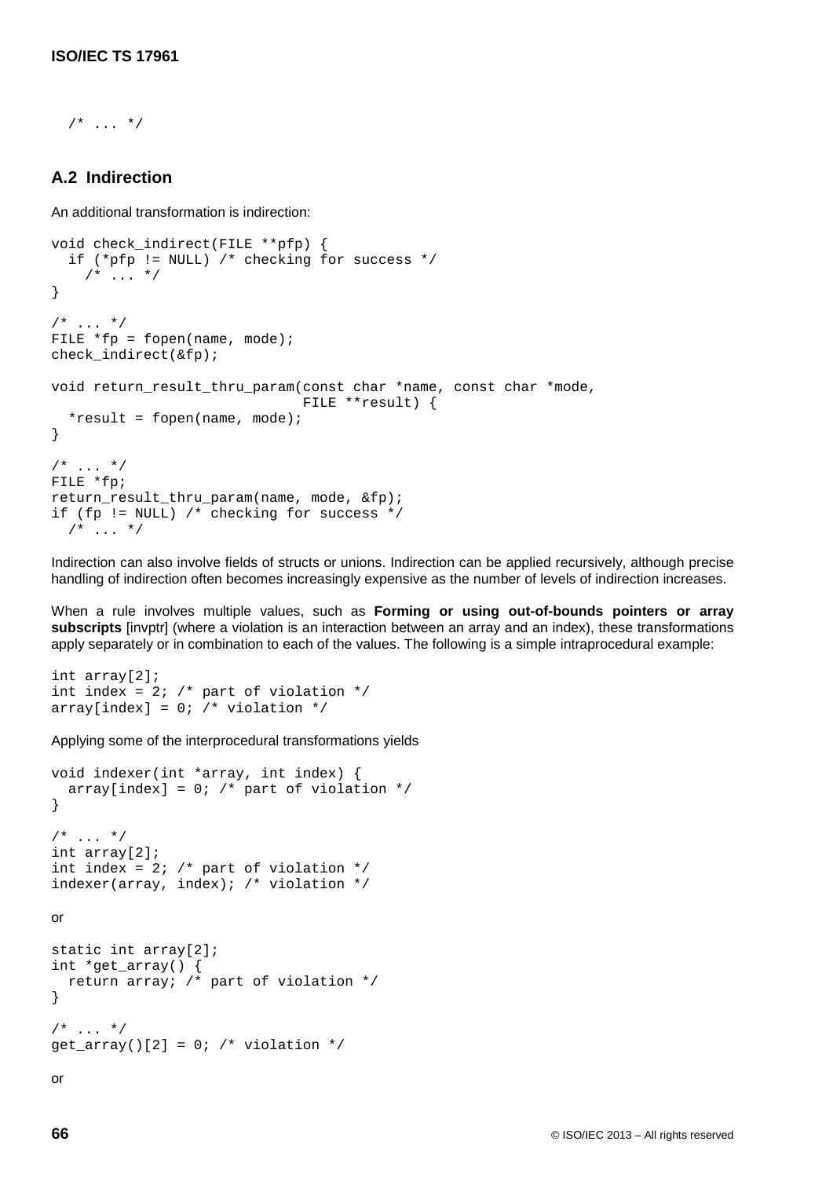```
  /* ... */
```

## A.2 Indirection

An additional transformation is indirection:

```
void check_indirect(FILE **pfp) {
  if (*pfp != NULL) /* checking for success */
    /* ... */
}

/* ... */
FILE *fp = fopen(name, mode);
check_indirect(&fp);

void return_result_thru_param(const char *name, const char *mode,
                              FILE **result) {
  *result = fopen(name, mode);
}

/* ... */
FILE *fp;
return_result_thru_param(name, mode, &fp);
if (fp != NULL) /* checking for success */
  /* ... */
```

Indirection can also involve fields of structs or unions. Indirection can be applied recursively, although precise handling of indirection often becomes increasingly expensive as the number of levels of indirection increases.

When a rule involves multiple values, such as **Forming or using out-of-bounds pointers or array subscripts** [invptr] (where a violation is an interaction between an array and an index), these transformations apply separately or in combination to each of the values. The following is a simple intraprocedural example:

```
int array[2];
int index = 2; /* part of violation */
array[index] = 0; /* violation */
```

Applying some of the interprocedural transformations yields

```
void indexer(int *array, int index) {
  array[index] = 0; /* part of violation */
}

/* ... */
int array[2];
int index = 2; /* part of violation */
indexer(array, index); /* violation */
```

or

```
static int array[2];
int *get_array() {
  return array; /* part of violation */
}

/* ... */
get_array()[2] = 0; /* violation */
```

or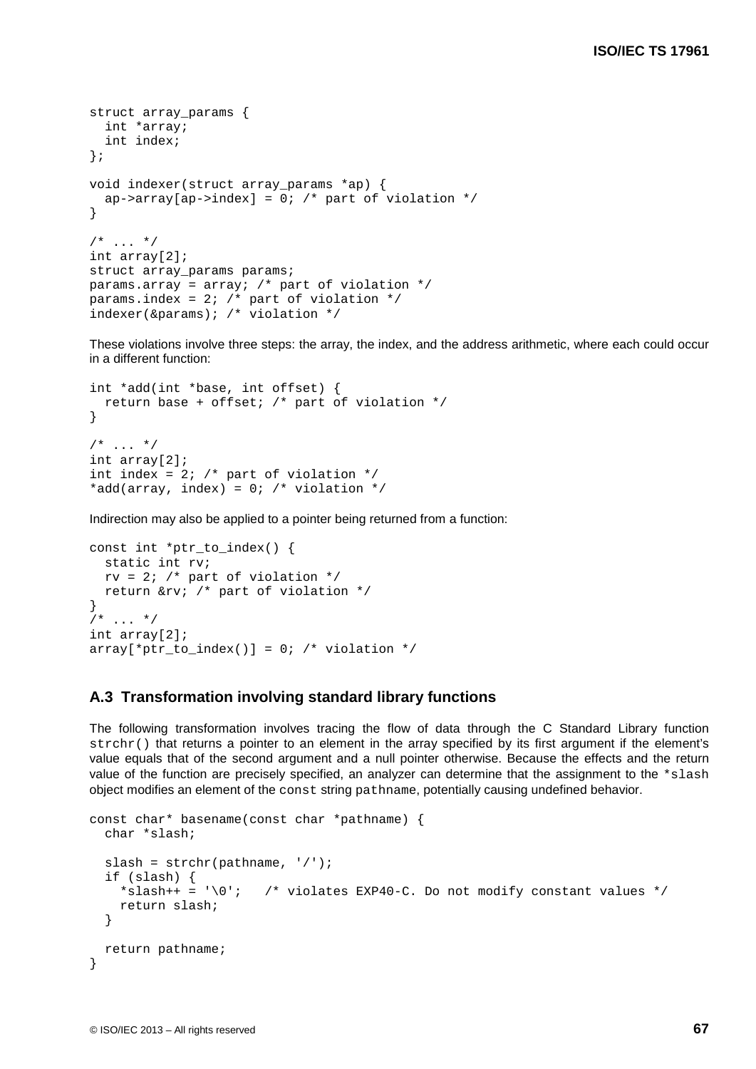```
struct array_params {
  int *array;
  int index;
};

void indexer(struct array_params *ap) {
  ap->array[ap->index] = 0; /* part of violation */
}

/* ... */
int array[2];
struct array_params params;
params.array = array; /* part of violation */
params.index = 2; /* part of violation */
indexer(&params); /* violation */
```

These violations involve three steps: the array, the index, and the address arithmetic, where each could occur in a different function:

```
int *add(int *base, int offset) {
  return base + offset; /* part of violation */
}

/* ... */
int array[2];
int index = 2; /* part of violation */
*add(array, index) = 0; /* violation */
```

Indirection may also be applied to a pointer being returned from a function:

```
const int *ptr_to_index() {
  static int rv;
  rv = 2; /* part of violation */
  return &rv; /* part of violation */
}
/* ... */
int array[2];
array[*ptr_to_index()] = 0; /* violation */
```

## A.3 Transformation involving standard library functions

The following transformation involves tracing the flow of data through the C Standard Library function `strchr()` that returns a pointer to an element in the array specified by its first argument if the element's value equals that of the second argument and a null pointer otherwise. Because the effects and the return value of the function are precisely specified, an analyzer can determine that the assignment to the `*slash` object modifies an element of the `const` string `pathname`, potentially causing undefined behavior.

```
const char* basename(const char *pathname) {
  char *slash;

  slash = strchr(pathname, '/');
  if (slash) {
    *slash++ = '\0';   /* violates EXP40-C. Do not modify constant values */
    return slash;
  }

  return pathname;
}
```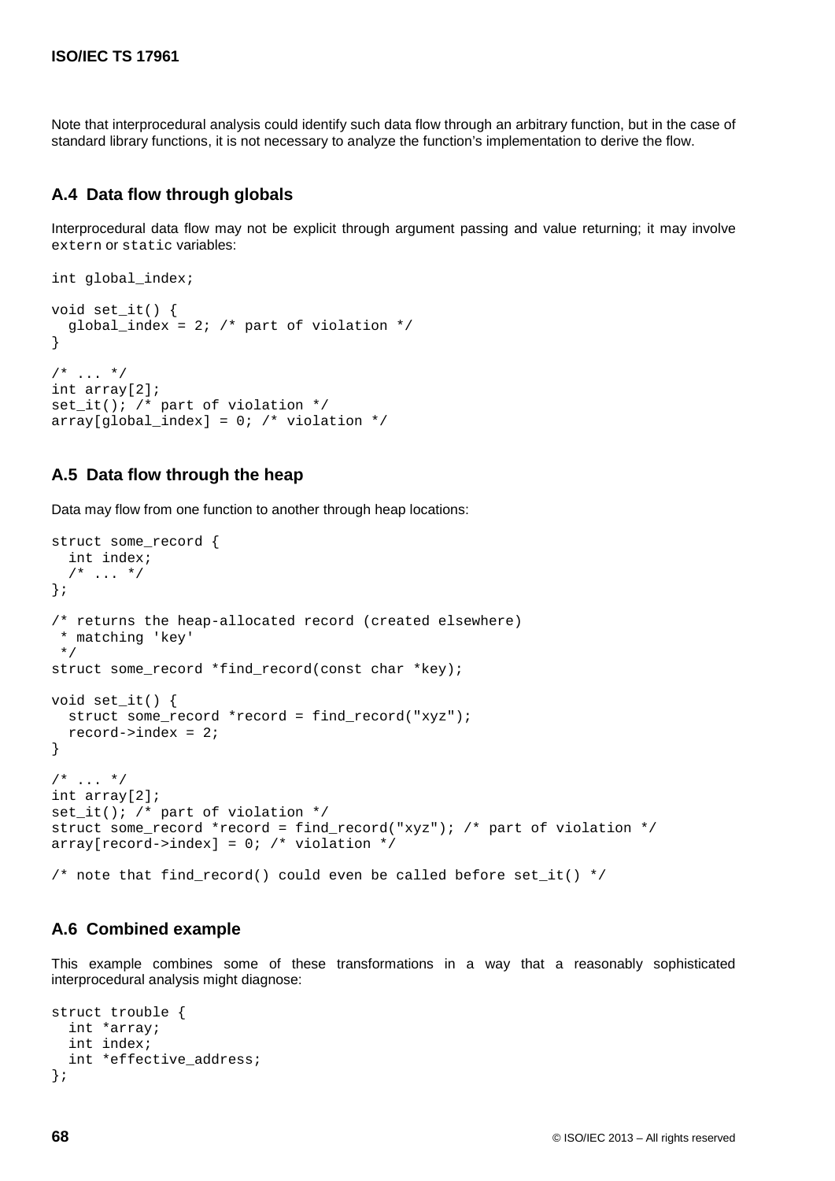Note that interprocedural analysis could identify such data flow through an arbitrary function, but in the case of standard library functions, it is not necessary to analyze the function's implementation to derive the flow.

## A.4 Data flow through globals

Interprocedural data flow may not be explicit through argument passing and value returning; it may involve `extern` or `static` variables:

```
int global_index;

void set_it() {
  global_index = 2; /* part of violation */
}

/* ... */
int array[2];
set_it(); /* part of violation */
array[global_index] = 0; /* violation */
```

## A.5 Data flow through the heap

Data may flow from one function to another through heap locations:

```
struct some_record {
  int index;
  /* ... */
};

/* returns the heap-allocated record (created elsewhere)
 * matching 'key'
 */
struct some_record *find_record(const char *key);

void set_it() {
  struct some_record *record = find_record("xyz");
  record->index = 2;
}

/* ... */
int array[2];
set_it(); /* part of violation */
struct some_record *record = find_record("xyz"); /* part of violation */
array[record->index] = 0; /* violation */

/* note that find_record() could even be called before set_it() */
```

## A.6 Combined example

This example combines some of these transformations in a way that a reasonably sophisticated interprocedural analysis might diagnose:

```
struct trouble {
  int *array;
  int index;
  int *effective_address;
};
```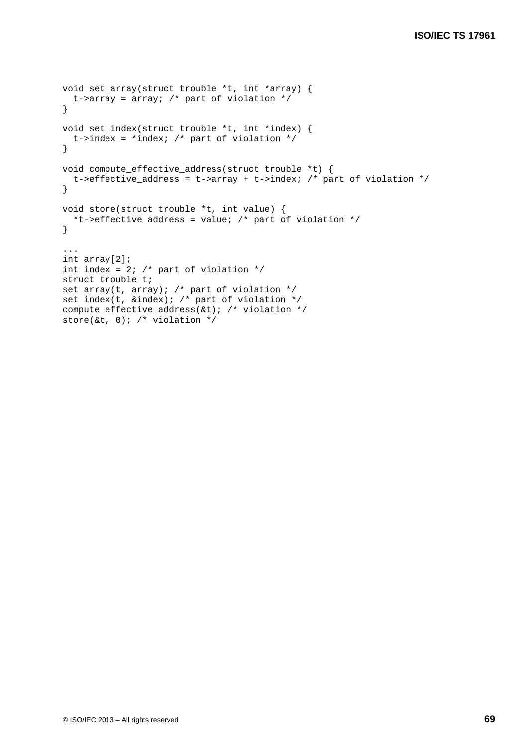```
void set_array(struct trouble *t, int *array) {
  t->array = array; /* part of violation */
}

void set_index(struct trouble *t, int *index) {
  t->index = *index; /* part of violation */
}

void compute_effective_address(struct trouble *t) {
  t->effective_address = t->array + t->index; /* part of violation */
}

void store(struct trouble *t, int value) {
  *t->effective_address = value; /* part of violation */
}

...
int array[2];
int index = 2; /* part of violation */
struct trouble t;
set_array(t, array); /* part of violation */
set_index(t, &index); /* part of violation */
compute_effective_address(&t); /* violation */
store(&t, 0); /* violation */
```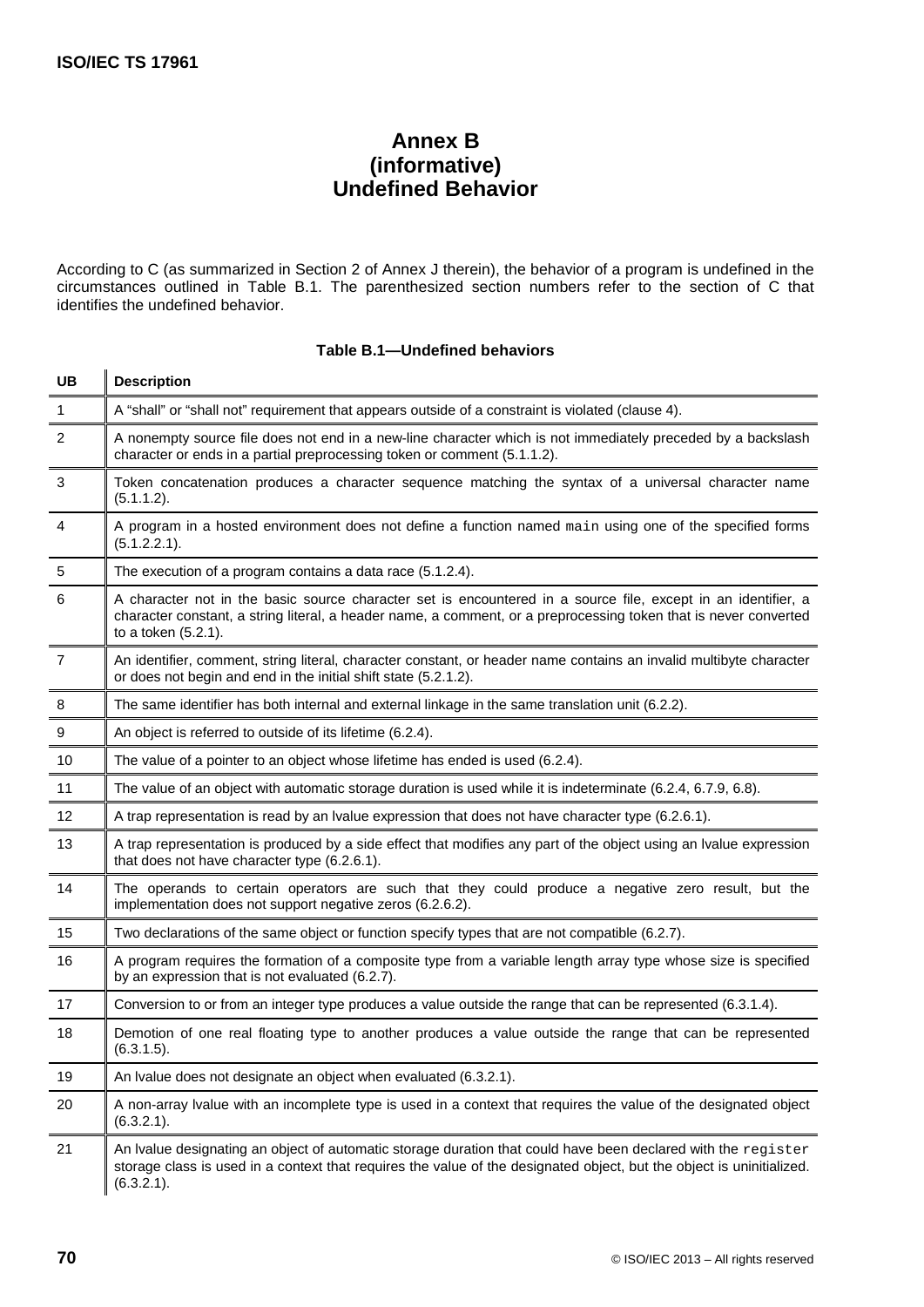# Annex B
# (informative)
# Undefined Behavior

According to C (as summarized in Section 2 of Annex J therein), the behavior of a program is undefined in the circumstances outlined in Table B.1. The parenthesized section numbers refer to the section of C that identifies the undefined behavior.

**Table B.1—Undefined behaviors**

| UB | Description |
|---|---|
| 1 | A "shall" or "shall not" requirement that appears outside of a constraint is violated (clause 4). |
| 2 | A nonempty source file does not end in a new-line character which is not immediately preceded by a backslash character or ends in a partial preprocessing token or comment (5.1.1.2). |
| 3 | Token concatenation produces a character sequence matching the syntax of a universal character name (5.1.1.2). |
| 4 | A program in a hosted environment does not define a function named `main` using one of the specified forms (5.1.2.2.1). |
| 5 | The execution of a program contains a data race (5.1.2.4). |
| 6 | A character not in the basic source character set is encountered in a source file, except in an identifier, a character constant, a string literal, a header name, a comment, or a preprocessing token that is never converted to a token (5.2.1). |
| 7 | An identifier, comment, string literal, character constant, or header name contains an invalid multibyte character or does not begin and end in the initial shift state (5.2.1.2). |
| 8 | The same identifier has both internal and external linkage in the same translation unit (6.2.2). |
| 9 | An object is referred to outside of its lifetime (6.2.4). |
| 10 | The value of a pointer to an object whose lifetime has ended is used (6.2.4). |
| 11 | The value of an object with automatic storage duration is used while it is indeterminate (6.2.4, 6.7.9, 6.8). |
| 12 | A trap representation is read by an lvalue expression that does not have character type (6.2.6.1). |
| 13 | A trap representation is produced by a side effect that modifies any part of the object using an lvalue expression that does not have character type (6.2.6.1). |
| 14 | The operands to certain operators are such that they could produce a negative zero result, but the implementation does not support negative zeros (6.2.6.2). |
| 15 | Two declarations of the same object or function specify types that are not compatible (6.2.7). |
| 16 | A program requires the formation of a composite type from a variable length array type whose size is specified by an expression that is not evaluated (6.2.7). |
| 17 | Conversion to or from an integer type produces a value outside the range that can be represented (6.3.1.4). |
| 18 | Demotion of one real floating type to another produces a value outside the range that can be represented (6.3.1.5). |
| 19 | An lvalue does not designate an object when evaluated (6.3.2.1). |
| 20 | A non-array lvalue with an incomplete type is used in a context that requires the value of the designated object (6.3.2.1). |
| 21 | An lvalue designating an object of automatic storage duration that could have been declared with the `register` storage class is used in a context that requires the value of the designated object, but the object is uninitialized. (6.3.2.1). |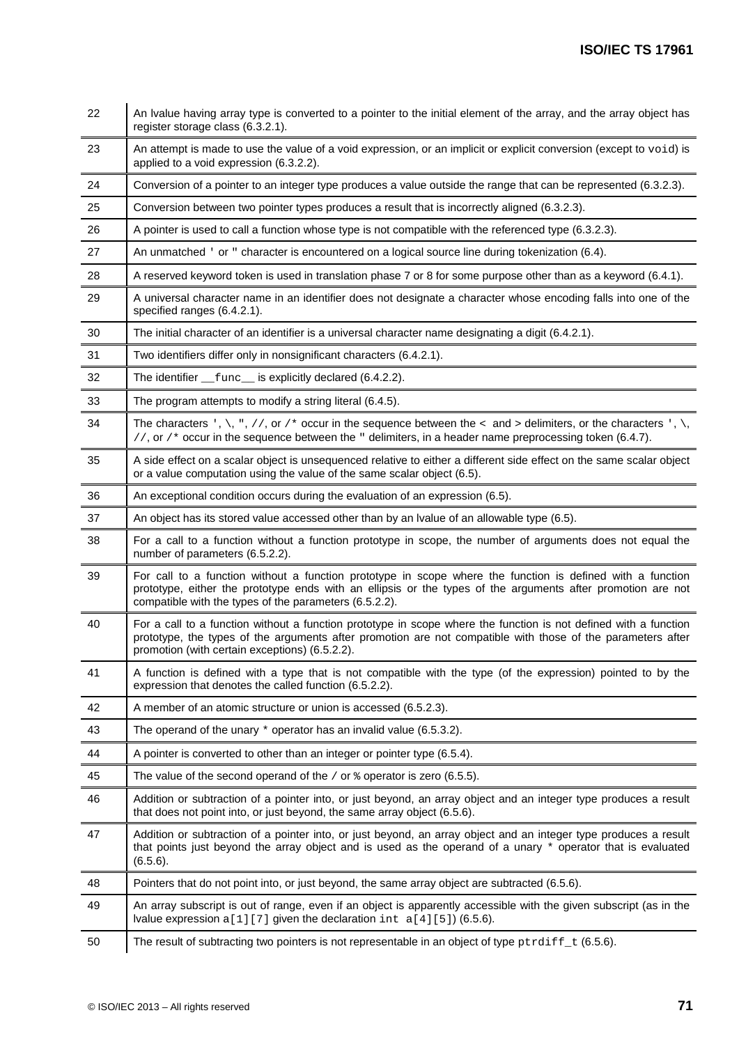| | |
|---|---|
| 22 | An lvalue having array type is converted to a pointer to the initial element of the array, and the array object has register storage class (6.3.2.1). |
| 23 | An attempt is made to use the value of a void expression, or an implicit or explicit conversion (except to `void`) is applied to a void expression (6.3.2.2). |
| 24 | Conversion of a pointer to an integer type produces a value outside the range that can be represented (6.3.2.3). |
| 25 | Conversion between two pointer types produces a result that is incorrectly aligned (6.3.2.3). |
| 26 | A pointer is used to call a function whose type is not compatible with the referenced type (6.3.2.3). |
| 27 | An unmatched `'` or `"` character is encountered on a logical source line during tokenization (6.4). |
| 28 | A reserved keyword token is used in translation phase 7 or 8 for some purpose other than as a keyword (6.4.1). |
| 29 | A universal character name in an identifier does not designate a character whose encoding falls into one of the specified ranges (6.4.2.1). |
| 30 | The initial character of an identifier is a universal character name designating a digit (6.4.2.1). |
| 31 | Two identifiers differ only in nonsignificant characters (6.4.2.1). |
| 32 | The identifier `__func__` is explicitly declared (6.4.2.2). |
| 33 | The program attempts to modify a string literal (6.4.5). |
| 34 | The characters `'`, `\`, `"`, `//`, or `/*` occur in the sequence between the `<` and `>` delimiters, or the characters `'`, `\`, `//`, or `/*` occur in the sequence between the `"` delimiters, in a header name preprocessing token (6.4.7). |
| 35 | A side effect on a scalar object is unsequenced relative to either a different side effect on the same scalar object or a value computation using the value of the same scalar object (6.5). |
| 36 | An exceptional condition occurs during the evaluation of an expression (6.5). |
| 37 | An object has its stored value accessed other than by an lvalue of an allowable type (6.5). |
| 38 | For a call to a function without a function prototype in scope, the number of arguments does not equal the number of parameters (6.5.2.2). |
| 39 | For call to a function without a function prototype in scope where the function is defined with a function prototype, either the prototype ends with an ellipsis or the types of the arguments after promotion are not compatible with the types of the parameters (6.5.2.2). |
| 40 | For a call to a function without a function prototype in scope where the function is not defined with a function prototype, the types of the arguments after promotion are not compatible with those of the parameters after promotion (with certain exceptions) (6.5.2.2). |
| 41 | A function is defined with a type that is not compatible with the type (of the expression) pointed to by the expression that denotes the called function (6.5.2.2). |
| 42 | A member of an atomic structure or union is accessed (6.5.2.3). |
| 43 | The operand of the unary `*` operator has an invalid value (6.5.3.2). |
| 44 | A pointer is converted to other than an integer or pointer type (6.5.4). |
| 45 | The value of the second operand of the `/` or `%` operator is zero (6.5.5). |
| 46 | Addition or subtraction of a pointer into, or just beyond, an array object and an integer type produces a result that does not point into, or just beyond, the same array object (6.5.6). |
| 47 | Addition or subtraction of a pointer into, or just beyond, an array object and an integer type produces a result that points just beyond the array object and is used as the operand of a unary `*` operator that is evaluated (6.5.6). |
| 48 | Pointers that do not point into, or just beyond, the same array object are subtracted (6.5.6). |
| 49 | An array subscript is out of range, even if an object is apparently accessible with the given subscript (as in the lvalue expression `a[1][7]` given the declaration `int a[4][5]`) (6.5.6). |
| 50 | The result of subtracting two pointers is not representable in an object of type `ptrdiff_t` (6.5.6). |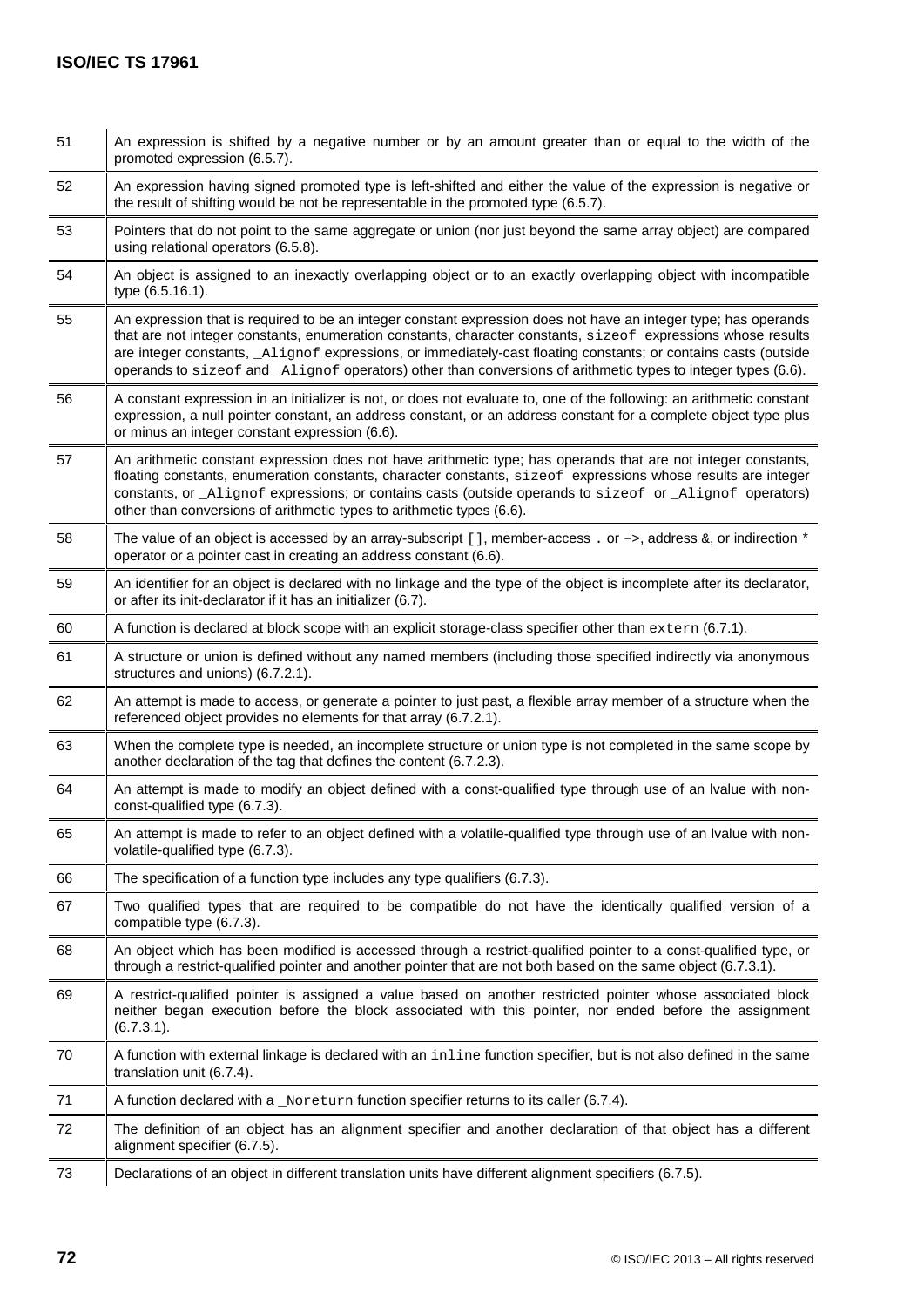| | |
|---|---|
| 51 | An expression is shifted by a negative number or by an amount greater than or equal to the width of the promoted expression (6.5.7). |
| 52 | An expression having signed promoted type is left-shifted and either the value of the expression is negative or the result of shifting would be not be representable in the promoted type (6.5.7). |
| 53 | Pointers that do not point to the same aggregate or union (nor just beyond the same array object) are compared using relational operators (6.5.8). |
| 54 | An object is assigned to an inexactly overlapping object or to an exactly overlapping object with incompatible type (6.5.16.1). |
| 55 | An expression that is required to be an integer constant expression does not have an integer type; has operands that are not integer constants, enumeration constants, character constants, `sizeof` expressions whose results are integer constants, `_Alignof` expressions, or immediately-cast floating constants; or contains casts (outside operands to `sizeof` and `_Alignof` operators) other than conversions of arithmetic types to integer types (6.6). |
| 56 | A constant expression in an initializer is not, or does not evaluate to, one of the following: an arithmetic constant expression, a null pointer constant, an address constant, or an address constant for a complete object type plus or minus an integer constant expression (6.6). |
| 57 | An arithmetic constant expression does not have arithmetic type; has operands that are not integer constants, floating constants, enumeration constants, character constants, `sizeof` expressions whose results are integer constants, or `_Alignof` expressions; or contains casts (outside operands to `sizeof` or `_Alignof` operators) other than conversions of arithmetic types to arithmetic types (6.6). |
| 58 | The value of an object is accessed by an array-subscript `[]`, member-access `.` or `->`, address `&`, or indirection `*` operator or a pointer cast in creating an address constant (6.6). |
| 59 | An identifier for an object is declared with no linkage and the type of the object is incomplete after its declarator, or after its init-declarator if it has an initializer (6.7). |
| 60 | A function is declared at block scope with an explicit storage-class specifier other than `extern` (6.7.1). |
| 61 | A structure or union is defined without any named members (including those specified indirectly via anonymous structures and unions) (6.7.2.1). |
| 62 | An attempt is made to access, or generate a pointer to just past, a flexible array member of a structure when the referenced object provides no elements for that array (6.7.2.1). |
| 63 | When the complete type is needed, an incomplete structure or union type is not completed in the same scope by another declaration of the tag that defines the content (6.7.2.3). |
| 64 | An attempt is made to modify an object defined with a const-qualified type through use of an lvalue with non-const-qualified type (6.7.3). |
| 65 | An attempt is made to refer to an object defined with a volatile-qualified type through use of an lvalue with non-volatile-qualified type (6.7.3). |
| 66 | The specification of a function type includes any type qualifiers (6.7.3). |
| 67 | Two qualified types that are required to be compatible do not have the identically qualified version of a compatible type (6.7.3). |
| 68 | An object which has been modified is accessed through a restrict-qualified pointer to a const-qualified type, or through a restrict-qualified pointer and another pointer that are not both based on the same object (6.7.3.1). |
| 69 | A restrict-qualified pointer is assigned a value based on another restricted pointer whose associated block neither began execution before the block associated with this pointer, nor ended before the assignment (6.7.3.1). |
| 70 | A function with external linkage is declared with an `inline` function specifier, but is not also defined in the same translation unit (6.7.4). |
| 71 | A function declared with a `_Noreturn` function specifier returns to its caller (6.7.4). |
| 72 | The definition of an object has an alignment specifier and another declaration of that object has a different alignment specifier (6.7.5). |
| 73 | Declarations of an object in different translation units have different alignment specifiers (6.7.5). |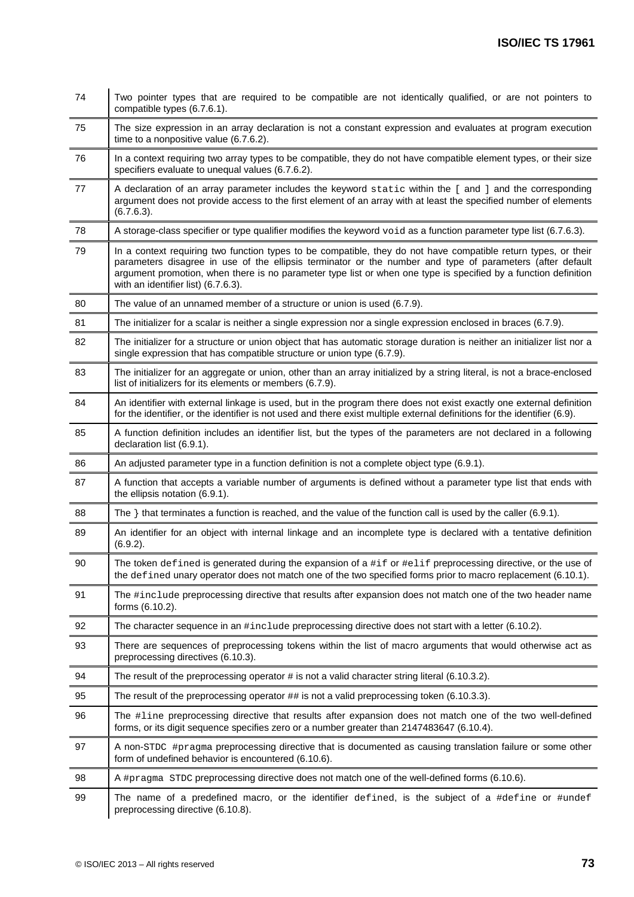| | |
|---|---|
| 74 | Two pointer types that are required to be compatible are not identically qualified, or are not pointers to compatible types (6.7.6.1). |
| 75 | The size expression in an array declaration is not a constant expression and evaluates at program execution time to a nonpositive value (6.7.6.2). |
| 76 | In a context requiring two array types to be compatible, they do not have compatible element types, or their size specifiers evaluate to unequal values (6.7.6.2). |
| 77 | A declaration of an array parameter includes the keyword `static` within the `[` and `]` and the corresponding argument does not provide access to the first element of an array with at least the specified number of elements (6.7.6.3). |
| 78 | A storage-class specifier or type qualifier modifies the keyword `void` as a function parameter type list (6.7.6.3). |
| 79 | In a context requiring two function types to be compatible, they do not have compatible return types, or their parameters disagree in use of the ellipsis terminator or the number and type of parameters (after default argument promotion, when there is no parameter type list or when one type is specified by a function definition with an identifier list) (6.7.6.3). |
| 80 | The value of an unnamed member of a structure or union is used (6.7.9). |
| 81 | The initializer for a scalar is neither a single expression nor a single expression enclosed in braces (6.7.9). |
| 82 | The initializer for a structure or union object that has automatic storage duration is neither an initializer list nor a single expression that has compatible structure or union type (6.7.9). |
| 83 | The initializer for an aggregate or union, other than an array initialized by a string literal, is not a brace-enclosed list of initializers for its elements or members (6.7.9). |
| 84 | An identifier with external linkage is used, but in the program there does not exist exactly one external definition for the identifier, or the identifier is not used and there exist multiple external definitions for the identifier (6.9). |
| 85 | A function definition includes an identifier list, but the types of the parameters are not declared in a following declaration list (6.9.1). |
| 86 | An adjusted parameter type in a function definition is not a complete object type (6.9.1). |
| 87 | A function that accepts a variable number of arguments is defined without a parameter type list that ends with the ellipsis notation (6.9.1). |
| 88 | The `}` that terminates a function is reached, and the value of the function call is used by the caller (6.9.1). |
| 89 | An identifier for an object with internal linkage and an incomplete type is declared with a tentative definition (6.9.2). |
| 90 | The token `defined` is generated during the expansion of a `#if` or `#elif` preprocessing directive, or the use of the `defined` unary operator does not match one of the two specified forms prior to macro replacement (6.10.1). |
| 91 | The `#include` preprocessing directive that results after expansion does not match one of the two header name forms (6.10.2). |
| 92 | The character sequence in an `#include` preprocessing directive does not start with a letter (6.10.2). |
| 93 | There are sequences of preprocessing tokens within the list of macro arguments that would otherwise act as preprocessing directives (6.10.3). |
| 94 | The result of the preprocessing operator # is not a valid character string literal (6.10.3.2). |
| 95 | The result of the preprocessing operator ## is not a valid preprocessing token (6.10.3.3). |
| 96 | The `#line` preprocessing directive that results after expansion does not match one of the two well-defined forms, or its digit sequence specifies zero or a number greater than 2147483647 (6.10.4). |
| 97 | A non-`STDC #pragma` preprocessing directive that is documented as causing translation failure or some other form of undefined behavior is encountered (6.10.6). |
| 98 | A `#pragma STDC` preprocessing directive does not match one of the well-defined forms (6.10.6). |
| 99 | The name of a predefined macro, or the identifier `defined`, is the subject of a `#define` or `#undef` preprocessing directive (6.10.8). |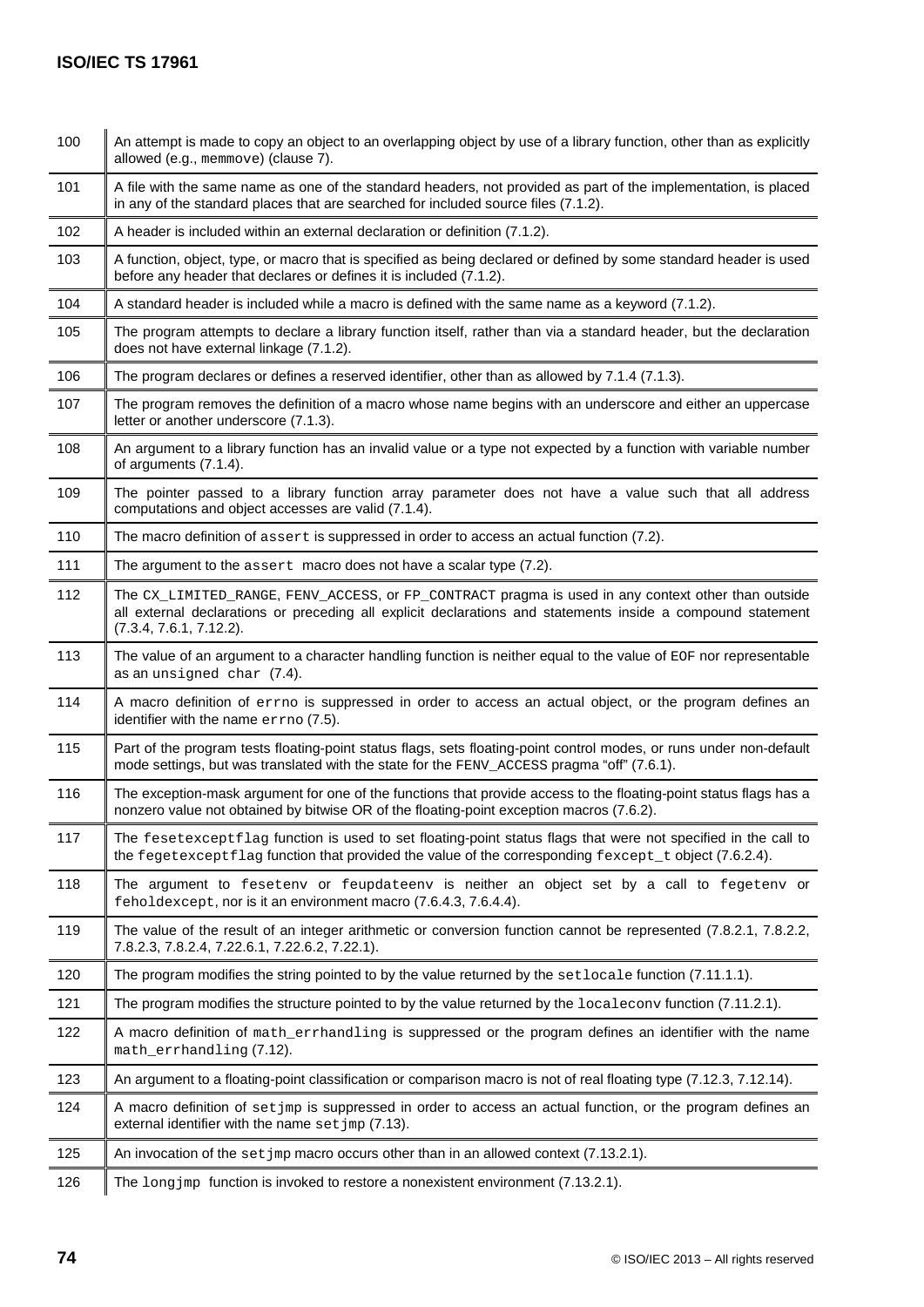| | |
|---|---|
| 100 | An attempt is made to copy an object to an overlapping object by use of a library function, other than as explicitly allowed (e.g., `memmove`) (clause 7). |
| 101 | A file with the same name as one of the standard headers, not provided as part of the implementation, is placed in any of the standard places that are searched for included source files (7.1.2). |
| 102 | A header is included within an external declaration or definition (7.1.2). |
| 103 | A function, object, type, or macro that is specified as being declared or defined by some standard header is used before any header that declares or defines it is included (7.1.2). |
| 104 | A standard header is included while a macro is defined with the same name as a keyword (7.1.2). |
| 105 | The program attempts to declare a library function itself, rather than via a standard header, but the declaration does not have external linkage (7.1.2). |
| 106 | The program declares or defines a reserved identifier, other than as allowed by 7.1.4 (7.1.3). |
| 107 | The program removes the definition of a macro whose name begins with an underscore and either an uppercase letter or another underscore (7.1.3). |
| 108 | An argument to a library function has an invalid value or a type not expected by a function with variable number of arguments (7.1.4). |
| 109 | The pointer passed to a library function array parameter does not have a value such that all address computations and object accesses are valid (7.1.4). |
| 110 | The macro definition of `assert` is suppressed in order to access an actual function (7.2). |
| 111 | The argument to the `assert` macro does not have a scalar type (7.2). |
| 112 | The `CX_LIMITED_RANGE`, `FENV_ACCESS`, or `FP_CONTRACT` pragma is used in any context other than outside all external declarations or preceding all explicit declarations and statements inside a compound statement (7.3.4, 7.6.1, 7.12.2). |
| 113 | The value of an argument to a character handling function is neither equal to the value of `EOF` nor representable as an `unsigned char` (7.4). |
| 114 | A macro definition of `errno` is suppressed in order to access an actual object, or the program defines an identifier with the name `errno` (7.5). |
| 115 | Part of the program tests floating-point status flags, sets floating-point control modes, or runs under non-default mode settings, but was translated with the state for the `FENV_ACCESS` pragma "off" (7.6.1). |
| 116 | The exception-mask argument for one of the functions that provide access to the floating-point status flags has a nonzero value not obtained by bitwise OR of the floating-point exception macros (7.6.2). |
| 117 | The `fesetexceptflag` function is used to set floating-point status flags that were not specified in the call to the `fegetexceptflag` function that provided the value of the corresponding `fexcept_t` object (7.6.2.4). |
| 118 | The argument to `fesetenv` or `feupdateenv` is neither an object set by a call to `fegetenv` or `feholdexcept`, nor is it an environment macro (7.6.4.3, 7.6.4.4). |
| 119 | The value of the result of an integer arithmetic or conversion function cannot be represented (7.8.2.1, 7.8.2.2, 7.8.2.3, 7.8.2.4, 7.22.6.1, 7.22.6.2, 7.22.1). |
| 120 | The program modifies the string pointed to by the value returned by the `setlocale` function (7.11.1.1). |
| 121 | The program modifies the structure pointed to by the value returned by the `localeconv` function (7.11.2.1). |
| 122 | A macro definition of `math_errhandling` is suppressed or the program defines an identifier with the name `math_errhandling` (7.12). |
| 123 | An argument to a floating-point classification or comparison macro is not of real floating type (7.12.3, 7.12.14). |
| 124 | A macro definition of `setjmp` is suppressed in order to access an actual function, or the program defines an external identifier with the name `setjmp` (7.13). |
| 125 | An invocation of the `setjmp` macro occurs other than in an allowed context (7.13.2.1). |
| 126 | The `longjmp` function is invoked to restore a nonexistent environment (7.13.2.1). |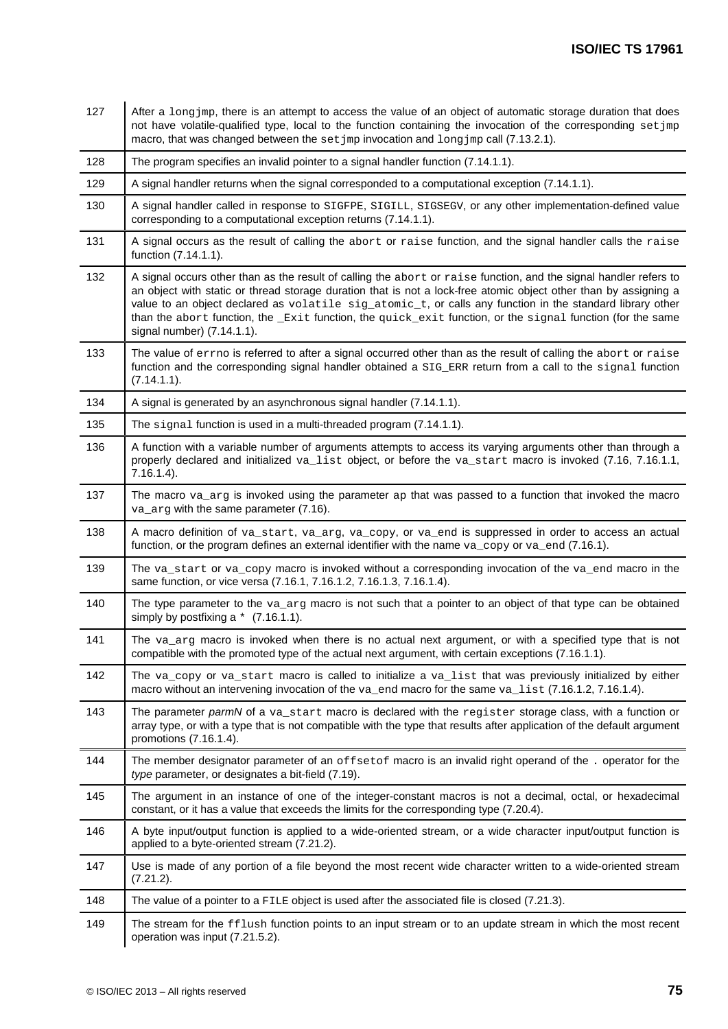| | |
|---|---|
| 127 | After a longjmp, there is an attempt to access the value of an object of automatic storage duration that does not have volatile-qualified type, local to the function containing the invocation of the corresponding setjmp macro, that was changed between the setjmp invocation and longjmp call (7.13.2.1). |
| 128 | The program specifies an invalid pointer to a signal handler function (7.14.1.1). |
| 129 | A signal handler returns when the signal corresponded to a computational exception (7.14.1.1). |
| 130 | A signal handler called in response to SIGFPE, SIGILL, SIGSEGV, or any other implementation-defined value corresponding to a computational exception returns (7.14.1.1). |
| 131 | A signal occurs as the result of calling the abort or raise function, and the signal handler calls the raise function (7.14.1.1). |
| 132 | A signal occurs other than as the result of calling the abort or raise function, and the signal handler refers to an object with static or thread storage duration that is not a lock-free atomic object other than by assigning a value to an object declared as volatile sig_atomic_t, or calls any function in the standard library other than the abort function, the _Exit function, the quick_exit function, or the signal function (for the same signal number) (7.14.1.1). |
| 133 | The value of errno is referred to after a signal occurred other than as the result of calling the abort or raise function and the corresponding signal handler obtained a SIG_ERR return from a call to the signal function (7.14.1.1). |
| 134 | A signal is generated by an asynchronous signal handler (7.14.1.1). |
| 135 | The signal function is used in a multi-threaded program (7.14.1.1). |
| 136 | A function with a variable number of arguments attempts to access its varying arguments other than through a properly declared and initialized va_list object, or before the va_start macro is invoked (7.16, 7.16.1.1, 7.16.1.4). |
| 137 | The macro va_arg is invoked using the parameter ap that was passed to a function that invoked the macro va_arg with the same parameter (7.16). |
| 138 | A macro definition of va_start, va_arg, va_copy, or va_end is suppressed in order to access an actual function, or the program defines an external identifier with the name va_copy or va_end (7.16.1). |
| 139 | The va_start or va_copy macro is invoked without a corresponding invocation of the va_end macro in the same function, or vice versa (7.16.1, 7.16.1.2, 7.16.1.3, 7.16.1.4). |
| 140 | The type parameter to the va_arg macro is not such that a pointer to an object of that type can be obtained simply by postfixing a * (7.16.1.1). |
| 141 | The va_arg macro is invoked when there is no actual next argument, or with a specified type that is not compatible with the promoted type of the actual next argument, with certain exceptions (7.16.1.1). |
| 142 | The va_copy or va_start macro is called to initialize a va_list that was previously initialized by either macro without an intervening invocation of the va_end macro for the same va_list (7.16.1.2, 7.16.1.4). |
| 143 | The parameter *parmN* of a va_start macro is declared with the register storage class, with a function or array type, or with a type that is not compatible with the type that results after application of the default argument promotions (7.16.1.4). |
| 144 | The member designator parameter of an offsetof macro is an invalid right operand of the . operator for the *type* parameter, or designates a bit-field (7.19). |
| 145 | The argument in an instance of one of the integer-constant macros is not a decimal, octal, or hexadecimal constant, or it has a value that exceeds the limits for the corresponding type (7.20.4). |
| 146 | A byte input/output function is applied to a wide-oriented stream, or a wide character input/output function is applied to a byte-oriented stream (7.21.2). |
| 147 | Use is made of any portion of a file beyond the most recent wide character written to a wide-oriented stream (7.21.2). |
| 148 | The value of a pointer to a FILE object is used after the associated file is closed (7.21.3). |
| 149 | The stream for the fflush function points to an input stream or to an update stream in which the most recent operation was input (7.21.5.2). |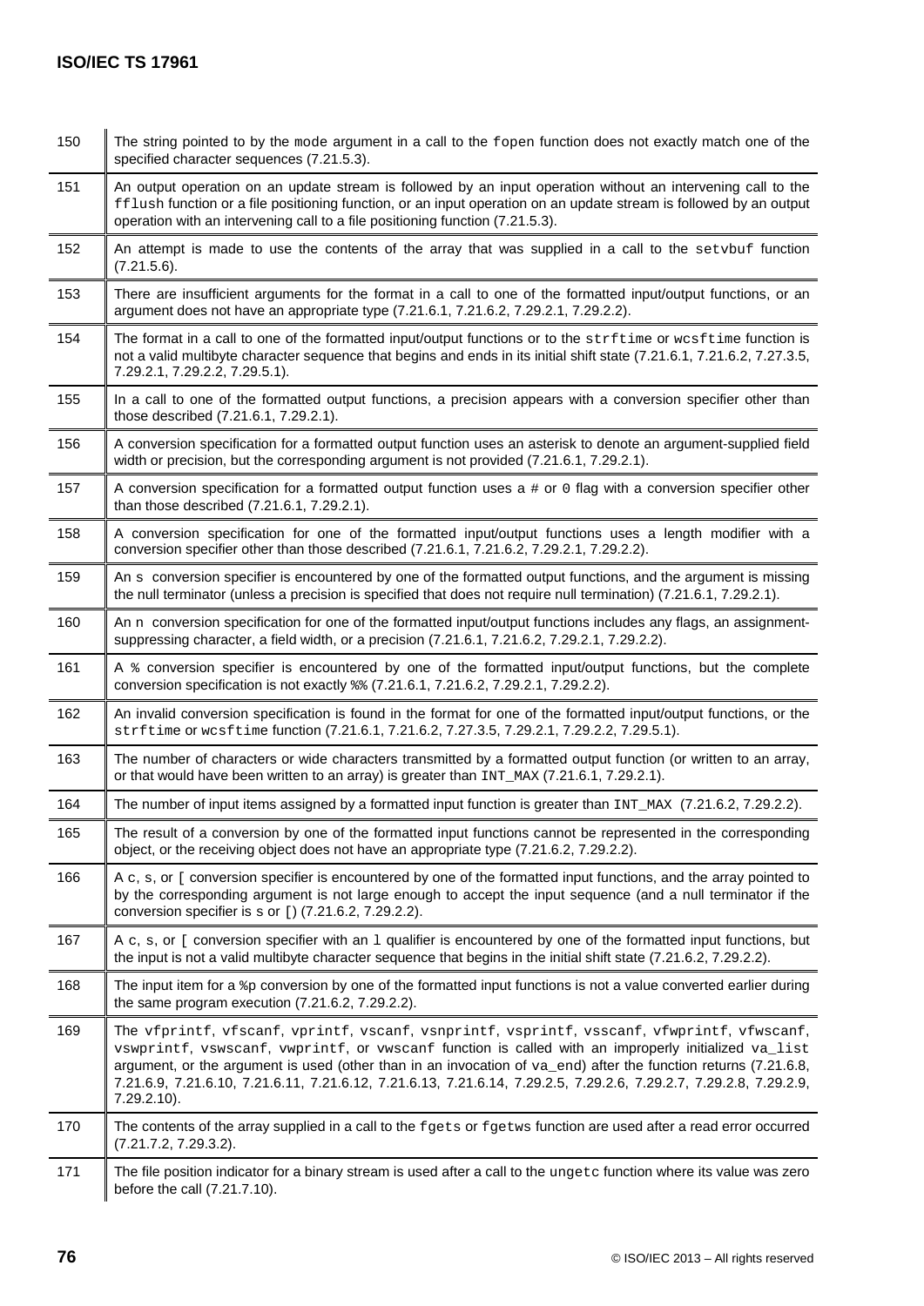| | |
|---|---|
| 150 | The string pointed to by the mode argument in a call to the fopen function does not exactly match one of the specified character sequences (7.21.5.3). |
| 151 | An output operation on an update stream is followed by an input operation without an intervening call to the fflush function or a file positioning function, or an input operation on an update stream is followed by an output operation with an intervening call to a file positioning function (7.21.5.3). |
| 152 | An attempt is made to use the contents of the array that was supplied in a call to the setvbuf function (7.21.5.6). |
| 153 | There are insufficient arguments for the format in a call to one of the formatted input/output functions, or an argument does not have an appropriate type (7.21.6.1, 7.21.6.2, 7.29.2.1, 7.29.2.2). |
| 154 | The format in a call to one of the formatted input/output functions or to the strftime or wcsftime function is not a valid multibyte character sequence that begins and ends in its initial shift state (7.21.6.1, 7.21.6.2, 7.27.3.5, 7.29.2.1, 7.29.2.2, 7.29.5.1). |
| 155 | In a call to one of the formatted output functions, a precision appears with a conversion specifier other than those described (7.21.6.1, 7.29.2.1). |
| 156 | A conversion specification for a formatted output function uses an asterisk to denote an argument-supplied field width or precision, but the corresponding argument is not provided (7.21.6.1, 7.29.2.1). |
| 157 | A conversion specification for a formatted output function uses a # or 0 flag with a conversion specifier other than those described (7.21.6.1, 7.29.2.1). |
| 158 | A conversion specification for one of the formatted input/output functions uses a length modifier with a conversion specifier other than those described (7.21.6.1, 7.21.6.2, 7.29.2.1, 7.29.2.2). |
| 159 | An s conversion specifier is encountered by one of the formatted output functions, and the argument is missing the null terminator (unless a precision is specified that does not require null termination) (7.21.6.1, 7.29.2.1). |
| 160 | An n conversion specification for one of the formatted input/output functions includes any flags, an assignment-suppressing character, a field width, or a precision (7.21.6.1, 7.21.6.2, 7.29.2.1, 7.29.2.2). |
| 161 | A % conversion specifier is encountered by one of the formatted input/output functions, but the complete conversion specification is not exactly %% (7.21.6.1, 7.21.6.2, 7.29.2.1, 7.29.2.2). |
| 162 | An invalid conversion specification is found in the format for one of the formatted input/output functions, or the strftime or wcsftime function (7.21.6.1, 7.21.6.2, 7.27.3.5, 7.29.2.1, 7.29.2.2, 7.29.5.1). |
| 163 | The number of characters or wide characters transmitted by a formatted output function (or written to an array, or that would have been written to an array) is greater than INT_MAX (7.21.6.1, 7.29.2.1). |
| 164 | The number of input items assigned by a formatted input function is greater than INT_MAX (7.21.6.2, 7.29.2.2). |
| 165 | The result of a conversion by one of the formatted input functions cannot be represented in the corresponding object, or the receiving object does not have an appropriate type (7.21.6.2, 7.29.2.2). |
| 166 | A c, s, or [ conversion specifier is encountered by one of the formatted input functions, and the array pointed to by the corresponding argument is not large enough to accept the input sequence (and a null terminator if the conversion specifier is s or [) (7.21.6.2, 7.29.2.2). |
| 167 | A c, s, or [ conversion specifier with an l qualifier is encountered by one of the formatted input functions, but the input is not a valid multibyte character sequence that begins in the initial shift state (7.21.6.2, 7.29.2.2). |
| 168 | The input item for a %p conversion by one of the formatted input functions is not a value converted earlier during the same program execution (7.21.6.2, 7.29.2.2). |
| 169 | The vfprintf, vfscanf, vprintf, vscanf, vsnprintf, vsprintf, vsscanf, vfwprintf, vfwscanf, vswprintf, vswscanf, vwprintf, or vwscanf function is called with an improperly initialized va_list argument, or the argument is used (other than in an invocation of va_end) after the function returns (7.21.6.8, 7.21.6.9, 7.21.6.10, 7.21.6.11, 7.21.6.12, 7.21.6.13, 7.21.6.14, 7.29.2.5, 7.29.2.6, 7.29.2.7, 7.29.2.8, 7.29.2.9, 7.29.2.10). |
| 170 | The contents of the array supplied in a call to the fgets or fgetws function are used after a read error occurred (7.21.7.2, 7.29.3.2). |
| 171 | The file position indicator for a binary stream is used after a call to the ungetc function where its value was zero before the call (7.21.7.10). |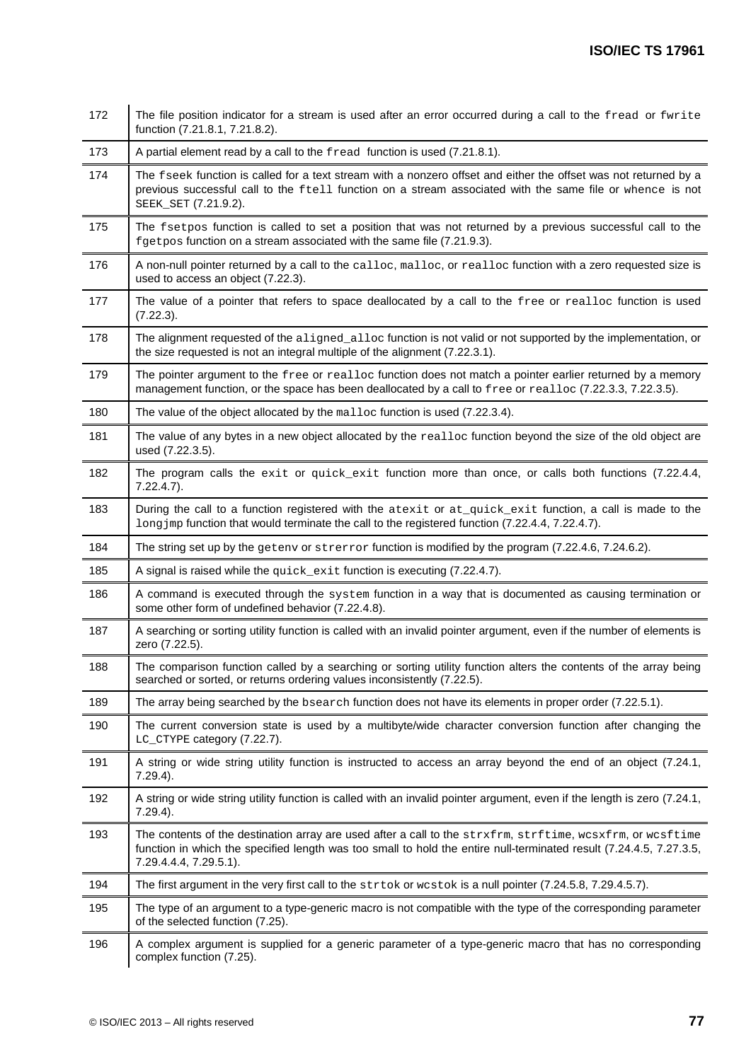| | |
|---|---|
| 172 | The file position indicator for a stream is used after an error occurred during a call to the fread or fwrite function (7.21.8.1, 7.21.8.2). |
| 173 | A partial element read by a call to the fread function is used (7.21.8.1). |
| 174 | The fseek function is called for a text stream with a nonzero offset and either the offset was not returned by a previous successful call to the ftell function on a stream associated with the same file or whence is not SEEK_SET (7.21.9.2). |
| 175 | The fsetpos function is called to set a position that was not returned by a previous successful call to the fgetpos function on a stream associated with the same file (7.21.9.3). |
| 176 | A non-null pointer returned by a call to the calloc, malloc, or realloc function with a zero requested size is used to access an object (7.22.3). |
| 177 | The value of a pointer that refers to space deallocated by a call to the free or realloc function is used (7.22.3). |
| 178 | The alignment requested of the aligned_alloc function is not valid or not supported by the implementation, or the size requested is not an integral multiple of the alignment (7.22.3.1). |
| 179 | The pointer argument to the free or realloc function does not match a pointer earlier returned by a memory management function, or the space has been deallocated by a call to free or realloc (7.22.3.3, 7.22.3.5). |
| 180 | The value of the object allocated by the malloc function is used (7.22.3.4). |
| 181 | The value of any bytes in a new object allocated by the realloc function beyond the size of the old object are used (7.22.3.5). |
| 182 | The program calls the exit or quick_exit function more than once, or calls both functions (7.22.4.4, 7.22.4.7). |
| 183 | During the call to a function registered with the atexit or at_quick_exit function, a call is made to the longjmp function that would terminate the call to the registered function (7.22.4.4, 7.22.4.7). |
| 184 | The string set up by the getenv or strerror function is modified by the program (7.22.4.6, 7.24.6.2). |
| 185 | A signal is raised while the quick_exit function is executing (7.22.4.7). |
| 186 | A command is executed through the system function in a way that is documented as causing termination or some other form of undefined behavior (7.22.4.8). |
| 187 | A searching or sorting utility function is called with an invalid pointer argument, even if the number of elements is zero (7.22.5). |
| 188 | The comparison function called by a searching or sorting utility function alters the contents of the array being searched or sorted, or returns ordering values inconsistently (7.22.5). |
| 189 | The array being searched by the bsearch function does not have its elements in proper order (7.22.5.1). |
| 190 | The current conversion state is used by a multibyte/wide character conversion function after changing the LC_CTYPE category (7.22.7). |
| 191 | A string or wide string utility function is instructed to access an array beyond the end of an object (7.24.1, 7.29.4). |
| 192 | A string or wide string utility function is called with an invalid pointer argument, even if the length is zero (7.24.1, 7.29.4). |
| 193 | The contents of the destination array are used after a call to the strxfrm, strftime, wcsxfrm, or wcsftime function in which the specified length was too small to hold the entire null-terminated result (7.24.4.5, 7.27.3.5, 7.29.4.4.4, 7.29.5.1). |
| 194 | The first argument in the very first call to the strtok or wcstok is a null pointer (7.24.5.8, 7.29.4.5.7). |
| 195 | The type of an argument to a type-generic macro is not compatible with the type of the corresponding parameter of the selected function (7.25). |
| 196 | A complex argument is supplied for a generic parameter of a type-generic macro that has no corresponding complex function (7.25). |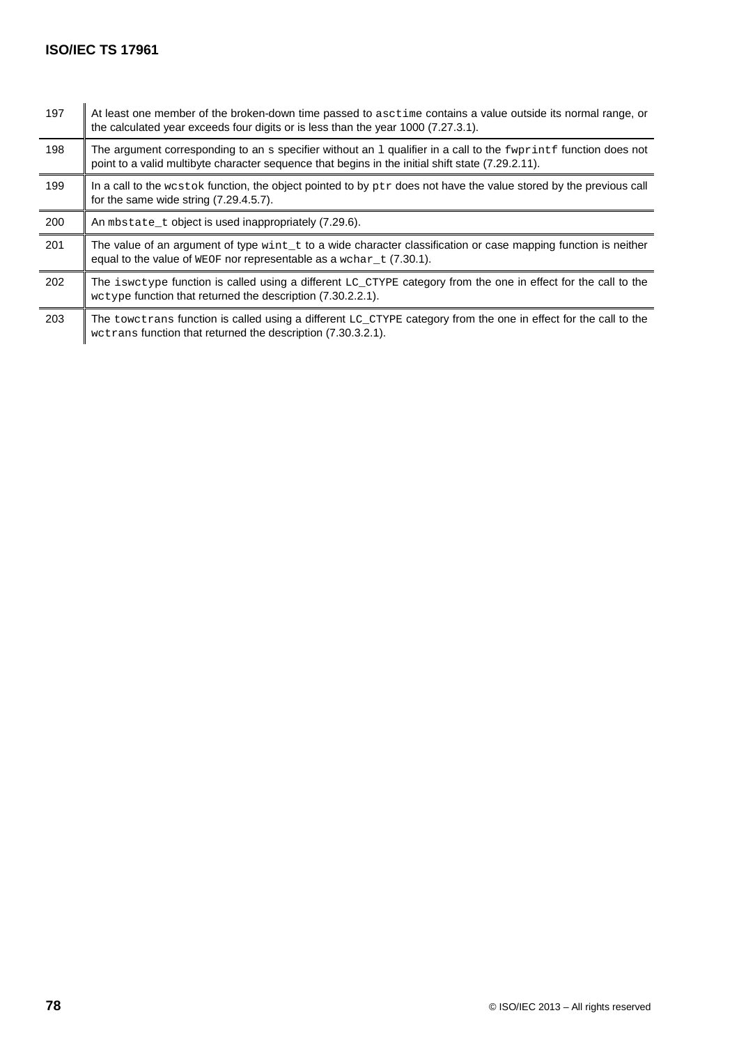| | |
|---|---|
| 197 | At least one member of the broken-down time passed to `asctime` contains a value outside its normal range, or the calculated year exceeds four digits or is less than the year 1000 (7.27.3.1). |
| 198 | The argument corresponding to an `s` specifier without an `l` qualifier in a call to the `fwprintf` function does not point to a valid multibyte character sequence that begins in the initial shift state (7.29.2.11). |
| 199 | In a call to the `wcstok` function, the object pointed to by `ptr` does not have the value stored by the previous call for the same wide string (7.29.4.5.7). |
| 200 | An `mbstate_t` object is used inappropriately (7.29.6). |
| 201 | The value of an argument of type `wint_t` to a wide character classification or case mapping function is neither equal to the value of `WEOF` nor representable as a `wchar_t` (7.30.1). |
| 202 | The `iswctype` function is called using a different `LC_CTYPE` category from the one in effect for the call to the `wctype` function that returned the description (7.30.2.2.1). |
| 203 | The `towctrans` function is called using a different `LC_CTYPE` category from the one in effect for the call to the `wctrans` function that returned the description (7.30.3.2.1). |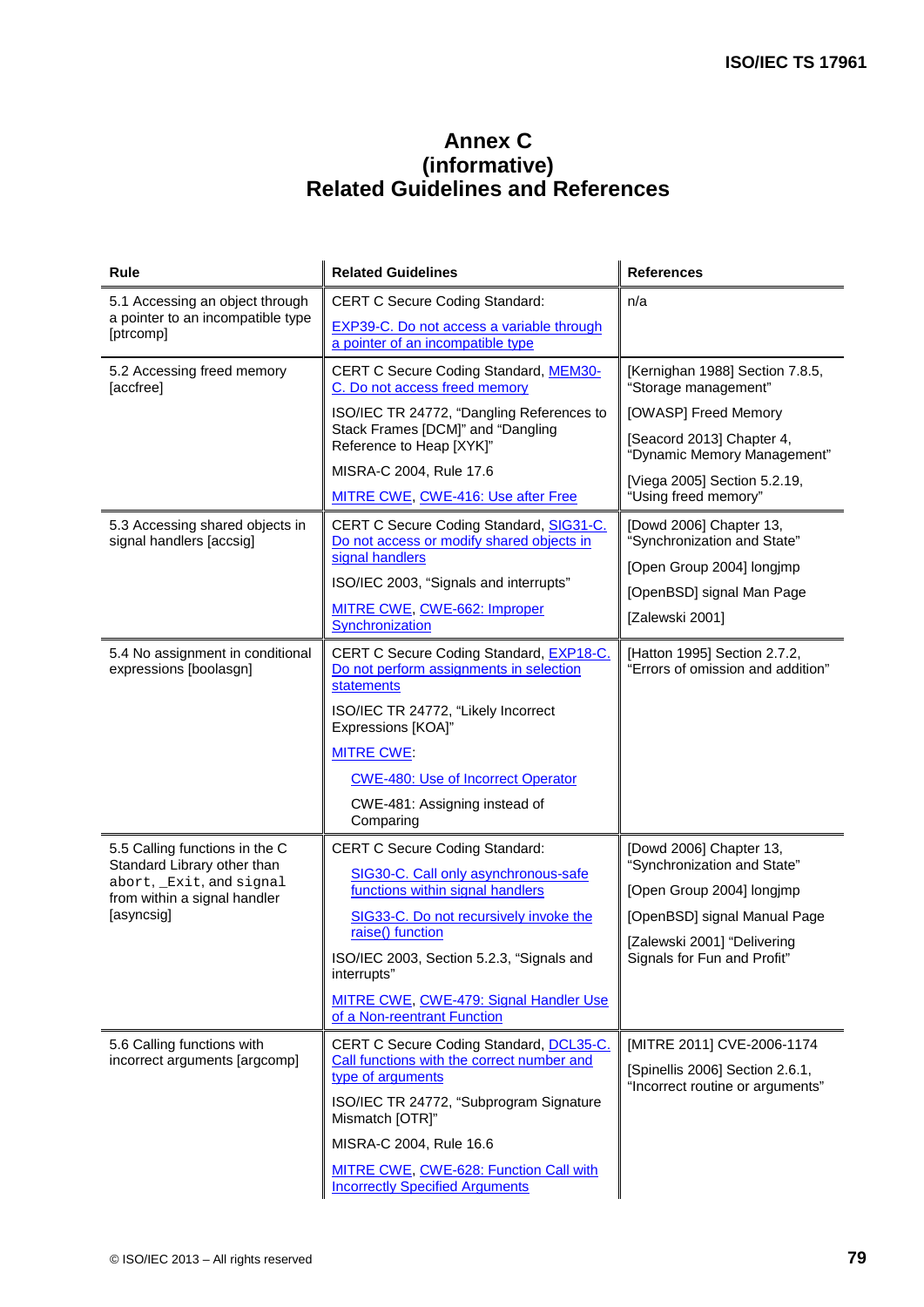# Annex C
(informative)
# Related Guidelines and References

| Rule | Related Guidelines | References |
|---|---|---|
| 5.1 Accessing an object through a pointer to an incompatible type [ptrcomp] | CERT C Secure Coding Standard:<br>EXP39-C. Do not access a variable through a pointer of an incompatible type | n/a |
| 5.2 Accessing freed memory [accfree] | CERT C Secure Coding Standard, MEM30-C. Do not access freed memory<br>ISO/IEC TR 24772, "Dangling References to Stack Frames [DCM]" and "Dangling Reference to Heap [XYK]"<br>MISRA-C 2004, Rule 17.6<br>MITRE CWE, CWE-416: Use after Free | [Kernighan 1988] Section 7.8.5, "Storage management"<br>[OWASP] Freed Memory<br>[Seacord 2013] Chapter 4, "Dynamic Memory Management"<br>[Viega 2005] Section 5.2.19, "Using freed memory" |
| 5.3 Accessing shared objects in signal handlers [accsig] | CERT C Secure Coding Standard, SIG31-C. Do not access or modify shared objects in signal handlers<br>ISO/IEC 2003, "Signals and interrupts"<br>MITRE CWE, CWE-662: Improper Synchronization | [Dowd 2006] Chapter 13, "Synchronization and State"<br>[Open Group 2004] longjmp<br>[OpenBSD] signal Man Page<br>[Zalewski 2001] |
| 5.4 No assignment in conditional expressions [boolasgn] | CERT C Secure Coding Standard, EXP18-C. Do not perform assignments in selection statements<br>ISO/IEC TR 24772, "Likely Incorrect Expressions [KOA]"<br>MITRE CWE:<br>CWE-480: Use of Incorrect Operator<br>CWE-481: Assigning instead of Comparing | [Hatton 1995] Section 2.7.2, "Errors of omission and addition" |
| 5.5 Calling functions in the C Standard Library other than `abort`, `_Exit`, and `signal` from within a signal handler [asyncsig] | CERT C Secure Coding Standard:<br>SIG30-C. Call only asynchronous-safe functions within signal handlers<br>SIG33-C. Do not recursively invoke the raise() function<br>ISO/IEC 2003, Section 5.2.3, "Signals and interrupts"<br>MITRE CWE, CWE-479: Signal Handler Use of a Non-reentrant Function | [Dowd 2006] Chapter 13, "Synchronization and State"<br>[Open Group 2004] longjmp<br>[OpenBSD] signal Manual Page<br>[Zalewski 2001] "Delivering Signals for Fun and Profit" |
| 5.6 Calling functions with incorrect arguments [argcomp] | CERT C Secure Coding Standard, DCL35-C. Call functions with the correct number and type of arguments<br>ISO/IEC TR 24772, "Subprogram Signature Mismatch [OTR]"<br>MISRA-C 2004, Rule 16.6<br>MITRE CWE, CWE-628: Function Call with Incorrectly Specified Arguments | [MITRE 2011] CVE-2006-1174<br>[Spinellis 2006] Section 2.6.1, "Incorrect routine or arguments" |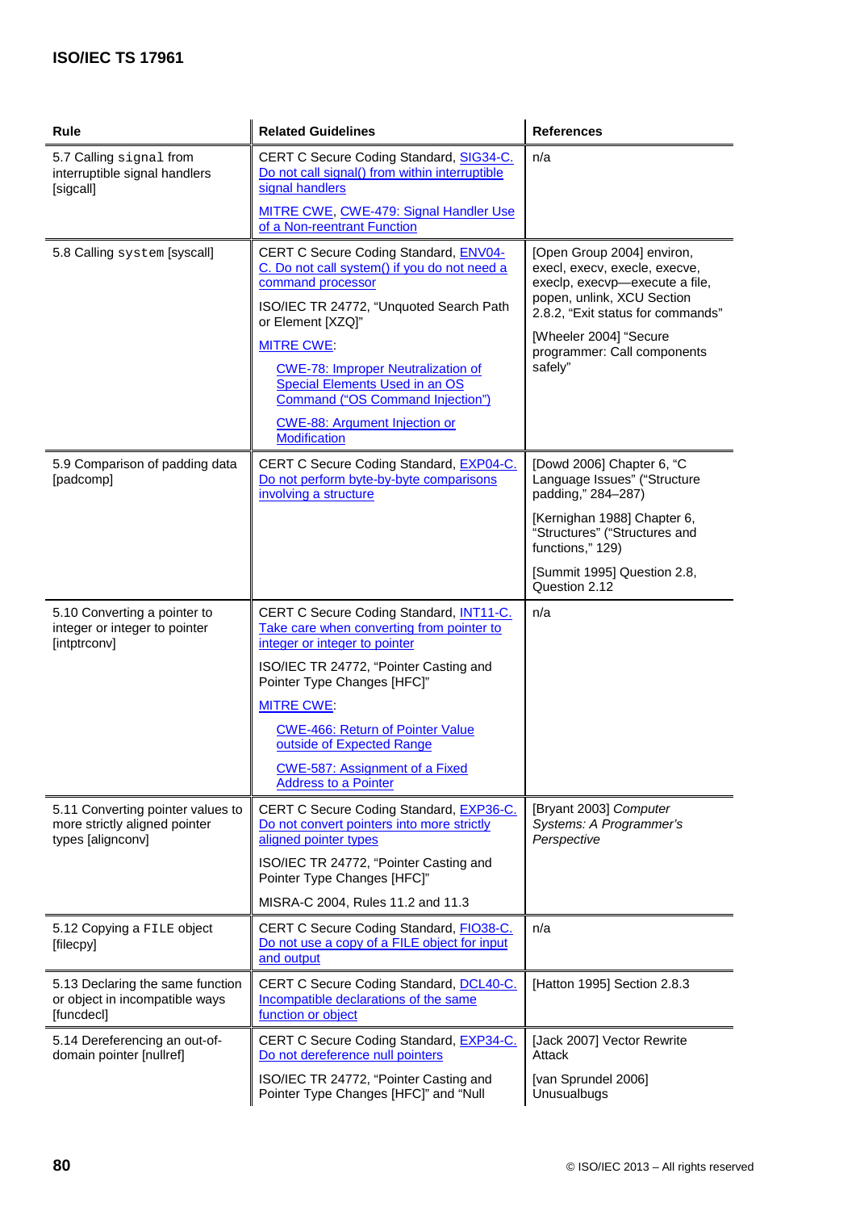| Rule | Related Guidelines | References |
|---|---|---|
| 5.7 Calling `signal` from interruptible signal handlers [sigcall] | CERT C Secure Coding Standard, SIG34-C. Do not call signal() from within interruptible signal handlers<br><br>MITRE CWE, CWE-479: Signal Handler Use of a Non-reentrant Function | n/a |
| 5.8 Calling `system` [syscall] | CERT C Secure Coding Standard, ENV04-C. Do not call system() if you do not need a command processor<br><br>ISO/IEC TR 24772, "Unquoted Search Path or Element [XZQ]"<br><br>MITRE CWE:<br><br>CWE-78: Improper Neutralization of Special Elements Used in an OS Command ("OS Command Injection")<br><br>CWE-88: Argument Injection or Modification | [Open Group 2004] environ, execl, execv, execle, execve, execlp, execvp—execute a file, popen, unlink, XCU Section 2.8.2, "Exit status for commands"<br><br>[Wheeler 2004] "Secure programmer: Call components safely" |
| 5.9 Comparison of padding data [padcomp] | CERT C Secure Coding Standard, EXP04-C. Do not perform byte-by-byte comparisons involving a structure | [Dowd 2006] Chapter 6, "C Language Issues" ("Structure padding," 284–287)<br><br>[Kernighan 1988] Chapter 6, "Structures" ("Structures and functions," 129)<br><br>[Summit 1995] Question 2.8, Question 2.12 |
| 5.10 Converting a pointer to integer or integer to pointer [intptrconv] | CERT C Secure Coding Standard, INT11-C. Take care when converting from pointer to integer or integer to pointer<br><br>ISO/IEC TR 24772, "Pointer Casting and Pointer Type Changes [HFC]"<br><br>MITRE CWE:<br><br>CWE-466: Return of Pointer Value outside of Expected Range<br><br>CWE-587: Assignment of a Fixed Address to a Pointer | n/a |
| 5.11 Converting pointer values to more strictly aligned pointer types [alignconv] | CERT C Secure Coding Standard, EXP36-C. Do not convert pointers into more strictly aligned pointer types<br><br>ISO/IEC TR 24772, "Pointer Casting and Pointer Type Changes [HFC]"<br><br>MISRA-C 2004, Rules 11.2 and 11.3 | [Bryant 2003] *Computer Systems: A Programmer's Perspective* |
| 5.12 Copying a `FILE` object [filecpy] | CERT C Secure Coding Standard, FIO38-C. Do not use a copy of a FILE object for input and output | n/a |
| 5.13 Declaring the same function or object in incompatible ways [funcdecl] | CERT C Secure Coding Standard, DCL40-C. Incompatible declarations of the same function or object | [Hatton 1995] Section 2.8.3 |
| 5.14 Dereferencing an out-of-domain pointer [nullref] | CERT C Secure Coding Standard, EXP34-C. Do not dereference null pointers<br><br>ISO/IEC TR 24772, "Pointer Casting and Pointer Type Changes [HFC]" and "Null | [Jack 2007] Vector Rewrite Attack<br><br>[van Sprundel 2006] Unusualbugs |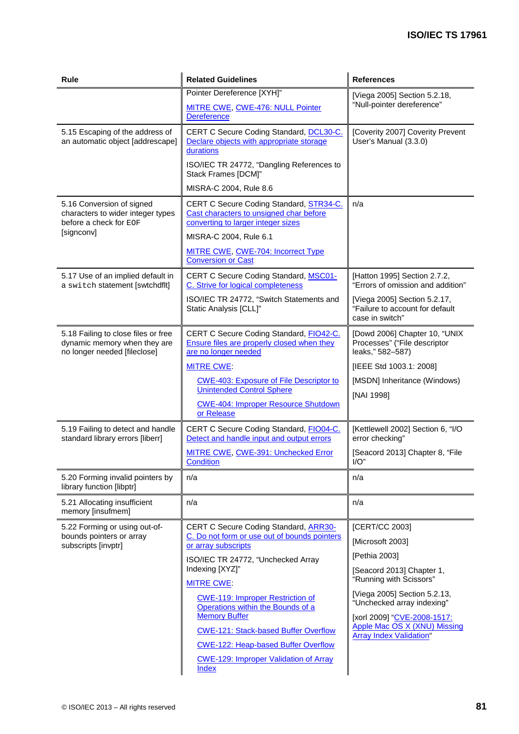| Rule | Related Guidelines | References |
|---|---|---|
| | Pointer Dereference [XYH]"<br><br>MITRE CWE, CWE-476: NULL Pointer Dereference | [Viega 2005] Section 5.2.18, "Null-pointer dereference" |
| 5.15 Escaping of the address of an automatic object [addrescape] | CERT C Secure Coding Standard, DCL30-C. Declare objects with appropriate storage durations<br><br>ISO/IEC TR 24772, "Dangling References to Stack Frames [DCM]"<br><br>MISRA-C 2004, Rule 8.6 | [Coverity 2007] Coverity Prevent User's Manual (3.3.0) |
| 5.16 Conversion of signed characters to wider integer types before a check for EOF [signconv] | CERT C Secure Coding Standard, STR34-C. Cast characters to unsigned char before converting to larger integer sizes<br><br>MISRA-C 2004, Rule 6.1<br><br>MITRE CWE, CWE-704: Incorrect Type Conversion or Cast | n/a |
| 5.17 Use of an implied default in a `switch` statement [swtchdflt] | CERT C Secure Coding Standard, MSC01-C. Strive for logical completeness<br><br>ISO/IEC TR 24772, "Switch Statements and Static Analysis [CLL]" | [Hatton 1995] Section 2.7.2, "Errors of omission and addition"<br><br>[Viega 2005] Section 5.2.17, "Failure to account for default case in switch" |
| 5.18 Failing to close files or free dynamic memory when they are no longer needed [fileclose] | CERT C Secure Coding Standard, FIO42-C. Ensure files are properly closed when they are no longer needed<br><br>MITRE CWE:<br><br>CWE-403: Exposure of File Descriptor to Unintended Control Sphere<br><br>CWE-404: Improper Resource Shutdown or Release | [Dowd 2006] Chapter 10, "UNIX Processes" ("File descriptor leaks," 582–587)<br><br>[IEEE Std 1003.1: 2008]<br><br>[MSDN] Inheritance (Windows)<br><br>[NAI 1998] |
| 5.19 Failing to detect and handle standard library errors [liberr] | CERT C Secure Coding Standard, FIO04-C. Detect and handle input and output errors<br><br>MITRE CWE, CWE-391: Unchecked Error Condition | [Kettlewell 2002] Section 6, "I/O error checking"<br><br>[Seacord 2013] Chapter 8, "File I/O" |
| 5.20 Forming invalid pointers by library function [libptr] | n/a | n/a |
| 5.21 Allocating insufficient memory [insufmem] | n/a | n/a |
| 5.22 Forming or using out-of-bounds pointers or array subscripts [invptr] | CERT C Secure Coding Standard, ARR30-C. Do not form or use out of bounds pointers or array subscripts<br><br>ISO/IEC TR 24772, "Unchecked Array Indexing [XYZ]"<br><br>MITRE CWE:<br><br>CWE-119: Improper Restriction of Operations within the Bounds of a Memory Buffer<br><br>CWE-121: Stack-based Buffer Overflow<br><br>CWE-122: Heap-based Buffer Overflow<br><br>CWE-129: Improper Validation of Array Index | [CERT/CC 2003]<br><br>[Microsoft 2003]<br><br>[Pethia 2003]<br><br>[Seacord 2013] Chapter 1, "Running with Scissors"<br><br>[Viega 2005] Section 5.2.13, "Unchecked array indexing"<br><br>[xorl 2009] "CVE-2008-1517: Apple Mac OS X (XNU) Missing Array Index Validation" |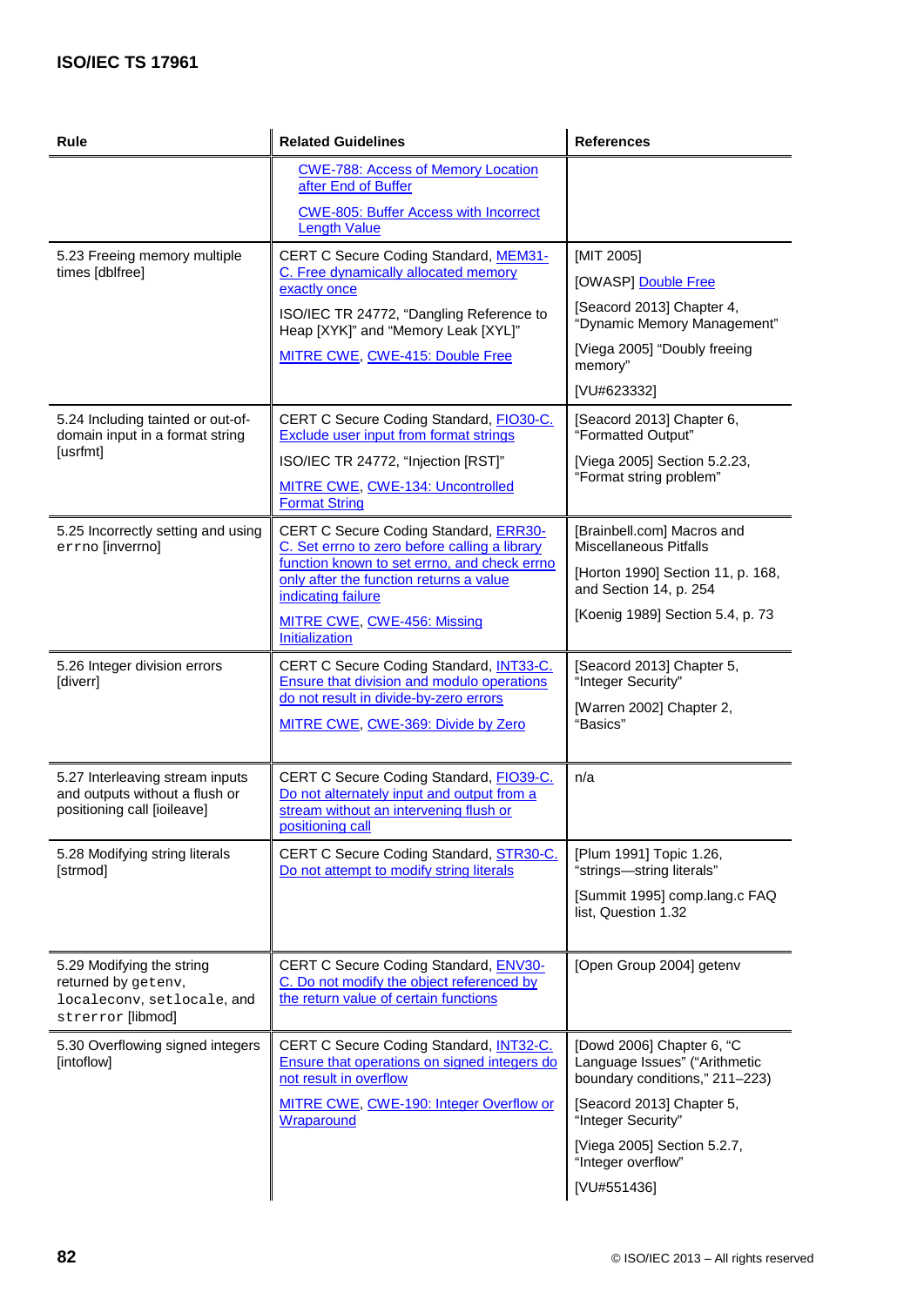| Rule | Related Guidelines | References |
|---|---|---|
| | CWE-788: Access of Memory Location after End of Buffer<br><br>CWE-805: Buffer Access with Incorrect Length Value | |
| 5.23 Freeing memory multiple times [dblfree] | CERT C Secure Coding Standard, MEM31-C. Free dynamically allocated memory exactly once<br><br>ISO/IEC TR 24772, "Dangling Reference to Heap [XYK]" and "Memory Leak [XYL]"<br><br>MITRE CWE, CWE-415: Double Free | [MIT 2005]<br><br>[OWASP] Double Free<br><br>[Seacord 2013] Chapter 4, "Dynamic Memory Management"<br><br>[Viega 2005] "Doubly freeing memory"<br><br>[VU#623332] |
| 5.24 Including tainted or out-of-domain input in a format string [usrfmt] | CERT C Secure Coding Standard, FIO30-C. Exclude user input from format strings<br><br>ISO/IEC TR 24772, "Injection [RST]"<br><br>MITRE CWE, CWE-134: Uncontrolled Format String | [Seacord 2013] Chapter 6, "Formatted Output"<br><br>[Viega 2005] Section 5.2.23, "Format string problem" |
| 5.25 Incorrectly setting and using `errno` [inverrno] | CERT C Secure Coding Standard, ERR30-C. Set errno to zero before calling a library function known to set errno, and check errno only after the function returns a value indicating failure<br><br>MITRE CWE, CWE-456: Missing Initialization | [Brainbell.com] Macros and Miscellaneous Pitfalls<br><br>[Horton 1990] Section 11, p. 168, and Section 14, p. 254<br><br>[Koenig 1989] Section 5.4, p. 73 |
| 5.26 Integer division errors [diverr] | CERT C Secure Coding Standard, INT33-C. Ensure that division and modulo operations do not result in divide-by-zero errors<br><br>MITRE CWE, CWE-369: Divide by Zero | [Seacord 2013] Chapter 5, "Integer Security"<br><br>[Warren 2002] Chapter 2, "Basics" |
| 5.27 Interleaving stream inputs and outputs without a flush or positioning call [ioileave] | CERT C Secure Coding Standard, FIO39-C. Do not alternately input and output from a stream without an intervening flush or positioning call | n/a |
| 5.28 Modifying string literals [strmod] | CERT C Secure Coding Standard, STR30-C. Do not attempt to modify string literals | [Plum 1991] Topic 1.26, "strings—string literals"<br><br>[Summit 1995] comp.lang.c FAQ list, Question 1.32 |
| 5.29 Modifying the string returned by `getenv`, `localeconv`, `setlocale`, and `strerror` [libmod] | CERT C Secure Coding Standard, ENV30-C. Do not modify the object referenced by the return value of certain functions | [Open Group 2004] getenv |
| 5.30 Overflowing signed integers [intoflow] | CERT C Secure Coding Standard, INT32-C. Ensure that operations on signed integers do not result in overflow<br><br>MITRE CWE, CWE-190: Integer Overflow or Wraparound | [Dowd 2006] Chapter 6, "C Language Issues" ("Arithmetic boundary conditions," 211–223)<br><br>[Seacord 2013] Chapter 5, "Integer Security"<br><br>[Viega 2005] Section 5.2.7, "Integer overflow"<br><br>[VU#551436] |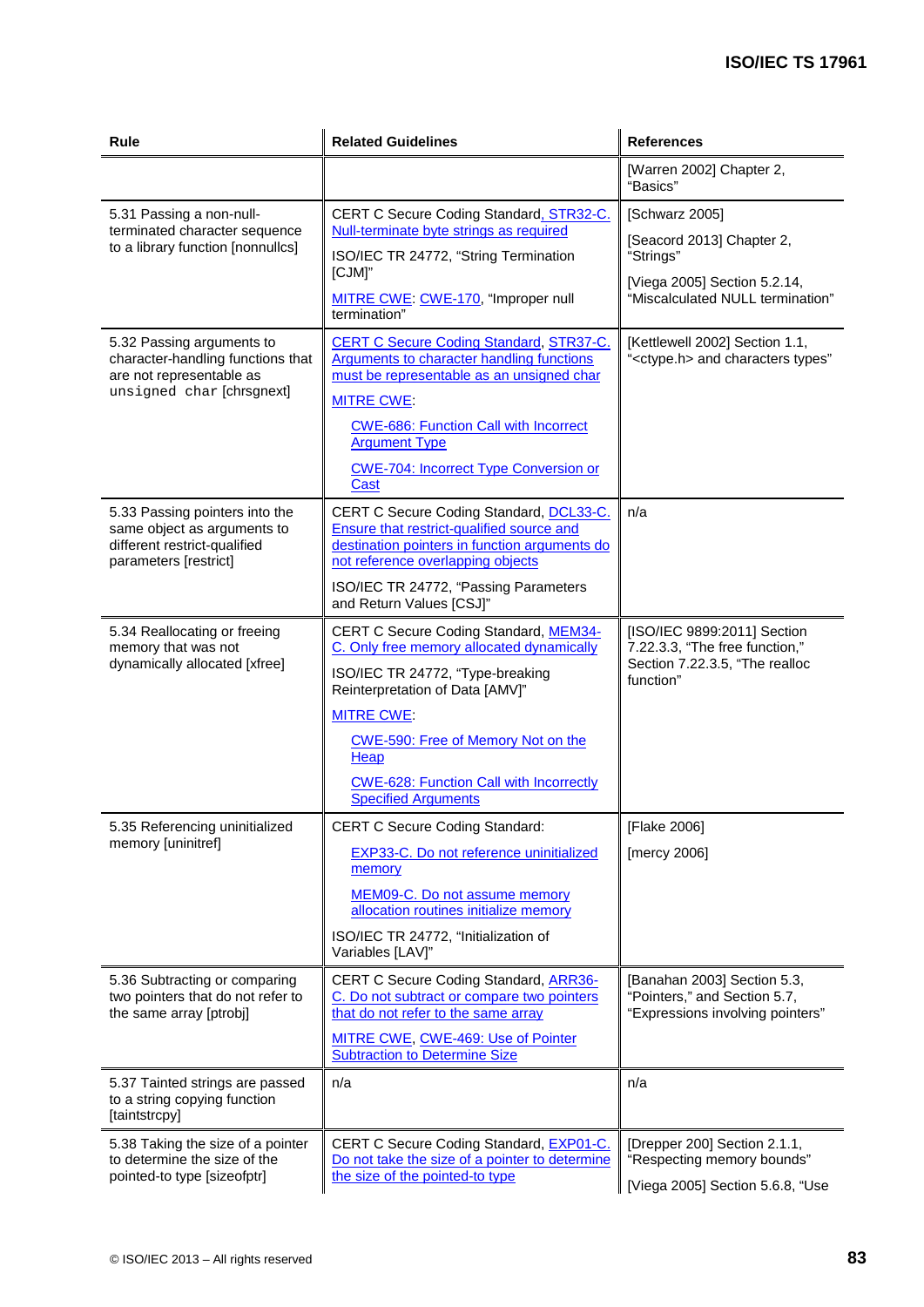| Rule | Related Guidelines | References |
|---|---|---|
| | | [Warren 2002] Chapter 2, "Basics" |
| 5.31 Passing a non-null-terminated character sequence to a library function [nonnullcs] | CERT C Secure Coding Standard, STR32-C. Null-terminate byte strings as required<br><br>ISO/IEC TR 24772, "String Termination [CJM]"<br><br>MITRE CWE: CWE-170, "Improper null termination" | [Schwarz 2005]<br><br>[Seacord 2013] Chapter 2, "Strings"<br><br>[Viega 2005] Section 5.2.14, "Miscalculated NULL termination" |
| 5.32 Passing arguments to character-handling functions that are not representable as `unsigned char` [chrsgnext] | CERT C Secure Coding Standard, STR37-C. Arguments to character handling functions must be representable as an unsigned char<br><br>MITRE CWE:<br><br>CWE-686: Function Call with Incorrect Argument Type<br><br>CWE-704: Incorrect Type Conversion or Cast | [Kettlewell 2002] Section 1.1, "<ctype.h> and characters types" |
| 5.33 Passing pointers into the same object as arguments to different restrict-qualified parameters [restrict] | CERT C Secure Coding Standard, DCL33-C. Ensure that restrict-qualified source and destination pointers in function arguments do not reference overlapping objects<br><br>ISO/IEC TR 24772, "Passing Parameters and Return Values [CSJ]" | n/a |
| 5.34 Reallocating or freeing memory that was not dynamically allocated [xfree] | CERT C Secure Coding Standard, MEM34-C. Only free memory allocated dynamically<br><br>ISO/IEC TR 24772, "Type-breaking Reinterpretation of Data [AMV]"<br><br>MITRE CWE:<br><br>CWE-590: Free of Memory Not on the Heap<br><br>CWE-628: Function Call with Incorrectly Specified Arguments | [ISO/IEC 9899:2011] Section 7.22.3.3, "The free function," Section 7.22.3.5, "The realloc function" |
| 5.35 Referencing uninitialized memory [uninitref] | CERT C Secure Coding Standard:<br><br>EXP33-C. Do not reference uninitialized memory<br><br>MEM09-C. Do not assume memory allocation routines initialize memory<br><br>ISO/IEC TR 24772, "Initialization of Variables [LAV]" | [Flake 2006]<br><br>[mercy 2006] |
| 5.36 Subtracting or comparing two pointers that do not refer to the same array [ptrobj] | CERT C Secure Coding Standard, ARR36-C. Do not subtract or compare two pointers that do not refer to the same array<br><br>MITRE CWE, CWE-469: Use of Pointer Subtraction to Determine Size | [Banahan 2003] Section 5.3, "Pointers," and Section 5.7, "Expressions involving pointers" |
| 5.37 Tainted strings are passed to a string copying function [taintstrcpy] | n/a | n/a |
| 5.38 Taking the size of a pointer to determine the size of the pointed-to type [sizeofptr] | CERT C Secure Coding Standard, EXP01-C. Do not take the size of a pointer to determine the size of the pointed-to type | [Drepper 200] Section 2.1.1, "Respecting memory bounds"<br><br>[Viega 2005] Section 5.6.8, "Use |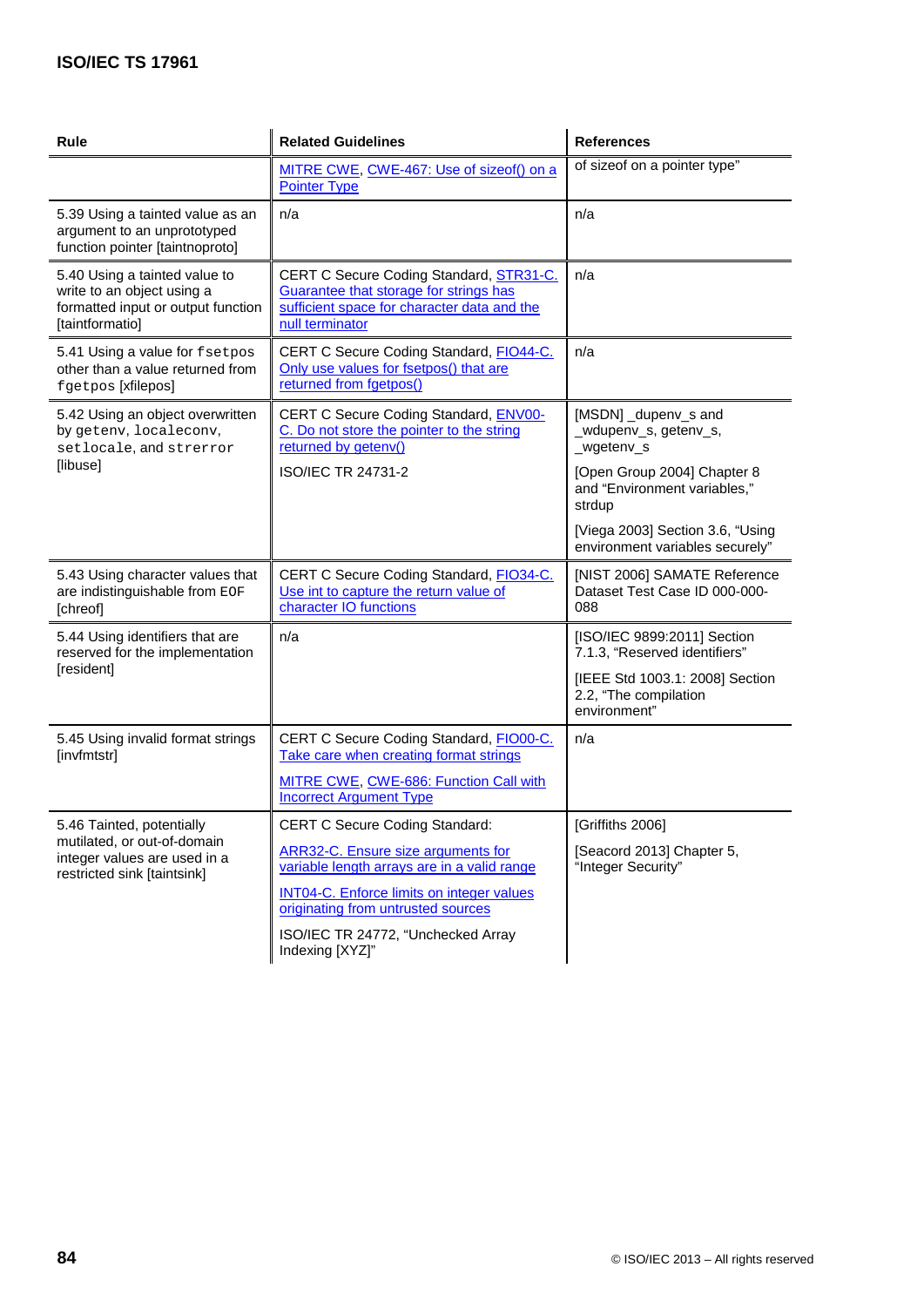| Rule | Related Guidelines | References |
|---|---|---|
| | MITRE CWE, CWE-467: Use of sizeof() on a Pointer Type | of sizeof on a pointer type" |
| 5.39 Using a tainted value as an argument to an unprototyped function pointer [taintnoproto] | n/a | n/a |
| 5.40 Using a tainted value to write to an object using a formatted input or output function [taintformatio] | CERT C Secure Coding Standard, STR31-C. Guarantee that storage for strings has sufficient space for character data and the null terminator | n/a |
| 5.41 Using a value for `fsetpos` other than a value returned from `fgetpos` [xfilepos] | CERT C Secure Coding Standard, FIO44-C. Only use values for fsetpos() that are returned from fgetpos() | n/a |
| 5.42 Using an object overwritten by `getenv`, `localeconv`, `setlocale`, and `strerror` [libuse] | CERT C Secure Coding Standard, ENV00-C. Do not store the pointer to the string returned by getenv()<br><br>ISO/IEC TR 24731-2 | [MSDN] _dupenv_s and _wdupenv_s, getenv_s, _wgetenv_s<br><br>[Open Group 2004] Chapter 8 and "Environment variables," strdup<br><br>[Viega 2003] Section 3.6, "Using environment variables securely" |
| 5.43 Using character values that are indistinguishable from `EOF` [chreof] | CERT C Secure Coding Standard, FIO34-C. Use int to capture the return value of character IO functions | [NIST 2006] SAMATE Reference Dataset Test Case ID 000-000-088 |
| 5.44 Using identifiers that are reserved for the implementation [resident] | n/a | [ISO/IEC 9899:2011] Section 7.1.3, "Reserved identifiers"<br><br>[IEEE Std 1003.1: 2008] Section 2.2, "The compilation environment" |
| 5.45 Using invalid format strings [invfmtstr] | CERT C Secure Coding Standard, FIO00-C. Take care when creating format strings<br><br>MITRE CWE, CWE-686: Function Call with Incorrect Argument Type | n/a |
| 5.46 Tainted, potentially mutilated, or out-of-domain integer values are used in a restricted sink [taintsink] | CERT C Secure Coding Standard:<br><br>ARR32-C. Ensure size arguments for variable length arrays are in a valid range<br><br>INT04-C. Enforce limits on integer values originating from untrusted sources<br><br>ISO/IEC TR 24772, "Unchecked Array Indexing [XYZ]" | [Griffiths 2006]<br><br>[Seacord 2013] Chapter 5, "Integer Security" |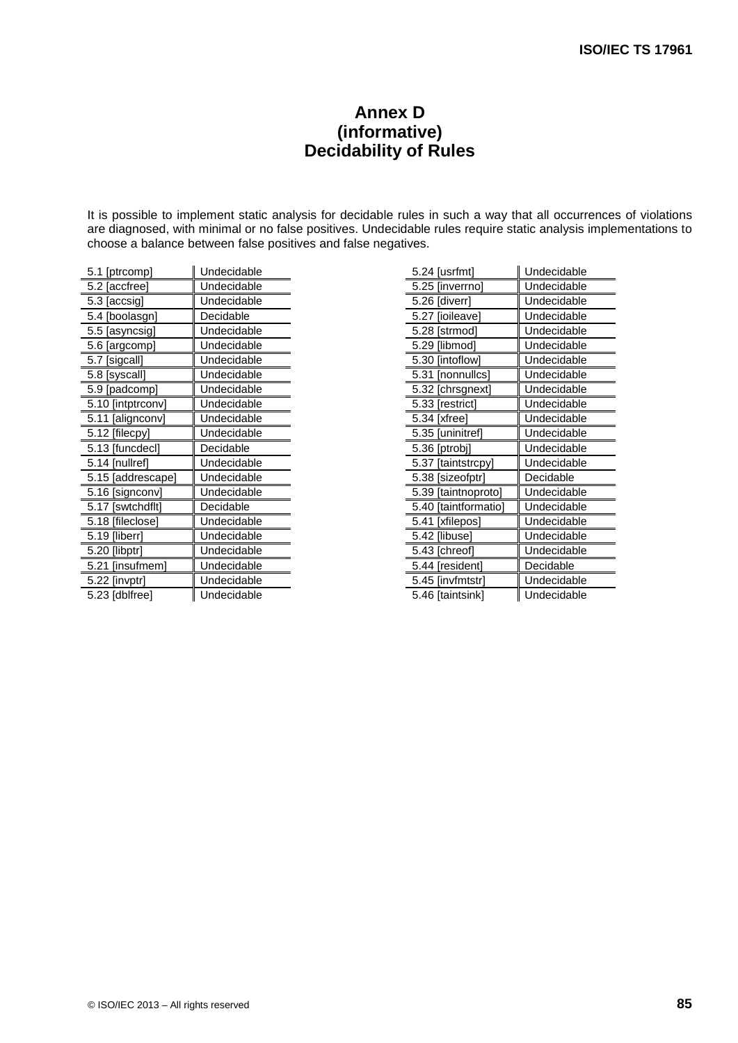# Annex D
## (informative)
## Decidability of Rules

It is possible to implement static analysis for decidable rules in such a way that all occurrences of violations are diagnosed, with minimal or no false positives. Undecidable rules require static analysis implementations to choose a balance between false positives and false negatives.

| | |
|---|---|
| 5.1 [ptrcomp] | Undecidable |
| 5.2 [accfree] | Undecidable |
| 5.3 [accsig] | Undecidable |
| 5.4 [boolasgn] | Decidable |
| 5.5 [asyncsig] | Undecidable |
| 5.6 [argcomp] | Undecidable |
| 5.7 [sigcall] | Undecidable |
| 5.8 [syscall] | Undecidable |
| 5.9 [padcomp] | Undecidable |
| 5.10 [intptrconv] | Undecidable |
| 5.11 [alignconv] | Undecidable |
| 5.12 [filecpy] | Undecidable |
| 5.13 [funcdecl] | Decidable |
| 5.14 [nullref] | Undecidable |
| 5.15 [addrescape] | Undecidable |
| 5.16 [signconv] | Undecidable |
| 5.17 [swtchdflt] | Decidable |
| 5.18 [fileclose] | Undecidable |
| 5.19 [liberr] | Undecidable |
| 5.20 [libptr] | Undecidable |
| 5.21 [insufmem] | Undecidable |
| 5.22 [invptr] | Undecidable |
| 5.23 [dblfree] | Undecidable |
| 5.24 [usrfmt] | Undecidable |
| 5.25 [inverrno] | Undecidable |
| 5.26 [diverr] | Undecidable |
| 5.27 [ioileave] | Undecidable |
| 5.28 [strmod] | Undecidable |
| 5.29 [libmod] | Undecidable |
| 5.30 [intoflow] | Undecidable |
| 5.31 [nonnullcs] | Undecidable |
| 5.32 [chrsgnext] | Undecidable |
| 5.33 [restrict] | Undecidable |
| 5.34 [xfree] | Undecidable |
| 5.35 [uninitref] | Undecidable |
| 5.36 [ptrobj] | Undecidable |
| 5.37 [taintstrcpy] | Undecidable |
| 5.38 [sizeofptr] | Decidable |
| 5.39 [taintnoproto] | Undecidable |
| 5.40 [taintformatio] | Undecidable |
| 5.41 [xfilepos] | Undecidable |
| 5.42 [libuse] | Undecidable |
| 5.43 [chreof] | Undecidable |
| 5.44 [resident] | Decidable |
| 5.45 [invfmtstr] | Undecidable |
| 5.46 [taintsink] | Undecidable |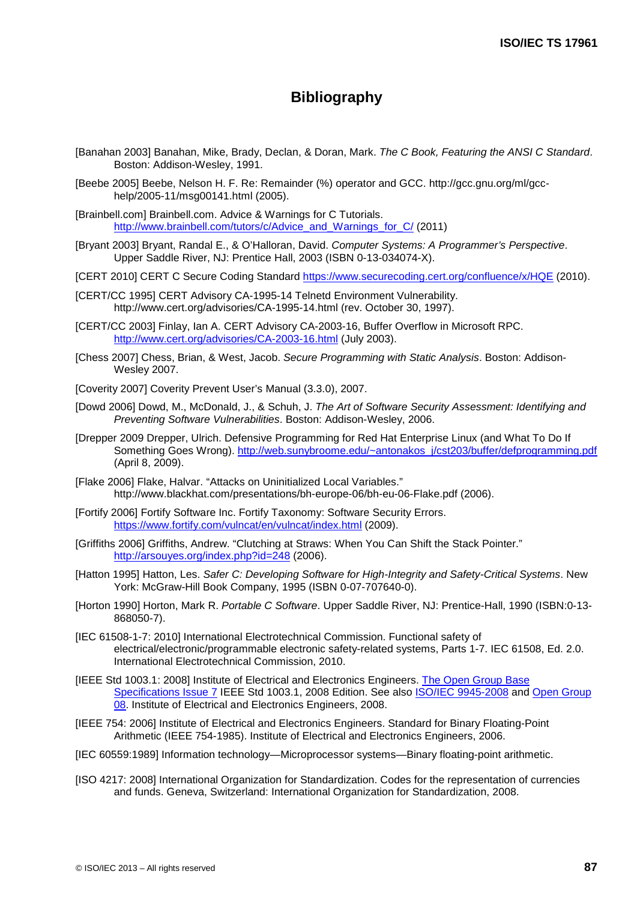# Bibliography

[Banahan 2003] Banahan, Mike, Brady, Declan, & Doran, Mark. *The C Book, Featuring the ANSI C Standard*. Boston: Addison-Wesley, 1991.

[Beebe 2005] Beebe, Nelson H. F. Re: Remainder (%) operator and GCC. http://gcc.gnu.org/ml/gcc-help/2005-11/msg00141.html (2005).

[Brainbell.com] Brainbell.com. Advice & Warnings for C Tutorials. http://www.brainbell.com/tutors/c/Advice_and_Warnings_for_C/ (2011)

[Bryant 2003] Bryant, Randal E., & O'Halloran, David. *Computer Systems: A Programmer's Perspective*. Upper Saddle River, NJ: Prentice Hall, 2003 (ISBN 0-13-034074-X).

[CERT 2010] CERT C Secure Coding Standard https://www.securecoding.cert.org/confluence/x/HQE (2010).

[CERT/CC 1995] CERT Advisory CA-1995-14 Telnetd Environment Vulnerability. http://www.cert.org/advisories/CA-1995-14.html (rev. October 30, 1997).

[CERT/CC 2003] Finlay, Ian A. CERT Advisory CA-2003-16, Buffer Overflow in Microsoft RPC. http://www.cert.org/advisories/CA-2003-16.html (July 2003).

[Chess 2007] Chess, Brian, & West, Jacob. *Secure Programming with Static Analysis*. Boston: Addison-Wesley 2007.

[Coverity 2007] Coverity Prevent User's Manual (3.3.0), 2007.

[Dowd 2006] Dowd, M., McDonald, J., & Schuh, J. *The Art of Software Security Assessment: Identifying and Preventing Software Vulnerabilities*. Boston: Addison-Wesley, 2006.

[Drepper 2009 Drepper, Ulrich. Defensive Programming for Red Hat Enterprise Linux (and What To Do If Something Goes Wrong). http://web.sunybroome.edu/~antonakos_j/cst203/buffer/defprogramming.pdf (April 8, 2009).

[Flake 2006] Flake, Halvar. "Attacks on Uninitialized Local Variables." http://www.blackhat.com/presentations/bh-europe-06/bh-eu-06-Flake.pdf (2006).

[Fortify 2006] Fortify Software Inc. Fortify Taxonomy: Software Security Errors. https://www.fortify.com/vulncat/en/vulncat/index.html (2009).

[Griffiths 2006] Griffiths, Andrew. "Clutching at Straws: When You Can Shift the Stack Pointer." http://arsouyes.org/index.php?id=248 (2006).

[Hatton 1995] Hatton, Les. *Safer C: Developing Software for High-Integrity and Safety-Critical Systems*. New York: McGraw-Hill Book Company, 1995 (ISBN 0-07-707640-0).

[Horton 1990] Horton, Mark R. *Portable C Software*. Upper Saddle River, NJ: Prentice-Hall, 1990 (ISBN:0-13-868050-7).

[IEC 61508-1-7: 2010] International Electrotechnical Commission. Functional safety of electrical/electronic/programmable electronic safety-related systems, Parts 1-7. IEC 61508, Ed. 2.0. International Electrotechnical Commission, 2010.

[IEEE Std 1003.1: 2008] Institute of Electrical and Electronics Engineers. The Open Group Base Specifications Issue 7 IEEE Std 1003.1, 2008 Edition. See also ISO/IEC 9945-2008 and Open Group 08. Institute of Electrical and Electronics Engineers, 2008.

[IEEE 754: 2006] Institute of Electrical and Electronics Engineers. Standard for Binary Floating-Point Arithmetic (IEEE 754-1985). Institute of Electrical and Electronics Engineers, 2006.

[IEC 60559:1989] Information technology—Microprocessor systems—Binary floating-point arithmetic.

[ISO 4217: 2008] International Organization for Standardization. Codes for the representation of currencies and funds. Geneva, Switzerland: International Organization for Standardization, 2008.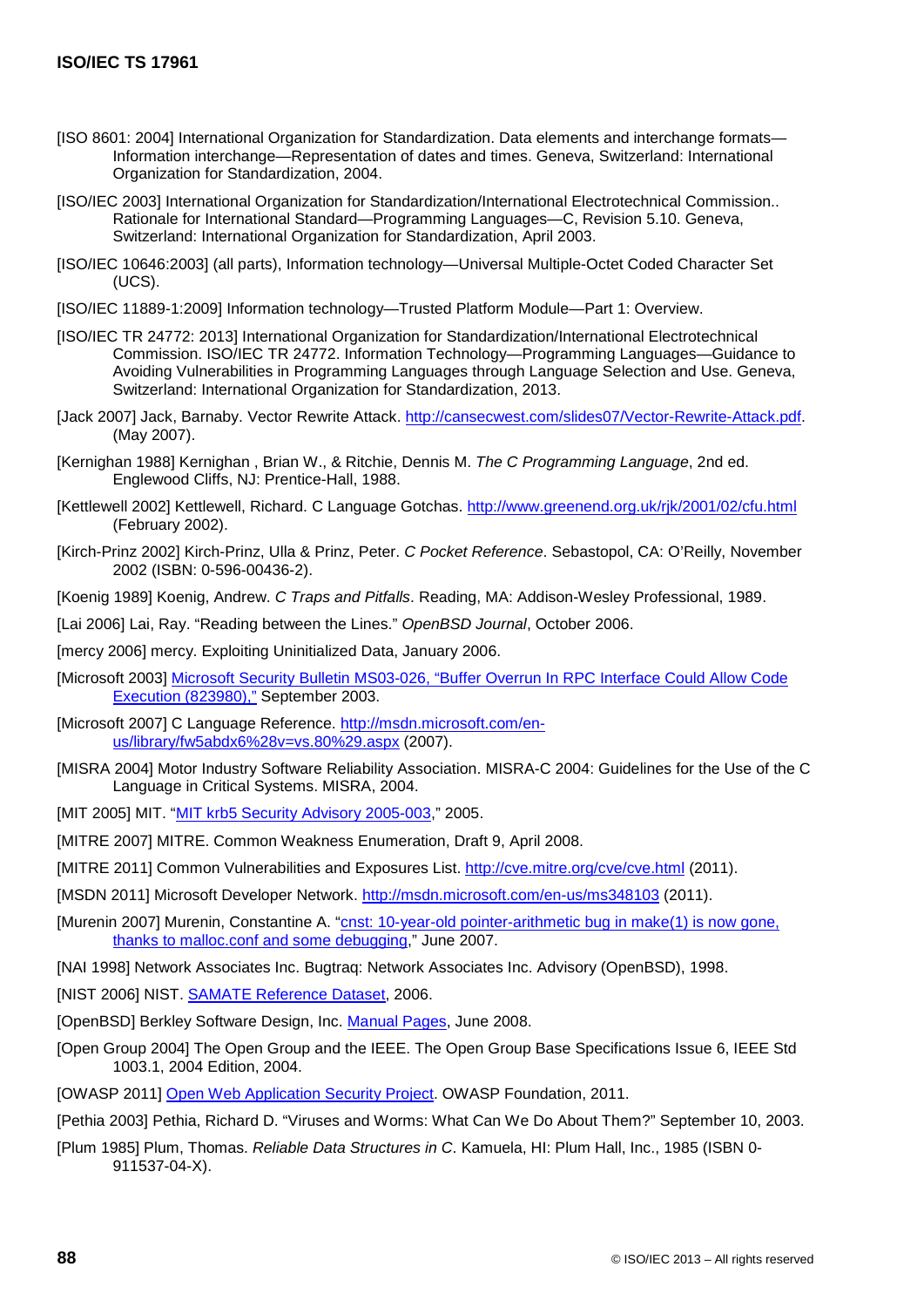[ISO 8601: 2004] International Organization for Standardization. Data elements and interchange formats—Information interchange—Representation of dates and times. Geneva, Switzerland: International Organization for Standardization, 2004.

[ISO/IEC 2003] International Organization for Standardization/International Electrotechnical Commission.. Rationale for International Standard—Programming Languages—C, Revision 5.10. Geneva, Switzerland: International Organization for Standardization, April 2003.

[ISO/IEC 10646:2003] (all parts), Information technology—Universal Multiple-Octet Coded Character Set (UCS).

[ISO/IEC 11889-1:2009] Information technology—Trusted Platform Module—Part 1: Overview.

[ISO/IEC TR 24772: 2013] International Organization for Standardization/International Electrotechnical Commission. ISO/IEC TR 24772. Information Technology—Programming Languages—Guidance to Avoiding Vulnerabilities in Programming Languages through Language Selection and Use. Geneva, Switzerland: International Organization for Standardization, 2013.

[Jack 2007] Jack, Barnaby. Vector Rewrite Attack. http://cansecwest.com/slides07/Vector-Rewrite-Attack.pdf. (May 2007).

[Kernighan 1988] Kernighan , Brian W., & Ritchie, Dennis M. *The C Programming Language*, 2nd ed. Englewood Cliffs, NJ: Prentice-Hall, 1988.

[Kettlewell 2002] Kettlewell, Richard. C Language Gotchas. http://www.greenend.org.uk/rjk/2001/02/cfu.html (February 2002).

[Kirch-Prinz 2002] Kirch-Prinz, Ulla & Prinz, Peter. *C Pocket Reference*. Sebastopol, CA: O'Reilly, November 2002 (ISBN: 0-596-00436-2).

[Koenig 1989] Koenig, Andrew. *C Traps and Pitfalls*. Reading, MA: Addison-Wesley Professional, 1989.

[Lai 2006] Lai, Ray. "Reading between the Lines." *OpenBSD Journal*, October 2006.

[mercy 2006] mercy. Exploiting Uninitialized Data, January 2006.

[Microsoft 2003] Microsoft Security Bulletin MS03-026, "Buffer Overrun In RPC Interface Could Allow Code Execution (823980)," September 2003.

[Microsoft 2007] C Language Reference. http://msdn.microsoft.com/en-us/library/fw5abdx6%28v=vs.80%29.aspx (2007).

[MISRA 2004] Motor Industry Software Reliability Association. MISRA-C 2004: Guidelines for the Use of the C Language in Critical Systems. MISRA, 2004.

[MIT 2005] MIT. "MIT krb5 Security Advisory 2005-003," 2005.

[MITRE 2007] MITRE. Common Weakness Enumeration, Draft 9, April 2008.

[MITRE 2011] Common Vulnerabilities and Exposures List. http://cve.mitre.org/cve/cve.html (2011).

[MSDN 2011] Microsoft Developer Network. http://msdn.microsoft.com/en-us/ms348103 (2011).

[Murenin 2007] Murenin, Constantine A. "cnst: 10-year-old pointer-arithmetic bug in make(1) is now gone, thanks to malloc.conf and some debugging," June 2007.

[NAI 1998] Network Associates Inc. Bugtraq: Network Associates Inc. Advisory (OpenBSD), 1998.

[NIST 2006] NIST. SAMATE Reference Dataset, 2006.

[OpenBSD] Berkley Software Design, Inc. Manual Pages, June 2008.

[Open Group 2004] The Open Group and the IEEE. The Open Group Base Specifications Issue 6, IEEE Std 1003.1, 2004 Edition, 2004.

[OWASP 2011] Open Web Application Security Project. OWASP Foundation, 2011.

[Pethia 2003] Pethia, Richard D. "Viruses and Worms: What Can We Do About Them?" September 10, 2003.

[Plum 1985] Plum, Thomas. *Reliable Data Structures in C*. Kamuela, HI: Plum Hall, Inc., 1985 (ISBN 0-911537-04-X).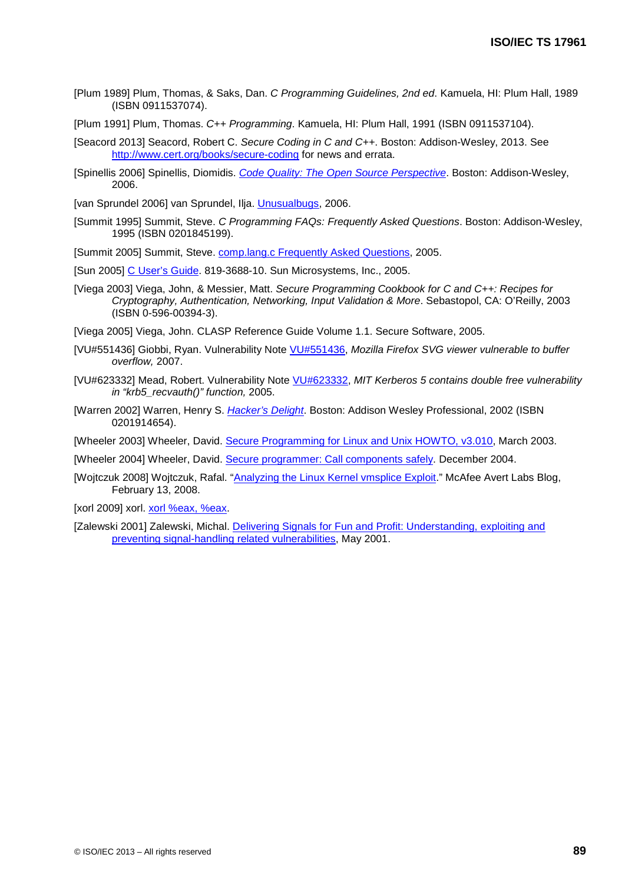[Plum 1989] Plum, Thomas, & Saks, Dan. *C Programming Guidelines, 2nd ed*. Kamuela, HI: Plum Hall, 1989 (ISBN 0911537074).

[Plum 1991] Plum, Thomas. *C++ Programming*. Kamuela, HI: Plum Hall, 1991 (ISBN 0911537104).

[Seacord 2013] Seacord, Robert C. *Secure Coding in C and C++*. Boston: Addison-Wesley, 2013. See http://www.cert.org/books/secure-coding for news and errata.

[Spinellis 2006] Spinellis, Diomidis. *Code Quality: The Open Source Perspective*. Boston: Addison-Wesley, 2006.

[van Sprundel 2006] van Sprundel, Ilja. Unusualbugs, 2006.

[Summit 1995] Summit, Steve. *C Programming FAQs: Frequently Asked Questions*. Boston: Addison-Wesley, 1995 (ISBN 0201845199).

[Summit 2005] Summit, Steve. comp.lang.c Frequently Asked Questions, 2005.

[Sun 2005] C User's Guide. 819-3688-10. Sun Microsystems, Inc., 2005.

[Viega 2003] Viega, John, & Messier, Matt. *Secure Programming Cookbook for C and C++: Recipes for Cryptography, Authentication, Networking, Input Validation & More*. Sebastopol, CA: O'Reilly, 2003 (ISBN 0-596-00394-3).

[Viega 2005] Viega, John. CLASP Reference Guide Volume 1.1. Secure Software, 2005.

[VU#551436] Giobbi, Ryan. Vulnerability Note VU#551436, *Mozilla Firefox SVG viewer vulnerable to buffer overflow,* 2007.

[VU#623332] Mead, Robert. Vulnerability Note VU#623332, *MIT Kerberos 5 contains double free vulnerability in "krb5_recvauth()" function,* 2005.

[Warren 2002] Warren, Henry S. *Hacker's Delight*. Boston: Addison Wesley Professional, 2002 (ISBN 0201914654).

[Wheeler 2003] Wheeler, David. Secure Programming for Linux and Unix HOWTO, v3.010, March 2003.

[Wheeler 2004] Wheeler, David. Secure programmer: Call components safely. December 2004.

[Wojtczuk 2008] Wojtczuk, Rafal. "Analyzing the Linux Kernel vmsplice Exploit." McAfee Avert Labs Blog, February 13, 2008.

[xorl 2009] xorl. xorl %eax, %eax.

[Zalewski 2001] Zalewski, Michal. Delivering Signals for Fun and Profit: Understanding, exploiting and preventing signal-handling related vulnerabilities, May 2001.